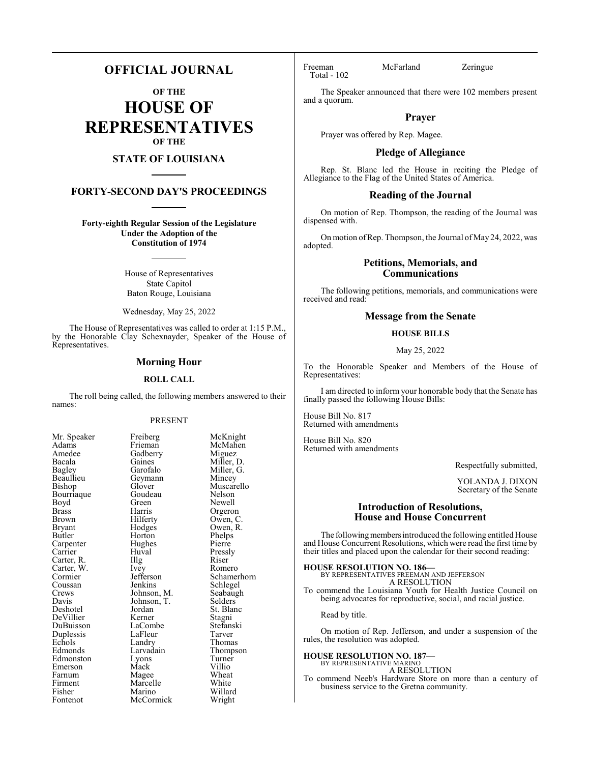# OFFICIAL JOURNAL

## OF THE

# HOUSE OF REPRESENTATIVES

## OF THE

## STATE OF LOUISIANA

## FORTY-SECOND DAY'S PROCEEDINGS

**Forty-eighth Regular Session of the Legislature
Under the Adoption of the
Constitution of 1974**

House of Representatives
State Capitol
Baton Rouge, Louisiana

Wednesday, May 25, 2022

The House of Representatives was called to order at 1:15 P.M., by the Honorable Clay Schexnayder, Speaker of the House of Representatives.

## Morning Hour

### ROLL CALL

The roll being called, the following members answered to their names:

PRESENT

| | | |
|---|---|---|
| Mr. Speaker | Freiberg | McKnight |
| Adams | Frieman | McMahen |
| Amedee | Gadberry | Miguez |
| Bacala | Gaines | Miller, D. |
| Bagley | Garofalo | Miller, G. |
| Beaullieu | Geymann | Mincey |
| Bishop | Glover | Muscarello |
| Bourriaque | Goudeau | Nelson |
| Boyd | Green | Newell |
| Brass | Harris | Orgeron |
| Brown | Hilferty | Owen, C. |
| Bryant | Hodges | Owen, R. |
| Butler | Horton | Phelps |
| Carpenter | Hughes | Pierre |
| Carrier | Huval | Pressly |
| Carter, R. | Illg | Riser |
| Carter, W. | Ivey | Romero |
| Cormier | Jefferson | Schamerhorn |
| Coussan | Jenkins | Schlegel |
| Crews | Johnson, M. | Seabaugh |
| Davis | Johnson, T. | Selders |
| Deshotel | Jordan | St. Blanc |
| DeVillier | Kerner | Stagni |
| DuBuisson | LaCombe | Stefanski |
| Duplessis | LaFleur | Tarver |
| Echols | Landry | Thomas |
| Edmonds | Larvadain | Thompson |
| Edmonston | Lyons | Turner |
| Emerson | Mack | Villio |
| Farnum | Magee | Wheat |
| Firment | Marcelle | White |
| Fisher | Marino | Willard |
| Fontenot | McCormick | Wright |
| Freeman | McFarland | Zeringue |

Total - 102

The Speaker announced that there were 102 members present and a quorum.

## Prayer

Prayer was offered by Rep. Magee.

## Pledge of Allegiance

Rep. St. Blanc led the House in reciting the Pledge of Allegiance to the Flag of the United States of America.

## Reading of the Journal

On motion of Rep. Thompson, the reading of the Journal was dispensed with.

On motion of Rep. Thompson, the Journal of May 24, 2022, was adopted.

## Petitions, Memorials, and Communications

The following petitions, memorials, and communications were received and read:

## Message from the Senate

### HOUSE BILLS

May 25, 2022

To the Honorable Speaker and Members of the House of Representatives:

I am directed to inform your honorable body that the Senate has finally passed the following House Bills:

House Bill No. 817
Returned with amendments

House Bill No. 820
Returned with amendments

Respectfully submitted,

YOLANDA J. DIXON
Secretary of the Senate

## Introduction of Resolutions, House and House Concurrent

The following members introduced the following entitled House and House Concurrent Resolutions, which were read the first time by their titles and placed upon the calendar for their second reading:

**HOUSE RESOLUTION NO. 186—**
BY REPRESENTATIVES FREEMAN AND JEFFERSON
A RESOLUTION
To commend the Louisiana Youth for Health Justice Council on being advocates for reproductive, social, and racial justice.

Read by title.

On motion of Rep. Jefferson, and under a suspension of the rules, the resolution was adopted.

**HOUSE RESOLUTION NO. 187—**
BY REPRESENTATIVE MARINO
A RESOLUTION
To commend Neeb's Hardware Store on more than a century of business service to the Gretna community.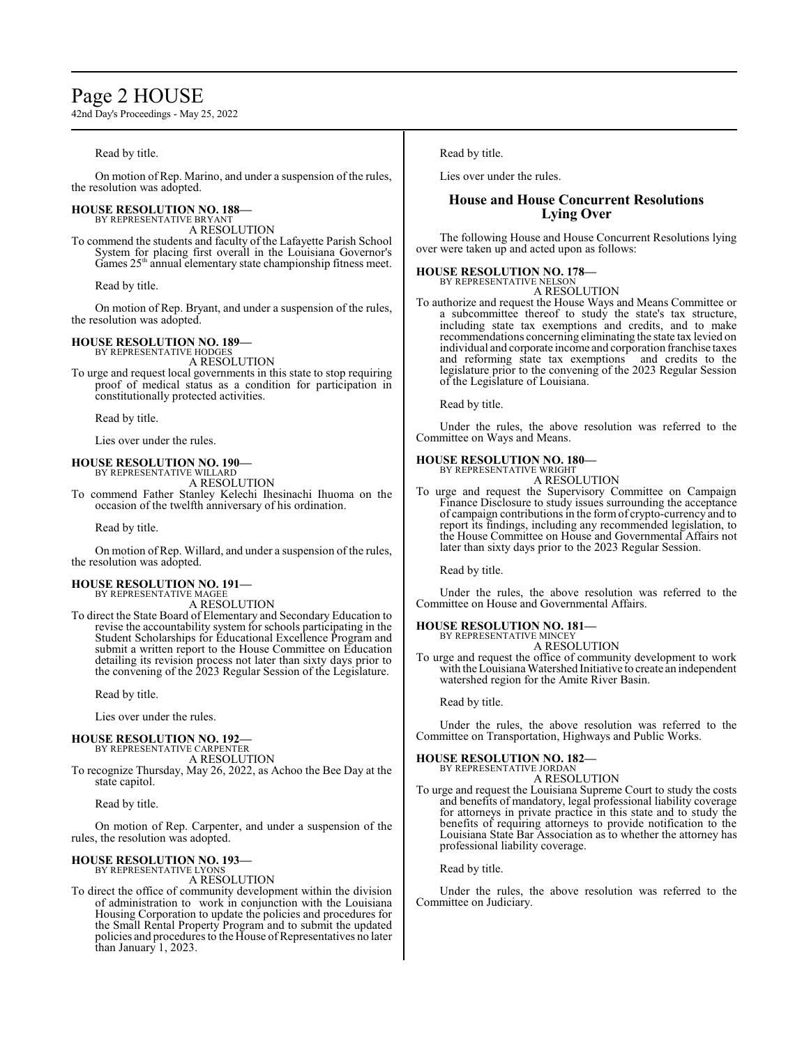Read by title.

On motion of Rep. Marino, and under a suspension of the rules, the resolution was adopted.

**HOUSE RESOLUTION NO. 188—**
BY REPRESENTATIVE BRYANT
A RESOLUTION
To commend the students and faculty of the Lafayette Parish School System for placing first overall in the Louisiana Governor's Games 25th annual elementary state championship fitness meet.

Read by title.

On motion of Rep. Bryant, and under a suspension of the rules, the resolution was adopted.

**HOUSE RESOLUTION NO. 189—**
BY REPRESENTATIVE HODGES
A RESOLUTION
To urge and request local governments in this state to stop requiring proof of medical status as a condition for participation in constitutionally protected activities.

Read by title.

Lies over under the rules.

**HOUSE RESOLUTION NO. 190—**
BY REPRESENTATIVE WILLARD
A RESOLUTION
To commend Father Stanley Kelechi Ihesinachi Ihuoma on the occasion of the twelfth anniversary of his ordination.

Read by title.

On motion of Rep. Willard, and under a suspension of the rules, the resolution was adopted.

**HOUSE RESOLUTION NO. 191—**
BY REPRESENTATIVE MAGEE
A RESOLUTION
To direct the State Board of Elementary and Secondary Education to revise the accountability system for schools participating in the Student Scholarships for Educational Excellence Program and submit a written report to the House Committee on Education detailing its revision process not later than sixty days prior to the convening of the 2023 Regular Session of the Legislature.

Read by title.

Lies over under the rules.

**HOUSE RESOLUTION NO. 192—**
BY REPRESENTATIVE CARPENTER
A RESOLUTION
To recognize Thursday, May 26, 2022, as Achoo the Bee Day at the state capitol.

Read by title.

On motion of Rep. Carpenter, and under a suspension of the rules, the resolution was adopted.

**HOUSE RESOLUTION NO. 193—**
BY REPRESENTATIVE LYONS
A RESOLUTION
To direct the office of community development within the division of administration to work in conjunction with the Louisiana Housing Corporation to update the policies and procedures for the Small Rental Property Program and to submit the updated policies and procedures to the House of Representatives no later than January 1, 2023.

Read by title.

Lies over under the rules.

## House and House Concurrent Resolutions Lying Over

The following House and House Concurrent Resolutions lying over were taken up and acted upon as follows:

**HOUSE RESOLUTION NO. 178—**
BY REPRESENTATIVE NELSON
A RESOLUTION
To authorize and request the House Ways and Means Committee or a subcommittee thereof to study the state's tax structure, including state tax exemptions and credits, and to make recommendations concerning eliminating the state tax levied on individual and corporate income and corporation franchise taxes and reforming state tax exemptions and credits to the legislature prior to the convening of the 2023 Regular Session of the Legislature of Louisiana.

Read by title.

Under the rules, the above resolution was referred to the Committee on Ways and Means.

**HOUSE RESOLUTION NO. 180—**
BY REPRESENTATIVE WRIGHT
A RESOLUTION
To urge and request the Supervisory Committee on Campaign Finance Disclosure to study issues surrounding the acceptance of campaign contributions in the form of crypto-currency and to report its findings, including any recommended legislation, to the House Committee on House and Governmental Affairs not later than sixty days prior to the 2023 Regular Session.

Read by title.

Under the rules, the above resolution was referred to the Committee on House and Governmental Affairs.

**HOUSE RESOLUTION NO. 181—**
BY REPRESENTATIVE MINCEY
A RESOLUTION
To urge and request the office of community development to work with the Louisiana Watershed Initiative to create an independent watershed region for the Amite River Basin.

Read by title.

Under the rules, the above resolution was referred to the Committee on Transportation, Highways and Public Works.

**HOUSE RESOLUTION NO. 182—**
BY REPRESENTATIVE JORDAN
A RESOLUTION
To urge and request the Louisiana Supreme Court to study the costs and benefits of mandatory, legal professional liability coverage for attorneys in private practice in this state and to study the benefits of requiring attorneys to provide notification to the Louisiana State Bar Association as to whether the attorney has professional liability coverage.

Read by title.

Under the rules, the above resolution was referred to the Committee on Judiciary.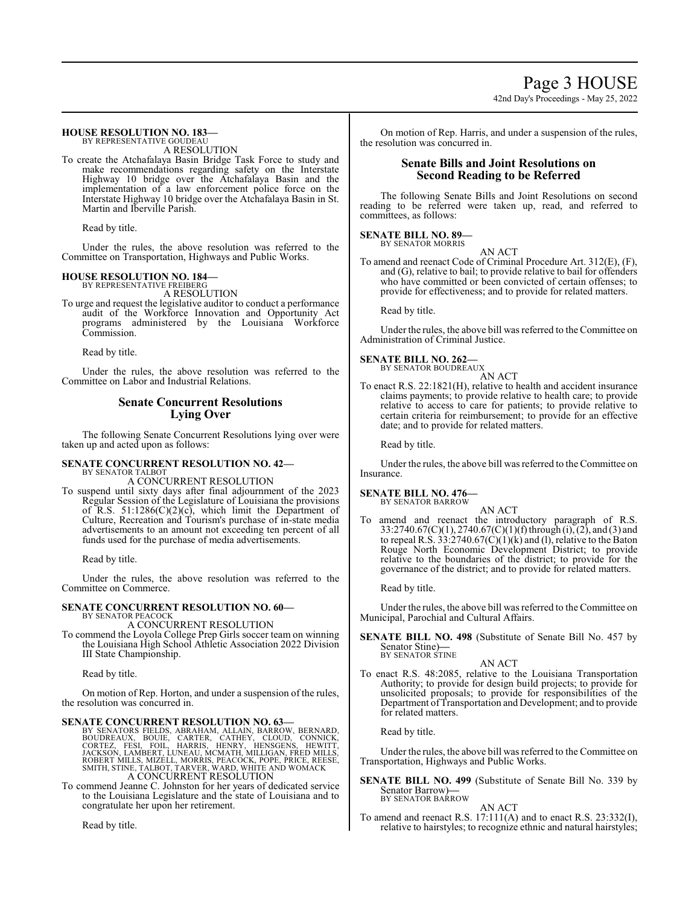**HOUSE RESOLUTION NO. 183—**
BY REPRESENTATIVE GOUDEAU

A RESOLUTION

To create the Atchafalaya Basin Bridge Task Force to study and make recommendations regarding safety on the Interstate Highway 10 bridge over the Atchafalaya Basin and the implementation of a law enforcement police force on the Interstate Highway 10 bridge over the Atchafalaya Basin in St. Martin and Iberville Parish.

Read by title.

Under the rules, the above resolution was referred to the Committee on Transportation, Highways and Public Works.

**HOUSE RESOLUTION NO. 184—**
BY REPRESENTATIVE FREIBERG

A RESOLUTION

To urge and request the legislative auditor to conduct a performance audit of the Workforce Innovation and Opportunity Act programs administered by the Louisiana Workforce Commission.

Read by title.

Under the rules, the above resolution was referred to the Committee on Labor and Industrial Relations.

## Senate Concurrent Resolutions Lying Over

The following Senate Concurrent Resolutions lying over were taken up and acted upon as follows:

**SENATE CONCURRENT RESOLUTION NO. 42—**
BY SENATOR TALBOT

A CONCURRENT RESOLUTION

To suspend until sixty days after final adjournment of the 2023 Regular Session of the Legislature of Louisiana the provisions of R.S. 51:1286(C)(2)(c), which limit the Department of Culture, Recreation and Tourism's purchase of in-state media advertisements to an amount not exceeding ten percent of all funds used for the purchase of media advertisements.

Read by title.

Under the rules, the above resolution was referred to the Committee on Commerce.

**SENATE CONCURRENT RESOLUTION NO. 60—**
BY SENATOR PEACOCK

A CONCURRENT RESOLUTION

To commend the Loyola College Prep Girls soccer team on winning the Louisiana High School Athletic Association 2022 Division III State Championship.

Read by title.

On motion of Rep. Horton, and under a suspension of the rules, the resolution was concurred in.

**SENATE CONCURRENT RESOLUTION NO. 63—**
BY SENATORS FIELDS, ABRAHAM, ALLAIN, BARROW, BERNARD, BOUDREAUX, BOUIE, CARTER, CATHEY, CLOUD, CONNICK, CORTEZ, FESI, FOIL, HARRIS, HENRY, HENSGENS, HEWITT, JACKSON, LAMBERT, LUNEAU, MCMATH, MILLIGAN, FRED MILLS, ROBERT MILLS, MIZELL, MORRIS, PEACOCK, POPE, PRICE, REESE, SMITH, STINE, TALBOT, TARVER, WARD, WHITE AND WOMACK

A CONCURRENT RESOLUTION

To commend Jeanne C. Johnston for her years of dedicated service to the Louisiana Legislature and the state of Louisiana and to congratulate her upon her retirement.

Read by title.

On motion of Rep. Harris, and under a suspension of the rules, the resolution was concurred in.

## Senate Bills and Joint Resolutions on Second Reading to be Referred

The following Senate Bills and Joint Resolutions on second reading to be referred were taken up, read, and referred to committees, as follows:

**SENATE BILL NO. 89—**
BY SENATOR MORRIS

AN ACT

To amend and reenact Code of Criminal Procedure Art. 312(E), (F), and (G), relative to bail; to provide relative to bail for offenders who have committed or been convicted of certain offenses; to provide for effectiveness; and to provide for related matters.

Read by title.

Under the rules, the above bill was referred to the Committee on Administration of Criminal Justice.

**SENATE BILL NO. 262—**
BY SENATOR BOUDREAUX

AN ACT

To enact R.S. 22:1821(H), relative to health and accident insurance claims payments; to provide relative to health care; to provide relative to access to care for patients; to provide relative to certain criteria for reimbursement; to provide for an effective date; and to provide for related matters.

Read by title.

Under the rules, the above bill was referred to the Committee on Insurance.

**SENATE BILL NO. 476—**
BY SENATOR BARROW

AN ACT

To amend and reenact the introductory paragraph of R.S. 33:2740.67(C)(1), 2740.67(C)(1)(f) through (i), (2), and (3) and to repeal R.S. 33:2740.67(C)(1)(k) and (l), relative to the Baton Rouge North Economic Development District; to provide relative to the boundaries of the district; to provide for the governance of the district; and to provide for related matters.

Read by title.

Under the rules, the above bill was referred to the Committee on Municipal, Parochial and Cultural Affairs.

**SENATE BILL NO. 498** (Substitute of Senate Bill No. 457 by Senator Stine)**—**
BY SENATOR STINE

AN ACT

To enact R.S. 48:2085, relative to the Louisiana Transportation Authority; to provide for design build projects; to provide for unsolicited proposals; to provide for responsibilities of the Department of Transportation and Development; and to provide for related matters.

Read by title.

Under the rules, the above bill was referred to the Committee on Transportation, Highways and Public Works.

**SENATE BILL NO. 499** (Substitute of Senate Bill No. 339 by Senator Barrow)**—**
BY SENATOR BARROW

AN ACT

To amend and reenact R.S. 17:111(A) and to enact R.S. 23:332(I), relative to hairstyles; to recognize ethnic and natural hairstyles;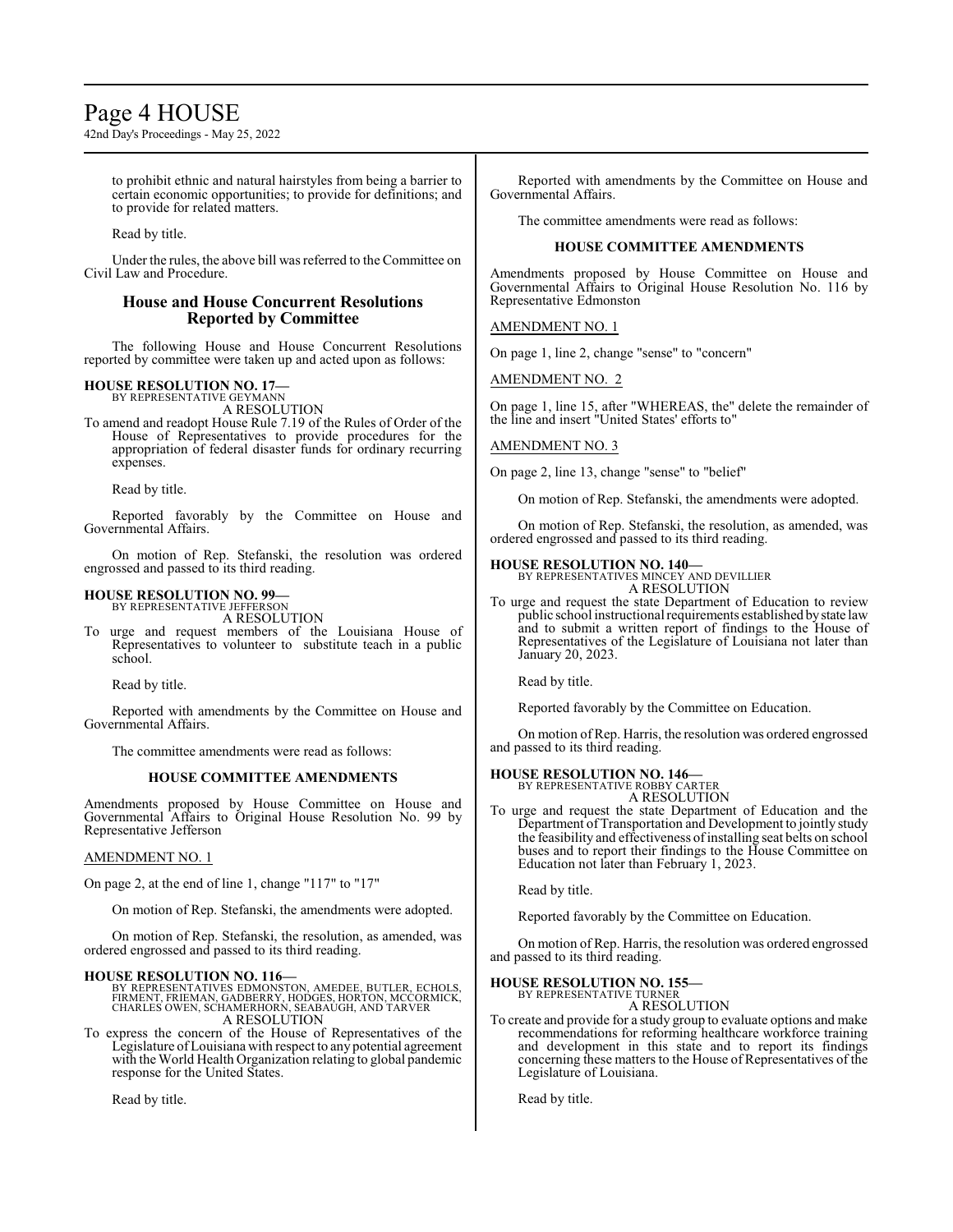to prohibit ethnic and natural hairstyles from being a barrier to certain economic opportunities; to provide for definitions; and to provide for related matters.

Read by title.

Under the rules, the above bill was referred to the Committee on Civil Law and Procedure.

## House and House Concurrent Resolutions Reported by Committee

The following House and House Concurrent Resolutions reported by committee were taken up and acted upon as follows:

**HOUSE RESOLUTION NO. 17—**
BY REPRESENTATIVE GEYMANN
A RESOLUTION

To amend and readopt House Rule 7.19 of the Rules of Order of the House of Representatives to provide procedures for the appropriation of federal disaster funds for ordinary recurring expenses.

Read by title.

Reported favorably by the Committee on House and Governmental Affairs.

On motion of Rep. Stefanski, the resolution was ordered engrossed and passed to its third reading.

**HOUSE RESOLUTION NO. 99—**
BY REPRESENTATIVE JEFFERSON
A RESOLUTION

To urge and request members of the Louisiana House of Representatives to volunteer to substitute teach in a public school.

Read by title.

Reported with amendments by the Committee on House and Governmental Affairs.

The committee amendments were read as follows:

**HOUSE COMMITTEE AMENDMENTS**

Amendments proposed by House Committee on House and Governmental Affairs to Original House Resolution No. 99 by Representative Jefferson

AMENDMENT NO. 1

On page 2, at the end of line 1, change "117" to "17"

On motion of Rep. Stefanski, the amendments were adopted.

On motion of Rep. Stefanski, the resolution, as amended, was ordered engrossed and passed to its third reading.

**HOUSE RESOLUTION NO. 116—**
BY REPRESENTATIVES EDMONSTON, AMEDEE, BUTLER, ECHOLS, FIRMENT, FRIEMAN, GADBERRY, HODGES, HORTON, MCCORMICK, CHARLES OWEN, SCHAMERHORN, SEABAUGH, AND TARVER
A RESOLUTION

To express the concern of the House of Representatives of the Legislature of Louisiana with respect to any potential agreement with the World Health Organization relating to global pandemic response for the United States.

Read by title.

Reported with amendments by the Committee on House and Governmental Affairs.

The committee amendments were read as follows:

**HOUSE COMMITTEE AMENDMENTS**

Amendments proposed by House Committee on House and Governmental Affairs to Original House Resolution No. 116 by Representative Edmonston

AMENDMENT NO. 1

On page 1, line 2, change "sense" to "concern"

AMENDMENT NO. 2

On page 1, line 15, after "WHEREAS, the" delete the remainder of the line and insert "United States' efforts to"

AMENDMENT NO. 3

On page 2, line 13, change "sense" to "belief"

On motion of Rep. Stefanski, the amendments were adopted.

On motion of Rep. Stefanski, the resolution, as amended, was ordered engrossed and passed to its third reading.

**HOUSE RESOLUTION NO. 140—**
BY REPRESENTATIVES MINCEY AND DEVILLIER
A RESOLUTION

To urge and request the state Department of Education to review public school instructional requirements established by state law and to submit a written report of findings to the House of Representatives of the Legislature of Louisiana not later than January 20, 2023.

Read by title.

Reported favorably by the Committee on Education.

On motion of Rep. Harris, the resolution was ordered engrossed and passed to its third reading.

**HOUSE RESOLUTION NO. 146—**
BY REPRESENTATIVE ROBBY CARTER
A RESOLUTION

To urge and request the state Department of Education and the Department of Transportation and Development to jointly study the feasibility and effectiveness of installing seat belts on school buses and to report their findings to the House Committee on Education not later than February 1, 2023.

Read by title.

Reported favorably by the Committee on Education.

On motion of Rep. Harris, the resolution was ordered engrossed and passed to its third reading.

**HOUSE RESOLUTION NO. 155—**
BY REPRESENTATIVE TURNER
A RESOLUTION

To create and provide for a study group to evaluate options and make recommendations for reforming healthcare workforce training and development in this state and to report its findings concerning these matters to the House of Representatives of the Legislature of Louisiana.

Read by title.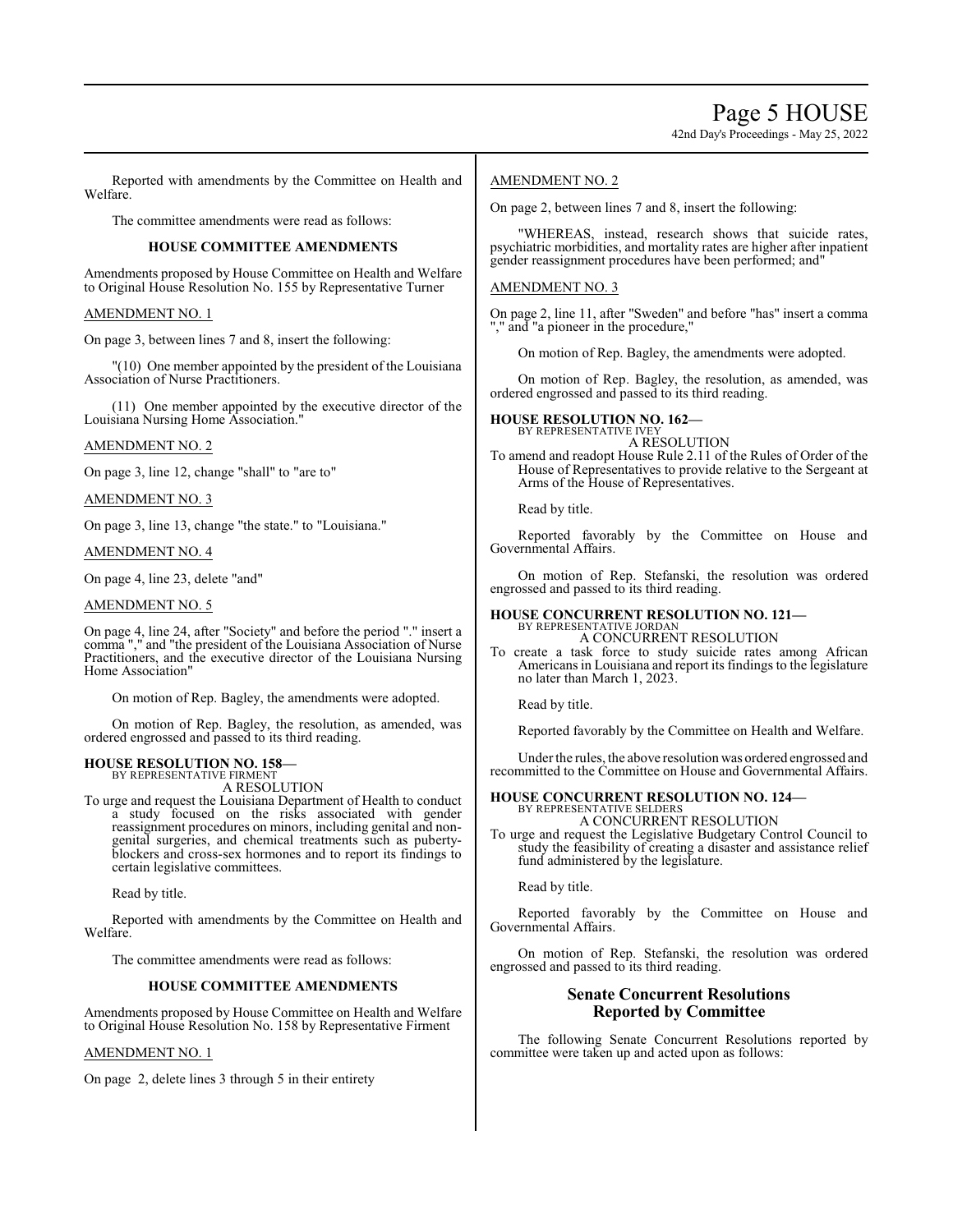Reported with amendments by the Committee on Health and Welfare.

The committee amendments were read as follows:

**HOUSE COMMITTEE AMENDMENTS**

Amendments proposed by House Committee on Health and Welfare to Original House Resolution No. 155 by Representative Turner

AMENDMENT NO. 1

On page 3, between lines 7 and 8, insert the following:

"(10) One member appointed by the president of the Louisiana Association of Nurse Practitioners.

(11) One member appointed by the executive director of the Louisiana Nursing Home Association."

AMENDMENT NO. 2

On page 3, line 12, change "shall" to "are to"

AMENDMENT NO. 3

On page 3, line 13, change "the state." to "Louisiana."

AMENDMENT NO. 4

On page 4, line 23, delete "and"

AMENDMENT NO. 5

On page 4, line 24, after "Society" and before the period "." insert a comma "," and "the president of the Louisiana Association of Nurse Practitioners, and the executive director of the Louisiana Nursing Home Association"

On motion of Rep. Bagley, the amendments were adopted.

On motion of Rep. Bagley, the resolution, as amended, was ordered engrossed and passed to its third reading.

**HOUSE RESOLUTION NO. 158—**
BY REPRESENTATIVE FIRMENT
A RESOLUTION

To urge and request the Louisiana Department of Health to conduct a study focused on the risks associated with gender reassignment procedures on minors, including genital and non-genital surgeries, and chemical treatments such as puberty-blockers and cross-sex hormones and to report its findings to certain legislative committees.

Read by title.

Reported with amendments by the Committee on Health and Welfare.

The committee amendments were read as follows:

**HOUSE COMMITTEE AMENDMENTS**

Amendments proposed by House Committee on Health and Welfare to Original House Resolution No. 158 by Representative Firment

AMENDMENT NO. 1

On page 2, delete lines 3 through 5 in their entirety

AMENDMENT NO. 2

On page 2, between lines 7 and 8, insert the following:

"WHEREAS, instead, research shows that suicide rates, psychiatric morbidities, and mortality rates are higher after inpatient gender reassignment procedures have been performed; and"

AMENDMENT NO. 3

On page 2, line 11, after "Sweden" and before "has" insert a comma "," and "a pioneer in the procedure,"

On motion of Rep. Bagley, the amendments were adopted.

On motion of Rep. Bagley, the resolution, as amended, was ordered engrossed and passed to its third reading.

**HOUSE RESOLUTION NO. 162—**
BY REPRESENTATIVE IVEY
A RESOLUTION

To amend and readopt House Rule 2.11 of the Rules of Order of the House of Representatives to provide relative to the Sergeant at Arms of the House of Representatives.

Read by title.

Reported favorably by the Committee on House and Governmental Affairs.

On motion of Rep. Stefanski, the resolution was ordered engrossed and passed to its third reading.

**HOUSE CONCURRENT RESOLUTION NO. 121—**
BY REPRESENTATIVE JORDAN
A CONCURRENT RESOLUTION

To create a task force to study suicide rates among African Americans in Louisiana and report its findings to the legislature no later than March 1, 2023.

Read by title.

Reported favorably by the Committee on Health and Welfare.

Under the rules, the above resolution was ordered engrossed and recommitted to the Committee on House and Governmental Affairs.

**HOUSE CONCURRENT RESOLUTION NO. 124—**
BY REPRESENTATIVE SELDERS
A CONCURRENT RESOLUTION

To urge and request the Legislative Budgetary Control Council to study the feasibility of creating a disaster and assistance relief fund administered by the legislature.

Read by title.

Reported favorably by the Committee on House and Governmental Affairs.

On motion of Rep. Stefanski, the resolution was ordered engrossed and passed to its third reading.

## Senate Concurrent Resolutions Reported by Committee

The following Senate Concurrent Resolutions reported by committee were taken up and acted upon as follows: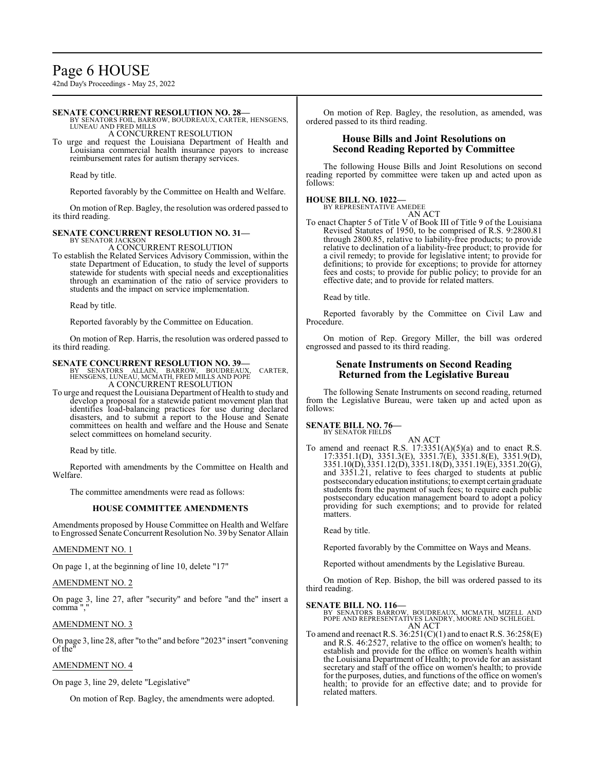**SENATE CONCURRENT RESOLUTION NO. 28—**
BY SENATORS FOIL, BARROW, BOUDREAUX, CARTER, HENSGENS, LUNEAU AND FRED MILLS
A CONCURRENT RESOLUTION

To urge and request the Louisiana Department of Health and Louisiana commercial health insurance payors to increase reimbursement rates for autism therapy services.

Read by title.

Reported favorably by the Committee on Health and Welfare.

On motion of Rep. Bagley, the resolution was ordered passed to its third reading.

**SENATE CONCURRENT RESOLUTION NO. 31—**
BY SENATOR JACKSON
A CONCURRENT RESOLUTION

To establish the Related Services Advisory Commission, within the state Department of Education, to study the level of supports statewide for students with special needs and exceptionalities through an examination of the ratio of service providers to students and the impact on service implementation.

Read by title.

Reported favorably by the Committee on Education.

On motion of Rep. Harris, the resolution was ordered passed to its third reading.

**SENATE CONCURRENT RESOLUTION NO. 39—**
BY SENATORS ALLAIN, BARROW, BOUDREAUX, CARTER, HENSGENS, LUNEAU, MCMATH, FRED MILLS AND POPE
A CONCURRENT RESOLUTION

To urge and request the Louisiana Department of Health to study and develop a proposal for a statewide patient movement plan that identifies load-balancing practices for use during declared disasters, and to submit a report to the House and Senate committees on health and welfare and the House and Senate select committees on homeland security.

Read by title.

Reported with amendments by the Committee on Health and Welfare.

The committee amendments were read as follows:

**HOUSE COMMITTEE AMENDMENTS**

Amendments proposed by House Committee on Health and Welfare to Engrossed Senate Concurrent Resolution No. 39 by Senator Allain

AMENDMENT NO. 1

On page 1, at the beginning of line 10, delete "17"

AMENDMENT NO. 2

On page 3, line 27, after "security" and before "and the" insert a comma ","

AMENDMENT NO. 3

On page 3, line 28, after "to the" and before "2023" insert "convening of the"

AMENDMENT NO. 4

On page 3, line 29, delete "Legislative"

On motion of Rep. Bagley, the amendments were adopted.

On motion of Rep. Bagley, the resolution, as amended, was ordered passed to its third reading.

## House Bills and Joint Resolutions on Second Reading Reported by Committee

The following House Bills and Joint Resolutions on second reading reported by committee were taken up and acted upon as follows:

**HOUSE BILL NO. 1022—**
BY REPRESENTATIVE AMEDEE
AN ACT

To enact Chapter 5 of Title V of Book III of Title 9 of the Louisiana Revised Statutes of 1950, to be comprised of R.S. 9:2800.81 through 2800.85, relative to liability-free products; to provide relative to declination of a liability-free product; to provide for a civil remedy; to provide for legislative intent; to provide for definitions; to provide for exceptions; to provide for attorney fees and costs; to provide for public policy; to provide for an effective date; and to provide for related matters.

Read by title.

Reported favorably by the Committee on Civil Law and Procedure.

On motion of Rep. Gregory Miller, the bill was ordered engrossed and passed to its third reading.

## Senate Instruments on Second Reading Returned from the Legislative Bureau

The following Senate Instruments on second reading, returned from the Legislative Bureau, were taken up and acted upon as follows:

**SENATE BILL NO. 76—**
BY SENATOR FIELDS
AN ACT

To amend and reenact R.S. 17:3351(A)(5)(a) and to enact R.S. 17:3351.1(D), 3351.3(E), 3351.7(E), 3351.8(E), 3351.9(D), 3351.10(D), 3351.12(D), 3351.18(D), 3351.19(E), 3351.20(G), and 3351.21, relative to fees charged to students at public postsecondary education institutions; to exempt certain graduate students from the payment of such fees; to require each public postsecondary education management board to adopt a policy providing for such exemptions; and to provide for related matters.

Read by title.

Reported favorably by the Committee on Ways and Means.

Reported without amendments by the Legislative Bureau.

On motion of Rep. Bishop, the bill was ordered passed to its third reading.

**SENATE BILL NO. 116—**
BY SENATORS BARROW, BOUDREAUX, MCMATH, MIZELL AND POPE AND REPRESENTATIVES LANDRY, MOORE AND SCHLEGEL
AN ACT

To amend and reenact R.S. 36:251(C)(1) and to enact R.S. 36:258(E) and R.S. 46:2527, relative to the office on women's health; to establish and provide for the office on women's health within the Louisiana Department of Health; to provide for an assistant secretary and staff of the office on women's health; to provide for the purposes, duties, and functions of the office on women's health; to provide for an effective date; and to provide for related matters.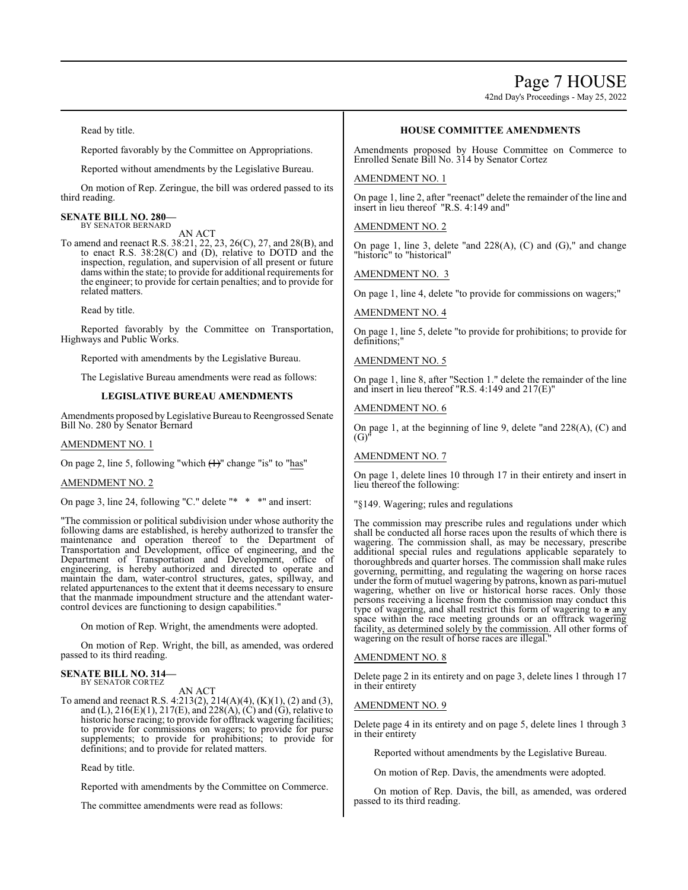Read by title.

Reported favorably by the Committee on Appropriations.

Reported without amendments by the Legislative Bureau.

On motion of Rep. Zeringue, the bill was ordered passed to its third reading.

**SENATE BILL NO. 280—**
BY SENATOR BERNARD

AN ACT

To amend and reenact R.S. 38:21, 22, 23, 26(C), 27, and 28(B), and to enact R.S. 38:28(C) and (D), relative to DOTD and the inspection, regulation, and supervision of all present or future dams within the state; to provide for additional requirements for the engineer; to provide for certain penalties; and to provide for related matters.

Read by title.

Reported favorably by the Committee on Transportation, Highways and Public Works.

Reported with amendments by the Legislative Bureau.

The Legislative Bureau amendments were read as follows:

**LEGISLATIVE BUREAU AMENDMENTS**

Amendments proposed by Legislative Bureau to Reengrossed Senate Bill No. 280 by Senator Bernard

AMENDMENT NO. 1

On page 2, line 5, following "which ~~(1)~~" change "is" to "has"

AMENDMENT NO. 2

On page 3, line 24, following "C." delete "* * *" and insert:

"The commission or political subdivision under whose authority the following dams are established, is hereby authorized to transfer the maintenance and operation thereof to the Department of Transportation and Development, office of engineering, and the Department of Transportation and Development, office of engineering, is hereby authorized and directed to operate and maintain the dam, water-control structures, gates, spillway, and related appurtenances to the extent that it deems necessary to ensure that the manmade impoundment structure and the attendant water-control devices are functioning to design capabilities."

On motion of Rep. Wright, the amendments were adopted.

On motion of Rep. Wright, the bill, as amended, was ordered passed to its third reading.

**SENATE BILL NO. 314—**
BY SENATOR CORTEZ

AN ACT

To amend and reenact R.S. 4:213(2), 214(A)(4), (K)(1), (2) and (3), and (L), 216(E)(1), 217(E), and 228(A), (C) and (G), relative to historic horse racing; to provide for offtrack wagering facilities; to provide for commissions on wagers; to provide for purse supplements; to provide for prohibitions; to provide for definitions; and to provide for related matters.

Read by title.

Reported with amendments by the Committee on Commerce.

The committee amendments were read as follows:

**HOUSE COMMITTEE AMENDMENTS**

Amendments proposed by House Committee on Commerce to Enrolled Senate Bill No. 314 by Senator Cortez

AMENDMENT NO. 1

On page 1, line 2, after "reenact" delete the remainder of the line and insert in lieu thereof "R.S. 4:149 and"

AMENDMENT NO. 2

On page 1, line 3, delete "and 228(A), (C) and (G)," and change "historic" to "historical"

AMENDMENT NO. 3

On page 1, line 4, delete "to provide for commissions on wagers;"

AMENDMENT NO. 4

On page 1, line 5, delete "to provide for prohibitions; to provide for definitions;"

AMENDMENT NO. 5

On page 1, line 8, after "Section 1." delete the remainder of the line and insert in lieu thereof "R.S. 4:149 and 217(E)"

AMENDMENT NO. 6

On page 1, at the beginning of line 9, delete "and 228(A), (C) and (G)"

AMENDMENT NO. 7

On page 1, delete lines 10 through 17 in their entirety and insert in lieu thereof the following:

"§149. Wagering; rules and regulations

The commission may prescribe rules and regulations under which shall be conducted all horse races upon the results of which there is wagering. The commission shall, as may be necessary, prescribe additional special rules and regulations applicable separately to thoroughbreds and quarter horses. The commission shall make rules governing, permitting, and regulating the wagering on horse races under the form of mutuel wagering by patrons, known as pari-mutuel wagering, whether on live or historical horse races. Only those persons receiving a license from the commission may conduct this type of wagering, and shall restrict this form of wagering to ~~a~~ any space within the race meeting grounds or an offtrack wagering facility, as determined solely by the commission. All other forms of wagering on the result of horse races are illegal."

AMENDMENT NO. 8

Delete page 2 in its entirety and on page 3, delete lines 1 through 17 in their entirety

AMENDMENT NO. 9

Delete page 4 in its entirety and on page 5, delete lines 1 through 3 in their entirety

Reported without amendments by the Legislative Bureau.

On motion of Rep. Davis, the amendments were adopted.

On motion of Rep. Davis, the bill, as amended, was ordered passed to its third reading.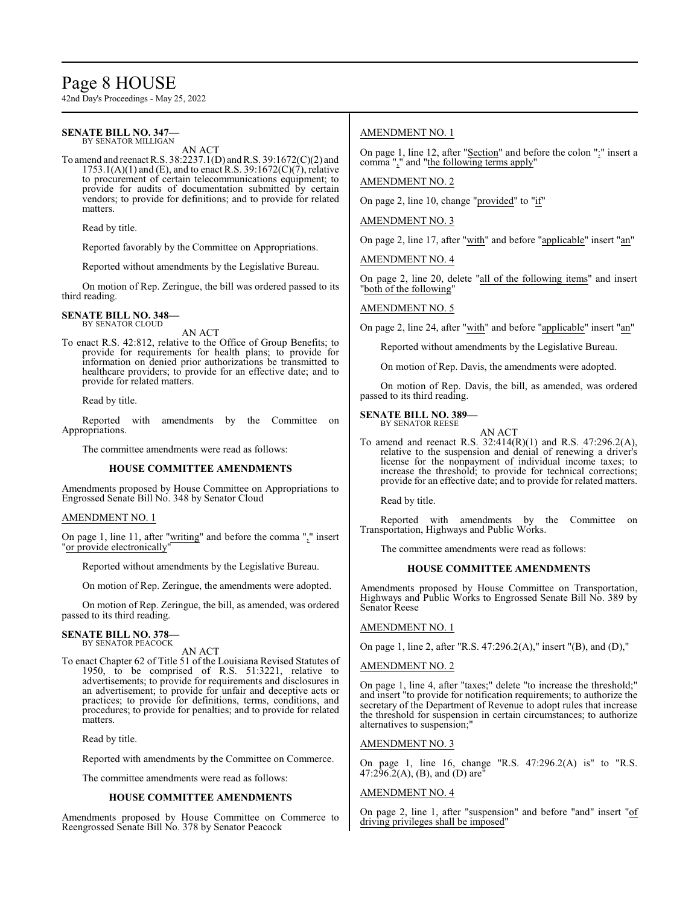**SENATE BILL NO. 347—**
BY SENATOR MILLIGAN

AN ACT

To amend and reenact R.S. 38:2237.1(D) and R.S. 39:1672(C)(2) and 1753.1(A)(1) and (E), and to enact R.S. 39:1672(C)(7), relative to procurement of certain telecommunications equipment; to provide for audits of documentation submitted by certain vendors; to provide for definitions; and to provide for related matters.

Read by title.

Reported favorably by the Committee on Appropriations.

Reported without amendments by the Legislative Bureau.

On motion of Rep. Zeringue, the bill was ordered passed to its third reading.

**SENATE BILL NO. 348—**
BY SENATOR CLOUD

AN ACT

To enact R.S. 42:812, relative to the Office of Group Benefits; to provide for requirements for health plans; to provide for information on denied prior authorizations be transmitted to healthcare providers; to provide for an effective date; and to provide for related matters.

Read by title.

Reported with amendments by the Committee on Appropriations.

The committee amendments were read as follows:

**HOUSE COMMITTEE AMENDMENTS**

Amendments proposed by House Committee on Appropriations to Engrossed Senate Bill No. 348 by Senator Cloud

AMENDMENT NO. 1

On page 1, line 11, after "writing" and before the comma "," insert "or provide electronically"

Reported without amendments by the Legislative Bureau.

On motion of Rep. Zeringue, the amendments were adopted.

On motion of Rep. Zeringue, the bill, as amended, was ordered passed to its third reading.

**SENATE BILL NO. 378—**
BY SENATOR PEACOCK

AN ACT

To enact Chapter 62 of Title 51 of the Louisiana Revised Statutes of 1950, to be comprised of R.S. 51:3221, relative to advertisements; to provide for requirements and disclosures in an advertisement; to provide for unfair and deceptive acts or practices; to provide for definitions, terms, conditions, and procedures; to provide for penalties; and to provide for related matters.

Read by title.

Reported with amendments by the Committee on Commerce.

The committee amendments were read as follows:

**HOUSE COMMITTEE AMENDMENTS**

Amendments proposed by House Committee on Commerce to Reengrossed Senate Bill No. 378 by Senator Peacock

AMENDMENT NO. 1

On page 1, line 12, after "Section" and before the colon ":" insert a comma "," and "the following terms apply"

AMENDMENT NO. 2

On page 2, line 10, change "provided" to "if"

AMENDMENT NO. 3

On page 2, line 17, after "with" and before "applicable" insert "an"

AMENDMENT NO. 4

On page 2, line 20, delete "all of the following items" and insert "both of the following"

AMENDMENT NO. 5

On page 2, line 24, after "with" and before "applicable" insert "an"

Reported without amendments by the Legislative Bureau.

On motion of Rep. Davis, the amendments were adopted.

On motion of Rep. Davis, the bill, as amended, was ordered passed to its third reading.

**SENATE BILL NO. 389—**
BY SENATOR REESE

AN ACT

To amend and reenact R.S. 32:414(R)(1) and R.S. 47:296.2(A), relative to the suspension and denial of renewing a driver's license for the nonpayment of individual income taxes; to increase the threshold; to provide for technical corrections; provide for an effective date; and to provide for related matters.

Read by title.

Reported with amendments by the Committee on Transportation, Highways and Public Works.

The committee amendments were read as follows:

**HOUSE COMMITTEE AMENDMENTS**

Amendments proposed by House Committee on Transportation, Highways and Public Works to Engrossed Senate Bill No. 389 by Senator Reese

AMENDMENT NO. 1

On page 1, line 2, after "R.S. 47:296.2(A)," insert "(B), and (D),"

AMENDMENT NO. 2

On page 1, line 4, after "taxes;" delete "to increase the threshold;" and insert "to provide for notification requirements; to authorize the secretary of the Department of Revenue to adopt rules that increase the threshold for suspension in certain circumstances; to authorize alternatives to suspension;"

AMENDMENT NO. 3

On page 1, line 16, change "R.S. 47:296.2(A) is" to "R.S. 47:296.2(A), (B), and (D) are"

AMENDMENT NO. 4

On page 2, line 1, after "suspension" and before "and" insert "of driving privileges shall be imposed"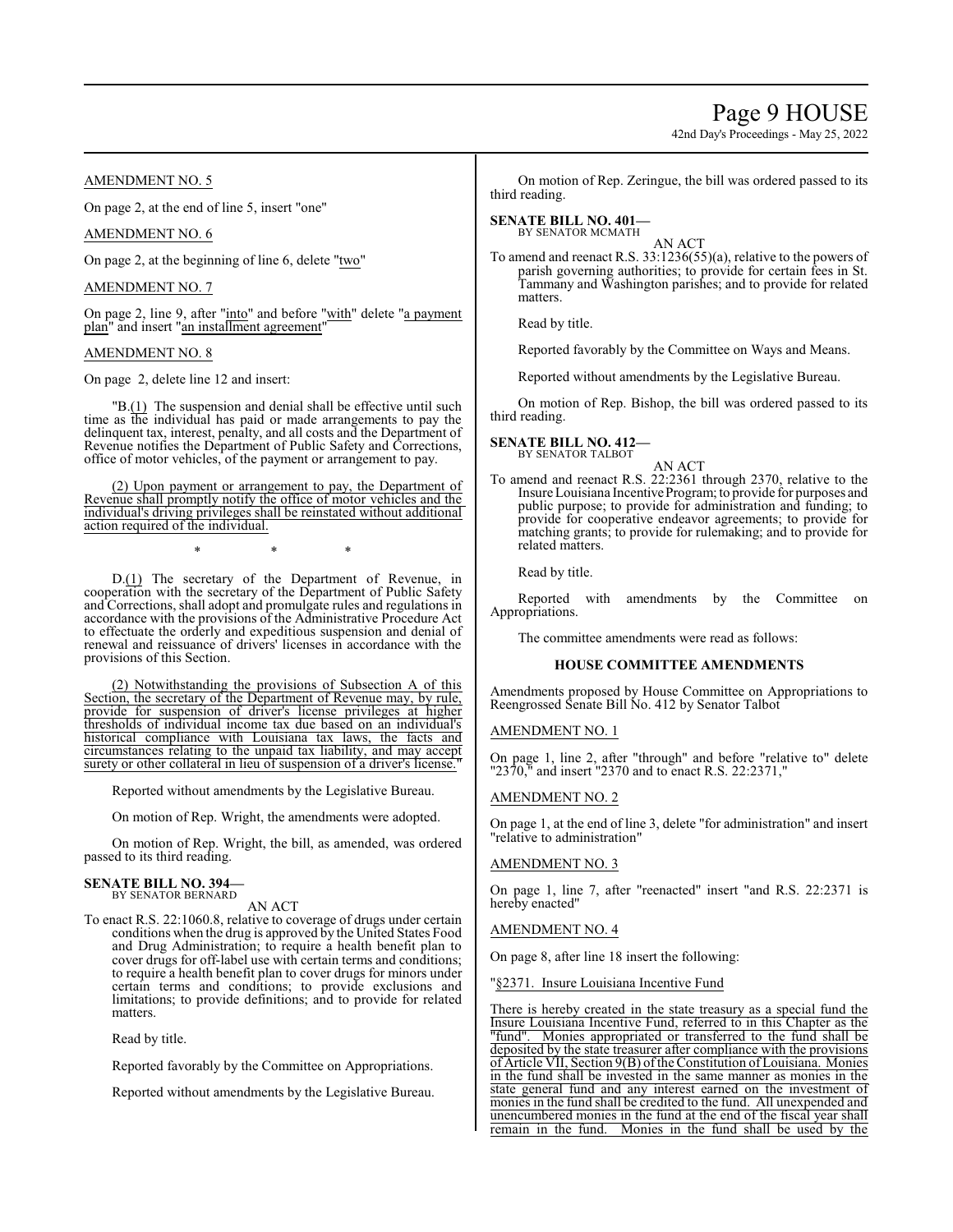AMENDMENT NO. 5

On page 2, at the end of line 5, insert "one"

AMENDMENT NO. 6

On page 2, at the beginning of line 6, delete "two"

AMENDMENT NO. 7

On page 2, line 9, after "into" and before "with" delete "a payment plan" and insert "an installment agreement"

AMENDMENT NO. 8

On page 2, delete line 12 and insert:

"B.(1) The suspension and denial shall be effective until such time as the individual has paid or made arrangements to pay the delinquent tax, interest, penalty, and all costs and the Department of Revenue notifies the Department of Public Safety and Corrections, office of motor vehicles, of the payment or arrangement to pay.

(2) Upon payment or arrangement to pay, the Department of Revenue shall promptly notify the office of motor vehicles and the individual's driving privileges shall be reinstated without additional action required of the individual.

\* \* \*

D.(1) The secretary of the Department of Revenue, in cooperation with the secretary of the Department of Public Safety and Corrections, shall adopt and promulgate rules and regulations in accordance with the provisions of the Administrative Procedure Act to effectuate the orderly and expeditious suspension and denial of renewal and reissuance of drivers' licenses in accordance with the provisions of this Section.

(2) Notwithstanding the provisions of Subsection A of this Section, the secretary of the Department of Revenue may, by rule, provide for suspension of driver's license privileges at higher thresholds of individual income tax due based on an individual's historical compliance with Louisiana tax laws, the facts and circumstances relating to the unpaid tax liability, and may accept surety or other collateral in lieu of suspension of a driver's license."

Reported without amendments by the Legislative Bureau.

On motion of Rep. Wright, the amendments were adopted.

On motion of Rep. Wright, the bill, as amended, was ordered passed to its third reading.

**SENATE BILL NO. 394—**
BY SENATOR BERNARD

AN ACT

To enact R.S. 22:1060.8, relative to coverage of drugs under certain conditions when the drug is approved by the United States Food and Drug Administration; to require a health benefit plan to cover drugs for off-label use with certain terms and conditions; to require a health benefit plan to cover drugs for minors under certain terms and conditions; to provide exclusions and limitations; to provide definitions; and to provide for related matters.

Read by title.

Reported favorably by the Committee on Appropriations.

Reported without amendments by the Legislative Bureau.

On motion of Rep. Zeringue, the bill was ordered passed to its third reading.

**SENATE BILL NO. 401—**
BY SENATOR MCMATH

AN ACT

To amend and reenact R.S. 33:1236(55)(a), relative to the powers of parish governing authorities; to provide for certain fees in St. Tammany and Washington parishes; and to provide for related matters.

Read by title.

Reported favorably by the Committee on Ways and Means.

Reported without amendments by the Legislative Bureau.

On motion of Rep. Bishop, the bill was ordered passed to its third reading.

**SENATE BILL NO. 412—**
BY SENATOR TALBOT

AN ACT

To amend and reenact R.S. 22:2361 through 2370, relative to the Insure Louisiana Incentive Program; to provide for purposes and public purpose; to provide for administration and funding; to provide for cooperative endeavor agreements; to provide for matching grants; to provide for rulemaking; and to provide for related matters.

Read by title.

Reported with amendments by the Committee on Appropriations.

The committee amendments were read as follows:

**HOUSE COMMITTEE AMENDMENTS**

Amendments proposed by House Committee on Appropriations to Reengrossed Senate Bill No. 412 by Senator Talbot

AMENDMENT NO. 1

On page 1, line 2, after "through" and before "relative to" delete "2370," and insert "2370 and to enact R.S. 22:2371,"

AMENDMENT NO. 2

On page 1, at the end of line 3, delete "for administration" and insert "relative to administration"

AMENDMENT NO. 3

On page 1, line 7, after "reenacted" insert "and R.S. 22:2371 is hereby enacted"

AMENDMENT NO. 4

On page 8, after line 18 insert the following:

"§2371. Insure Louisiana Incentive Fund

There is hereby created in the state treasury as a special fund the Insure Louisiana Incentive Fund, referred to in this Chapter as the "fund". Monies appropriated or transferred to the fund shall be deposited by the state treasurer after compliance with the provisions of Article VII, Section 9(B) of the Constitution of Louisiana. Monies in the fund shall be invested in the same manner as monies in the state general fund and any interest earned on the investment of monies in the fund shall be credited to the fund. All unexpended and unencumbered monies in the fund at the end of the fiscal year shall remain in the fund. Monies in the fund shall be used by the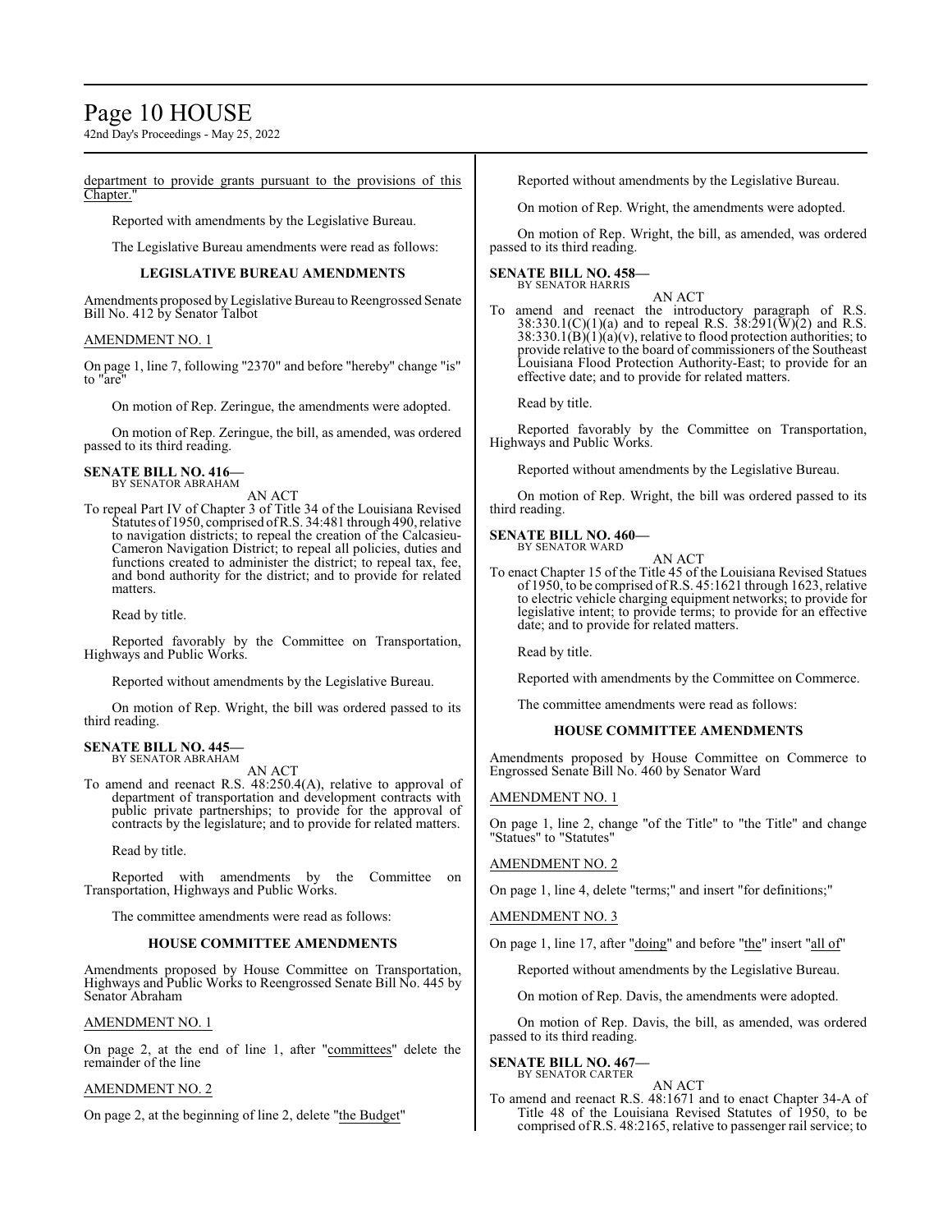department to provide grants pursuant to the provisions of this Chapter."

Reported with amendments by the Legislative Bureau.

The Legislative Bureau amendments were read as follows:

### LEGISLATIVE BUREAU AMENDMENTS

Amendments proposed by Legislative Bureau to Reengrossed Senate Bill No. 412 by Senator Talbot

AMENDMENT NO. 1

On page 1, line 7, following "2370" and before "hereby" change "is" to "are"

On motion of Rep. Zeringue, the amendments were adopted.

On motion of Rep. Zeringue, the bill, as amended, was ordered passed to its third reading.

**SENATE BILL NO. 416—**
BY SENATOR ABRAHAM

AN ACT

To repeal Part IV of Chapter 3 of Title 34 of the Louisiana Revised Statutes of 1950, comprised of R.S. 34:481 through 490, relative to navigation districts; to repeal the creation of the Calcasieu-Cameron Navigation District; to repeal all policies, duties and functions created to administer the district; to repeal tax, fee, and bond authority for the district; and to provide for related matters.

Read by title.

Reported favorably by the Committee on Transportation, Highways and Public Works.

Reported without amendments by the Legislative Bureau.

On motion of Rep. Wright, the bill was ordered passed to its third reading.

**SENATE BILL NO. 445—**
BY SENATOR ABRAHAM

AN ACT

To amend and reenact R.S. 48:250.4(A), relative to approval of department of transportation and development contracts with public private partnerships; to provide for the approval of contracts by the legislature; and to provide for related matters.

Read by title.

Reported with amendments by the Committee on Transportation, Highways and Public Works.

The committee amendments were read as follows:

### HOUSE COMMITTEE AMENDMENTS

Amendments proposed by House Committee on Transportation, Highways and Public Works to Reengrossed Senate Bill No. 445 by Senator Abraham

AMENDMENT NO. 1

On page 2, at the end of line 1, after "committees" delete the remainder of the line

AMENDMENT NO. 2

On page 2, at the beginning of line 2, delete "the Budget"

Reported without amendments by the Legislative Bureau.

On motion of Rep. Wright, the amendments were adopted.

On motion of Rep. Wright, the bill, as amended, was ordered passed to its third reading.

**SENATE BILL NO. 458—**
BY SENATOR HARRIS

AN ACT

To amend and reenact the introductory paragraph of R.S. 38:330.1(C)(1)(a) and to repeal R.S. 38:291(W)(2) and R.S. 38:330.1(B)(1)(a)(v), relative to flood protection authorities; to provide relative to the board of commissioners of the Southeast Louisiana Flood Protection Authority-East; to provide for an effective date; and to provide for related matters.

Read by title.

Reported favorably by the Committee on Transportation, Highways and Public Works.

Reported without amendments by the Legislative Bureau.

On motion of Rep. Wright, the bill was ordered passed to its third reading.

**SENATE BILL NO. 460—**
BY SENATOR WARD

AN ACT

To enact Chapter 15 of the Title 45 of the Louisiana Revised Statues of 1950, to be comprised of R.S. 45:1621 through 1623, relative to electric vehicle charging equipment networks; to provide for legislative intent; to provide terms; to provide for an effective date; and to provide for related matters.

Read by title.

Reported with amendments by the Committee on Commerce.

The committee amendments were read as follows:

### HOUSE COMMITTEE AMENDMENTS

Amendments proposed by House Committee on Commerce to Engrossed Senate Bill No. 460 by Senator Ward

AMENDMENT NO. 1

On page 1, line 2, change "of the Title" to "the Title" and change "Statues" to "Statutes"

AMENDMENT NO. 2

On page 1, line 4, delete "terms;" and insert "for definitions;"

AMENDMENT NO. 3

On page 1, line 17, after "doing" and before "the" insert "all of"

Reported without amendments by the Legislative Bureau.

On motion of Rep. Davis, the amendments were adopted.

On motion of Rep. Davis, the bill, as amended, was ordered passed to its third reading.

**SENATE BILL NO. 467—**
BY SENATOR CARTER

AN ACT

To amend and reenact R.S. 48:1671 and to enact Chapter 34-A of Title 48 of the Louisiana Revised Statutes of 1950, to be comprised of R.S. 48:2165, relative to passenger rail service; to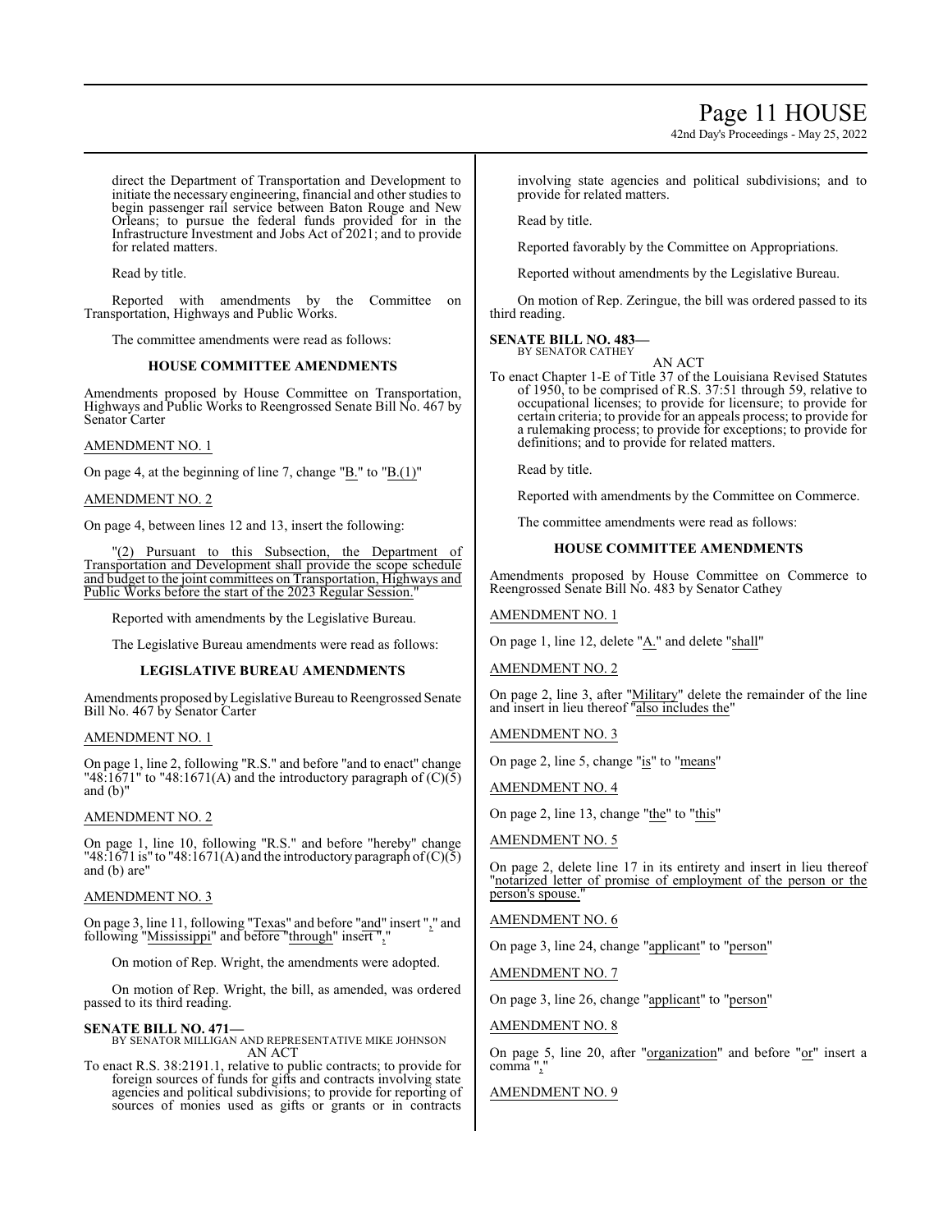direct the Department of Transportation and Development to initiate the necessary engineering, financial and other studies to begin passenger rail service between Baton Rouge and New Orleans; to pursue the federal funds provided for in the Infrastructure Investment and Jobs Act of 2021; and to provide for related matters.

Read by title.

Reported with amendments by the Committee on Transportation, Highways and Public Works.

The committee amendments were read as follows:

**HOUSE COMMITTEE AMENDMENTS**

Amendments proposed by House Committee on Transportation, Highways and Public Works to Reengrossed Senate Bill No. 467 by Senator Carter

AMENDMENT NO. 1

On page 4, at the beginning of line 7, change "B." to "B.(1)"

AMENDMENT NO. 2

On page 4, between lines 12 and 13, insert the following:

"(2) Pursuant to this Subsection, the Department of Transportation and Development shall provide the scope schedule and budget to the joint committees on Transportation, Highways and Public Works before the start of the 2023 Regular Session."

Reported with amendments by the Legislative Bureau.

The Legislative Bureau amendments were read as follows:

**LEGISLATIVE BUREAU AMENDMENTS**

Amendments proposed by Legislative Bureau to Reengrossed Senate Bill No. 467 by Senator Carter

AMENDMENT NO. 1

On page 1, line 2, following "R.S." and before "and to enact" change "48:1671" to "48:1671(A) and the introductory paragraph of (C)(5) and (b)"

AMENDMENT NO. 2

On page 1, line 10, following "R.S." and before "hereby" change "48:1671 is" to "48:1671(A) and the introductory paragraph of (C)(5) and (b) are"

AMENDMENT NO. 3

On page 3, line 11, following "Texas" and before "and" insert "," and following "Mississippi" and before "through" insert ","

On motion of Rep. Wright, the amendments were adopted.

On motion of Rep. Wright, the bill, as amended, was ordered passed to its third reading.

**SENATE BILL NO. 471—**
BY SENATOR MILLIGAN AND REPRESENTATIVE MIKE JOHNSON
AN ACT

To enact R.S. 38:2191.1, relative to public contracts; to provide for foreign sources of funds for gifts and contracts involving state agencies and political subdivisions; to provide for reporting of sources of monies used as gifts or grants or in contracts involving state agencies and political subdivisions; and to provide for related matters.

Read by title.

Reported favorably by the Committee on Appropriations.

Reported without amendments by the Legislative Bureau.

On motion of Rep. Zeringue, the bill was ordered passed to its third reading.

**SENATE BILL NO. 483—**
BY SENATOR CATHEY
AN ACT

To enact Chapter 1-E of Title 37 of the Louisiana Revised Statutes of 1950, to be comprised of R.S. 37:51 through 59, relative to occupational licenses; to provide for licensure; to provide for certain criteria; to provide for an appeals process; to provide for a rulemaking process; to provide for exceptions; to provide for definitions; and to provide for related matters.

Read by title.

Reported with amendments by the Committee on Commerce.

The committee amendments were read as follows:

**HOUSE COMMITTEE AMENDMENTS**

Amendments proposed by House Committee on Commerce to Reengrossed Senate Bill No. 483 by Senator Cathey

AMENDMENT NO. 1

On page 1, line 12, delete "A." and delete "shall"

AMENDMENT NO. 2

On page 2, line 3, after "Military" delete the remainder of the line and insert in lieu thereof "also includes the"

AMENDMENT NO. 3

On page 2, line 5, change "is" to "means"

AMENDMENT NO. 4

On page 2, line 13, change "the" to "this"

AMENDMENT NO. 5

On page 2, delete line 17 in its entirety and insert in lieu thereof "notarized letter of promise of employment of the person or the person's spouse."

AMENDMENT NO. 6

On page 3, line 24, change "applicant" to "person"

AMENDMENT NO. 7

On page 3, line 26, change "applicant" to "person"

AMENDMENT NO. 8

On page 5, line 20, after "organization" and before "or" insert a comma ","

AMENDMENT NO. 9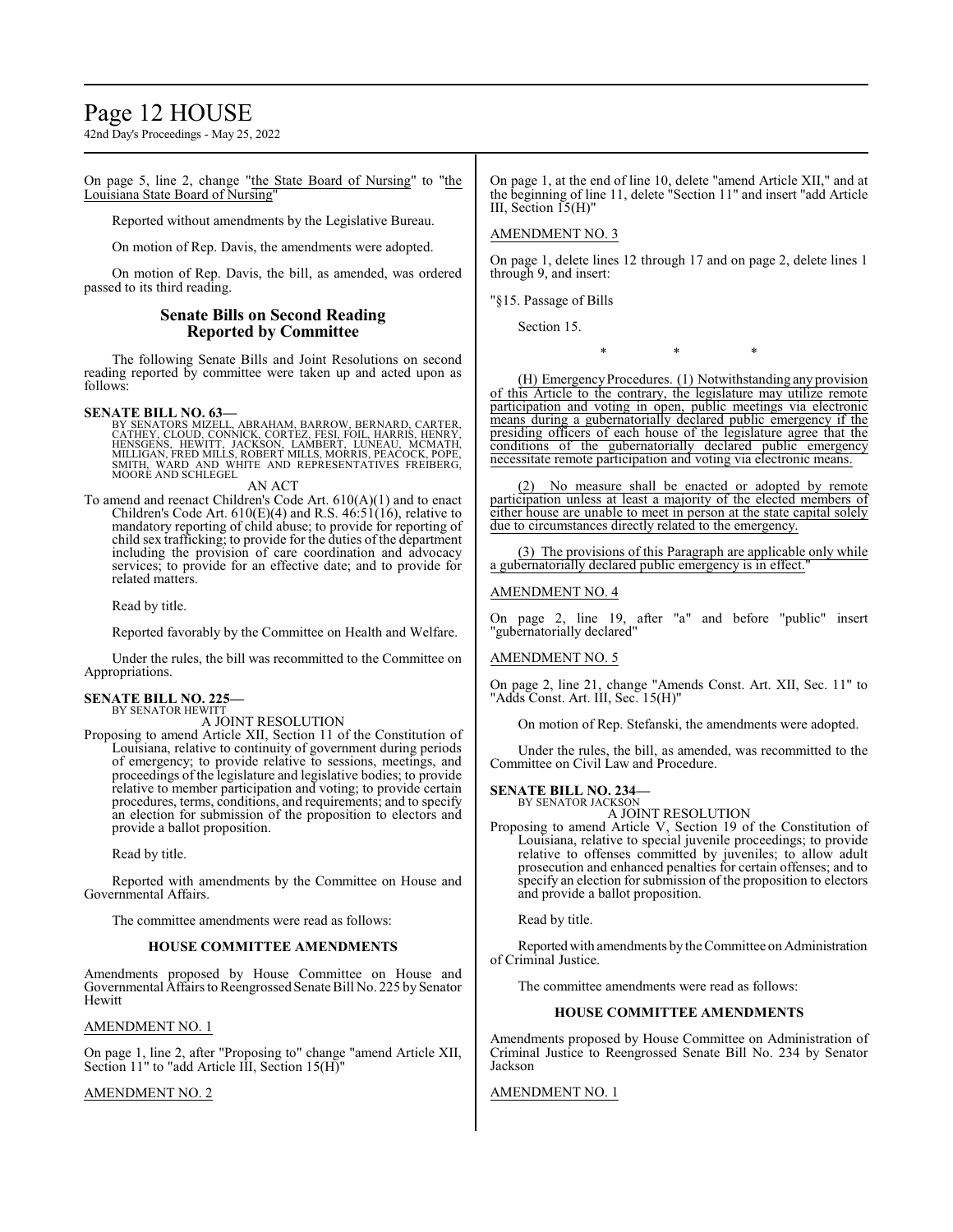On page 5, line 2, change "the State Board of Nursing" to "the Louisiana State Board of Nursing"

Reported without amendments by the Legislative Bureau.

On motion of Rep. Davis, the amendments were adopted.

On motion of Rep. Davis, the bill, as amended, was ordered passed to its third reading.

## Senate Bills on Second Reading Reported by Committee

The following Senate Bills and Joint Resolutions on second reading reported by committee were taken up and acted upon as follows:

**SENATE BILL NO. 63—**
BY SENATORS MIZELL, ABRAHAM, BARROW, BERNARD, CARTER, CATHEY, CLOUD, CONNICK, CORTEZ, FESI, FOIL, HARRIS, HENRY, HENSGENS, HEWITT, JACKSON, LAMBERT, LUNEAU, MCMATH, MILLIGAN, FRED MILLS, ROBERT MILLS, MORRIS, PEACOCK, POPE, SMITH, WARD AND WHITE AND REPRESENTATIVES FREIBERG, MOORE AND SCHLEGEL

AN ACT

To amend and reenact Children's Code Art. 610(A)(1) and to enact Children's Code Art. 610(E)(4) and R.S. 46:51(16), relative to mandatory reporting of child abuse; to provide for reporting of child sex trafficking; to provide for the duties of the department including the provision of care coordination and advocacy services; to provide for an effective date; and to provide for related matters.

Read by title.

Reported favorably by the Committee on Health and Welfare.

Under the rules, the bill was recommitted to the Committee on Appropriations.

**SENATE BILL NO. 225—**
BY SENATOR HEWITT

A JOINT RESOLUTION

Proposing to amend Article XII, Section 11 of the Constitution of Louisiana, relative to continuity of government during periods of emergency; to provide relative to sessions, meetings, and proceedings of the legislature and legislative bodies; to provide relative to member participation and voting; to provide certain procedures, terms, conditions, and requirements; and to specify an election for submission of the proposition to electors and provide a ballot proposition.

Read by title.

Reported with amendments by the Committee on House and Governmental Affairs.

The committee amendments were read as follows:

### HOUSE COMMITTEE AMENDMENTS

Amendments proposed by House Committee on House and Governmental Affairs to Reengrossed Senate Bill No. 225 by Senator Hewitt

AMENDMENT NO. 1

On page 1, line 2, after "Proposing to" change "amend Article XII, Section 11" to "add Article III, Section 15(H)"

AMENDMENT NO. 2

On page 1, at the end of line 10, delete "amend Article XII," and at the beginning of line 11, delete "Section 11" and insert "add Article III, Section 15(H)"

AMENDMENT NO. 3

On page 1, delete lines 12 through 17 and on page 2, delete lines 1 through 9, and insert:

"§15. Passage of Bills

Section 15.

\* \* \*

(H) Emergency Procedures. (1) Notwithstanding any provision of this Article to the contrary, the legislature may utilize remote participation and voting in open, public meetings via electronic means during a gubernatorially declared public emergency if the presiding officers of each house of the legislature agree that the conditions of the gubernatorially declared public emergency necessitate remote participation and voting via electronic means.

(2) No measure shall be enacted or adopted by remote participation unless at least a majority of the elected members of either house are unable to meet in person at the state capital solely due to circumstances directly related to the emergency.

(3) The provisions of this Paragraph are applicable only while a gubernatorially declared public emergency is in effect."

AMENDMENT NO. 4

On page 2, line 19, after "a" and before "public" insert "gubernatorially declared"

AMENDMENT NO. 5

On page 2, line 21, change "Amends Const. Art. XII, Sec. 11" to "Adds Const. Art. III, Sec. 15(H)"

On motion of Rep. Stefanski, the amendments were adopted.

Under the rules, the bill, as amended, was recommitted to the Committee on Civil Law and Procedure.

**SENATE BILL NO. 234—**
BY SENATOR JACKSON

A JOINT RESOLUTION

Proposing to amend Article V, Section 19 of the Constitution of Louisiana, relative to special juvenile proceedings; to provide relative to offenses committed by juveniles; to allow adult prosecution and enhanced penalties for certain offenses; and to specify an election for submission of the proposition to electors and provide a ballot proposition.

Read by title.

Reported with amendments by the Committee on Administration of Criminal Justice.

The committee amendments were read as follows:

### HOUSE COMMITTEE AMENDMENTS

Amendments proposed by House Committee on Administration of Criminal Justice to Reengrossed Senate Bill No. 234 by Senator Jackson

AMENDMENT NO. 1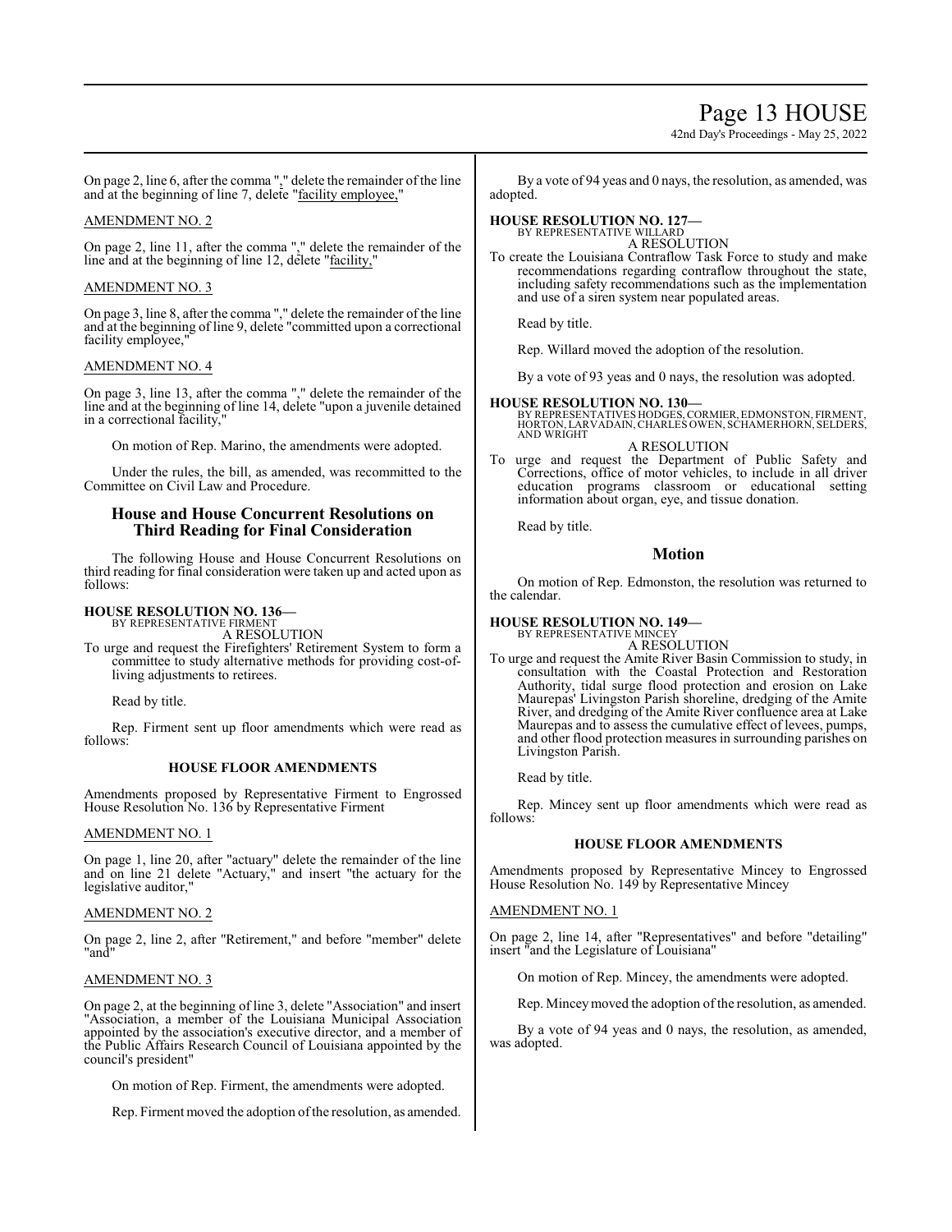On page 2, line 6, after the comma "," delete the remainder of the line and at the beginning of line 7, delete "facility employee,"

AMENDMENT NO. 2

On page 2, line 11, after the comma "," delete the remainder of the line and at the beginning of line 12, delete "facility,"

AMENDMENT NO. 3

On page 3, line 8, after the comma "," delete the remainder of the line and at the beginning of line 9, delete "committed upon a correctional facility employee,"

AMENDMENT NO. 4

On page 3, line 13, after the comma "," delete the remainder of the line and at the beginning of line 14, delete "upon a juvenile detained in a correctional facility,"

On motion of Rep. Marino, the amendments were adopted.

Under the rules, the bill, as amended, was recommitted to the Committee on Civil Law and Procedure.

## House and House Concurrent Resolutions on Third Reading for Final Consideration

The following House and House Concurrent Resolutions on third reading for final consideration were taken up and acted upon as follows:

**HOUSE RESOLUTION NO. 136—**
BY REPRESENTATIVE FIRMENT
A RESOLUTION
To urge and request the Firefighters' Retirement System to form a committee to study alternative methods for providing cost-of-living adjustments to retirees.

Read by title.

Rep. Firment sent up floor amendments which were read as follows:

**HOUSE FLOOR AMENDMENTS**

Amendments proposed by Representative Firment to Engrossed House Resolution No. 136 by Representative Firment

AMENDMENT NO. 1

On page 1, line 20, after "actuary" delete the remainder of the line and on line 21 delete "Actuary," and insert "the actuary for the legislative auditor,"

AMENDMENT NO. 2

On page 2, line 2, after "Retirement," and before "member" delete "and"

AMENDMENT NO. 3

On page 2, at the beginning of line 3, delete "Association" and insert "Association, a member of the Louisiana Municipal Association appointed by the association's executive director, and a member of the Public Affairs Research Council of Louisiana appointed by the council's president"

On motion of Rep. Firment, the amendments were adopted.

Rep. Firment moved the adoption of the resolution, as amended.

By a vote of 94 yeas and 0 nays, the resolution, as amended, was adopted.

**HOUSE RESOLUTION NO. 127—**
BY REPRESENTATIVE WILLARD
A RESOLUTION
To create the Louisiana Contraflow Task Force to study and make recommendations regarding contraflow throughout the state, including safety recommendations such as the implementation and use of a siren system near populated areas.

Read by title.

Rep. Willard moved the adoption of the resolution.

By a vote of 93 yeas and 0 nays, the resolution was adopted.

**HOUSE RESOLUTION NO. 130—**
BY REPRESENTATIVES HODGES, CORMIER, EDMONSTON, FIRMENT, HORTON, LARVADAIN, CHARLES OWEN, SCHAMERHORN, SELDERS, AND WRIGHT
A RESOLUTION
To urge and request the Department of Public Safety and Corrections, office of motor vehicles, to include in all driver education programs classroom or educational setting information about organ, eye, and tissue donation.

Read by title.

## Motion

On motion of Rep. Edmonston, the resolution was returned to the calendar.

**HOUSE RESOLUTION NO. 149—**
BY REPRESENTATIVE MINCEY
A RESOLUTION
To urge and request the Amite River Basin Commission to study, in consultation with the Coastal Protection and Restoration Authority, tidal surge flood protection and erosion on Lake Maurepas' Livingston Parish shoreline, dredging of the Amite River, and dredging of the Amite River confluence area at Lake Maurepas and to assess the cumulative effect of levees, pumps, and other flood protection measures in surrounding parishes on Livingston Parish.

Read by title.

Rep. Mincey sent up floor amendments which were read as follows:

**HOUSE FLOOR AMENDMENTS**

Amendments proposed by Representative Mincey to Engrossed House Resolution No. 149 by Representative Mincey

AMENDMENT NO. 1

On page 2, line 14, after "Representatives" and before "detailing" insert "and the Legislature of Louisiana"

On motion of Rep. Mincey, the amendments were adopted.

Rep. Mincey moved the adoption of the resolution, as amended.

By a vote of 94 yeas and 0 nays, the resolution, as amended, was adopted.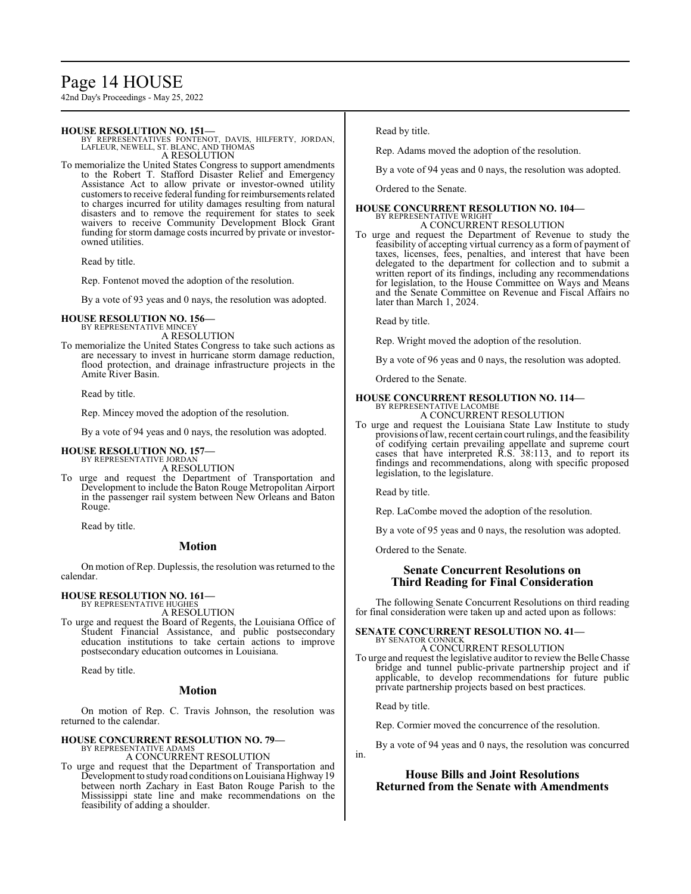**HOUSE RESOLUTION NO. 151—**
BY REPRESENTATIVES FONTENOT, DAVIS, HILFERTY, JORDAN, LAFLEUR, NEWELL, ST. BLANC, AND THOMAS
A RESOLUTION

To memorialize the United States Congress to support amendments to the Robert T. Stafford Disaster Relief and Emergency Assistance Act to allow private or investor-owned utility customers to receive federal funding for reimbursements related to charges incurred for utility damages resulting from natural disasters and to remove the requirement for states to seek waivers to receive Community Development Block Grant funding for storm damage costs incurred by private or investor-owned utilities.

Read by title.

Rep. Fontenot moved the adoption of the resolution.

By a vote of 93 yeas and 0 nays, the resolution was adopted.

**HOUSE RESOLUTION NO. 156—**
BY REPRESENTATIVE MINCEY
A RESOLUTION

To memorialize the United States Congress to take such actions as are necessary to invest in hurricane storm damage reduction, flood protection, and drainage infrastructure projects in the Amite River Basin.

Read by title.

Rep. Mincey moved the adoption of the resolution.

By a vote of 94 yeas and 0 nays, the resolution was adopted.

**HOUSE RESOLUTION NO. 157—**
BY REPRESENTATIVE JORDAN
A RESOLUTION

To urge and request the Department of Transportation and Development to include the Baton Rouge Metropolitan Airport in the passenger rail system between New Orleans and Baton Rouge.

Read by title.

## Motion

On motion of Rep. Duplessis, the resolution was returned to the calendar.

**HOUSE RESOLUTION NO. 161—**
BY REPRESENTATIVE HUGHES
A RESOLUTION

To urge and request the Board of Regents, the Louisiana Office of Student Financial Assistance, and public postsecondary education institutions to take certain actions to improve postsecondary education outcomes in Louisiana.

Read by title.

## Motion

On motion of Rep. C. Travis Johnson, the resolution was returned to the calendar.

**HOUSE CONCURRENT RESOLUTION NO. 79—**
BY REPRESENTATIVE ADAMS
A CONCURRENT RESOLUTION

To urge and request that the Department of Transportation and Development to study road conditions on Louisiana Highway 19 between north Zachary in East Baton Rouge Parish to the Mississippi state line and make recommendations on the feasibility of adding a shoulder.

Read by title.

Rep. Adams moved the adoption of the resolution.

By a vote of 94 yeas and 0 nays, the resolution was adopted.

Ordered to the Senate.

**HOUSE CONCURRENT RESOLUTION NO. 104—**
BY REPRESENTATIVE WRIGHT
A CONCURRENT RESOLUTION

To urge and request the Department of Revenue to study the feasibility of accepting virtual currency as a form of payment of taxes, licenses, fees, penalties, and interest that have been delegated to the department for collection and to submit a written report of its findings, including any recommendations for legislation, to the House Committee on Ways and Means and the Senate Committee on Revenue and Fiscal Affairs no later than March 1, 2024.

Read by title.

Rep. Wright moved the adoption of the resolution.

By a vote of 96 yeas and 0 nays, the resolution was adopted.

Ordered to the Senate.

**HOUSE CONCURRENT RESOLUTION NO. 114—**
BY REPRESENTATIVE LACOMBE
A CONCURRENT RESOLUTION

To urge and request the Louisiana State Law Institute to study provisions of law, recent certain court rulings, and the feasibility of codifying certain prevailing appellate and supreme court cases that have interpreted R.S. 38:113, and to report its findings and recommendations, along with specific proposed legislation, to the legislature.

Read by title.

Rep. LaCombe moved the adoption of the resolution.

By a vote of 95 yeas and 0 nays, the resolution was adopted.

Ordered to the Senate.

## Senate Concurrent Resolutions on Third Reading for Final Consideration

The following Senate Concurrent Resolutions on third reading for final consideration were taken up and acted upon as follows:

**SENATE CONCURRENT RESOLUTION NO. 41—**
BY SENATOR CONNICK
A CONCURRENT RESOLUTION

To urge and request the legislative auditor to review the Belle Chasse bridge and tunnel public-private partnership project and if applicable, to develop recommendations for future public private partnership projects based on best practices.

Read by title.

Rep. Cormier moved the concurrence of the resolution.

By a vote of 94 yeas and 0 nays, the resolution was concurred in.

## House Bills and Joint Resolutions Returned from the Senate with Amendments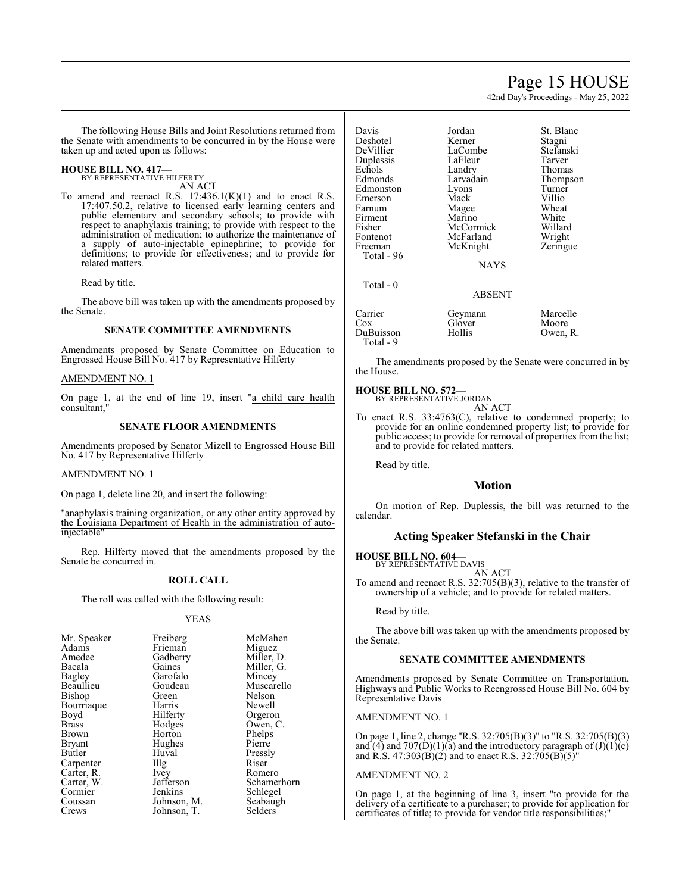The following House Bills and Joint Resolutions returned from the Senate with amendments to be concurred in by the House were taken up and acted upon as follows:

**HOUSE BILL NO. 417—**
BY REPRESENTATIVE HILFERTY
AN ACT

To amend and reenact R.S. 17:436.1(K)(1) and to enact R.S. 17:407.50.2, relative to licensed early learning centers and public elementary and secondary schools; to provide with respect to anaphylaxis training; to provide with respect to the administration of medication; to authorize the maintenance of a supply of auto-injectable epinephrine; to provide for definitions; to provide for effectiveness; and to provide for related matters.

Read by title.

The above bill was taken up with the amendments proposed by the Senate.

### SENATE COMMITTEE AMENDMENTS

Amendments proposed by Senate Committee on Education to Engrossed House Bill No. 417 by Representative Hilferty

AMENDMENT NO. 1

On page 1, at the end of line 19, insert "a child care health consultant,"

### SENATE FLOOR AMENDMENTS

Amendments proposed by Senator Mizell to Engrossed House Bill No. 417 by Representative Hilferty

AMENDMENT NO. 1

On page 1, delete line 20, and insert the following:

"anaphylaxis training organization, or any other entity approved by the Louisiana Department of Health in the administration of auto-injectable"

Rep. Hilferty moved that the amendments proposed by the Senate be concurred in.

### ROLL CALL

The roll was called with the following result:

YEAS

| | | |
|---|---|---|
| Mr. Speaker | Freiberg | McMahen |
| Adams | Frieman | Miguez |
| Amedee | Gadberry | Miller, D. |
| Bacala | Gaines | Miller, G. |
| Bagley | Garofalo | Mincey |
| Beaullieu | Goudeau | Muscarello |
| Bishop | Green | Nelson |
| Bourriaque | Harris | Newell |
| Boyd | Hilferty | Orgeron |
| Brass | Hodges | Owen, C. |
| Brown | Horton | Phelps |
| Bryant | Hughes | Pierre |
| Butler | Huval | Pressly |
| Carpenter | Illg | Riser |
| Carter, R. | Ivey | Romero |
| Carter, W. | Jefferson | Schamerhorn |
| Cormier | Jenkins | Schlegel |
| Coussan | Johnson, M. | Seabaugh |
| Crews | Johnson, T. | Selders |
| Davis | Jordan | St. Blanc |
| Deshotel | Kerner | Stagni |
| DeVillier | LaCombe | Stefanski |
| Duplessis | LaFleur | Tarver |
| Echols | Landry | Thomas |
| Edmonds | Larvadain | Thompson |
| Edmonston | Lyons | Turner |
| Emerson | Mack | Villio |
| Farnum | Magee | Wheat |
| Firment | Marino | White |
| Fisher | McCormick | Willard |
| Fontenot | McFarland | Wright |
| Freeman | McKnight | Zeringue |

Total - 96

NAYS

Total - 0

ABSENT

| | | |
|---|---|---|
| Carrier | Geymann | Marcelle |
| Cox | Glover | Moore |
| DuBuisson | Hollis | Owen, R. |

Total - 9

The amendments proposed by the Senate were concurred in by the House.

**HOUSE BILL NO. 572—**
BY REPRESENTATIVE JORDAN
AN ACT

To enact R.S. 33:4763(C), relative to condemned property; to provide for an online condemned property list; to provide for public access; to provide for removal of properties from the list; and to provide for related matters.

Read by title.

## Motion

On motion of Rep. Duplessis, the bill was returned to the calendar.

## Acting Speaker Stefanski in the Chair

**HOUSE BILL NO. 604—**
BY REPRESENTATIVE DAVIS
AN ACT

To amend and reenact R.S. 32:705(B)(3), relative to the transfer of ownership of a vehicle; and to provide for related matters.

Read by title.

The above bill was taken up with the amendments proposed by the Senate.

### SENATE COMMITTEE AMENDMENTS

Amendments proposed by Senate Committee on Transportation, Highways and Public Works to Reengrossed House Bill No. 604 by Representative Davis

AMENDMENT NO. 1

On page 1, line 2, change "R.S. 32:705(B)(3)" to "R.S. 32:705(B)(3) and (4) and 707(D)(1)(a) and the introductory paragraph of (J)(1)(c) and R.S. 47:303(B)(2) and to enact R.S. 32:705(B)(5)"

AMENDMENT NO. 2

On page 1, at the beginning of line 3, insert "to provide for the delivery of a certificate to a purchaser; to provide for application for certificates of title; to provide for vendor title responsibilities;"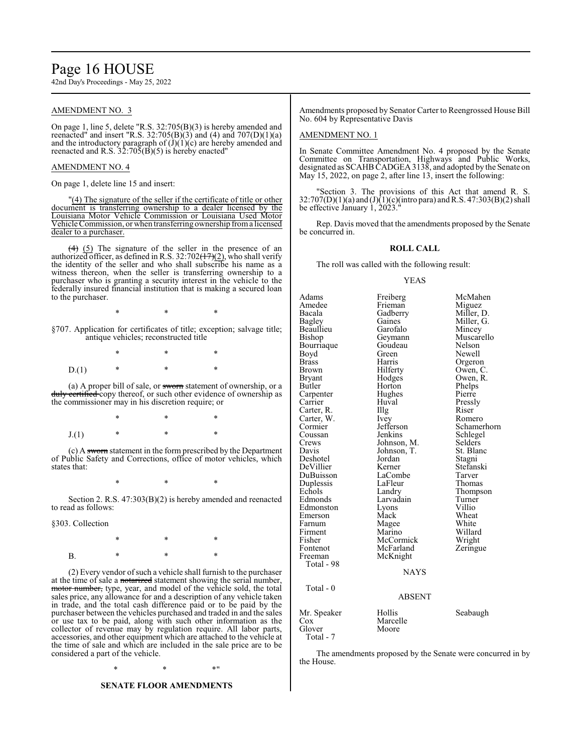## AMENDMENT NO. 3

On page 1, line 5, delete "R.S. 32:705(B)(3) is hereby amended and reenacted" and insert "R.S. 32:705(B)(3) and (4) and 707(D)(1)(a) and the introductory paragraph of (J)(1)(c) are hereby amended and reenacted and R.S. 32:705(B)(5) is hereby enacted"

## AMENDMENT NO. 4

On page 1, delete line 15 and insert:

"(4) The signature of the seller if the certificate of title or other document is transferring ownership to a dealer licensed by the Louisiana Motor Vehicle Commission or Louisiana Used Motor Vehicle Commission, or when transferring ownership from a licensed dealer to a purchaser.

~~(4)~~ (5) The signature of the seller in the presence of an authorized officer, as defined in R.S. 32:702~~(17)~~(2), who shall verify the identity of the seller and who shall subscribe his name as a witness thereon, when the seller is transferring ownership to a purchaser who is granting a security interest in the vehicle to the federally insured financial institution that is making a secured loan to the purchaser.

\* \* \*

§707. Application for certificates of title; exception; salvage title; antique vehicles; reconstructed title

\* \* \*

D.(1) \* \* \*

(a) A proper bill of sale, or ~~sworn~~ statement of ownership, or a ~~duly certified~~ copy thereof, or such other evidence of ownership as the commissioner may in his discretion require; or

\* \* \*

J.(1) \* \* \*

(c) A ~~sworn~~ statement in the form prescribed by the Department of Public Safety and Corrections, office of motor vehicles, which states that:

\* \* \*

Section 2. R.S. 47:303(B)(2) is hereby amended and reenacted to read as follows:

§303. Collection

\* \* \*

B. \* \* \*

(2) Every vendor of such a vehicle shall furnish to the purchaser at the time of sale a ~~notarized~~ statement showing the serial number, ~~motor number,~~ type, year, and model of the vehicle sold, the total sales price, any allowance for and a description of any vehicle taken in trade, and the total cash difference paid or to be paid by the purchaser between the vehicles purchased and traded in and the sales or use tax to be paid, along with such other information as the collector of revenue may by regulation require. All labor parts, accessories, and other equipment which are attached to the vehicle at the time of sale and which are included in the sale price are to be considered a part of the vehicle.

\* \* \*"

**SENATE FLOOR AMENDMENTS**

Amendments proposed by Senator Carter to Reengrossed House Bill No. 604 by Representative Davis

## AMENDMENT NO. 1

In Senate Committee Amendment No. 4 proposed by the Senate Committee on Transportation, Highways and Public Works, designated as SCAHB CADGEA 3138, and adopted by the Senate on May 15, 2022, on page 2, after line 13, insert the following:

"Section 3. The provisions of this Act that amend R. S. 32:707(D)(1)(a) and (J)(1)(c)(intro para) and R.S. 47:303(B)(2) shall be effective January 1, 2023."

Rep. Davis moved that the amendments proposed by the Senate be concurred in.

**ROLL CALL**

The roll was called with the following result:

YEAS

| | | |
|---|---|---|
| Adams | Freiberg | McMahen |
| Amedee | Frieman | Miguez |
| Bacala | Gadberry | Miller, D. |
| Bagley | Gaines | Miller, G. |
| Beaullieu | Garofalo | Mincey |
| Bishop | Geymann | Muscarello |
| Bourriaque | Goudeau | Nelson |
| Boyd | Green | Newell |
| Brass | Harris | Orgeron |
| Brown | Hilferty | Owen, C. |
| Bryant | Hodges | Owen, R. |
| Butler | Horton | Phelps |
| Carpenter | Hughes | Pierre |
| Carrier | Huval | Pressly |
| Carter, R. | Illg | Riser |
| Carter, W. | Ivey | Romero |
| Cormier | Jefferson | Schamerhorn |
| Coussan | Jenkins | Schlegel |
| Crews | Johnson, M. | Selders |
| Davis | Johnson, T. | St. Blanc |
| Deshotel | Jordan | Stagni |
| DeVillier | Kerner | Stefanski |
| DuBuisson | LaCombe | Tarver |
| Duplessis | LaFleur | Thomas |
| Echols | Landry | Thompson |
| Edmonds | Larvadain | Turner |
| Edmonston | Lyons | Villio |
| Emerson | Mack | Wheat |
| Farnum | Magee | White |
| Firment | Marino | Willard |
| Fisher | McCormick | Wright |
| Fontenot | McFarland | Zeringue |
| Freeman | McKnight | |

Total - 98

NAYS

Total - 0

ABSENT

| | | |
|---|---|---|
| Mr. Speaker | Hollis | Seabaugh |
| Cox | Marcelle | |
| Glover | Moore | |

Total - 7

The amendments proposed by the Senate were concurred in by the House.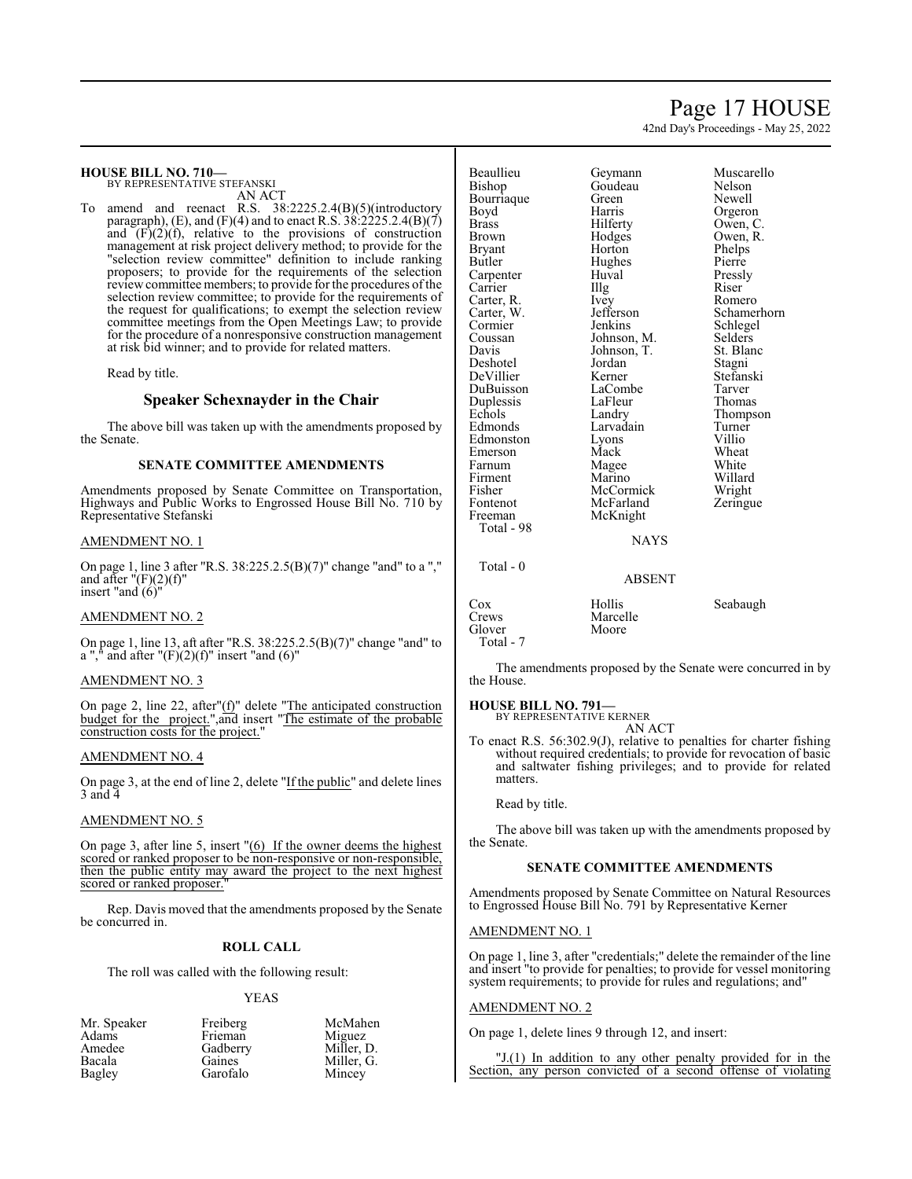**HOUSE BILL NO. 710—**
BY REPRESENTATIVE STEFANSKI
AN ACT

To amend and reenact R.S. 38:2225.2.4(B)(5)(introductory paragraph), (E), and (F)(4) and to enact R.S. 38:2225.2.4(B)(7) and (F)(2)(f), relative to the provisions of construction management at risk project delivery method; to provide for the "selection review committee" definition to include ranking proposers; to provide for the requirements of the selection review committee members; to provide for the procedures of the selection review committee; to provide for the requirements of the request for qualifications; to exempt the selection review committee meetings from the Open Meetings Law; to provide for the procedure of a nonresponsive construction management at risk bid winner; and to provide for related matters.

Read by title.

## Speaker Schexnayder in the Chair

The above bill was taken up with the amendments proposed by the Senate.

### SENATE COMMITTEE AMENDMENTS

Amendments proposed by Senate Committee on Transportation, Highways and Public Works to Engrossed House Bill No. 710 by Representative Stefanski

AMENDMENT NO. 1

On page 1, line 3 after "R.S. 38:225.2.5(B)(7)" change "and" to a "," and after "(F)(2)(f)" insert "and (6)"

AMENDMENT NO. 2

On page 1, line 13, aft after "R.S. 38:225.2.5(B)(7)" change "and" to a "," and after "(F)(2)(f)" insert "and (6)"

AMENDMENT NO. 3

On page 2, line 22, after"(f)" delete "The anticipated construction budget for the project.",and insert "The estimate of the probable construction costs for the project."

AMENDMENT NO. 4

On page 3, at the end of line 2, delete "If the public" and delete lines 3 and 4

AMENDMENT NO. 5

On page 3, after line 5, insert "(6) If the owner deems the highest scored or ranked proposer to be non-responsive or non-responsible, then the public entity may award the project to the next highest scored or ranked proposer."

Rep. Davis moved that the amendments proposed by the Senate be concurred in.

### ROLL CALL

The roll was called with the following result:

YEAS

| | | |
|---|---|---|
| Mr. Speaker | Freiberg | McMahen |
| Adams | Frieman | Miguez |
| Amedee | Gadberry | Miller, D. |
| Bacala | Gaines | Miller, G. |
| Bagley | Garofalo | Mincey |
| Beaullieu | Geymann | Muscarello |
| Bishop | Goudeau | Nelson |
| Bourriaque | Green | Newell |
| Boyd | Harris | Orgeron |
| Brass | Hilferty | Owen, C. |
| Brown | Hodges | Owen, R. |
| Bryant | Horton | Phelps |
| Butler | Hughes | Pierre |
| Carpenter | Huval | Pressly |
| Carrier | Illg | Riser |
| Carter, R. | Ivey | Romero |
| Carter, W. | Jefferson | Schamerhorn |
| Cormier | Jenkins | Schlegel |
| Coussan | Johnson, M. | Selders |
| Davis | Johnson, T. | St. Blanc |
| Deshotel | Jordan | Stagni |
| DeVillier | Kerner | Stefanski |
| DuBuisson | LaCombe | Tarver |
| Duplessis | LaFleur | Thomas |
| Echols | Landry | Thompson |
| Edmonds | Larvadain | Turner |
| Edmonston | Lyons | Villio |
| Emerson | Mack | Wheat |
| Farnum | Magee | White |
| Firment | Marino | Willard |
| Fisher | McCormick | Wright |
| Fontenot | McFarland | Zeringue |
| Freeman | McKnight | |

Total - 98

NAYS

Total - 0

ABSENT

| | | |
|---|---|---|
| Cox | Hollis | Seabaugh |
| Crews | Marcelle | |
| Glover | Moore | |

Total - 7

The amendments proposed by the Senate were concurred in by the House.

**HOUSE BILL NO. 791—**
BY REPRESENTATIVE KERNER
AN ACT

To enact R.S. 56:302.9(J), relative to penalties for charter fishing without required credentials; to provide for revocation of basic and saltwater fishing privileges; and to provide for related matters.

Read by title.

The above bill was taken up with the amendments proposed by the Senate.

### SENATE COMMITTEE AMENDMENTS

Amendments proposed by Senate Committee on Natural Resources to Engrossed House Bill No. 791 by Representative Kerner

AMENDMENT NO. 1

On page 1, line 3, after "credentials;" delete the remainder of the line and insert "to provide for penalties; to provide for vessel monitoring system requirements; to provide for rules and regulations; and"

AMENDMENT NO. 2

On page 1, delete lines 9 through 12, and insert:

"J.(1) In addition to any other penalty provided for in the Section, any person convicted of a second offense of violating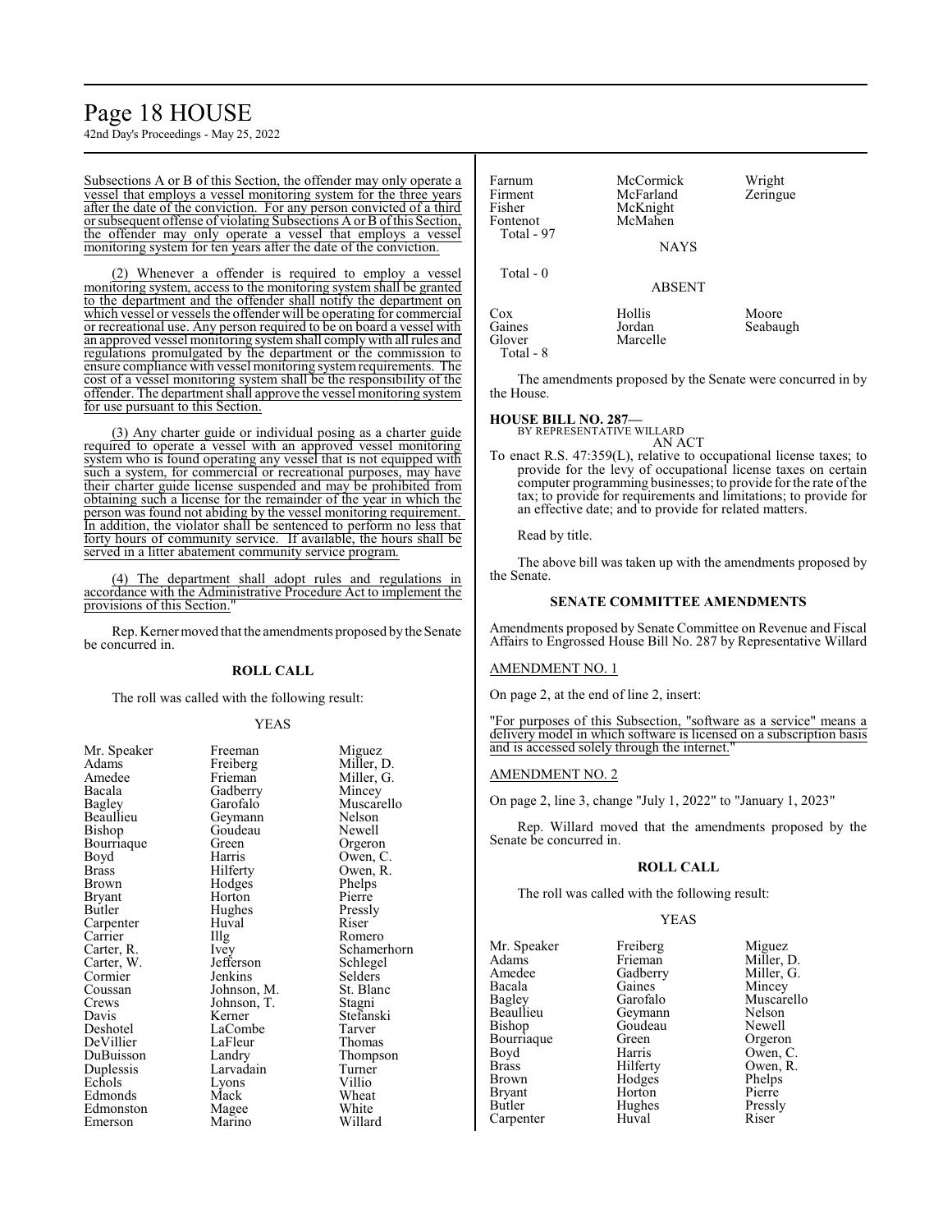Subsections A or B of this Section, the offender may only operate a vessel that employs a vessel monitoring system for the three years after the date of the conviction. For any person convicted of a third or subsequent offense of violating Subsections A or B of this Section, the offender may only operate a vessel that employs a vessel monitoring system for ten years after the date of the conviction.

(2) Whenever a offender is required to employ a vessel monitoring system, access to the monitoring system shall be granted to the department and the offender shall notify the department on which vessel or vessels the offender will be operating for commercial or recreational use. Any person required to be on board a vessel with an approved vessel monitoring system shall comply with all rules and regulations promulgated by the department or the commission to ensure compliance with vessel monitoring system requirements. The cost of a vessel monitoring system shall be the responsibility of the offender. The department shall approve the vessel monitoring system for use pursuant to this Section.

(3) Any charter guide or individual posing as a charter guide required to operate a vessel with an approved vessel monitoring system who is found operating any vessel that is not equipped with such a system, for commercial or recreational purposes, may have their charter guide license suspended and may be prohibited from obtaining such a license for the remainder of the year in which the person was found not abiding by the vessel monitoring requirement. In addition, the violator shall be sentenced to perform no less that forty hours of community service. If available, the hours shall be served in a litter abatement community service program.

(4) The department shall adopt rules and regulations in accordance with the Administrative Procedure Act to implement the provisions of this Section."

Rep. Kerner moved that the amendments proposed by the Senate be concurred in.

**ROLL CALL**

The roll was called with the following result:

YEAS

| | | |
|---|---|---|
| Mr. Speaker | Freeman | Miguez |
| Adams | Freiberg | Miller, D. |
| Amedee | Frieman | Miller, G. |
| Bacala | Gadberry | Mincey |
| Bagley | Garofalo | Muscarello |
| Beaullieu | Geymann | Nelson |
| Bishop | Goudeau | Newell |
| Bourriaque | Green | Orgeron |
| Boyd | Harris | Owen, C. |
| Brass | Hilferty | Owen, R. |
| Brown | Hodges | Phelps |
| Bryant | Horton | Pierre |
| Butler | Hughes | Pressly |
| Carpenter | Huval | Riser |
| Carrier | Illg | Romero |
| Carter, R. | Ivey | Schamerhorn |
| Carter, W. | Jefferson | Schlegel |
| Cormier | Jenkins | Selders |
| Coussan | Johnson, M. | St. Blanc |
| Crews | Johnson, T. | Stagni |
| Davis | Kerner | Stefanski |
| Deshotel | LaCombe | Tarver |
| DeVillier | LaFleur | Thomas |
| DuBuisson | Landry | Thompson |
| Duplessis | Larvadain | Turner |
| Echols | Lyons | Villio |
| Edmonds | Mack | Wheat |
| Edmonston | Magee | White |
| Emerson | Marino | Willard |
| Farnum | McCormick | Wright |
| Firment | McFarland | Zeringue |
| Fisher | McKnight | |
| Fontenot | McMahen | |

Total - 97

NAYS

Total - 0

ABSENT

| | | |
|---|---|---|
| Cox | Hollis | Moore |
| Gaines | Jordan | Seabaugh |
| Glover | Marcelle | |

Total - 8

The amendments proposed by the Senate were concurred in by the House.

**HOUSE BILL NO. 287—**
BY REPRESENTATIVE WILLARD
AN ACT

To enact R.S. 47:359(L), relative to occupational license taxes; to provide for the levy of occupational license taxes on certain computer programming businesses; to provide for the rate of the tax; to provide for requirements and limitations; to provide for an effective date; and to provide for related matters.

Read by title.

The above bill was taken up with the amendments proposed by the Senate.

**SENATE COMMITTEE AMENDMENTS**

Amendments proposed by Senate Committee on Revenue and Fiscal Affairs to Engrossed House Bill No. 287 by Representative Willard

AMENDMENT NO. 1

On page 2, at the end of line 2, insert:

"For purposes of this Subsection, "software as a service" means a delivery model in which software is licensed on a subscription basis and is accessed solely through the internet."

AMENDMENT NO. 2

On page 2, line 3, change "July 1, 2022" to "January 1, 2023"

Rep. Willard moved that the amendments proposed by the Senate be concurred in.

**ROLL CALL**

The roll was called with the following result:

YEAS

| | | |
|---|---|---|
| Mr. Speaker | Freiberg | Miguez |
| Adams | Frieman | Miller, D. |
| Amedee | Gadberry | Miller, G. |
| Bacala | Gaines | Mincey |
| Bagley | Garofalo | Muscarello |
| Beaullieu | Geymann | Nelson |
| Bishop | Goudeau | Newell |
| Bourriaque | Green | Orgeron |
| Boyd | Harris | Owen, C. |
| Brass | Hilferty | Owen, R. |
| Brown | Hodges | Phelps |
| Bryant | Horton | Pierre |
| Butler | Hughes | Pressly |
| Carpenter | Huval | Riser |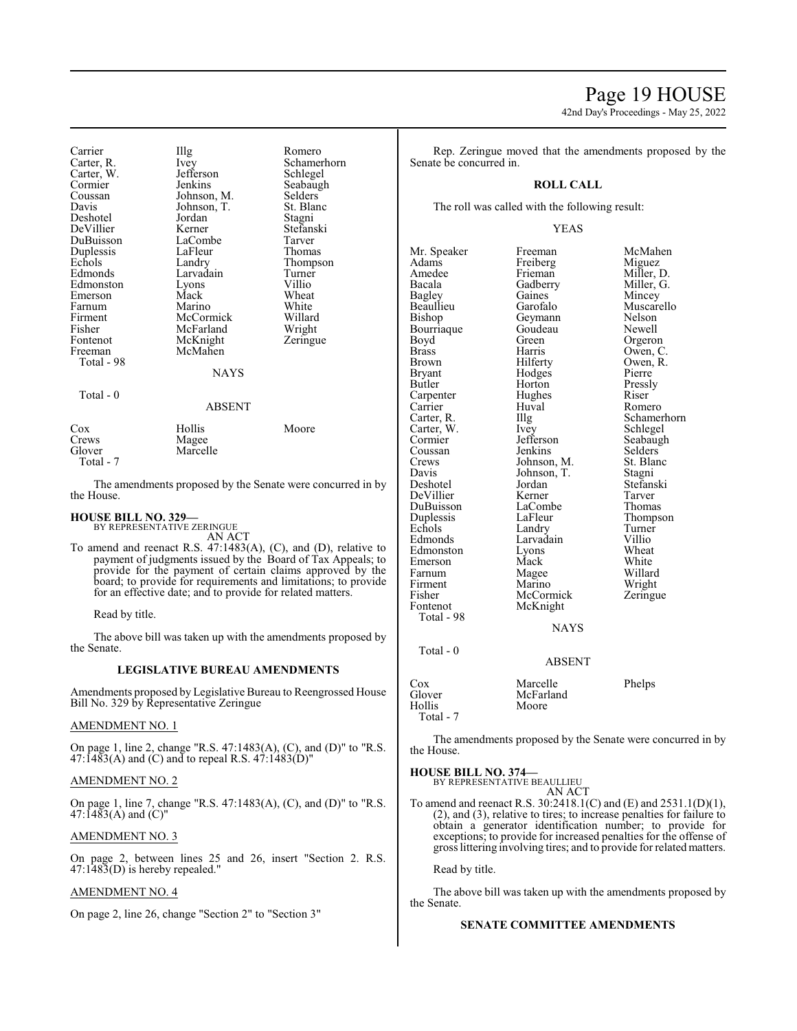| | | |
|---|---|---|
| Carrier | Illg | Romero |
| Carter, R. | Ivey | Schamerhorn |
| Carter, W. | Jefferson | Schlegel |
| Cormier | Jenkins | Seabaugh |
| Coussan | Johnson, M. | Selders |
| Davis | Johnson, T. | St. Blanc |
| Deshotel | Jordan | Stagni |
| DeVillier | Kerner | Stefanski |
| DuBuisson | LaCombe | Tarver |
| Duplessis | LaFleur | Thomas |
| Echols | Landry | Thompson |
| Edmonds | Larvadain | Turner |
| Edmonston | Lyons | Villio |
| Emerson | Mack | Wheat |
| Farnum | Marino | White |
| Firment | McCormick | Willard |
| Fisher | McFarland | Wright |
| Fontenot | McKnight | Zeringue |
| Freeman | McMahen | |
| Total - 98 | | |

NAYS

Total - 0

ABSENT

| | | |
|---|---|---|
| Cox | Hollis | Moore |
| Crews | Magee | |
| Glover | Marcelle | |
| Total - 7 | | |

The amendments proposed by the Senate were concurred in by the House.

**HOUSE BILL NO. 329—**
BY REPRESENTATIVE ZERINGUE
AN ACT

To amend and reenact R.S. 47:1483(A), (C), and (D), relative to payment of judgments issued by the Board of Tax Appeals; to provide for the payment of certain claims approved by the board; to provide for requirements and limitations; to provide for an effective date; and to provide for related matters.

Read by title.

The above bill was taken up with the amendments proposed by the Senate.

### LEGISLATIVE BUREAU AMENDMENTS

Amendments proposed by Legislative Bureau to Reengrossed House Bill No. 329 by Representative Zeringue

AMENDMENT NO. 1

On page 1, line 2, change "R.S. 47:1483(A), (C), and (D)" to "R.S. 47:1483(A) and (C) and to repeal R.S. 47:1483(D)"

AMENDMENT NO. 2

On page 1, line 7, change "R.S. 47:1483(A), (C), and (D)" to "R.S. 47:1483(A) and (C)"

AMENDMENT NO. 3

On page 2, between lines 25 and 26, insert "Section 2. R.S. 47:1483(D) is hereby repealed."

AMENDMENT NO. 4

On page 2, line 26, change "Section 2" to "Section 3"

Rep. Zeringue moved that the amendments proposed by the Senate be concurred in.

### ROLL CALL

The roll was called with the following result:

YEAS

| | | |
|---|---|---|
| Mr. Speaker | Freeman | McMahen |
| Adams | Freiberg | Miguez |
| Amedee | Frieman | Miller, D. |
| Bacala | Gadberry | Miller, G. |
| Bagley | Gaines | Mincey |
| Beaullieu | Garofalo | Muscarello |
| Bishop | Geymann | Nelson |
| Bourriaque | Goudeau | Newell |
| Boyd | Green | Orgeron |
| Brass | Harris | Owen, C. |
| Brown | Hilferty | Owen, R. |
| Bryant | Hodges | Pierre |
| Butler | Horton | Pressly |
| Carpenter | Hughes | Riser |
| Carrier | Huval | Romero |
| Carter, R. | Illg | Schamerhorn |
| Carter, W. | Ivey | Schlegel |
| Cormier | Jefferson | Seabaugh |
| Coussan | Jenkins | Selders |
| Crews | Johnson, M. | St. Blanc |
| Davis | Johnson, T. | Stagni |
| Deshotel | Jordan | Stefanski |
| DeVillier | Kerner | Tarver |
| DuBuisson | LaCombe | Thomas |
| Duplessis | LaFleur | Thompson |
| Echols | Landry | Turner |
| Edmonds | Larvadain | Villio |
| Edmonston | Lyons | Wheat |
| Emerson | Mack | White |
| Farnum | Magee | Willard |
| Firment | Marino | Wright |
| Fisher | McCormick | Zeringue |
| Fontenot | McKnight | |
| Total - 98 | | |

NAYS

Total - 0

ABSENT

| | | |
|---|---|---|
| Cox | Marcelle | Phelps |
| Glover | McFarland | |
| Hollis | Moore | |
| Total - 7 | | |

The amendments proposed by the Senate were concurred in by the House.

**HOUSE BILL NO. 374—**
BY REPRESENTATIVE BEAULLIEU
AN ACT

To amend and reenact R.S. 30:2418.1(C) and (E) and 2531.1(D)(1), (2), and (3), relative to tires; to increase penalties for failure to obtain a generator identification number; to provide for exceptions; to provide for increased penalties for the offense of gross littering involving tires; and to provide for related matters.

Read by title.

The above bill was taken up with the amendments proposed by the Senate.

### SENATE COMMITTEE AMENDMENTS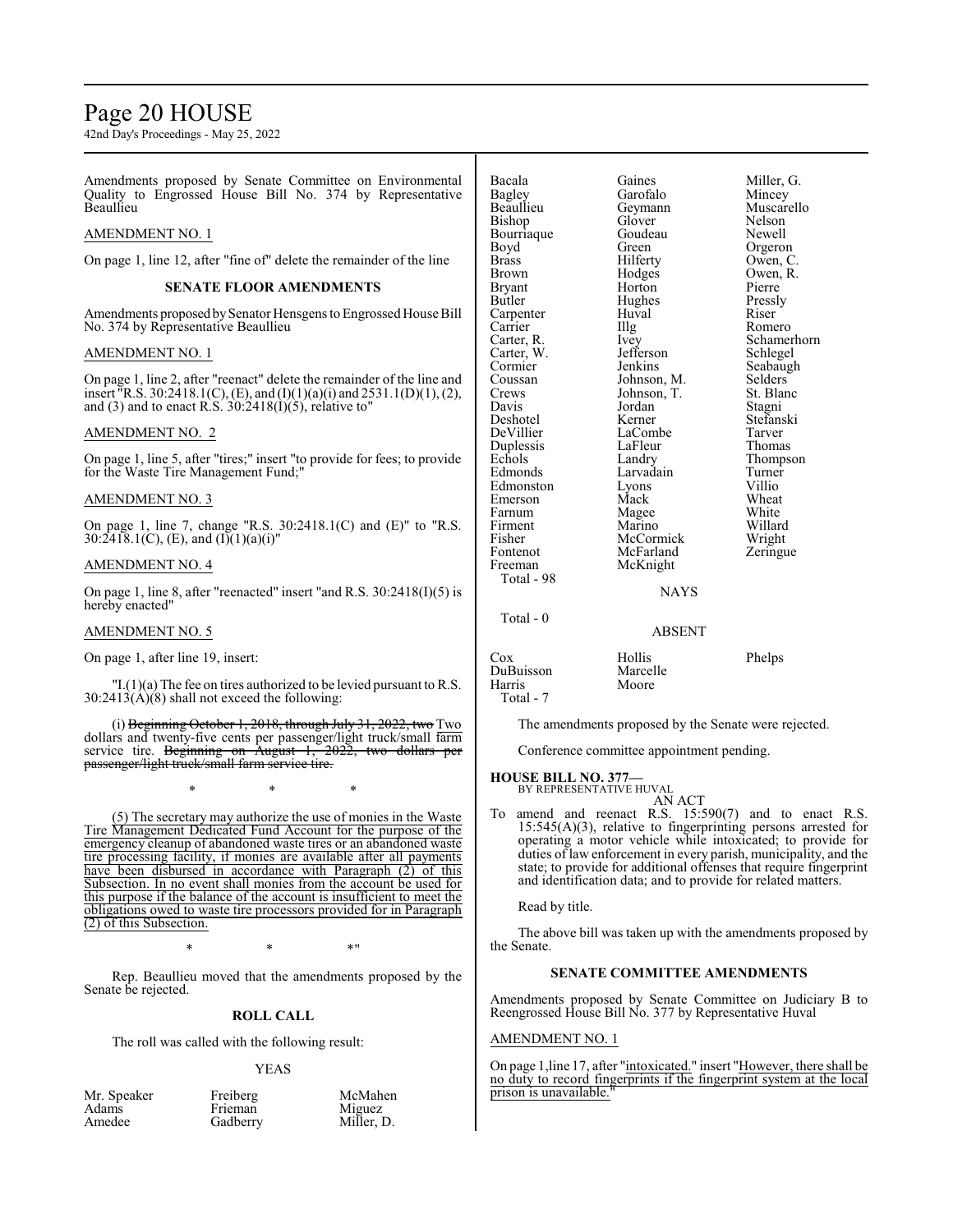Amendments proposed by Senate Committee on Environmental Quality to Engrossed House Bill No. 374 by Representative Beaullieu

AMENDMENT NO. 1

On page 1, line 12, after "fine of" delete the remainder of the line

**SENATE FLOOR AMENDMENTS**

Amendments proposed by Senator Hensgens to Engrossed House Bill No. 374 by Representative Beaullieu

AMENDMENT NO. 1

On page 1, line 2, after "reenact" delete the remainder of the line and insert "R.S. 30:2418.1(C), (E), and (I)(1)(a)(i) and 2531.1(D)(1), (2), and (3) and to enact R.S. 30:2418(I)(5), relative to"

AMENDMENT NO. 2

On page 1, line 5, after "tires;" insert "to provide for fees; to provide for the Waste Tire Management Fund;"

AMENDMENT NO. 3

On page 1, line 7, change "R.S. 30:2418.1(C) and (E)" to "R.S. 30:2418.1(C), (E), and (I)(1)(a)(i)"

AMENDMENT NO. 4

On page 1, line 8, after "reenacted" insert "and R.S. 30:2418(I)(5) is hereby enacted"

AMENDMENT NO. 5

On page 1, after line 19, insert:

"I.(1)(a) The fee on tires authorized to be levied pursuant to R.S. 30:2413(A)(8) shall not exceed the following:

(i) ~~Beginning October 1, 2018, through July 31, 2022, two~~ Two dollars and twenty-five cents per passenger/light truck/small farm service tire. ~~Beginning on August 1, 2022, two dollars per passenger/light truck/small farm service tire.~~

\* \* \*

(5) The secretary may authorize the use of monies in the Waste Tire Management Dedicated Fund Account for the purpose of the emergency cleanup of abandoned waste tires or an abandoned waste tire processing facility, if monies are available after all payments have been disbursed in accordance with Paragraph (2) of this Subsection. In no event shall monies from the account be used for this purpose if the balance of the account is insufficient to meet the obligations owed to waste tire processors provided for in Paragraph (2) of this Subsection.

\* \* \*"

Rep. Beaullieu moved that the amendments proposed by the Senate be rejected.

**ROLL CALL**

The roll was called with the following result:

YEAS

| | | |
|---|---|---|
| Mr. Speaker | Freiberg | McMahen |
| Adams | Frieman | Miguez |
| Amedee | Gadberry | Miller, D. |
| Bacala | Gaines | Miller, G. |
| Bagley | Garofalo | Mincey |
| Beaullieu | Geymann | Muscarello |
| Bishop | Glover | Nelson |
| Bourriaque | Goudeau | Newell |
| Boyd | Green | Orgeron |
| Brass | Hilferty | Owen, C. |
| Brown | Hodges | Owen, R. |
| Bryant | Horton | Pierre |
| Butler | Hughes | Pressly |
| Carpenter | Huval | Riser |
| Carrier | Illg | Romero |
| Carter, R. | Ivey | Schamerhorn |
| Carter, W. | Jefferson | Schlegel |
| Cormier | Jenkins | Seabaugh |
| Coussan | Johnson, M. | Selders |
| Crews | Johnson, T. | St. Blanc |
| Davis | Jordan | Stagni |
| Deshotel | Kerner | Stefanski |
| DeVillier | LaCombe | Tarver |
| Duplessis | LaFleur | Thomas |
| Echols | Landry | Thompson |
| Edmonds | Larvadain | Turner |
| Edmonston | Lyons | Villio |
| Emerson | Mack | Wheat |
| Farnum | Magee | White |
| Firment | Marino | Willard |
| Fisher | McCormick | Wright |
| Fontenot | McFarland | Zeringue |
| Freeman | McKnight | |

Total - 98

NAYS

Total - 0

ABSENT

| | | |
|---|---|---|
| Cox | Hollis | Phelps |
| DuBuisson | Marcelle | |
| Harris | Moore | |

Total - 7

The amendments proposed by the Senate were rejected.

Conference committee appointment pending.

**HOUSE BILL NO. 377—**
BY REPRESENTATIVE HUVAL

AN ACT

To amend and reenact R.S. 15:590(7) and to enact R.S. 15:545(A)(3), relative to fingerprinting persons arrested for operating a motor vehicle while intoxicated; to provide for duties of law enforcement in every parish, municipality, and the state; to provide for additional offenses that require fingerprint and identification data; and to provide for related matters.

Read by title.

The above bill was taken up with the amendments proposed by the Senate.

**SENATE COMMITTEE AMENDMENTS**

Amendments proposed by Senate Committee on Judiciary B to Reengrossed House Bill No. 377 by Representative Huval

AMENDMENT NO. 1

On page 1, line 17, after "intoxicated." insert "However, there shall be no duty to record fingerprints if the fingerprint system at the local prison is unavailable."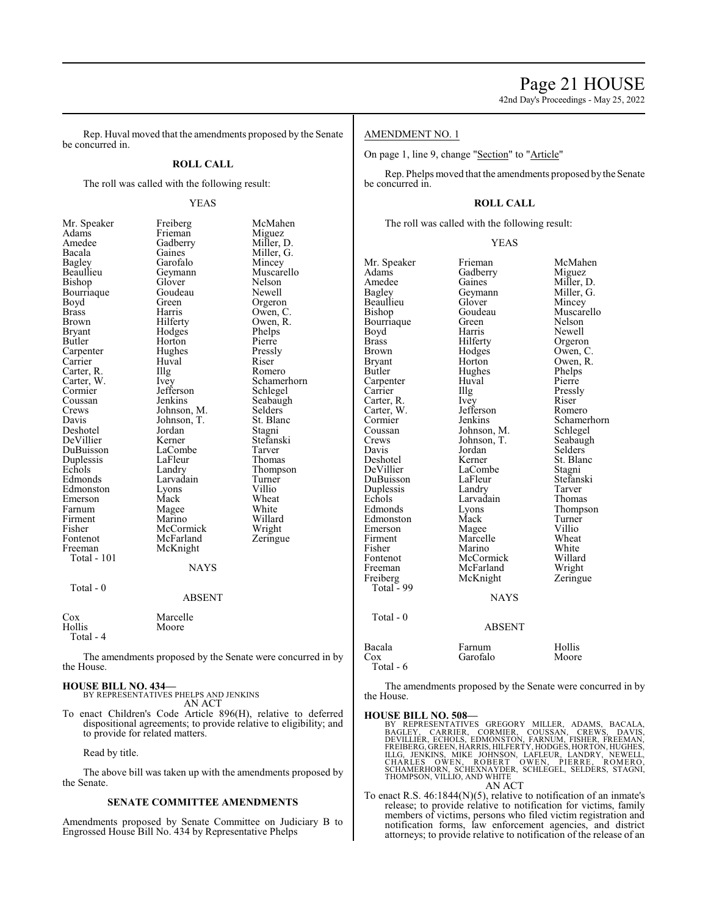Rep. Huval moved that the amendments proposed by the Senate be concurred in.

**ROLL CALL**

The roll was called with the following result:

YEAS

| | | |
|---|---|---|
| Mr. Speaker | Freiberg | McMahen |
| Adams | Frieman | Miguez |
| Amedee | Gadberry | Miller, D. |
| Bacala | Gaines | Miller, G. |
| Bagley | Garofalo | Mincey |
| Beaullieu | Geymann | Muscarello |
| Bishop | Glover | Nelson |
| Bourriaque | Goudeau | Newell |
| Boyd | Green | Orgeron |
| Brass | Harris | Owen, C. |
| Brown | Hilferty | Owen, R. |
| Bryant | Hodges | Phelps |
| Butler | Horton | Pierre |
| Carpenter | Hughes | Pressly |
| Carrier | Huval | Riser |
| Carter, R. | Illg | Romero |
| Carter, W. | Ivey | Schamerhorn |
| Cormier | Jefferson | Schlegel |
| Coussan | Jenkins | Seabaugh |
| Crews | Johnson, M. | Selders |
| Davis | Johnson, T. | St. Blanc |
| Deshotel | Jordan | Stagni |
| DeVillier | Kerner | Stefanski |
| DuBuisson | LaCombe | Tarver |
| Duplessis | LaFleur | Thomas |
| Echols | Landry | Thompson |
| Edmonds | Larvadain | Turner |
| Edmonston | Lyons | Villio |
| Emerson | Mack | Wheat |
| Farnum | Magee | White |
| Firment | Marino | Willard |
| Fisher | McCormick | Wright |
| Fontenot | McFarland | Zeringue |
| Freeman | McKnight | |

Total - 101

NAYS

Total - 0

ABSENT

| | |
|---|---|
| Cox | Marcelle |
| Hollis | Moore |

Total - 4

The amendments proposed by the Senate were concurred in by the House.

**HOUSE BILL NO. 434—**
BY REPRESENTATIVES PHELPS AND JENKINS
AN ACT

To enact Children's Code Article 896(H), relative to deferred dispositional agreements; to provide relative to eligibility; and to provide for related matters.

Read by title.

The above bill was taken up with the amendments proposed by the Senate.

**SENATE COMMITTEE AMENDMENTS**

Amendments proposed by Senate Committee on Judiciary B to Engrossed House Bill No. 434 by Representative Phelps

AMENDMENT NO. 1

On page 1, line 9, change "Section" to "Article"

Rep. Phelps moved that the amendments proposed by the Senate be concurred in.

**ROLL CALL**

The roll was called with the following result:

YEAS

| | | |
|---|---|---|
| Mr. Speaker | Frieman | McMahen |
| Adams | Gadberry | Miguez |
| Amedee | Gaines | Miller, D. |
| Bagley | Geymann | Miller, G. |
| Beaullieu | Glover | Mincey |
| Bishop | Goudeau | Muscarello |
| Bourriaque | Green | Nelson |
| Boyd | Harris | Newell |
| Brass | Hilferty | Orgeron |
| Brown | Hodges | Owen, C. |
| Bryant | Horton | Owen, R. |
| Butler | Hughes | Phelps |
| Carpenter | Huval | Pierre |
| Carrier | Illg | Pressly |
| Carter, R. | Ivey | Riser |
| Carter, W. | Jefferson | Romero |
| Cormier | Jenkins | Schamerhorn |
| Coussan | Johnson, M. | Schlegel |
| Crews | Johnson, T. | Seabaugh |
| Davis | Jordan | Selders |
| Deshotel | Kerner | St. Blanc |
| DeVillier | LaCombe | Stagni |
| DuBuisson | LaFleur | Stefanski |
| Duplessis | Landry | Tarver |
| Echols | Larvadain | Thomas |
| Edmonds | Lyons | Thompson |
| Edmonston | Mack | Turner |
| Emerson | Magee | Villio |
| Firment | Marcelle | Wheat |
| Fisher | Marino | White |
| Fontenot | McCormick | Willard |
| Freeman | McFarland | Wright |
| Freiberg | McKnight | Zeringue |

Total - 99

NAYS

Total - 0

ABSENT

| | | |
|---|---|---|
| Bacala | Farnum | Hollis |
| Cox | Garofalo | Moore |

Total - 6

The amendments proposed by the Senate were concurred in by the House.

**HOUSE BILL NO. 508—**
BY REPRESENTATIVES GREGORY MILLER, ADAMS, BACALA, BAGLEY, CARRIER, CORMIER, COUSSAN, CREWS, DAVIS, DEVILLIER, ECHOLS, EDMONSTON, FARNUM, FISHER, FREEMAN, FREIBERG, GREEN, HARRIS, HILFERTY, HODGES, HORTON, HUGHES, ILLG, JENKINS, MIKE JOHNSON, LAFLEUR, LANDRY, NEWELL, CHARLES OWEN, ROBERT OWEN, PIERRE, ROMERO, SCHAMERHORN, SCHEXNAYDER, SCHLEGEL, SELDERS, STAGNI, THOMPSON, VILLIO, AND WHITE
AN ACT

To enact R.S. 46:1844(N)(5), relative to notification of an inmate's release; to provide relative to notification for victims, family members of victims, persons who filed victim registration and notification forms, law enforcement agencies, and district attorneys; to provide relative to notification of the release of an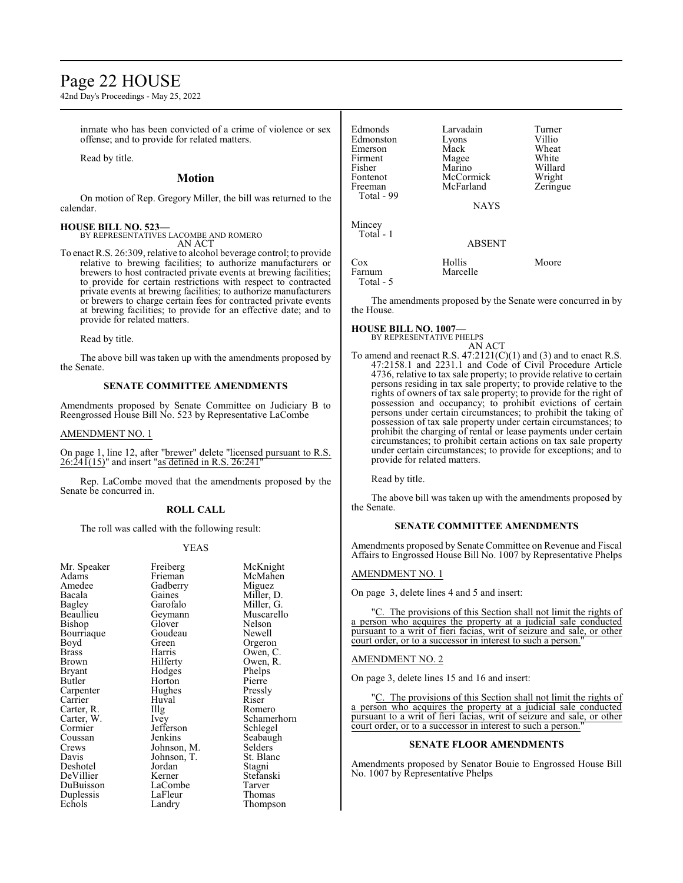inmate who has been convicted of a crime of violence or sex offense; and to provide for related matters.

Read by title.

## Motion

On motion of Rep. Gregory Miller, the bill was returned to the calendar.

**HOUSE BILL NO. 523—**
BY REPRESENTATIVES LACOMBE AND ROMERO
AN ACT

To enact R.S. 26:309, relative to alcohol beverage control; to provide relative to brewing facilities; to authorize manufacturers or brewers to host contracted private events at brewing facilities; to provide for certain restrictions with respect to contracted private events at brewing facilities; to authorize manufacturers or brewers to charge certain fees for contracted private events at brewing facilities; to provide for an effective date; and to provide for related matters.

Read by title.

The above bill was taken up with the amendments proposed by the Senate.

### SENATE COMMITTEE AMENDMENTS

Amendments proposed by Senate Committee on Judiciary B to Reengrossed House Bill No. 523 by Representative LaCombe

AMENDMENT NO. 1

On page 1, line 12, after "brewer" delete "licensed pursuant to R.S. 26:241(15)" and insert "as defined in R.S. 26:241"

Rep. LaCombe moved that the amendments proposed by the Senate be concurred in.

### ROLL CALL

The roll was called with the following result:

YEAS

| | | |
|---|---|---|
| Mr. Speaker | Freiberg | McKnight |
| Adams | Frieman | McMahen |
| Amedee | Gadberry | Miguez |
| Bacala | Gaines | Miller, D. |
| Bagley | Garofalo | Miller, G. |
| Beaullieu | Geymann | Muscarello |
| Bishop | Glover | Nelson |
| Bourriaque | Goudeau | Newell |
| Boyd | Green | Orgeron |
| Brass | Harris | Owen, C. |
| Brown | Hilferty | Owen, R. |
| Bryant | Hodges | Phelps |
| Butler | Horton | Pierre |
| Carpenter | Hughes | Pressly |
| Carrier | Huval | Riser |
| Carter, R. | Illg | Romero |
| Carter, W. | Ivey | Schamerhorn |
| Cormier | Jefferson | Schlegel |
| Coussan | Jenkins | Seabaugh |
| Crews | Johnson, M. | Selders |
| Davis | Johnson, T. | St. Blanc |
| Deshotel | Jordan | Stagni |
| DeVillier | Kerner | Stefanski |
| DuBuisson | LaCombe | Tarver |
| Duplessis | LaFleur | Thomas |
| Echols | Landry | Thompson |
| Edmonds | Larvadain | Turner |
| Edmonston | Lyons | Villio |
| Emerson | Mack | Wheat |
| Firment | Magee | White |
| Fisher | Marino | Willard |
| Fontenot | McCormick | Wright |
| Freeman | McFarland | Zeringue |

Total - 99

NAYS

Mincey
Total - 1

ABSENT

| | | |
|---|---|---|
| Cox | Hollis | Moore |
| Farnum | Marcelle | |

Total - 5

The amendments proposed by the Senate were concurred in by the House.

**HOUSE BILL NO. 1007—**
BY REPRESENTATIVE PHELPS
AN ACT

To amend and reenact R.S. 47:2121(C)(1) and (3) and to enact R.S. 47:2158.1 and 2231.1 and Code of Civil Procedure Article 4736, relative to tax sale property; to provide relative to certain persons residing in tax sale property; to provide relative to the rights of owners of tax sale property; to provide for the right of possession and occupancy; to prohibit evictions of certain persons under certain circumstances; to prohibit the taking of possession of tax sale property under certain circumstances; to prohibit the charging of rental or lease payments under certain circumstances; to prohibit certain actions on tax sale property under certain circumstances; to provide for exceptions; and to provide for related matters.

Read by title.

The above bill was taken up with the amendments proposed by the Senate.

### SENATE COMMITTEE AMENDMENTS

Amendments proposed by Senate Committee on Revenue and Fiscal Affairs to Engrossed House Bill No. 1007 by Representative Phelps

AMENDMENT NO. 1

On page 3, delete lines 4 and 5 and insert:

"C. The provisions of this Section shall not limit the rights of a person who acquires the property at a judicial sale conducted pursuant to a writ of fieri facias, writ of seizure and sale, or other court order, or to a successor in interest to such a person."

AMENDMENT NO. 2

On page 3, delete lines 15 and 16 and insert:

"C. The provisions of this Section shall not limit the rights of a person who acquires the property at a judicial sale conducted pursuant to a writ of fieri facias, writ of seizure and sale, or other court order, or to a successor in interest to such a person."

### SENATE FLOOR AMENDMENTS

Amendments proposed by Senator Bouie to Engrossed House Bill No. 1007 by Representative Phelps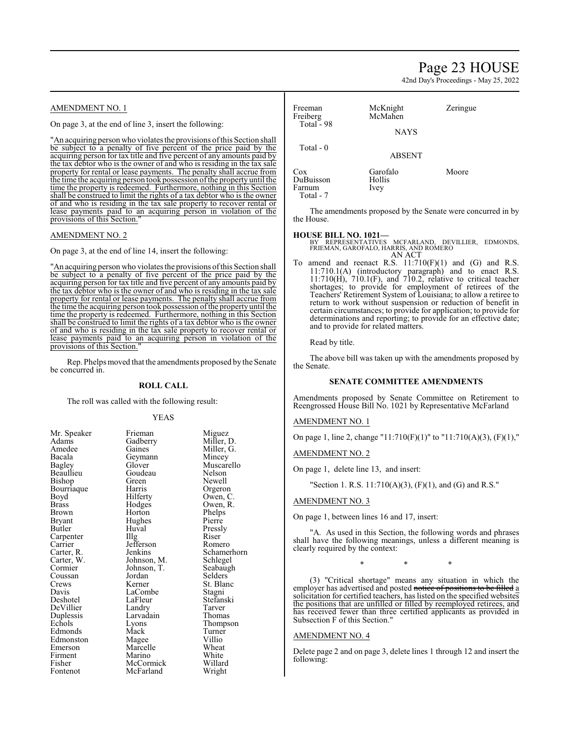AMENDMENT NO. 1

On page 3, at the end of line 3, insert the following:

"An acquiring person who violates the provisions of this Section shall be subject to a penalty of five percent of the price paid by the acquiring person for tax title and five percent of any amounts paid by the tax debtor who is the owner of and who is residing in the tax sale property for rental or lease payments. The penalty shall accrue from the time the acquiring person took possession of the property until the time the property is redeemed. Furthermore, nothing in this Section shall be construed to limit the rights of a tax debtor who is the owner of and who is residing in the tax sale property to recover rental or lease payments paid to an acquiring person in violation of the provisions of this Section."

AMENDMENT NO. 2

On page 3, at the end of line 14, insert the following:

"An acquiring person who violates the provisions of this Section shall be subject to a penalty of five percent of the price paid by the acquiring person for tax title and five percent of any amounts paid by the tax debtor who is the owner of and who is residing in the tax sale property for rental or lease payments. The penalty shall accrue from the time the acquiring person took possession of the property until the time the property is redeemed. Furthermore, nothing in this Section shall be construed to limit the rights of a tax debtor who is the owner of and who is residing in the tax sale property to recover rental or lease payments paid to an acquiring person in violation of the provisions of this Section."

Rep. Phelps moved that the amendments proposed by the Senate be concurred in.

**ROLL CALL**

The roll was called with the following result:

YEAS

| | | |
|---|---|---|
| Mr. Speaker | Frieman | Miguez |
| Adams | Gadberry | Miller, D. |
| Amedee | Gaines | Miller, G. |
| Bacala | Geymann | Mincey |
| Bagley | Glover | Muscarello |
| Beaullieu | Goudeau | Nelson |
| Bishop | Green | Newell |
| Bourriaque | Harris | Orgeron |
| Boyd | Hilferty | Owen, C. |
| Brass | Hodges | Owen, R. |
| Brown | Horton | Phelps |
| Bryant | Hughes | Pierre |
| Butler | Huval | Pressly |
| Carpenter | Illg | Riser |
| Carrier | Jefferson | Romero |
| Carter, R. | Jenkins | Schamerhorn |
| Carter, W. | Johnson, M. | Schlegel |
| Cormier | Johnson, T. | Seabaugh |
| Coussan | Jordan | Selders |
| Crews | Kerner | St. Blanc |
| Davis | LaCombe | Stagni |
| Deshotel | LaFleur | Stefanski |
| DeVillier | Landry | Tarver |
| Duplessis | Larvadain | Thomas |
| Echols | Lyons | Thompson |
| Edmonds | Mack | Turner |
| Edmonston | Magee | Villio |
| Emerson | Marcelle | Wheat |
| Firment | Marino | White |
| Fisher | McCormick | Willard |
| Fontenot | McFarland | Wright |
| Freeman | McKnight | Zeringue |
| Freiberg | McMahen | |
| Total - 98 | | |

NAYS

Total - 0

ABSENT

| | | |
|---|---|---|
| Cox | Garofalo | Moore |
| DuBuisson | Hollis | |
| Farnum | Ivey | |
| Total - 7 | | |

The amendments proposed by the Senate were concurred in by the House.

**HOUSE BILL NO. 1021—**
BY REPRESENTATIVES MCFARLAND, DEVILLIER, EDMONDS, FRIEMAN, GAROFALO, HARRIS, AND ROMERO
AN ACT

To amend and reenact R.S. 11:710(F)(1) and (G) and R.S. 11:710.1(A) (introductory paragraph) and to enact R.S. 11:710(H), 710.1(F), and 710.2, relative to critical teacher shortages; to provide for employment of retirees of the Teachers' Retirement System of Louisiana; to allow a retiree to return to work without suspension or reduction of benefit in certain circumstances; to provide for application; to provide for determinations and reporting; to provide for an effective date; and to provide for related matters.

Read by title.

The above bill was taken up with the amendments proposed by the Senate.

**SENATE COMMITTEE AMENDMENTS**

Amendments proposed by Senate Committee on Retirement to Reengrossed House Bill No. 1021 by Representative McFarland

AMENDMENT NO. 1

On page 1, line 2, change "11:710(F)(1)" to "11:710(A)(3), (F)(1),"

AMENDMENT NO. 2

On page 1, delete line 13, and insert:

"Section 1. R.S. 11:710(A)(3), (F)(1), and (G) and R.S."

AMENDMENT NO. 3

On page 1, between lines 16 and 17, insert:

"A. As used in this Section, the following words and phrases shall have the following meanings, unless a different meaning is clearly required by the context:

\* \* \*

(3) "Critical shortage" means any situation in which the employer has advertised and posted ~~notice of positions to be filled~~ a solicitation for certified teachers, has listed on the specified websites the positions that are unfilled or filled by reemployed retirees, and has received fewer than three certified applicants as provided in Subsection F of this Section."

AMENDMENT NO. 4

Delete page 2 and on page 3, delete lines 1 through 12 and insert the following: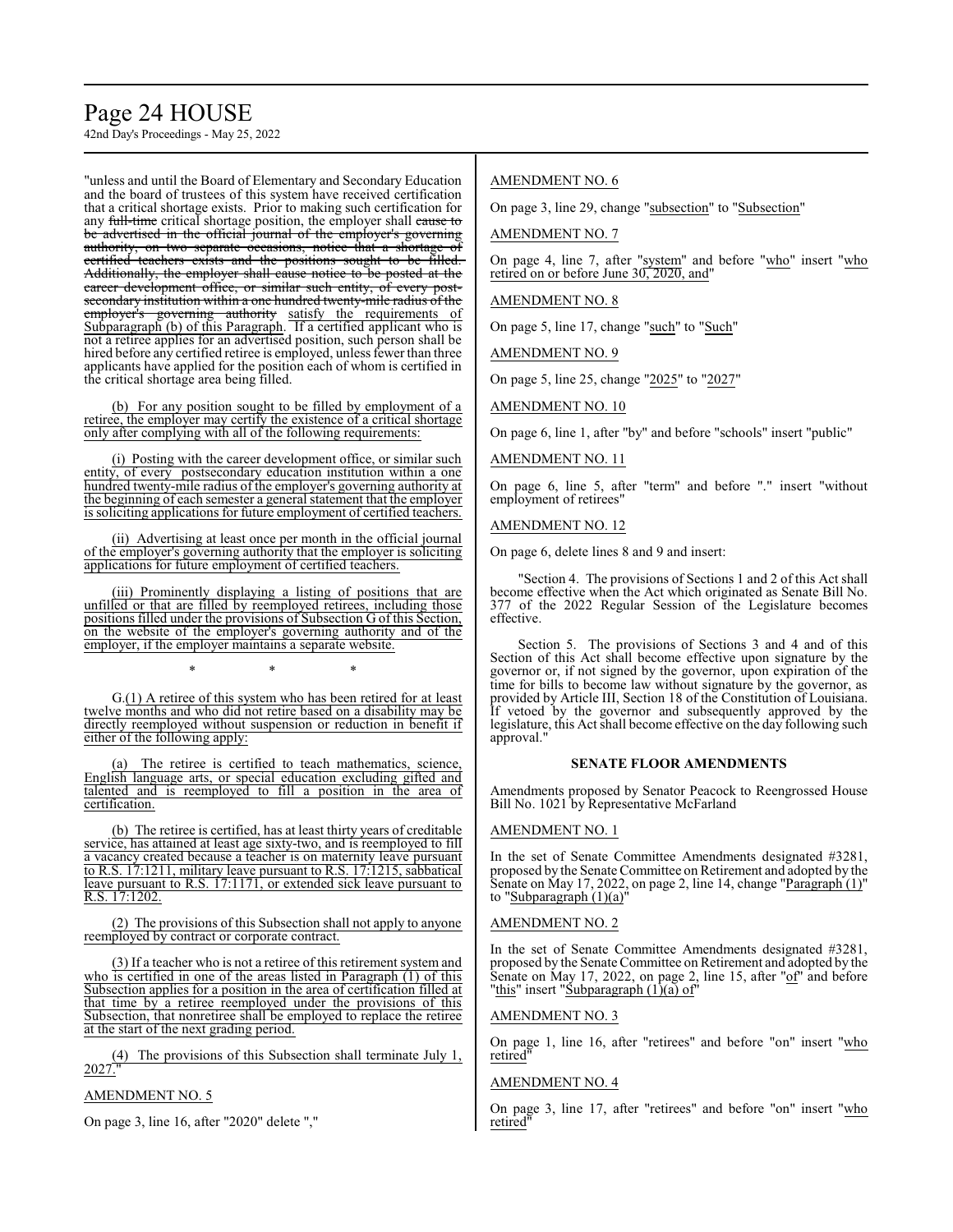"unless and until the Board of Elementary and Secondary Education and the board of trustees of this system have received certification that a critical shortage exists. Prior to making such certification for any ~~full-time~~ critical shortage position, the employer shall ~~cause to be advertised in the official journal of the employer's governing authority, on two separate occasions, notice that a shortage of certified teachers exists and the positions sought to be filled. Additionally, the employer shall cause notice to be posted at the career development office, or similar such entity, of every post-secondary institution within a one hundred twenty-mile radius of the employer's governing authority~~ satisfy the requirements of Subparagraph (b) of this Paragraph. If a certified applicant who is not a retiree applies for an advertised position, such person shall be hired before any certified retiree is employed, unless fewer than three applicants have applied for the position each of whom is certified in the critical shortage area being filled.

(b) For any position sought to be filled by employment of a retiree, the employer may certify the existence of a critical shortage only after complying with all of the following requirements:

(i) Posting with the career development office, or similar such entity, of every postsecondary education institution within a one hundred twenty-mile radius of the employer's governing authority at the beginning of each semester a general statement that the employer is soliciting applications for future employment of certified teachers.

(ii) Advertising at least once per month in the official journal of the employer's governing authority that the employer is soliciting applications for future employment of certified teachers.

(iii) Prominently displaying a listing of positions that are unfilled or that are filled by reemployed retirees, including those positions filled under the provisions of Subsection G of this Section, on the website of the employer's governing authority and of the employer, if the employer maintains a separate website.

\* \* \*

G.(1) A retiree of this system who has been retired for at least twelve months and who did not retire based on a disability may be directly reemployed without suspension or reduction in benefit if either of the following apply:

(a) The retiree is certified to teach mathematics, science, English language arts, or special education excluding gifted and talented and is reemployed to fill a position in the area of certification.

(b) The retiree is certified, has at least thirty years of creditable service, has attained at least age sixty-two, and is reemployed to fill a vacancy created because a teacher is on maternity leave pursuant to R.S. 17:1211, military leave pursuant to R.S. 17:1215, sabbatical leave pursuant to R.S. 17:1171, or extended sick leave pursuant to R.S. 17:1202.

(2) The provisions of this Subsection shall not apply to anyone reemployed by contract or corporate contract.

(3) If a teacher who is not a retiree of this retirement system and who is certified in one of the areas listed in Paragraph (1) of this Subsection applies for a position in the area of certification filled at that time by a retiree reemployed under the provisions of this Subsection, that nonretiree shall be employed to replace the retiree at the start of the next grading period.

(4) The provisions of this Subsection shall terminate July 1, 2027."

AMENDMENT NO. 5

On page 3, line 16, after "2020" delete ","

AMENDMENT NO. 6

On page 3, line 29, change "subsection" to "Subsection"

AMENDMENT NO. 7

On page 4, line 7, after "system" and before "who" insert "who retired on or before June 30, 2020, and"

AMENDMENT NO. 8

On page 5, line 17, change "such" to "Such"

AMENDMENT NO. 9

On page 5, line 25, change "2025" to "2027"

AMENDMENT NO. 10

On page 6, line 1, after "by" and before "schools" insert "public"

AMENDMENT NO. 11

On page 6, line 5, after "term" and before "." insert "without employment of retirees"

AMENDMENT NO. 12

On page 6, delete lines 8 and 9 and insert:

"Section 4. The provisions of Sections 1 and 2 of this Act shall become effective when the Act which originated as Senate Bill No. 377 of the 2022 Regular Session of the Legislature becomes effective.

Section 5. The provisions of Sections 3 and 4 and of this Section of this Act shall become effective upon signature by the governor or, if not signed by the governor, upon expiration of the time for bills to become law without signature by the governor, as provided by Article III, Section 18 of the Constitution of Louisiana. If vetoed by the governor and subsequently approved by the legislature, this Act shall become effective on the day following such approval."

## SENATE FLOOR AMENDMENTS

Amendments proposed by Senator Peacock to Reengrossed House Bill No. 1021 by Representative McFarland

AMENDMENT NO. 1

In the set of Senate Committee Amendments designated #3281, proposed by the Senate Committee on Retirement and adopted by the Senate on May 17, 2022, on page 2, line 14, change "Paragraph (1)" to "Subparagraph (1)(a)"

AMENDMENT NO. 2

In the set of Senate Committee Amendments designated #3281, proposed by the Senate Committee on Retirement and adopted by the Senate on May 17, 2022, on page 2, line 15, after "of" and before "this" insert "Subparagraph (1)(a) of"

AMENDMENT NO. 3

On page 1, line 16, after "retirees" and before "on" insert "who retired"

AMENDMENT NO. 4

On page 3, line 17, after "retirees" and before "on" insert "who retired"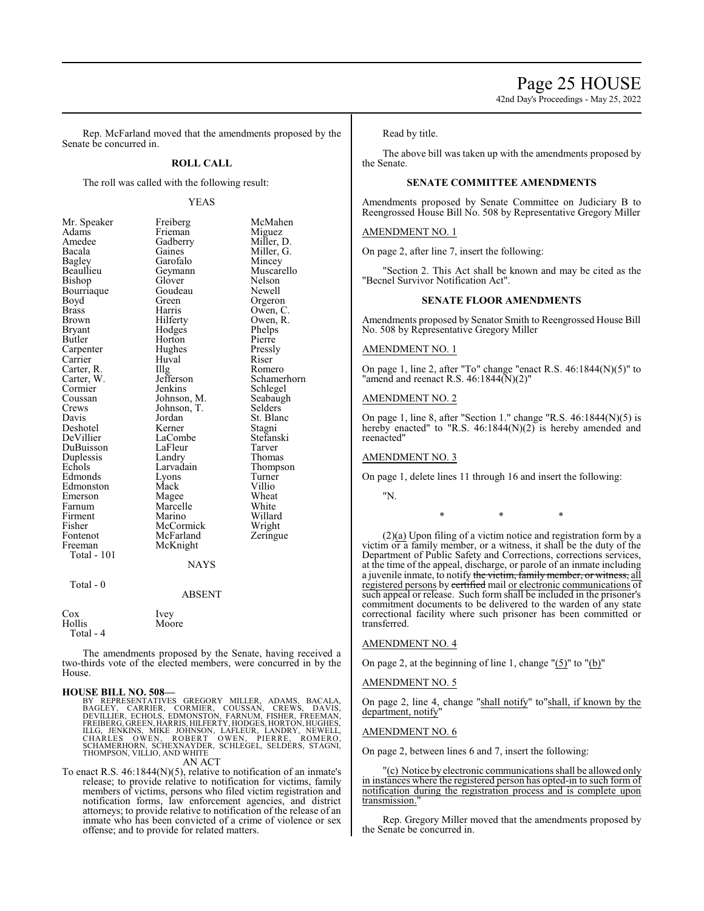Rep. McFarland moved that the amendments proposed by the Senate be concurred in.

**ROLL CALL**

The roll was called with the following result:

YEAS

| | | |
|---|---|---|
| Mr. Speaker | Freiberg | McMahen |
| Adams | Frieman | Miguez |
| Amedee | Gadberry | Miller, D. |
| Bacala | Gaines | Miller, G. |
| Bagley | Garofalo | Mincey |
| Beaullieu | Geymann | Muscarello |
| Bishop | Glover | Nelson |
| Bourriaque | Goudeau | Newell |
| Boyd | Green | Orgeron |
| Brass | Harris | Owen, C. |
| Brown | Hilferty | Owen, R. |
| Bryant | Hodges | Phelps |
| Butler | Horton | Pierre |
| Carpenter | Hughes | Pressly |
| Carrier | Huval | Riser |
| Carter, R. | Illg | Romero |
| Carter, W. | Jefferson | Schamerhorn |
| Cormier | Jenkins | Schlegel |
| Coussan | Johnson, M. | Seabaugh |
| Crews | Johnson, T. | Selders |
| Davis | Jordan | St. Blanc |
| Deshotel | Kerner | Stagni |
| DeVillier | LaCombe | Stefanski |
| DuBuisson | LaFleur | Tarver |
| Duplessis | Landry | Thomas |
| Echols | Larvadain | Thompson |
| Edmonds | Lyons | Turner |
| Edmonston | Mack | Villio |
| Emerson | Magee | Wheat |
| Farnum | Marcelle | White |
| Firment | Marino | Willard |
| Fisher | McCormick | Wright |
| Fontenot | McFarland | Zeringue |
| Freeman | McKnight | |

Total - 101

NAYS

Total - 0

ABSENT

| | |
|---|---|
| Cox | Ivey |
| Hollis | Moore |

Total - 4

The amendments proposed by the Senate, having received a two-thirds vote of the elected members, were concurred in by the House.

**HOUSE BILL NO. 508—**

BY REPRESENTATIVES GREGORY MILLER, ADAMS, BACALA, BAGLEY, CARRIER, CORMIER, COUSSAN, CREWS, DAVIS, DEVILLIER, ECHOLS, EDMONSTON, FARNUM, FISHER, FREEMAN, FREIBERG, GREEN, HARRIS, HILFERTY, HODGES, HORTON, HUGHES, ILLG, JENKINS, MIKE JOHNSON, LAFLEUR, LANDRY, NEWELL, CHARLES OWEN, ROBERT OWEN, PIERRE, ROMERO, SCHAMERHORN, SCHEXNAYDER, SCHLEGEL, SELDERS, STAGNI, THOMPSON, VILLIO, AND WHITE

AN ACT

To enact R.S. 46:1844(N)(5), relative to notification of an inmate's release; to provide relative to notification for victims, family members of victims, persons who filed victim registration and notification forms, law enforcement agencies, and district attorneys; to provide relative to notification of the release of an inmate who has been convicted of a crime of violence or sex offense; and to provide for related matters.

Read by title.

The above bill was taken up with the amendments proposed by the Senate.

**SENATE COMMITTEE AMENDMENTS**

Amendments proposed by Senate Committee on Judiciary B to Reengrossed House Bill No. 508 by Representative Gregory Miller

AMENDMENT NO. 1

On page 2, after line 7, insert the following:

"Section 2. This Act shall be known and may be cited as the "Becnel Survivor Notification Act".

**SENATE FLOOR AMENDMENTS**

Amendments proposed by Senator Smith to Reengrossed House Bill No. 508 by Representative Gregory Miller

AMENDMENT NO. 1

On page 1, line 2, after "To" change "enact R.S. 46:1844(N)(5)" to "amend and reenact R.S. 46:1844(N)(2)"

AMENDMENT NO. 2

On page 1, line 8, after "Section 1." change "R.S. 46:1844(N)(5) is hereby enacted" to "R.S. 46:1844(N)(2) is hereby amended and reenacted"

AMENDMENT NO. 3

On page 1, delete lines 11 through 16 and insert the following:

"N.

\* \* \*

(2)(a) Upon filing of a victim notice and registration form by a victim or a family member, or a witness, it shall be the duty of the Department of Public Safety and Corrections, corrections services, at the time of the appeal, discharge, or parole of an inmate including a juvenile inmate, to notify ~~the victim, family member, or witness,~~ all registered persons by ~~certified~~ mail or electronic communications of such appeal or release. Such form shall be included in the prisoner's commitment documents to be delivered to the warden of any state correctional facility where such prisoner has been committed or transferred.

AMENDMENT NO. 4

On page 2, at the beginning of line 1, change "(5)" to "(b)"

AMENDMENT NO. 5

On page 2, line 4, change "shall notify" to "shall, if known by the department, notify"

AMENDMENT NO. 6

On page 2, between lines 6 and 7, insert the following:

"(c) Notice by electronic communications shall be allowed only in instances where the registered person has opted-in to such form of notification during the registration process and is complete upon transmission."

Rep. Gregory Miller moved that the amendments proposed by the Senate be concurred in.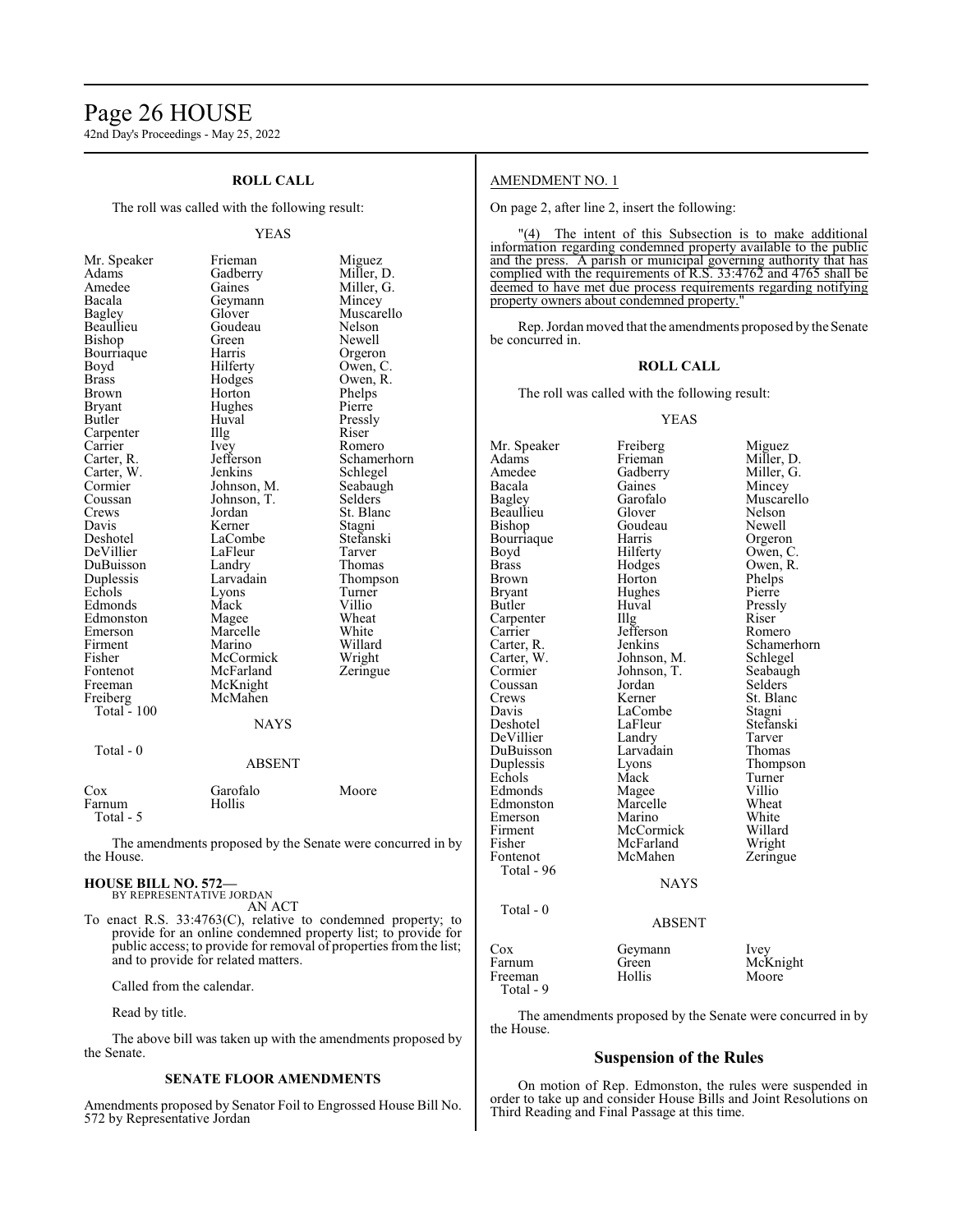## ROLL CALL

The roll was called with the following result:

YEAS

| | | |
|---|---|---|
| Mr. Speaker | Frieman | Miguez |
| Adams | Gadberry | Miller, D. |
| Amedee | Gaines | Miller, G. |
| Bacala | Geymann | Mincey |
| Bagley | Glover | Muscarello |
| Beaullieu | Goudeau | Nelson |
| Bishop | Green | Newell |
| Bourriaque | Harris | Orgeron |
| Boyd | Hilferty | Owen, C. |
| Brass | Hodges | Owen, R. |
| Brown | Horton | Phelps |
| Bryant | Hughes | Pierre |
| Butler | Huval | Pressly |
| Carpenter | Illg | Riser |
| Carrier | Ivey | Romero |
| Carter, R. | Jefferson | Schamerhorn |
| Carter, W. | Jenkins | Schlegel |
| Cormier | Johnson, M. | Seabaugh |
| Coussan | Johnson, T. | Selders |
| Crews | Jordan | St. Blanc |
| Davis | Kerner | Stagni |
| Deshotel | LaCombe | Stefanski |
| DeVillier | LaFleur | Tarver |
| DuBuisson | Landry | Thomas |
| Duplessis | Larvadain | Thompson |
| Echols | Lyons | Turner |
| Edmonds | Mack | Villio |
| Edmonston | Magee | Wheat |
| Emerson | Marcelle | White |
| Firment | Marino | Willard |
| Fisher | McCormick | Wright |
| Fontenot | McFarland | Zeringue |
| Freeman | McKnight | |
| Freiberg | McMahen | |

Total - 100

NAYS

Total - 0

ABSENT

| | | |
|---|---|---|
| Cox | Garofalo | Moore |
| Farnum | Hollis | |

Total - 5

The amendments proposed by the Senate were concurred in by the House.

**HOUSE BILL NO. 572—**
BY REPRESENTATIVE JORDAN
AN ACT

To enact R.S. 33:4763(C), relative to condemned property; to provide for an online condemned property list; to provide for public access; to provide for removal of properties from the list; and to provide for related matters.

Called from the calendar.

Read by title.

The above bill was taken up with the amendments proposed by the Senate.

## SENATE FLOOR AMENDMENTS

Amendments proposed by Senator Foil to Engrossed House Bill No. 572 by Representative Jordan

AMENDMENT NO. 1

On page 2, after line 2, insert the following:

"(4) The intent of this Subsection is to make additional information regarding condemned property available to the public and the press. A parish or municipal governing authority that has complied with the requirements of R.S. 33:4762 and 4765 shall be deemed to have met due process requirements regarding notifying property owners about condemned property."

Rep. Jordan moved that the amendments proposed by the Senate be concurred in.

## ROLL CALL

The roll was called with the following result:

YEAS

| | | |
|---|---|---|
| Mr. Speaker | Freiberg | Miguez |
| Adams | Frieman | Miller, D. |
| Amedee | Gadberry | Miller, G. |
| Bacala | Gaines | Mincey |
| Bagley | Garofalo | Muscarello |
| Beaullieu | Glover | Nelson |
| Bishop | Goudeau | Newell |
| Bourriaque | Harris | Orgeron |
| Boyd | Hilferty | Owen, C. |
| Brass | Hodges | Owen, R. |
| Brown | Horton | Phelps |
| Bryant | Hughes | Pierre |
| Butler | Huval | Pressly |
| Carpenter | Illg | Riser |
| Carrier | Jefferson | Romero |
| Carter, R. | Jenkins | Schamerhorn |
| Carter, W. | Johnson, M. | Schlegel |
| Cormier | Johnson, T. | Seabaugh |
| Coussan | Jordan | Selders |
| Crews | Kerner | St. Blanc |
| Davis | LaCombe | Stagni |
| Deshotel | LaFleur | Stefanski |
| DeVillier | Landry | Tarver |
| DuBuisson | Larvadain | Thomas |
| Duplessis | Lyons | Thompson |
| Echols | Mack | Turner |
| Edmonds | Magee | Villio |
| Edmonston | Marcelle | Wheat |
| Emerson | Marino | White |
| Firment | McCormick | Willard |
| Fisher | McFarland | Wright |
| Fontenot | McMahen | Zeringue |

Total - 96

NAYS

Total - 0

ABSENT

| | | |
|---|---|---|
| Cox | Geymann | Ivey |
| Farnum | Green | McKnight |
| Freeman | Hollis | Moore |

Total - 9

The amendments proposed by the Senate were concurred in by the House.

## Suspension of the Rules

On motion of Rep. Edmonston, the rules were suspended in order to take up and consider House Bills and Joint Resolutions on Third Reading and Final Passage at this time.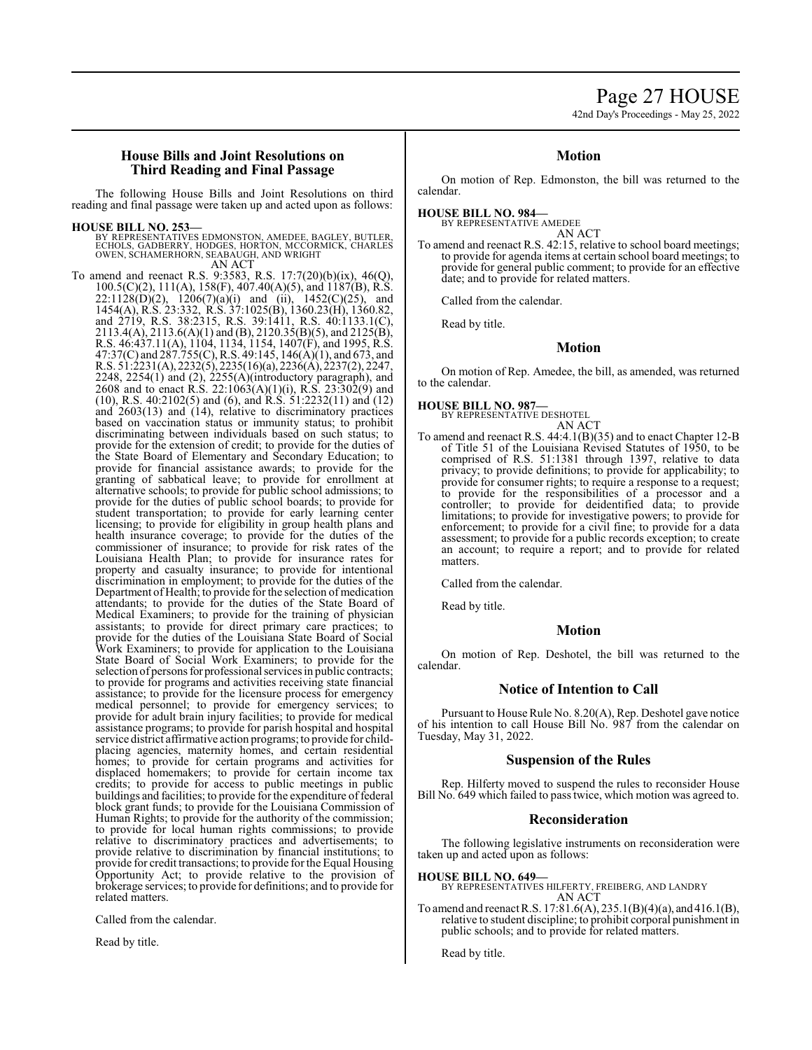## House Bills and Joint Resolutions on Third Reading and Final Passage

The following House Bills and Joint Resolutions on third reading and final passage were taken up and acted upon as follows:

**HOUSE BILL NO. 253—**
BY REPRESENTATIVES EDMONSTON, AMEDEE, BAGLEY, BUTLER, ECHOLS, GADBERRY, HODGES, HORTON, MCCORMICK, CHARLES OWEN, SCHAMERHORN, SEABAUGH, AND WRIGHT

AN ACT

To amend and reenact R.S. 9:3583, R.S. 17:7(20)(b)(ix), 46(Q), 100.5(C)(2), 111(A), 158(F), 407.40(A)(5), and 1187(B), R.S. 22:1128(D)(2), 1206(7)(a)(i) and (ii), 1452(C)(25), and 1454(A), R.S. 23:332, R.S. 37:1025(B), 1360.23(H), 1360.82, and 2719, R.S. 38:2315, R.S. 39:1411, R.S. 40:1133.1(C), 2113.4(A), 2113.6(A)(1) and (B), 2120.35(B)(5), and 2125(B), R.S. 46:437.11(A), 1104, 1134, 1154, 1407(F), and 1995, R.S. 47:37(C) and 287.755(C), R.S. 49:145, 146(A)(1), and 673, and R.S. 51:2231(A), 2232(5), 2235(16)(a), 2236(A), 2237(2), 2247, 2248, 2254(1) and (2), 2255(A)(introductory paragraph), and 2608 and to enact R.S. 22:1063(A)(1)(i), R.S. 23:302(9) and (10), R.S. 40:2102(5) and (6), and R.S. 51:2232(11) and (12) and 2603(13) and (14), relative to discriminatory practices based on vaccination status or immunity status; to prohibit discriminating between individuals based on such status; to provide for the extension of credit; to provide for the duties of the State Board of Elementary and Secondary Education; to provide for financial assistance awards; to provide for the granting of sabbatical leave; to provide for enrollment at alternative schools; to provide for public school admissions; to provide for the duties of public school boards; to provide for student transportation; to provide for early learning center licensing; to provide for eligibility in group health plans and health insurance coverage; to provide for the duties of the commissioner of insurance; to provide for risk rates of the Louisiana Health Plan; to provide for insurance rates for property and casualty insurance; to provide for intentional discrimination in employment; to provide for the duties of the Department of Health; to provide for the selection of medication attendants; to provide for the duties of the State Board of Medical Examiners; to provide for the training of physician assistants; to provide for direct primary care practices; to provide for the duties of the Louisiana State Board of Social Work Examiners; to provide for application to the Louisiana State Board of Social Work Examiners; to provide for the selection of persons for professional services in public contracts; to provide for programs and activities receiving state financial assistance; to provide for the licensure process for emergency medical personnel; to provide for emergency services; to provide for adult brain injury facilities; to provide for medical assistance programs; to provide for parish hospital and hospital service district affirmative action programs; to provide for child-placing agencies, maternity homes, and certain residential homes; to provide for certain programs and activities for displaced homemakers; to provide for certain income tax credits; to provide for access to public meetings in public buildings and facilities; to provide for the expenditure of federal block grant funds; to provide for the Louisiana Commission of Human Rights; to provide for the authority of the commission; to provide for local human rights commissions; to provide relative to discriminatory practices and advertisements; to provide relative to discrimination by financial institutions; to provide for credit transactions; to provide for the Equal Housing Opportunity Act; to provide relative to the provision of brokerage services; to provide for definitions; and to provide for related matters.

Called from the calendar.

Read by title.

### Motion

On motion of Rep. Edmonston, the bill was returned to the calendar.

**HOUSE BILL NO. 984—**
BY REPRESENTATIVE AMEDEE

AN ACT

To amend and reenact R.S. 42:15, relative to school board meetings; to provide for agenda items at certain school board meetings; to provide for general public comment; to provide for an effective date; and to provide for related matters.

Called from the calendar.

Read by title.

### Motion

On motion of Rep. Amedee, the bill, as amended, was returned to the calendar.

**HOUSE BILL NO. 987—**
BY REPRESENTATIVE DESHOTEL

AN ACT

To amend and reenact R.S. 44:4.1(B)(35) and to enact Chapter 12-B of Title 51 of the Louisiana Revised Statutes of 1950, to be comprised of R.S. 51:1381 through 1397, relative to data privacy; to provide definitions; to provide for applicability; to provide for consumer rights; to require a response to a request; to provide for the responsibilities of a processor and a controller; to provide for deidentified data; to provide limitations; to provide for investigative powers; to provide for enforcement; to provide for a civil fine; to provide for a data assessment; to provide for a public records exception; to create an account; to require a report; and to provide for related matters.

Called from the calendar.

Read by title.

### Motion

On motion of Rep. Deshotel, the bill was returned to the calendar.

### Notice of Intention to Call

Pursuant to House Rule No. 8.20(A), Rep. Deshotel gave notice of his intention to call House Bill No. 987 from the calendar on Tuesday, May 31, 2022.

### Suspension of the Rules

Rep. Hilferty moved to suspend the rules to reconsider House Bill No. 649 which failed to pass twice, which motion was agreed to.

### Reconsideration

The following legislative instruments on reconsideration were taken up and acted upon as follows:

**HOUSE BILL NO. 649—**
BY REPRESENTATIVES HILFERTY, FREIBERG, AND LANDRY

AN ACT

To amend and reenact R.S. 17:81.6(A), 235.1(B)(4)(a), and 416.1(B), relative to student discipline; to prohibit corporal punishment in public schools; and to provide for related matters.

Read by title.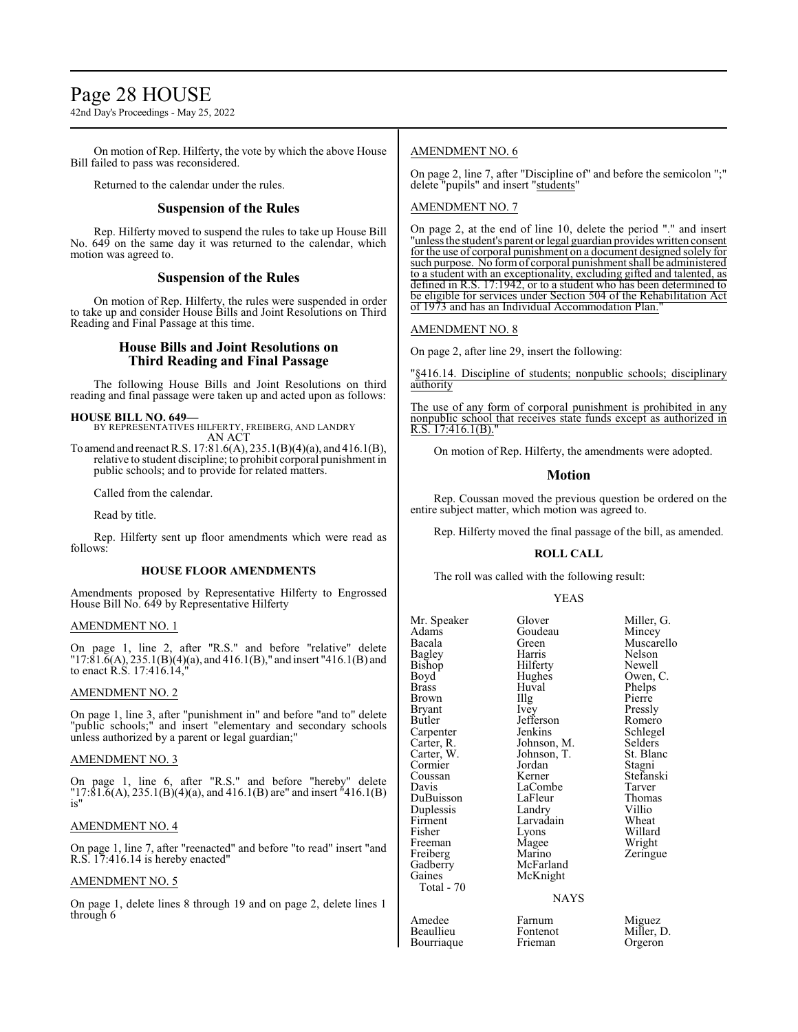On motion of Rep. Hilferty, the vote by which the above House Bill failed to pass was reconsidered.

Returned to the calendar under the rules.

## Suspension of the Rules

Rep. Hilferty moved to suspend the rules to take up House Bill No. 649 on the same day it was returned to the calendar, which motion was agreed to.

## Suspension of the Rules

On motion of Rep. Hilferty, the rules were suspended in order to take up and consider House Bills and Joint Resolutions on Third Reading and Final Passage at this time.

## House Bills and Joint Resolutions on Third Reading and Final Passage

The following House Bills and Joint Resolutions on third reading and final passage were taken up and acted upon as follows:

**HOUSE BILL NO. 649—**
BY REPRESENTATIVES HILFERTY, FREIBERG, AND LANDRY
AN ACT

To amend and reenact R.S. 17:81.6(A), 235.1(B)(4)(a), and 416.1(B), relative to student discipline; to prohibit corporal punishment in public schools; and to provide for related matters.

Called from the calendar.

Read by title.

Rep. Hilferty sent up floor amendments which were read as follows:

### HOUSE FLOOR AMENDMENTS

Amendments proposed by Representative Hilferty to Engrossed House Bill No. 649 by Representative Hilferty

AMENDMENT NO. 1

On page 1, line 2, after "R.S." and before "relative" delete "17:81.6(A), 235.1(B)(4)(a), and 416.1(B)," and insert "416.1(B) and to enact R.S. 17:416.14,"

AMENDMENT NO. 2

On page 1, line 3, after "punishment in" and before "and to" delete "public schools;" and insert "elementary and secondary schools unless authorized by a parent or legal guardian;"

AMENDMENT NO. 3

On page 1, line 6, after "R.S." and before "hereby" delete "17:81.6(A), 235.1(B)(4)(a), and 416.1(B) are" and insert "416.1(B) is"

AMENDMENT NO. 4

On page 1, line 7, after "reenacted" and before "to read" insert "and R.S. 17:416.14 is hereby enacted"

AMENDMENT NO. 5

On page 1, delete lines 8 through 19 and on page 2, delete lines 1 through 6

AMENDMENT NO. 6

On page 2, line 7, after "Discipline of" and before the semicolon ";" delete "pupils" and insert "students"

AMENDMENT NO. 7

On page 2, at the end of line 10, delete the period "." and insert "unless the student's parent or legal guardian provides written consent for the use of corporal punishment on a document designed solely for such purpose. No form of corporal punishment shall be administered to a student with an exceptionality, excluding gifted and talented, as defined in R.S. 17:1942, or to a student who has been determined to be eligible for services under Section 504 of the Rehabilitation Act of 1973 and has an Individual Accommodation Plan."

AMENDMENT NO. 8

On page 2, after line 29, insert the following:

"§416.14. Discipline of students; nonpublic schools; disciplinary authority

The use of any form of corporal punishment is prohibited in any nonpublic school that receives state funds except as authorized in R.S. 17:416.1(B)."

On motion of Rep. Hilferty, the amendments were adopted.

## Motion

Rep. Coussan moved the previous question be ordered on the entire subject matter, which motion was agreed to.

Rep. Hilferty moved the final passage of the bill, as amended.

### ROLL CALL

The roll was called with the following result:

YEAS

| | | |
|---|---|---|
| Mr. Speaker | Glover | Miller, G. |
| Adams | Goudeau | Mincey |
| Bacala | Green | Muscarello |
| Bagley | Harris | Nelson |
| Bishop | Hilferty | Newell |
| Boyd | Hughes | Owen, C. |
| Brass | Huval | Phelps |
| Brown | Illg | Pierre |
| Bryant | Ivey | Pressly |
| Butler | Jefferson | Romero |
| Carpenter | Jenkins | Schlegel |
| Carter, R. | Johnson, M. | Selders |
| Carter, W. | Johnson, T. | St. Blanc |
| Cormier | Jordan | Stagni |
| Coussan | Kerner | Stefanski |
| Davis | LaCombe | Tarver |
| DuBuisson | LaFleur | Thomas |
| Duplessis | Landry | Villio |
| Firment | Larvadain | Wheat |
| Fisher | Lyons | Willard |
| Freeman | Magee | Wright |
| Freiberg | Marino | Zeringue |
| Gadberry | McFarland | |
| Gaines | McKnight | |
| Total - 70 | | |

NAYS

| | | |
|---|---|---|
| Amedee | Farnum | Miguez |
| Beaullieu | Fontenot | Miller, D. |
| Bourriaque | Frieman | Orgeron |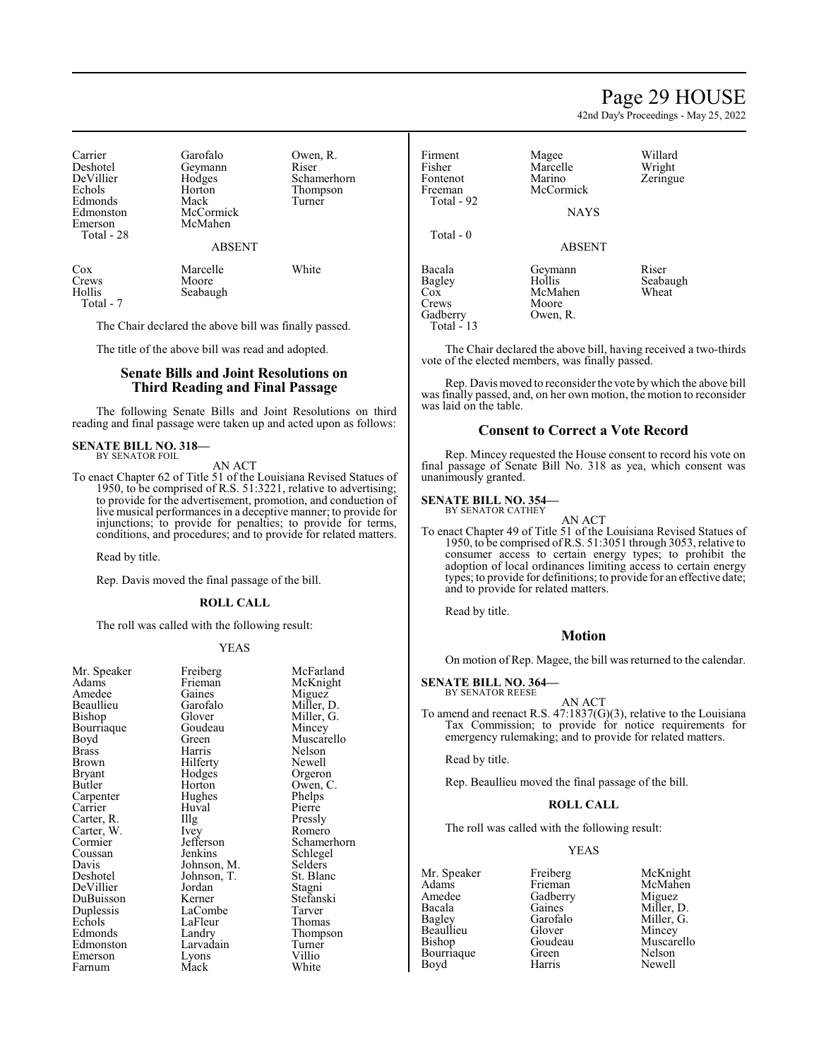| | | |
|---|---|---|
| Carrier | Garofalo | Owen, R. |
| Deshotel | Geymann | Riser |
| DeVillier | Hodges | Schamerhorn |
| Echols | Horton | Thompson |
| Edmonds | Mack | Turner |
| Edmonston | McCormick | |
| Emerson | McMahen | |
| Total - 28 | | |

ABSENT

| | | |
|---|---|---|
| Cox | Marcelle | White |
| Crews | Moore | |
| Hollis | Seabaugh | |
| Total - 7 | | |

The Chair declared the above bill was finally passed.

The title of the above bill was read and adopted.

## Senate Bills and Joint Resolutions on Third Reading and Final Passage

The following Senate Bills and Joint Resolutions on third reading and final passage were taken up and acted upon as follows:

**SENATE BILL NO. 318—**
BY SENATOR FOIL

AN ACT

To enact Chapter 62 of Title 51 of the Louisiana Revised Statues of 1950, to be comprised of R.S. 51:3221, relative to advertising; to provide for the advertisement, promotion, and conduction of live musical performances in a deceptive manner; to provide for injunctions; to provide for penalties; to provide for terms, conditions, and procedures; and to provide for related matters.

Read by title.

Rep. Davis moved the final passage of the bill.

### ROLL CALL

The roll was called with the following result:

YEAS

| | | |
|---|---|---|
| Mr. Speaker | Freiberg | McFarland |
| Adams | Frieman | McKnight |
| Amedee | Gaines | Miguez |
| Beaullieu | Garofalo | Miller, D. |
| Bishop | Glover | Miller, G. |
| Bourriaque | Goudeau | Mincey |
| Boyd | Green | Muscarello |
| Brass | Harris | Nelson |
| Brown | Hilferty | Newell |
| Bryant | Hodges | Orgeron |
| Butler | Horton | Owen, C. |
| Carpenter | Hughes | Phelps |
| Carrier | Huval | Pierre |
| Carter, R. | Illg | Pressly |
| Carter, W. | Ivey | Romero |
| Cormier | Jefferson | Schamerhorn |
| Coussan | Jenkins | Schlegel |
| Davis | Johnson, M. | Selders |
| Deshotel | Johnson, T. | St. Blanc |
| DeVillier | Jordan | Stagni |
| DuBuisson | Kerner | Stefanski |
| Duplessis | LaCombe | Tarver |
| Echols | LaFleur | Thomas |
| Edmonds | Landry | Thompson |
| Edmonston | Larvadain | Turner |
| Emerson | Lyons | Villio |
| Farnum | Mack | White |
| Firment | Magee | Willard |
| Fisher | Marcelle | Wright |
| Fontenot | Marino | Zeringue |
| Freeman | McCormick | |
| Total - 92 | | |

NAYS

Total - 0

ABSENT

| | | |
|---|---|---|
| Bacala | Geymann | Riser |
| Bagley | Hollis | Seabaugh |
| Cox | McMahen | Wheat |
| Crews | Moore | |
| Gadberry | Owen, R. | |
| Total - 13 | | |

The Chair declared the above bill, having received a two-thirds vote of the elected members, was finally passed.

Rep. Davis moved to reconsider the vote by which the above bill was finally passed, and, on her own motion, the motion to reconsider was laid on the table.

## Consent to Correct a Vote Record

Rep. Mincey requested the House consent to record his vote on final passage of Senate Bill No. 318 as yea, which consent was unanimously granted.

**SENATE BILL NO. 354—**
BY SENATOR CATHEY

AN ACT

To enact Chapter 49 of Title 51 of the Louisiana Revised Statues of 1950, to be comprised of R.S. 51:3051 through 3053, relative to consumer access to certain energy types; to prohibit the adoption of local ordinances limiting access to certain energy types; to provide for definitions; to provide for an effective date; and to provide for related matters.

Read by title.

## Motion

On motion of Rep. Magee, the bill was returned to the calendar.

**SENATE BILL NO. 364—**
BY SENATOR REESE

AN ACT

To amend and reenact R.S. 47:1837(G)(3), relative to the Louisiana Tax Commission; to provide for notice requirements for emergency rulemaking; and to provide for related matters.

Read by title.

Rep. Beaullieu moved the final passage of the bill.

### ROLL CALL

The roll was called with the following result:

YEAS

| | | |
|---|---|---|
| Mr. Speaker | Freiberg | McKnight |
| Adams | Frieman | McMahen |
| Amedee | Gadberry | Miguez |
| Bacala | Gaines | Miller, D. |
| Bagley | Garofalo | Miller, G. |
| Beaullieu | Glover | Mincey |
| Bishop | Goudeau | Muscarello |
| Bourriaque | Green | Nelson |
| Boyd | Harris | Newell |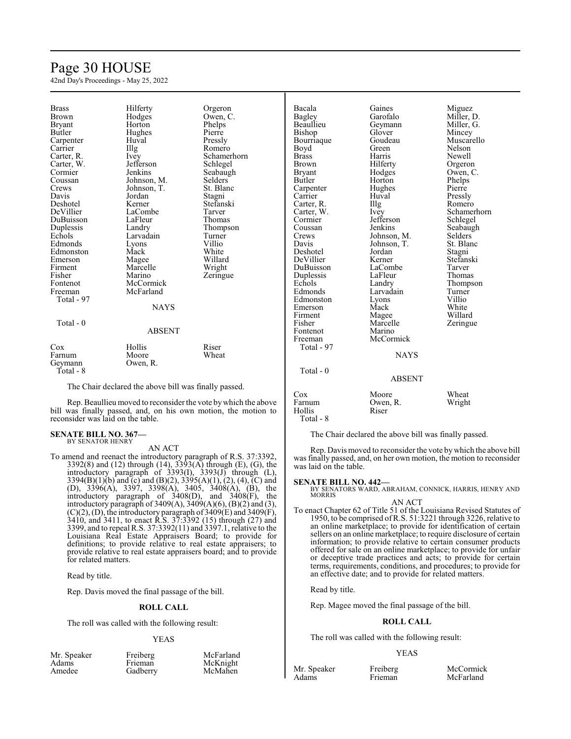| | | |
|---|---|---|
| Brass | Hilferty | Orgeron |
| Brown | Hodges | Owen, C. |
| Bryant | Horton | Phelps |
| Butler | Hughes | Pierre |
| Carpenter | Huval | Pressly |
| Carrier | Illg | Romero |
| Carter, R. | Ivey | Schamerhorn |
| Carter, W. | Jefferson | Schlegel |
| Cormier | Jenkins | Seabaugh |
| Coussan | Johnson, M. | Selders |
| Crews | Johnson, T. | St. Blanc |
| Davis | Jordan | Stagni |
| Deshotel | Kerner | Stefanski |
| DeVillier | LaCombe | Tarver |
| DuBuisson | LaFleur | Thomas |
| Duplessis | Landry | Thompson |
| Echols | Larvadain | Turner |
| Edmonds | Lyons | Villio |
| Edmonston | Mack | White |
| Emerson | Magee | Willard |
| Firment | Marcelle | Wright |
| Fisher | Marino | Zeringue |
| Fontenot | McCormick | |
| Freeman | McFarland | |

Total - 97

NAYS

Total - 0

ABSENT

| | | |
|---|---|---|
| Cox | Hollis | Riser |
| Farnum | Moore | Wheat |
| Geymann | Owen, R. | |

Total - 8

The Chair declared the above bill was finally passed.

Rep. Beaullieu moved to reconsider the vote by which the above bill was finally passed, and, on his own motion, the motion to reconsider was laid on the table.

**SENATE BILL NO. 367—**
BY SENATOR HENRY

AN ACT

To amend and reenact the introductory paragraph of R.S. 37:3392, 3392(8) and (12) through (14), 3393(A) through (E), (G), the introductory paragraph of 3393(I), 3393(J) through (L), 3394(B)(1)(b) and (c) and (B)(2), 3395(A)(1), (2), (4), (C) and (D), 3396(A), 3397, 3398(A), 3405, 3408(A), (B), the introductory paragraph of 3408(D), and 3408(F), the introductory paragraph of 3409(A), 3409(A)(6), (B)(2) and (3), (C)(2), (D), the introductory paragraph of 3409(E) and 3409(F), 3410, and 3411, to enact R.S. 37:3392 (15) through (27) and 3399, and to repeal R.S. 37:3392(11) and 3397.1, relative to the Louisiana Real Estate Appraisers Board; to provide for definitions; to provide relative to real estate appraisers; to provide relative to real estate appraisers board; and to provide for related matters.

Read by title.

Rep. Davis moved the final passage of the bill.

**ROLL CALL**

The roll was called with the following result:

YEAS

| | | |
|---|---|---|
| Mr. Speaker | Freiberg | McFarland |
| Adams | Frieman | McKnight |
| Amedee | Gadberry | McMahen |
| Bacala | Gaines | Miguez |
| Bagley | Garofalo | Miller, D. |
| Beaullieu | Geymann | Miller, G. |
| Bishop | Glover | Mincey |
| Bourriaque | Goudeau | Muscarello |
| Boyd | Green | Nelson |
| Brass | Harris | Newell |
| Brown | Hilferty | Orgeron |
| Bryant | Hodges | Owen, C. |
| Butler | Horton | Phelps |
| Carpenter | Hughes | Pierre |
| Carrier | Huval | Pressly |
| Carter, R. | Illg | Romero |
| Carter, W. | Ivey | Schamerhorn |
| Cormier | Jefferson | Schlegel |
| Coussan | Jenkins | Seabaugh |
| Crews | Johnson, M. | Selders |
| Davis | Johnson, T. | St. Blanc |
| Deshotel | Jordan | Stagni |
| DeVillier | Kerner | Stefanski |
| DuBuisson | LaCombe | Tarver |
| Duplessis | LaFleur | Thomas |
| Echols | Landry | Thompson |
| Edmonds | Larvadain | Turner |
| Edmonston | Lyons | Villio |
| Emerson | Mack | White |
| Firment | Magee | Willard |
| Fisher | Marcelle | Zeringue |
| Fontenot | Marino | |
| Freeman | McCormick | |

Total - 97

NAYS

Total - 0

ABSENT

| | | |
|---|---|---|
| Cox | Moore | Wheat |
| Farnum | Owen, R. | Wright |
| Hollis | Riser | |

Total - 8

The Chair declared the above bill was finally passed.

Rep. Davis moved to reconsider the vote by which the above bill was finally passed, and, on her own motion, the motion to reconsider was laid on the table.

**SENATE BILL NO. 442—**
BY SENATORS WARD, ABRAHAM, CONNICK, HARRIS, HENRY AND MORRIS

AN ACT

To enact Chapter 62 of Title 51 of the Louisiana Revised Statutes of 1950, to be comprised of R.S. 51:3221 through 3226, relative to an online marketplace; to provide for identification of certain sellers on an online marketplace; to require disclosure of certain information; to provide relative to certain consumer products offered for sale on an online marketplace; to provide for unfair or deceptive trade practices and acts; to provide for certain terms, requirements, conditions, and procedures; to provide for an effective date; and to provide for related matters.

Read by title.

Rep. Magee moved the final passage of the bill.

**ROLL CALL**

The roll was called with the following result:

YEAS

| | | |
|---|---|---|
| Mr. Speaker | Freiberg | McCormick |
| Adams | Frieman | McFarland |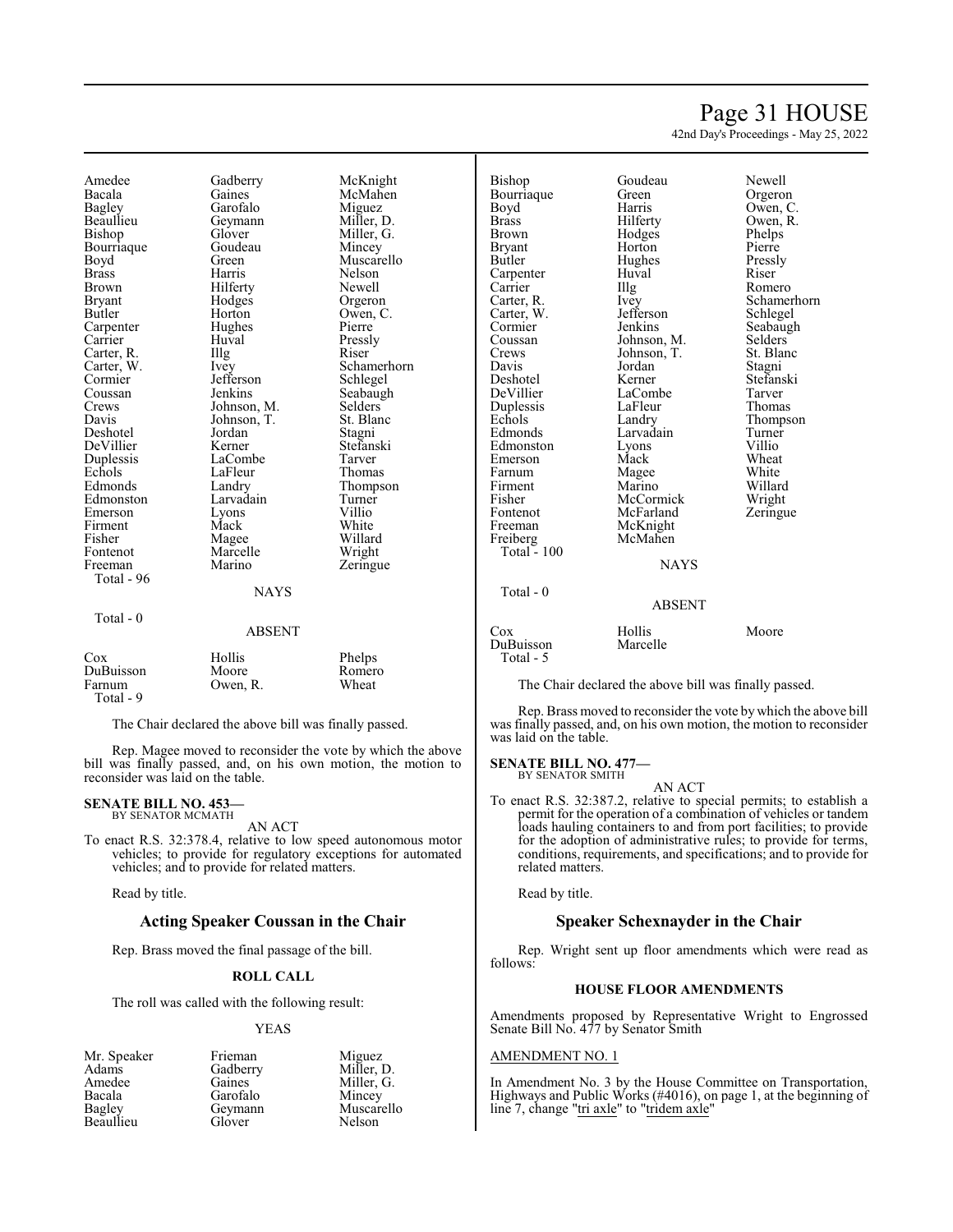| | | |
|---|---|---|
| Amedee | Gadberry | McKnight |
| Bacala | Gaines | McMahen |
| Bagley | Garofalo | Miguez |
| Beaullieu | Geymann | Miller, D. |
| Bishop | Glover | Miller, G. |
| Bourriaque | Goudeau | Mincey |
| Boyd | Green | Muscarello |
| Brass | Harris | Nelson |
| Brown | Hilferty | Newell |
| Bryant | Hodges | Orgeron |
| Butler | Horton | Owen, C. |
| Carpenter | Hughes | Pierre |
| Carrier | Huval | Pressly |
| Carter, R. | Illg | Riser |
| Carter, W. | Ivey | Schamerhorn |
| Cormier | Jefferson | Schlegel |
| Coussan | Jenkins | Seabaugh |
| Crews | Johnson, M. | Selders |
| Davis | Johnson, T. | St. Blanc |
| Deshotel | Jordan | Stagni |
| DeVillier | Kerner | Stefanski |
| Duplessis | LaCombe | Tarver |
| Echols | LaFleur | Thomas |
| Edmonds | Landry | Thompson |
| Edmonston | Larvadain | Turner |
| Emerson | Lyons | Villio |
| Firment | Mack | White |
| Fisher | Magee | Willard |
| Fontenot | Marcelle | Wright |
| Freeman | Marino | Zeringue |

Total - 96

NAYS

Total - 0

ABSENT

| | | |
|---|---|---|
| Cox | Hollis | Phelps |
| DuBuisson | Moore | Romero |
| Farnum | Owen, R. | Wheat |

Total - 9

The Chair declared the above bill was finally passed.

Rep. Magee moved to reconsider the vote by which the above bill was finally passed, and, on his own motion, the motion to reconsider was laid on the table.

**SENATE BILL NO. 453—**
BY SENATOR MCMATH

AN ACT

To enact R.S. 32:378.4, relative to low speed autonomous motor vehicles; to provide for regulatory exceptions for automated vehicles; and to provide for related matters.

Read by title.

## Acting Speaker Coussan in the Chair

Rep. Brass moved the final passage of the bill.

### ROLL CALL

The roll was called with the following result:

YEAS

| | | |
|---|---|---|
| Mr. Speaker | Frieman | Miguez |
| Adams | Gadberry | Miller, D. |
| Amedee | Gaines | Miller, G. |
| Bacala | Garofalo | Mincey |
| Bagley | Geymann | Muscarello |
| Beaullieu | Glover | Nelson |
| Bishop | Goudeau | Newell |
| Bourriaque | Green | Orgeron |
| Boyd | Harris | Owen, C. |
| Brass | Hilferty | Owen, R. |
| Brown | Hodges | Phelps |
| Bryant | Horton | Pierre |
| Butler | Hughes | Pressly |
| Carpenter | Huval | Riser |
| Carrier | Illg | Romero |
| Carter, R. | Ivey | Schamerhorn |
| Carter, W. | Jefferson | Schlegel |
| Cormier | Jenkins | Seabaugh |
| Coussan | Johnson, M. | Selders |
| Crews | Johnson, T. | St. Blanc |
| Davis | Jordan | Stagni |
| Deshotel | Kerner | Stefanski |
| DeVillier | LaCombe | Tarver |
| Duplessis | LaFleur | Thomas |
| Echols | Landry | Thompson |
| Edmonds | Larvadain | Turner |
| Edmonston | Lyons | Villio |
| Emerson | Mack | Wheat |
| Farnum | Magee | White |
| Firment | Marino | Willard |
| Fisher | McCormick | Wright |
| Fontenot | McFarland | Zeringue |
| Freeman | McKnight | |
| Freiberg | McMahen | |

Total - 100

NAYS

Total - 0

ABSENT

| | | |
|---|---|---|
| Cox | Hollis | Moore |
| DuBuisson | Marcelle | |

Total - 5

The Chair declared the above bill was finally passed.

Rep. Brass moved to reconsider the vote by which the above bill was finally passed, and, on his own motion, the motion to reconsider was laid on the table.

**SENATE BILL NO. 477—**
BY SENATOR SMITH

AN ACT

To enact R.S. 32:387.2, relative to special permits; to establish a permit for the operation of a combination of vehicles or tandem loads hauling containers to and from port facilities; to provide for the adoption of administrative rules; to provide for terms, conditions, requirements, and specifications; and to provide for related matters.

Read by title.

## Speaker Schexnayder in the Chair

Rep. Wright sent up floor amendments which were read as follows:

### HOUSE FLOOR AMENDMENTS

Amendments proposed by Representative Wright to Engrossed Senate Bill No. 477 by Senator Smith

AMENDMENT NO. 1

In Amendment No. 3 by the House Committee on Transportation, Highways and Public Works (#4016), on page 1, at the beginning of line 7, change "tri axle" to "tridem axle"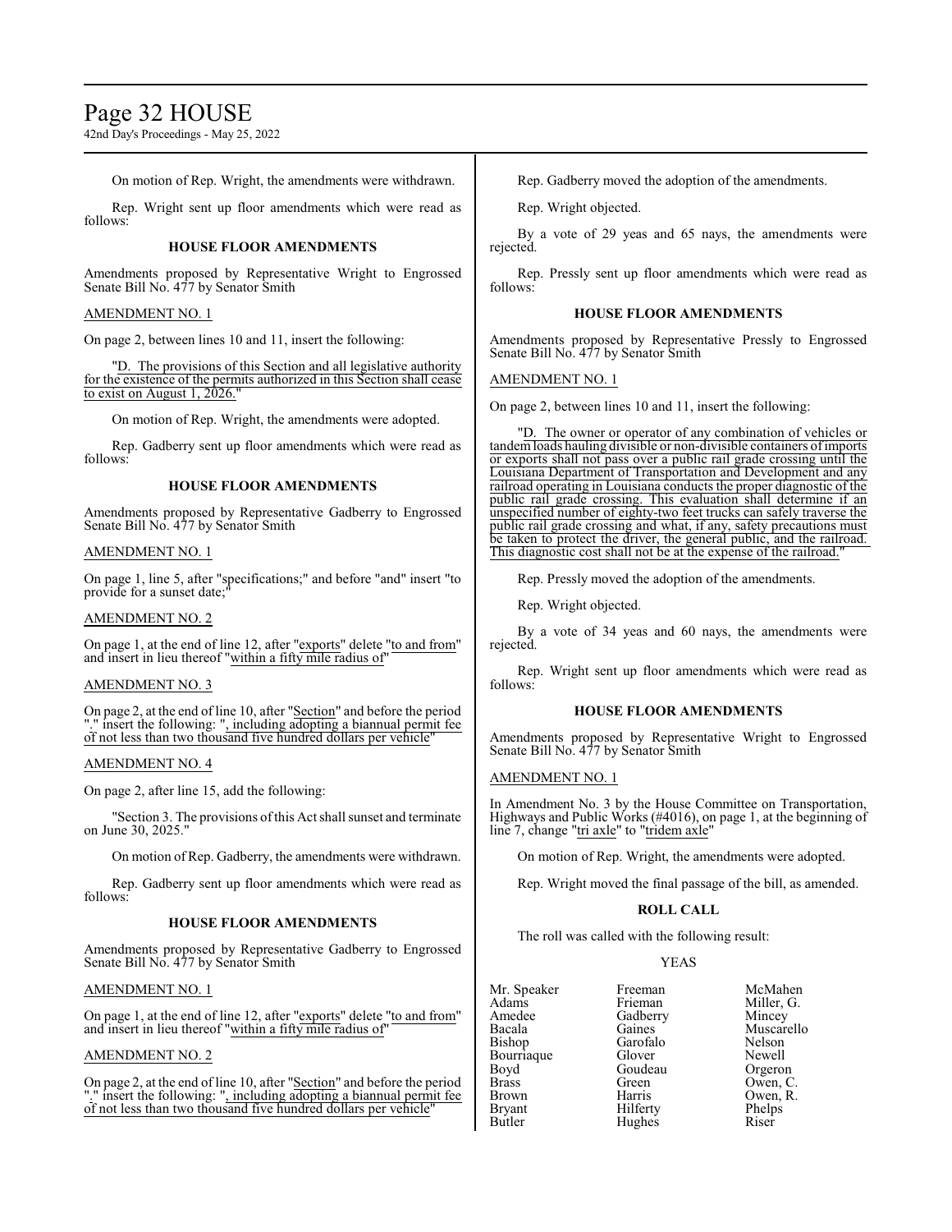On motion of Rep. Wright, the amendments were withdrawn.

Rep. Wright sent up floor amendments which were read as follows:

**HOUSE FLOOR AMENDMENTS**

Amendments proposed by Representative Wright to Engrossed Senate Bill No. 477 by Senator Smith

AMENDMENT NO. 1

On page 2, between lines 10 and 11, insert the following:

"D. The provisions of this Section and all legislative authority for the existence of the permits authorized in this Section shall cease to exist on August 1, 2026."

On motion of Rep. Wright, the amendments were adopted.

Rep. Gadberry sent up floor amendments which were read as follows:

**HOUSE FLOOR AMENDMENTS**

Amendments proposed by Representative Gadberry to Engrossed Senate Bill No. 477 by Senator Smith

AMENDMENT NO. 1

On page 1, line 5, after "specifications;" and before "and" insert "to provide for a sunset date;"

AMENDMENT NO. 2

On page 1, at the end of line 12, after "exports" delete "to and from" and insert in lieu thereof "within a fifty mile radius of"

AMENDMENT NO. 3

On page 2, at the end of line 10, after "Section" and before the period "." insert the following: ", including adopting a biannual permit fee of not less than two thousand five hundred dollars per vehicle"

AMENDMENT NO. 4

On page 2, after line 15, add the following:

"Section 3. The provisions of this Act shall sunset and terminate on June 30, 2025."

On motion of Rep. Gadberry, the amendments were withdrawn.

Rep. Gadberry sent up floor amendments which were read as follows:

**HOUSE FLOOR AMENDMENTS**

Amendments proposed by Representative Gadberry to Engrossed Senate Bill No. 477 by Senator Smith

AMENDMENT NO. 1

On page 1, at the end of line 12, after "exports" delete "to and from" and insert in lieu thereof "within a fifty mile radius of"

AMENDMENT NO. 2

On page 2, at the end of line 10, after "Section" and before the period "." insert the following: ", including adopting a biannual permit fee of not less than two thousand five hundred dollars per vehicle"

Rep. Gadberry moved the adoption of the amendments.

Rep. Wright objected.

By a vote of 29 yeas and 65 nays, the amendments were rejected.

Rep. Pressly sent up floor amendments which were read as follows:

**HOUSE FLOOR AMENDMENTS**

Amendments proposed by Representative Pressly to Engrossed Senate Bill No. 477 by Senator Smith

AMENDMENT NO. 1

On page 2, between lines 10 and 11, insert the following:

"D. The owner or operator of any combination of vehicles or tandem loads hauling divisible or non-divisible containers of imports or exports shall not pass over a public rail grade crossing until the Louisiana Department of Transportation and Development and any railroad operating in Louisiana conducts the proper diagnostic of the public rail grade crossing. This evaluation shall determine if an unspecified number of eighty-two feet trucks can safely traverse the public rail grade crossing and what, if any, safety precautions must be taken to protect the driver, the general public, and the railroad. This diagnostic cost shall not be at the expense of the railroad."

Rep. Pressly moved the adoption of the amendments.

Rep. Wright objected.

By a vote of 34 yeas and 60 nays, the amendments were rejected.

Rep. Wright sent up floor amendments which were read as follows:

**HOUSE FLOOR AMENDMENTS**

Amendments proposed by Representative Wright to Engrossed Senate Bill No. 477 by Senator Smith

AMENDMENT NO. 1

In Amendment No. 3 by the House Committee on Transportation, Highways and Public Works (#4016), on page 1, at the beginning of line 7, change "tri axle" to "tridem axle"

On motion of Rep. Wright, the amendments were adopted.

Rep. Wright moved the final passage of the bill, as amended.

**ROLL CALL**

The roll was called with the following result:

YEAS

| | | |
|---|---|---|
| Mr. Speaker | Freeman | McMahen |
| Adams | Frieman | Miller, G. |
| Amedee | Gadberry | Mincey |
| Bacala | Gaines | Muscarello |
| Bishop | Garofalo | Nelson |
| Bourriaque | Glover | Newell |
| Boyd | Goudeau | Orgeron |
| Brass | Green | Owen, C. |
| Brown | Harris | Owen, R. |
| Bryant | Hilferty | Phelps |
| Butler | Hughes | Riser |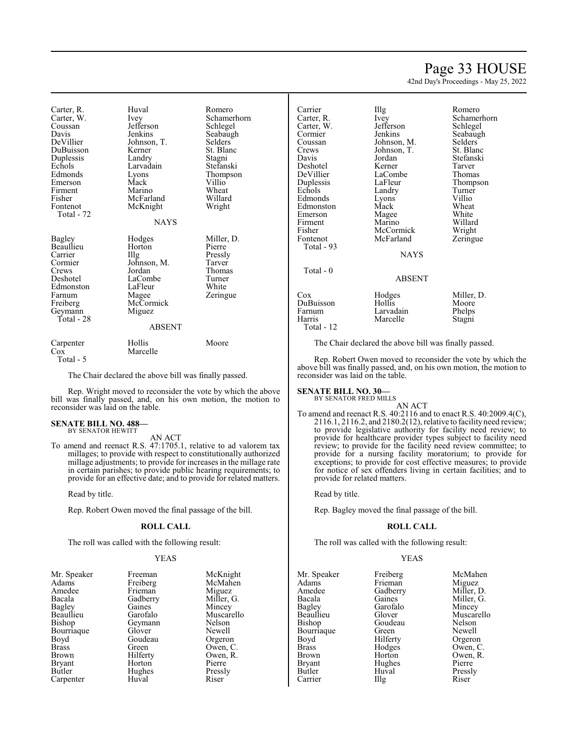| | | |
|---|---|---|
| Carter, R. | Huval | Romero |
| Carter, W. | Ivey | Schamerhorn |
| Coussan | Jefferson | Schlegel |
| Davis | Jenkins | Seabaugh |
| DeVillier | Johnson, T. | Selders |
| DuBuisson | Kerner | St. Blanc |
| Duplessis | Landry | Stagni |
| Echols | Larvadain | Stefanski |
| Edmonds | Lyons | Thompson |
| Emerson | Mack | Villio |
| Firment | Marino | Wheat |
| Fisher | McFarland | Willard |
| Fontenot | McKnight | Wright |
| Total - 72 | | |

NAYS

| | | |
|---|---|---|
| Bagley | Hodges | Miller, D. |
| Beaullieu | Horton | Pierre |
| Carrier | Illg | Pressly |
| Cormier | Johnson, M. | Tarver |
| Crews | Jordan | Thomas |
| Deshotel | LaCombe | Turner |
| Edmonston | LaFleur | White |
| Farnum | Magee | Zeringue |
| Freiberg | McCormick | |
| Geymann | Miguez | |
| Total - 28 | | |

ABSENT

| | | |
|---|---|---|
| Carpenter | Hollis | Moore |
| Cox | Marcelle | |
| Total - 5 | | |

The Chair declared the above bill was finally passed.

Rep. Wright moved to reconsider the vote by which the above bill was finally passed, and, on his own motion, the motion to reconsider was laid on the table.

**SENATE BILL NO. 488—**
BY SENATOR HEWITT

AN ACT

To amend and reenact R.S. 47:1705.1, relative to ad valorem tax millages; to provide with respect to constitutionally authorized millage adjustments; to provide for increases in the millage rate in certain parishes; to provide public hearing requirements; to provide for an effective date; and to provide for related matters.

Read by title.

Rep. Robert Owen moved the final passage of the bill.

**ROLL CALL**

The roll was called with the following result:

YEAS

| | | |
|---|---|---|
| Mr. Speaker | Freeman | McKnight |
| Adams | Freiberg | McMahen |
| Amedee | Frieman | Miguez |
| Bacala | Gadberry | Miller, G. |
| Bagley | Gaines | Mincey |
| Beaullieu | Garofalo | Muscarello |
| Bishop | Geymann | Nelson |
| Bourriaque | Glover | Newell |
| Boyd | Goudeau | Orgeron |
| Brass | Green | Owen, C. |
| Brown | Hilferty | Owen, R. |
| Bryant | Horton | Pierre |
| Butler | Hughes | Pressly |
| Carpenter | Huval | Riser |
| Carrier | Illg | Romero |
| Carter, R. | Ivey | Schamerhorn |
| Carter, W. | Jefferson | Schlegel |
| Cormier | Jenkins | Seabaugh |
| Coussan | Johnson, M. | Selders |
| Crews | Johnson, T. | St. Blanc |
| Davis | Jordan | Stefanski |
| Deshotel | Kerner | Tarver |
| DeVillier | LaCombe | Thomas |
| Duplessis | LaFleur | Thompson |
| Echols | Landry | Turner |
| Edmonds | Lyons | Villio |
| Edmonston | Mack | Wheat |
| Emerson | Magee | White |
| Firment | Marino | Willard |
| Fisher | McCormick | Wright |
| Fontenot | McFarland | Zeringue |
| Total - 93 | | |

NAYS

Total - 0

ABSENT

| | | |
|---|---|---|
| Cox | Hodges | Miller, D. |
| DuBuisson | Hollis | Moore |
| Farnum | Larvadain | Phelps |
| Harris | Marcelle | Stagni |
| Total - 12 | | |

The Chair declared the above bill was finally passed.

Rep. Robert Owen moved to reconsider the vote by which the above bill was finally passed, and, on his own motion, the motion to reconsider was laid on the table.

**SENATE BILL NO. 30—**
BY SENATOR FRED MILLS

AN ACT

To amend and reenact R.S. 40:2116 and to enact R.S. 40:2009.4(C), 2116.1, 2116.2, and 2180.2(12), relative to facility need review; to provide legislative authority for facility need review; to provide for healthcare provider types subject to facility need review; to provide for the facility need review committee; to provide for a nursing facility moratorium; to provide for exceptions; to provide for cost effective measures; to provide for notice of sex offenders living in certain facilities; and to provide for related matters.

Read by title.

Rep. Bagley moved the final passage of the bill.

**ROLL CALL**

The roll was called with the following result:

YEAS

| | | |
|---|---|---|
| Mr. Speaker | Freiberg | McMahen |
| Adams | Frieman | Miguez |
| Amedee | Gadberry | Miller, D. |
| Bacala | Gaines | Miller, G. |
| Bagley | Garofalo | Mincey |
| Beaullieu | Glover | Muscarello |
| Bishop | Goudeau | Nelson |
| Bourriaque | Green | Newell |
| Boyd | Hilferty | Orgeron |
| Brass | Hodges | Owen, C. |
| Brown | Horton | Owen, R. |
| Bryant | Hughes | Pierre |
| Butler | Huval | Pressly |
| Carrier | Illg | Riser |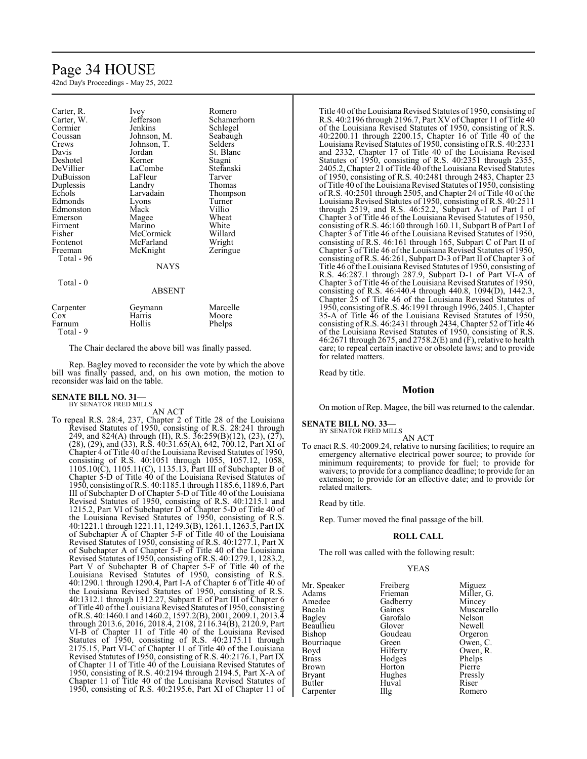| | | |
|---|---|---|
| Carter, R. | Ivey | Romero |
| Carter, W. | Jefferson | Schamerhorn |
| Cormier | Jenkins | Schlegel |
| Coussan | Johnson, M. | Seabaugh |
| Crews | Johnson, T. | Selders |
| Davis | Jordan | St. Blanc |
| Deshotel | Kerner | Stagni |
| DeVillier | LaCombe | Stefanski |
| DuBuisson | LaFleur | Tarver |
| Duplessis | Landry | Thomas |
| Echols | Larvadain | Thompson |
| Edmonds | Lyons | Turner |
| Edmonston | Mack | Villio |
| Emerson | Magee | Wheat |
| Firment | Marino | White |
| Fisher | McCormick | Willard |
| Fontenot | McFarland | Wright |
| Freeman | McKnight | Zeringue |

Total - 96

NAYS

Total - 0

ABSENT

| | | |
|---|---|---|
| Carpenter | Geymann | Marcelle |
| Cox | Harris | Moore |
| Farnum | Hollis | Phelps |

Total - 9

The Chair declared the above bill was finally passed.

Rep. Bagley moved to reconsider the vote by which the above bill was finally passed, and, on his own motion, the motion to reconsider was laid on the table.

**SENATE BILL NO. 31—**
BY SENATOR FRED MILLS

AN ACT

To repeal R.S. 28:4, 237, Chapter 2 of Title 28 of the Louisiana Revised Statutes of 1950, consisting of R.S. 28:241 through 249, and 824(A) through (H), R.S. 36:259(B)(12), (23), (27), (28), (29), and (33), R.S. 40:31.65(A), 642, 700.12, Part XI of Chapter 4 of Title 40 of the Louisiana Revised Statutes of 1950, consisting of R.S. 40:1051 through 1055, 1057.12, 1058, 1105.10(C), 1105.11(C), 1135.13, Part III of Subchapter B of Chapter 5-D of Title 40 of the Louisiana Revised Statutes of 1950, consisting of R.S. 40:1185.1 through 1185.6, 1189.6, Part III of Subchapter D of Chapter 5-D of Title 40 of the Louisiana Revised Statutes of 1950, consisting of R.S. 40:1215.1 and 1215.2, Part VI of Subchapter D of Chapter 5-D of Title 40 of the Louisiana Revised Statutes of 1950, consisting of R.S. 40:1221.1 through 1221.11, 1249.3(B), 1261.1, 1263.5, Part IX of Subchapter A of Chapter 5-F of Title 40 of the Louisiana Revised Statutes of 1950, consisting of R.S. 40:1277.1, Part X of Subchapter A of Chapter 5-F of Title 40 of the Louisiana Revised Statutes of 1950, consisting of R.S. 40:1279.1, 1283.2, Part V of Subchapter B of Chapter 5-F of Title 40 of the Louisiana Revised Statutes of 1950, consisting of R.S. 40:1290.1 through 1290.4, Part I-A of Chapter 6 of Title 40 of the Louisiana Revised Statutes of 1950, consisting of R.S. 40:1312.1 through 1312.27, Subpart E of Part III of Chapter 6 of Title 40 of the Louisiana Revised Statutes of 1950, consisting of R.S. 40:1460.1 and 1460.2, 1597.2(B), 2001, 2009.1, 2013.4 through 2013.6, 2016, 2018.4, 2108, 2116.34(B), 2120.9, Part VI-B of Chapter 11 of Title 40 of the Louisiana Revised Statutes of 1950, consisting of R.S. 40:2175.11 through 2175.15, Part VI-C of Chapter 11 of Title 40 of the Louisiana Revised Statutes of 1950, consisting of R.S. 40:2176.1, Part IX of Chapter 11 of Title 40 of the Louisiana Revised Statutes of 1950, consisting of R.S. 40:2194 through 2194.5, Part X-A of Chapter 11 of Title 40 of the Louisiana Revised Statutes of 1950, consisting of R.S. 40:2195.6, Part XI of Chapter 11 of Title 40 of the Louisiana Revised Statutes of 1950, consisting of R.S. 40:2196 through 2196.7, Part XV of Chapter 11 of Title 40 of the Louisiana Revised Statutes of 1950, consisting of R.S. 40:2200.11 through 2200.15, Chapter 16 of Title 40 of the Louisiana Revised Statutes of 1950, consisting of R.S. 40:2331 and 2332, Chapter 17 of Title 40 of the Louisiana Revised Statutes of 1950, consisting of R.S. 40:2351 through 2355, 2405.2, Chapter 21 of Title 40 of the Louisiana Revised Statutes of 1950, consisting of R.S. 40:2481 through 2483, Chapter 23 of Title 40 of the Louisiana Revised Statutes of 1950, consisting of R.S. 40:2501 through 2505, and Chapter 24 of Title 40 of the Louisiana Revised Statutes of 1950, consisting of R.S. 40:2511 through 2519, and R.S. 46:52.2, Subpart A-1 of Part I of Chapter 3 of Title 46 of the Louisiana Revised Statutes of 1950, consisting of R.S. 46:160 through 160.11, Subpart B of Part I of Chapter 3 of Title 46 of the Louisiana Revised Statutes of 1950, consisting of R.S. 46:161 through 165, Subpart C of Part II of Chapter 3 of Title 46 of the Louisiana Revised Statutes of 1950, consisting of R.S. 46:261, Subpart D-3 of Part II of Chapter 3 of Title 46 of the Louisiana Revised Statutes of 1950, consisting of R.S. 46:287.1 through 287.9, Subpart D-1 of Part VI-A of Chapter 3 of Title 46 of the Louisiana Revised Statutes of 1950, consisting of R.S. 46:440.4 through 440.8, 1094(D), 1442.3, Chapter 25 of Title 46 of the Louisiana Revised Statutes of 1950, consisting of R.S. 46:1991 through 1996, 2405.1, Chapter 35-A of Title 46 of the Louisiana Revised Statutes of 1950, consisting of R.S. 46:2431 through 2434, Chapter 52 of Title 46 of the Louisiana Revised Statutes of 1950, consisting of R.S. 46:2671 through 2675, and 2758.2(E) and (F), relative to health care; to repeal certain inactive or obsolete laws; and to provide for related matters.

Read by title.

## Motion

On motion of Rep. Magee, the bill was returned to the calendar.

**SENATE BILL NO. 33—**
BY SENATOR FRED MILLS

AN ACT

To enact R.S. 40:2009.24, relative to nursing facilities; to require an emergency alternative electrical power source; to provide for minimum requirements; to provide for fuel; to provide for waivers; to provide for a compliance deadline; to provide for an extension; to provide for an effective date; and to provide for related matters.

Read by title.

Rep. Turner moved the final passage of the bill.

**ROLL CALL**

The roll was called with the following result:

YEAS

| | | |
|---|---|---|
| Mr. Speaker | Freiberg | Miguez |
| Adams | Frieman | Miller, G. |
| Amedee | Gadberry | Mincey |
| Bacala | Gaines | Muscarello |
| Bagley | Garofalo | Nelson |
| Beaullieu | Glover | Newell |
| Bishop | Goudeau | Orgeron |
| Bourriaque | Green | Owen, C. |
| Boyd | Hilferty | Owen, R. |
| Brass | Hodges | Phelps |
| Brown | Horton | Pierre |
| Bryant | Hughes | Pressly |
| Butler | Huval | Riser |
| Carpenter | Illg | Romero |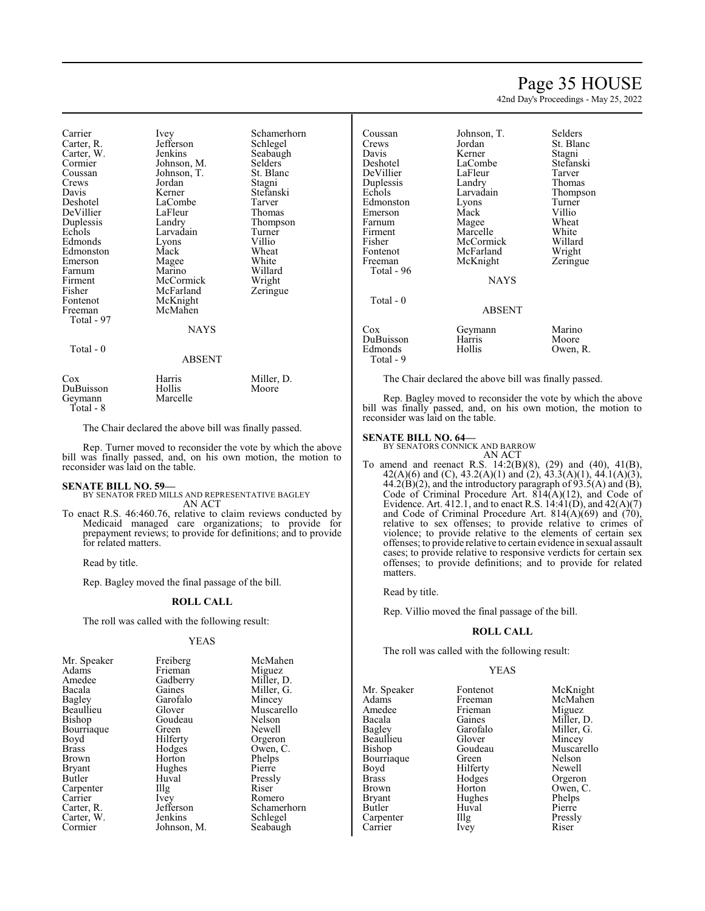| | | |
|---|---|---|
| Carrier | Ivey | Schamerhorn |
| Carter, R. | Jefferson | Schlegel |
| Carter, W. | Jenkins | Seabaugh |
| Cormier | Johnson, M. | Selders |
| Coussan | Johnson, T. | St. Blanc |
| Crews | Jordan | Stagni |
| Davis | Kerner | Stefanski |
| Deshotel | LaCombe | Tarver |
| DeVillier | LaFleur | Thomas |
| Duplessis | Landry | Thompson |
| Echols | Larvadain | Turner |
| Edmonds | Lyons | Villio |
| Edmonston | Mack | Wheat |
| Emerson | Magee | White |
| Farnum | Marino | Willard |
| Firment | McCormick | Wright |
| Fisher | McFarland | Zeringue |
| Fontenot | McKnight | |
| Freeman | McMahen | |

Total - 97

NAYS

Total - 0

ABSENT

| | | |
|---|---|---|
| Cox | Harris | Miller, D. |
| DuBuisson | Hollis | Moore |
| Geymann | Marcelle | |

Total - 8

The Chair declared the above bill was finally passed.

Rep. Turner moved to reconsider the vote by which the above bill was finally passed, and, on his own motion, the motion to reconsider was laid on the table.

**SENATE BILL NO. 59—**
BY SENATOR FRED MILLS AND REPRESENTATIVE BAGLEY
AN ACT

To enact R.S. 46:460.76, relative to claim reviews conducted by Medicaid managed care organizations; to provide for prepayment reviews; to provide for definitions; and to provide for related matters.

Read by title.

Rep. Bagley moved the final passage of the bill.

**ROLL CALL**

The roll was called with the following result:

YEAS

| | | |
|---|---|---|
| Mr. Speaker | Freiberg | McMahen |
| Adams | Frieman | Miguez |
| Amedee | Gadberry | Miller, D. |
| Bacala | Gaines | Miller, G. |
| Bagley | Garofalo | Mincey |
| Beaullieu | Glover | Muscarello |
| Bishop | Goudeau | Nelson |
| Bourriaque | Green | Newell |
| Boyd | Hilferty | Orgeron |
| Brass | Hodges | Owen, C. |
| Brown | Horton | Phelps |
| Bryant | Hughes | Pierre |
| Butler | Huval | Pressly |
| Carpenter | Illg | Riser |
| Carrier | Ivey | Romero |
| Carter, R. | Jefferson | Schamerhorn |
| Carter, W. | Jenkins | Schlegel |
| Cormier | Johnson, M. | Seabaugh |
| Coussan | Johnson, T. | Selders |
| Crews | Jordan | St. Blanc |
| Davis | Kerner | Stagni |
| Deshotel | LaCombe | Stefanski |
| DeVillier | LaFleur | Tarver |
| Duplessis | Landry | Thomas |
| Echols | Larvadain | Thompson |
| Edmonston | Lyons | Turner |
| Emerson | Mack | Villio |
| Farnum | Magee | Wheat |
| Firment | Marcelle | White |
| Fisher | McCormick | Willard |
| Fontenot | McFarland | Wright |
| Freeman | McKnight | Zeringue |

Total - 96

NAYS

Total - 0

ABSENT

| | | |
|---|---|---|
| Cox | Geymann | Marino |
| DuBuisson | Harris | Moore |
| Edmonds | Hollis | Owen, R. |

Total - 9

The Chair declared the above bill was finally passed.

Rep. Bagley moved to reconsider the vote by which the above bill was finally passed, and, on his own motion, the motion to reconsider was laid on the table.

**SENATE BILL NO. 64—**
BY SENATORS CONNICK AND BARROW
AN ACT

To amend and reenact R.S. 14:2(B)(8), (29) and (40), 41(B), 42(A)(6) and (C), 43.2(A)(1) and (2), 43.3(A)(1), 44.1(A)(3), 44.2(B)(2), and the introductory paragraph of 93.5(A) and (B), Code of Criminal Procedure Art. 814(A)(12), and Code of Evidence. Art. 412.1, and to enact R.S. 14:41(D), and 42(A)(7) and Code of Criminal Procedure Art. 814(A)(69) and (70), relative to sex offenses; to provide relative to crimes of violence; to provide relative to the elements of certain sex offenses; to provide relative to certain evidence in sexual assault cases; to provide relative to responsive verdicts for certain sex offenses; to provide definitions; and to provide for related matters.

Read by title.

Rep. Villio moved the final passage of the bill.

**ROLL CALL**

The roll was called with the following result:

YEAS

| | | |
|---|---|---|
| Mr. Speaker | Fontenot | McKnight |
| Adams | Freeman | McMahen |
| Amedee | Frieman | Miguez |
| Bacala | Gaines | Miller, D. |
| Bagley | Garofalo | Miller, G. |
| Beaullieu | Glover | Mincey |
| Bishop | Goudeau | Muscarello |
| Bourriaque | Green | Nelson |
| Boyd | Hilferty | Newell |
| Brass | Hodges | Orgeron |
| Brown | Horton | Owen, C. |
| Bryant | Hughes | Phelps |
| Butler | Huval | Pierre |
| Carpenter | Illg | Pressly |
| Carrier | Ivey | Riser |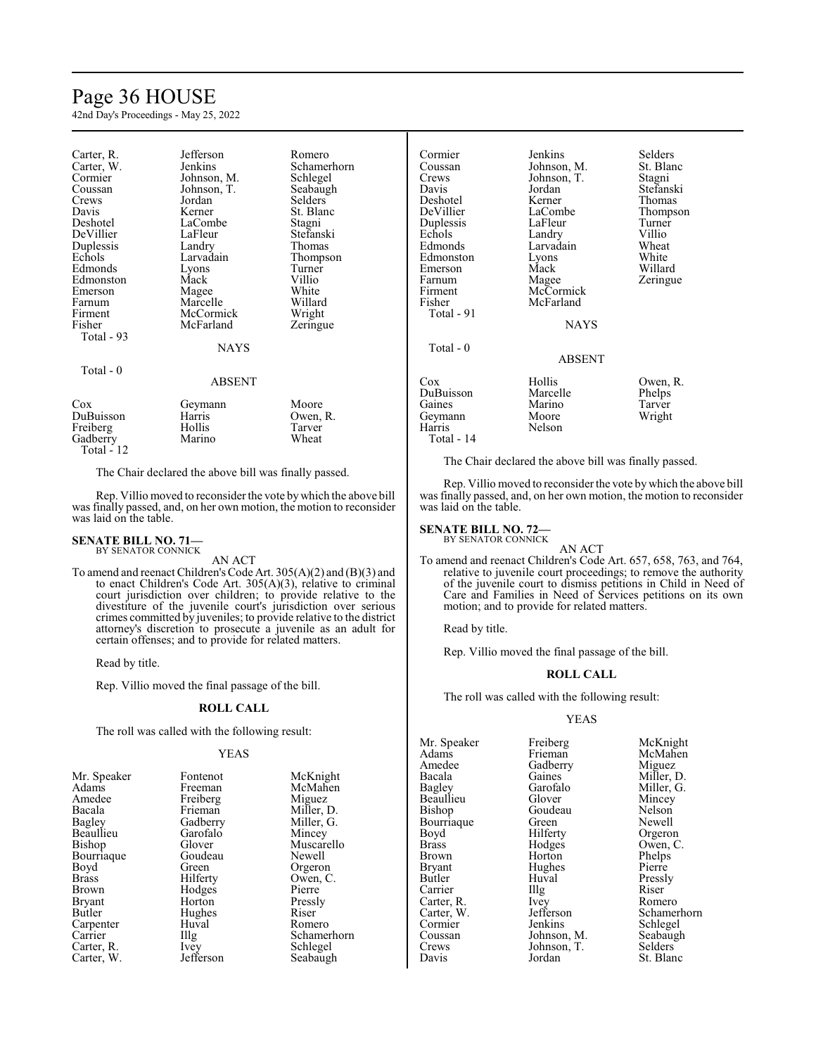| | | |
|---|---|---|
| Carter, R. | Jefferson | Romero |
| Carter, W. | Jenkins | Schamerhorn |
| Cormier | Johnson, M. | Schlegel |
| Coussan | Johnson, T. | Seabaugh |
| Crews | Jordan | Selders |
| Davis | Kerner | St. Blanc |
| Deshotel | LaCombe | Stagni |
| DeVillier | LaFleur | Stefanski |
| Duplessis | Landry | Thomas |
| Echols | Larvadain | Thompson |
| Edmonds | Lyons | Turner |
| Edmonston | Mack | Villio |
| Emerson | Magee | White |
| Farnum | Marcelle | Willard |
| Firment | McCormick | Wright |
| Fisher | McFarland | Zeringue |

Total - 93

NAYS

Total - 0

ABSENT

| | | |
|---|---|---|
| Cox | Geymann | Moore |
| DuBuisson | Harris | Owen, R. |
| Freiberg | Hollis | Tarver |
| Gadberry | Marino | Wheat |

Total - 12

The Chair declared the above bill was finally passed.

Rep. Villio moved to reconsider the vote by which the above bill was finally passed, and, on her own motion, the motion to reconsider was laid on the table.

**SENATE BILL NO. 71—**
BY SENATOR CONNICK

AN ACT

To amend and reenact Children's Code Art. 305(A)(2) and (B)(3) and to enact Children's Code Art. 305(A)(3), relative to criminal court jurisdiction over children; to provide relative to the divestiture of the juvenile court's jurisdiction over serious crimes committed by juveniles; to provide relative to the district attorney's discretion to prosecute a juvenile as an adult for certain offenses; and to provide for related matters.

Read by title.

Rep. Villio moved the final passage of the bill.

**ROLL CALL**

The roll was called with the following result:

YEAS

| | | |
|---|---|---|
| Mr. Speaker | Fontenot | McKnight |
| Adams | Freeman | McMahen |
| Amedee | Freiberg | Miguez |
| Bacala | Frieman | Miller, D. |
| Bagley | Gadberry | Miller, G. |
| Beaullieu | Garofalo | Mincey |
| Bishop | Glover | Muscarello |
| Bourriaque | Goudeau | Newell |
| Boyd | Green | Orgeron |
| Brass | Hilferty | Owen, C. |
| Brown | Hodges | Pierre |
| Bryant | Horton | Pressly |
| Butler | Hughes | Riser |
| Carpenter | Huval | Romero |
| Carrier | Illg | Schamerhorn |
| Carter, R. | Ivey | Schlegel |
| Carter, W. | Jefferson | Seabaugh |
| Cormier | Jenkins | Selders |
| Coussan | Johnson, M. | St. Blanc |
| Crews | Johnson, T. | Stagni |
| Davis | Jordan | Stefanski |
| Deshotel | Kerner | Thomas |
| DeVillier | LaCombe | Thompson |
| Duplessis | LaFleur | Turner |
| Echols | Landry | Villio |
| Edmonds | Larvadain | Wheat |
| Edmonston | Lyons | White |
| Emerson | Mack | Willard |
| Farnum | Magee | Zeringue |
| Firment | McCormick | |
| Fisher | McFarland | |

Total - 91

NAYS

Total - 0

ABSENT

| | | |
|---|---|---|
| Cox | Hollis | Owen, R. |
| DuBuisson | Marcelle | Phelps |
| Gaines | Marino | Tarver |
| Geymann | Moore | Wright |
| Harris | Nelson | |

Total - 14

The Chair declared the above bill was finally passed.

Rep. Villio moved to reconsider the vote by which the above bill was finally passed, and, on her own motion, the motion to reconsider was laid on the table.

**SENATE BILL NO. 72—**
BY SENATOR CONNICK

AN ACT

To amend and reenact Children's Code Art. 657, 658, 763, and 764, relative to juvenile court proceedings; to remove the authority of the juvenile court to dismiss petitions in Child in Need of Care and Families in Need of Services petitions on its own motion; and to provide for related matters.

Read by title.

Rep. Villio moved the final passage of the bill.

**ROLL CALL**

The roll was called with the following result:

YEAS

| | | |
|---|---|---|
| Mr. Speaker | Freiberg | McKnight |
| Adams | Frieman | McMahen |
| Amedee | Gadberry | Miguez |
| Bacala | Gaines | Miller, D. |
| Bagley | Garofalo | Miller, G. |
| Beaullieu | Glover | Mincey |
| Bishop | Goudeau | Nelson |
| Bourriaque | Green | Newell |
| Boyd | Hilferty | Orgeron |
| Brass | Hodges | Owen, C. |
| Brown | Horton | Phelps |
| Bryant | Hughes | Pierre |
| Butler | Huval | Pressly |
| Carrier | Illg | Riser |
| Carter, R. | Ivey | Romero |
| Carter, W. | Jefferson | Schamerhorn |
| Cormier | Jenkins | Schlegel |
| Coussan | Johnson, M. | Seabaugh |
| Crews | Johnson, T. | Selders |
| Davis | Jordan | St. Blanc |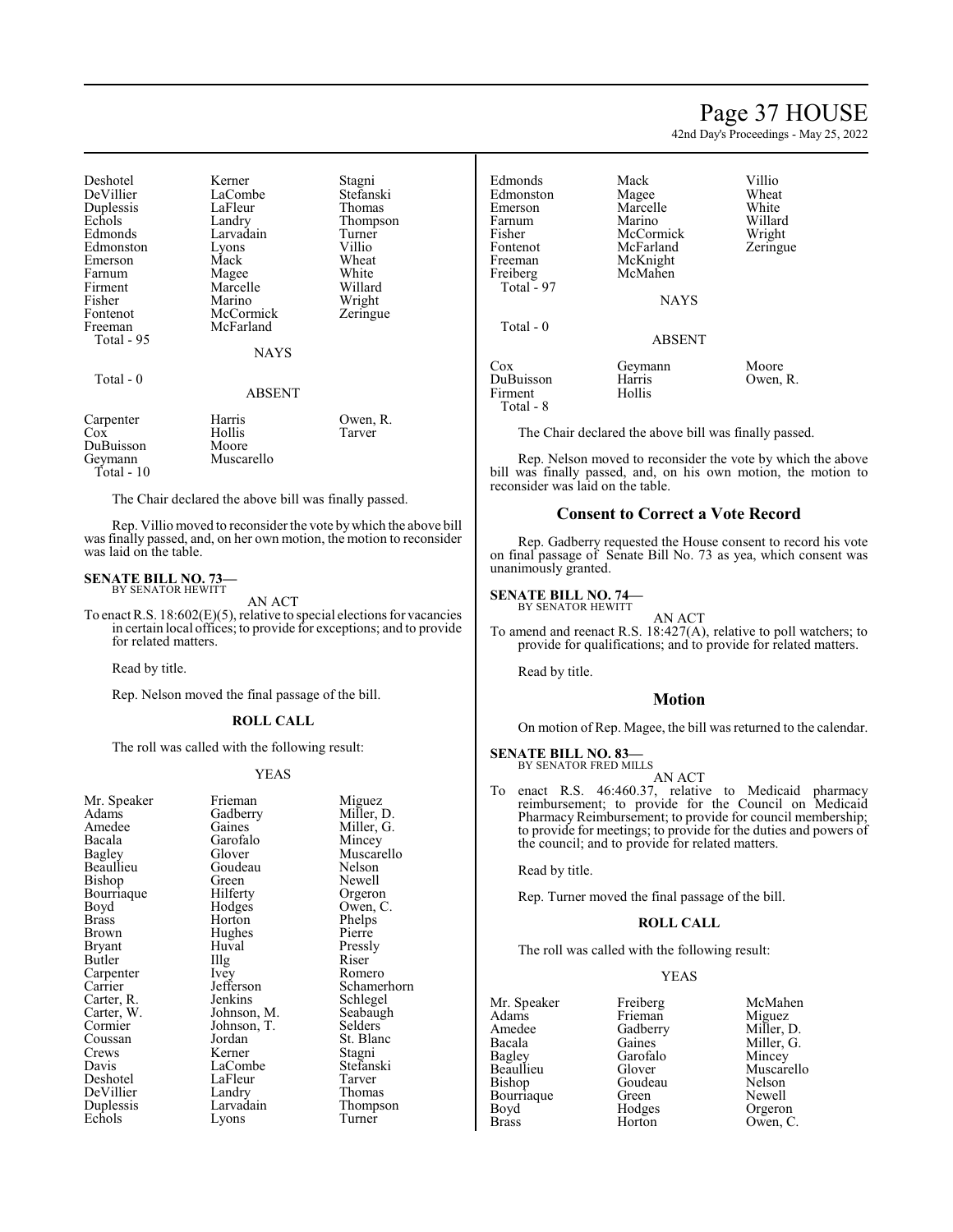| | | |
|---|---|---|
| Deshotel | Kerner | Stagni |
| DeVillier | LaCombe | Stefanski |
| Duplessis | LaFleur | Thomas |
| Echols | Landry | Thompson |
| Edmonds | Larvadain | Turner |
| Edmonston | Lyons | Villio |
| Emerson | Mack | Wheat |
| Farnum | Magee | White |
| Firment | Marcelle | Willard |
| Fisher | Marino | Wright |
| Fontenot | McCormick | Zeringue |
| Freeman | McFarland | |
| Total - 95 | | |

NAYS

Total - 0

ABSENT

| | | |
|---|---|---|
| Carpenter | Harris | Owen, R. |
| Cox | Hollis | Tarver |
| DuBuisson | Moore | |
| Geymann | Muscarello | |
| Total - 10 | | |

The Chair declared the above bill was finally passed.

Rep. Villio moved to reconsider the vote by which the above bill was finally passed, and, on her own motion, the motion to reconsider was laid on the table.

**SENATE BILL NO. 73—**
BY SENATOR HEWITT

AN ACT

To enact R.S. 18:602(E)(5), relative to special elections for vacancies in certain local offices; to provide for exceptions; and to provide for related matters.

Read by title.

Rep. Nelson moved the final passage of the bill.

**ROLL CALL**

The roll was called with the following result:

YEAS

| | | |
|---|---|---|
| Mr. Speaker | Frieman | Miguez |
| Adams | Gadberry | Miller, D. |
| Amedee | Gaines | Miller, G. |
| Bacala | Garofalo | Mincey |
| Bagley | Glover | Muscarello |
| Beaullieu | Goudeau | Nelson |
| Bishop | Green | Newell |
| Bourriaque | Hilferty | Orgeron |
| Boyd | Hodges | Owen, C. |
| Brass | Horton | Phelps |
| Brown | Hughes | Pierre |
| Bryant | Huval | Pressly |
| Butler | Illg | Riser |
| Carpenter | Ivey | Romero |
| Carrier | Jefferson | Schamerhorn |
| Carter, R. | Jenkins | Schlegel |
| Carter, W. | Johnson, M. | Seabaugh |
| Cormier | Johnson, T. | Selders |
| Coussan | Jordan | St. Blanc |
| Crews | Kerner | Stagni |
| Davis | LaCombe | Stefanski |
| Deshotel | LaFleur | Tarver |
| DeVillier | Landry | Thomas |
| Duplessis | Larvadain | Thompson |
| Echols | Lyons | Turner |
| Edmonds | Mack | Villio |
| Edmonston | Magee | Wheat |
| Emerson | Marcelle | White |
| Farnum | Marino | Willard |
| Fisher | McCormick | Wright |
| Fontenot | McFarland | Zeringue |
| Freeman | McKnight | |
| Freiberg | McMahen | |
| Total - 97 | | |

NAYS

Total - 0

ABSENT

| | | |
|---|---|---|
| Cox | Geymann | Moore |
| DuBuisson | Harris | Owen, R. |
| Firment | Hollis | |
| Total - 8 | | |

The Chair declared the above bill was finally passed.

Rep. Nelson moved to reconsider the vote by which the above bill was finally passed, and, on his own motion, the motion to reconsider was laid on the table.

## Consent to Correct a Vote Record

Rep. Gadberry requested the House consent to record his vote on final passage of Senate Bill No. 73 as yea, which consent was unanimously granted.

**SENATE BILL NO. 74—**
BY SENATOR HEWITT

AN ACT

To amend and reenact R.S. 18:427(A), relative to poll watchers; to provide for qualifications; and to provide for related matters.

Read by title.

## Motion

On motion of Rep. Magee, the bill was returned to the calendar.

**SENATE BILL NO. 83—**
BY SENATOR FRED MILLS

AN ACT

To enact R.S. 46:460.37, relative to Medicaid pharmacy reimbursement; to provide for the Council on Medicaid Pharmacy Reimbursement; to provide for council membership; to provide for meetings; to provide for the duties and powers of the council; and to provide for related matters.

Read by title.

Rep. Turner moved the final passage of the bill.

**ROLL CALL**

The roll was called with the following result:

YEAS

| | | |
|---|---|---|
| Mr. Speaker | Freiberg | McMahen |
| Adams | Frieman | Miguez |
| Amedee | Gadberry | Miller, D. |
| Bacala | Gaines | Miller, G. |
| Bagley | Garofalo | Mincey |
| Beaullieu | Glover | Muscarello |
| Bishop | Goudeau | Nelson |
| Bourriaque | Green | Newell |
| Boyd | Hodges | Orgeron |
| Brass | Horton | Owen, C. |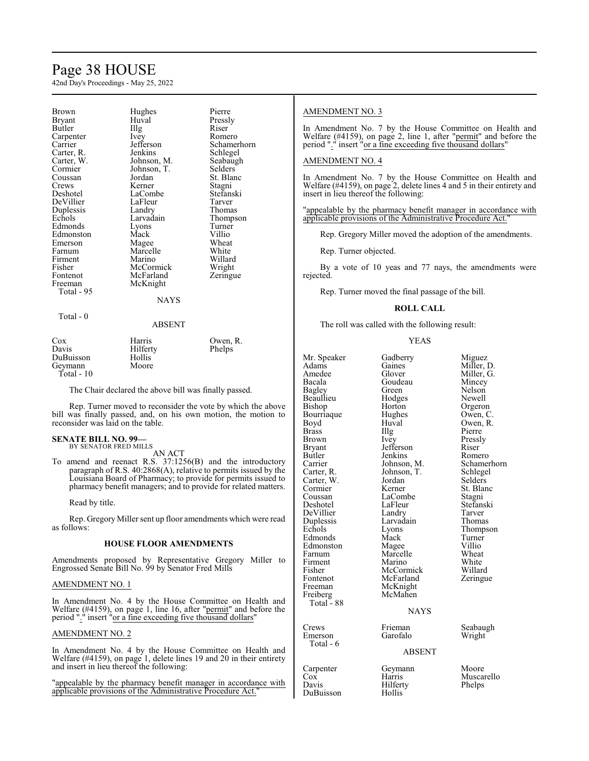| Brown | Hughes | Pierre |
| --- | --- | --- |
| Bryant | Huval | Pressly |
| Butler | Illg | Riser |
| Carpenter | Ivey | Romero |
| Carrier | Jefferson | Schamerhorn |
| Carter, R. | Jenkins | Schlegel |
| Carter, W. | Johnson, M. | Seabaugh |
| Cormier | Johnson, T. | Selders |
| Coussan | Jordan | St. Blanc |
| Crews | Kerner | Stagni |
| Deshotel | LaCombe | Stefanski |
| DeVillier | LaFleur | Tarver |
| Duplessis | Landry | Thomas |
| Echols | Larvadain | Thompson |
| Edmonds | Lyons | Turner |
| Edmonston | Mack | Villio |
| Emerson | Magee | Wheat |
| Farnum | Marcelle | White |
| Firment | Marino | Willard |
| Fisher | McCormick | Wright |
| Fontenot | McFarland | Zeringue |
| Freeman | McKnight | |

Total - 95

NAYS

Total - 0

ABSENT

| Cox | Harris | Owen, R. |
| --- | --- | --- |
| Davis | Hilferty | Phelps |
| DuBuisson | Hollis | |
| Geymann | Moore | |

Total - 10

The Chair declared the above bill was finally passed.

Rep. Turner moved to reconsider the vote by which the above bill was finally passed, and, on his own motion, the motion to reconsider was laid on the table.

**SENATE BILL NO. 99—**
BY SENATOR FRED MILLS

AN ACT

To amend and reenact R.S. 37:1256(B) and the introductory paragraph of R.S. 40:2868(A), relative to permits issued by the Louisiana Board of Pharmacy; to provide for permits issued to pharmacy benefit managers; and to provide for related matters.

Read by title.

Rep. Gregory Miller sent up floor amendments which were read as follows:

**HOUSE FLOOR AMENDMENTS**

Amendments proposed by Representative Gregory Miller to Engrossed Senate Bill No. 99 by Senator Fred Mills

AMENDMENT NO. 1

In Amendment No. 4 by the House Committee on Health and Welfare (#4159), on page 1, line 16, after "permit" and before the period "." insert "or a fine exceeding five thousand dollars"

AMENDMENT NO. 2

In Amendment No. 4 by the House Committee on Health and Welfare (#4159), on page 1, delete lines 19 and 20 in their entirety and insert in lieu thereof the following:

"appealable by the pharmacy benefit manager in accordance with applicable provisions of the Administrative Procedure Act."

AMENDMENT NO. 3

In Amendment No. 7 by the House Committee on Health and Welfare (#4159), on page 2, line 1, after "permit" and before the period "." insert "or a fine exceeding five thousand dollars"

AMENDMENT NO. 4

In Amendment No. 7 by the House Committee on Health and Welfare (#4159), on page 2, delete lines 4 and 5 in their entirety and insert in lieu thereof the following:

"appealable by the pharmacy benefit manager in accordance with applicable provisions of the Administrative Procedure Act."

Rep. Gregory Miller moved the adoption of the amendments.

Rep. Turner objected.

By a vote of 10 yeas and 77 nays, the amendments were rejected.

Rep. Turner moved the final passage of the bill.

**ROLL CALL**

The roll was called with the following result:

YEAS

| Mr. Speaker | Gadberry | Miguez |
| --- | --- | --- |
| Adams | Gaines | Miller, D. |
| Amedee | Glover | Miller, G. |
| Bacala | Goudeau | Mincey |
| Bagley | Green | Nelson |
| Beaullieu | Hodges | Newell |
| Bishop | Horton | Orgeron |
| Bourriaque | Hughes | Owen, C. |
| Boyd | Huval | Owen, R. |
| Brass | Illg | Pierre |
| Brown | Ivey | Pressly |
| Bryant | Jefferson | Riser |
| Butler | Jenkins | Romero |
| Carrier | Johnson, M. | Schamerhorn |
| Carter, R. | Johnson, T. | Schlegel |
| Carter, W. | Jordan | Selders |
| Cormier | Kerner | St. Blanc |
| Coussan | LaCombe | Stagni |
| Deshotel | LaFleur | Stefanski |
| DeVillier | Landry | Tarver |
| Duplessis | Larvadain | Thomas |
| Echols | Lyons | Thompson |
| Edmonds | Mack | Turner |
| Edmonston | Magee | Villio |
| Farnum | Marcelle | Wheat |
| Firment | Marino | White |
| Fisher | McCormick | Willard |
| Fontenot | McFarland | Zeringue |
| Freeman | McKnight | |
| Freiberg | McMahen | |

Total - 88

NAYS

| Crews | Frieman | Seabaugh |
| --- | --- | --- |
| Emerson | Garofalo | Wright |

Total - 6

ABSENT

| Carpenter | Geymann | Moore |
| --- | --- | --- |
| Cox | Harris | Muscarello |
| Davis | Hilferty | Phelps |
| DuBuisson | Hollis | |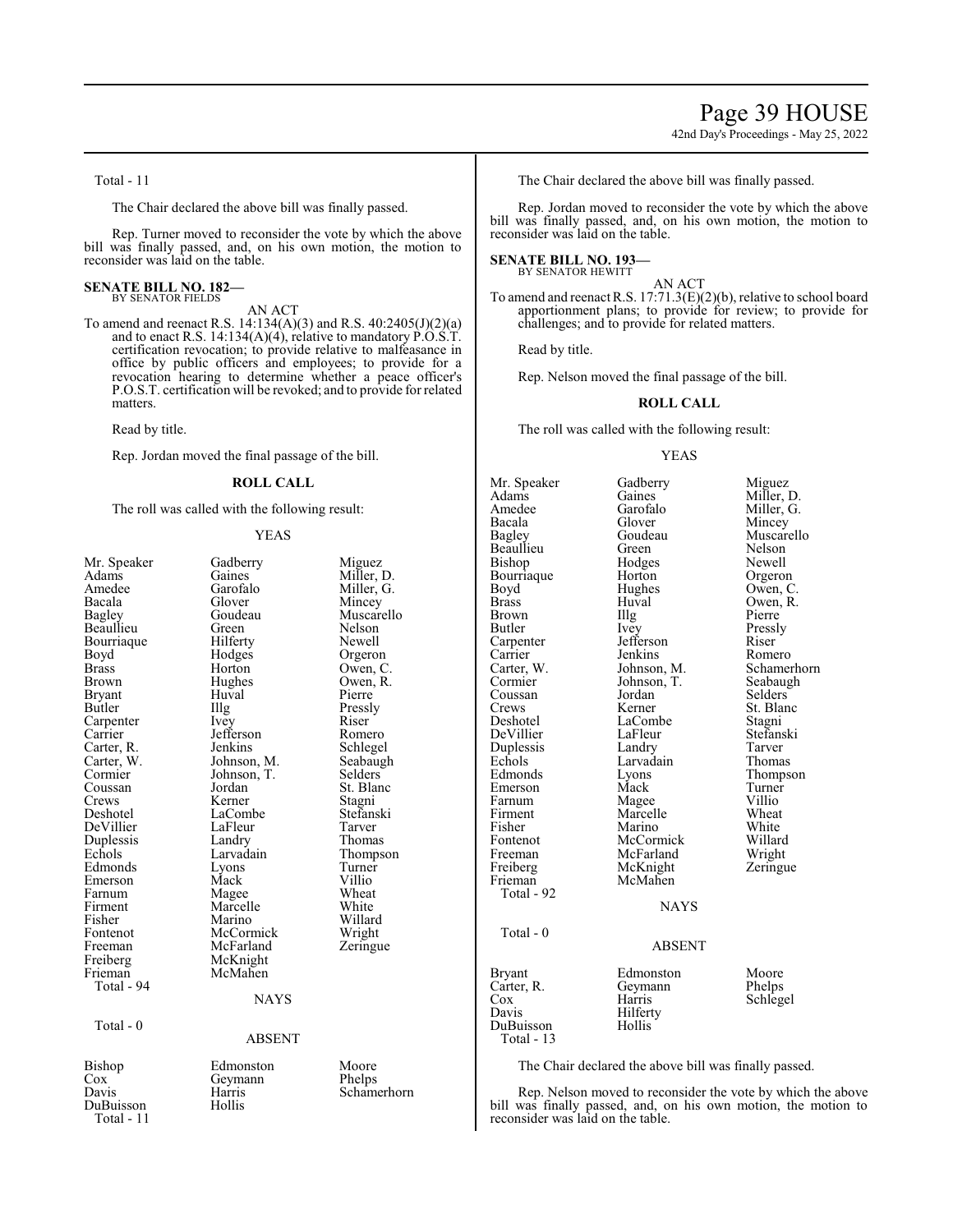Total - 11

The Chair declared the above bill was finally passed.

Rep. Turner moved to reconsider the vote by which the above bill was finally passed, and, on his own motion, the motion to reconsider was laid on the table.

**SENATE BILL NO. 182—**
BY SENATOR FIELDS

AN ACT

To amend and reenact R.S. 14:134(A)(3) and R.S. 40:2405(J)(2)(a) and to enact R.S. 14:134(A)(4), relative to mandatory P.O.S.T. certification revocation; to provide relative to malfeasance in office by public officers and employees; to provide for a revocation hearing to determine whether a peace officer's P.O.S.T. certification will be revoked; and to provide for related matters.

Read by title.

Rep. Jordan moved the final passage of the bill.

**ROLL CALL**

The roll was called with the following result:

YEAS

| | | |
|---|---|---|
| Mr. Speaker | Gadberry | Miguez |
| Adams | Gaines | Miller, D. |
| Amedee | Garofalo | Miller, G. |
| Bacala | Glover | Mincey |
| Bagley | Goudeau | Muscarello |
| Beaullieu | Green | Nelson |
| Bourriaque | Hilferty | Newell |
| Boyd | Hodges | Orgeron |
| Brass | Horton | Owen, C. |
| Brown | Hughes | Owen, R. |
| Bryant | Huval | Pierre |
| Butler | Illg | Pressly |
| Carpenter | Ivey | Riser |
| Carrier | Jefferson | Romero |
| Carter, R. | Jenkins | Schlegel |
| Carter, W. | Johnson, M. | Seabaugh |
| Cormier | Johnson, T. | Selders |
| Coussan | Jordan | St. Blanc |
| Crews | Kerner | Stagni |
| Deshotel | LaCombe | Stefanski |
| DeVillier | LaFleur | Tarver |
| Duplessis | Landry | Thomas |
| Echols | Larvadain | Thompson |
| Edmonds | Lyons | Turner |
| Emerson | Mack | Villio |
| Farnum | Magee | Wheat |
| Firment | Marcelle | White |
| Fisher | Marino | Willard |
| Fontenot | McCormick | Wright |
| Freeman | McFarland | Zeringue |
| Freiberg | McKnight | |
| Frieman | McMahen | |

Total - 94

NAYS

Total - 0

ABSENT

| | | |
|---|---|---|
| Bishop | Edmonston | Moore |
| Cox | Geymann | Phelps |
| Davis | Harris | Schamerhorn |
| DuBuisson | Hollis | |

Total - 11

The Chair declared the above bill was finally passed.

Rep. Jordan moved to reconsider the vote by which the above bill was finally passed, and, on his own motion, the motion to reconsider was laid on the table.

**SENATE BILL NO. 193—**
BY SENATOR HEWITT

AN ACT

To amend and reenact R.S. 17:71.3(E)(2)(b), relative to school board apportionment plans; to provide for review; to provide for challenges; and to provide for related matters.

Read by title.

Rep. Nelson moved the final passage of the bill.

**ROLL CALL**

The roll was called with the following result:

YEAS

| | | |
|---|---|---|
| Mr. Speaker | Gadberry | Miguez |
| Adams | Gaines | Miller, D. |
| Amedee | Garofalo | Miller, G. |
| Bacala | Glover | Mincey |
| Bagley | Goudeau | Muscarello |
| Beaullieu | Green | Nelson |
| Bishop | Hodges | Newell |
| Bourriaque | Horton | Orgeron |
| Boyd | Hughes | Owen, C. |
| Brass | Huval | Owen, R. |
| Brown | Illg | Pierre |
| Butler | Ivey | Pressly |
| Carpenter | Jefferson | Riser |
| Carrier | Jenkins | Romero |
| Carter, W. | Johnson, M. | Schamerhorn |
| Cormier | Johnson, T. | Seabaugh |
| Coussan | Jordan | Selders |
| Crews | Kerner | St. Blanc |
| Deshotel | LaCombe | Stagni |
| DeVillier | LaFleur | Stefanski |
| Duplessis | Landry | Tarver |
| Echols | Larvadain | Thomas |
| Edmonds | Lyons | Thompson |
| Emerson | Mack | Turner |
| Farnum | Magee | Villio |
| Firment | Marcelle | Wheat |
| Fisher | Marino | White |
| Fontenot | McCormick | Willard |
| Freeman | McFarland | Wright |
| Freiberg | McKnight | Zeringue |
| Frieman | McMahen | |

Total - 92

NAYS

Total - 0

ABSENT

| | | |
|---|---|---|
| Bryant | Edmonston | Moore |
| Carter, R. | Geymann | Phelps |
| Cox | Harris | Schlegel |
| Davis | Hilferty | |
| DuBuisson | Hollis | |

Total - 13

The Chair declared the above bill was finally passed.

Rep. Nelson moved to reconsider the vote by which the above bill was finally passed, and, on his own motion, the motion to reconsider was laid on the table.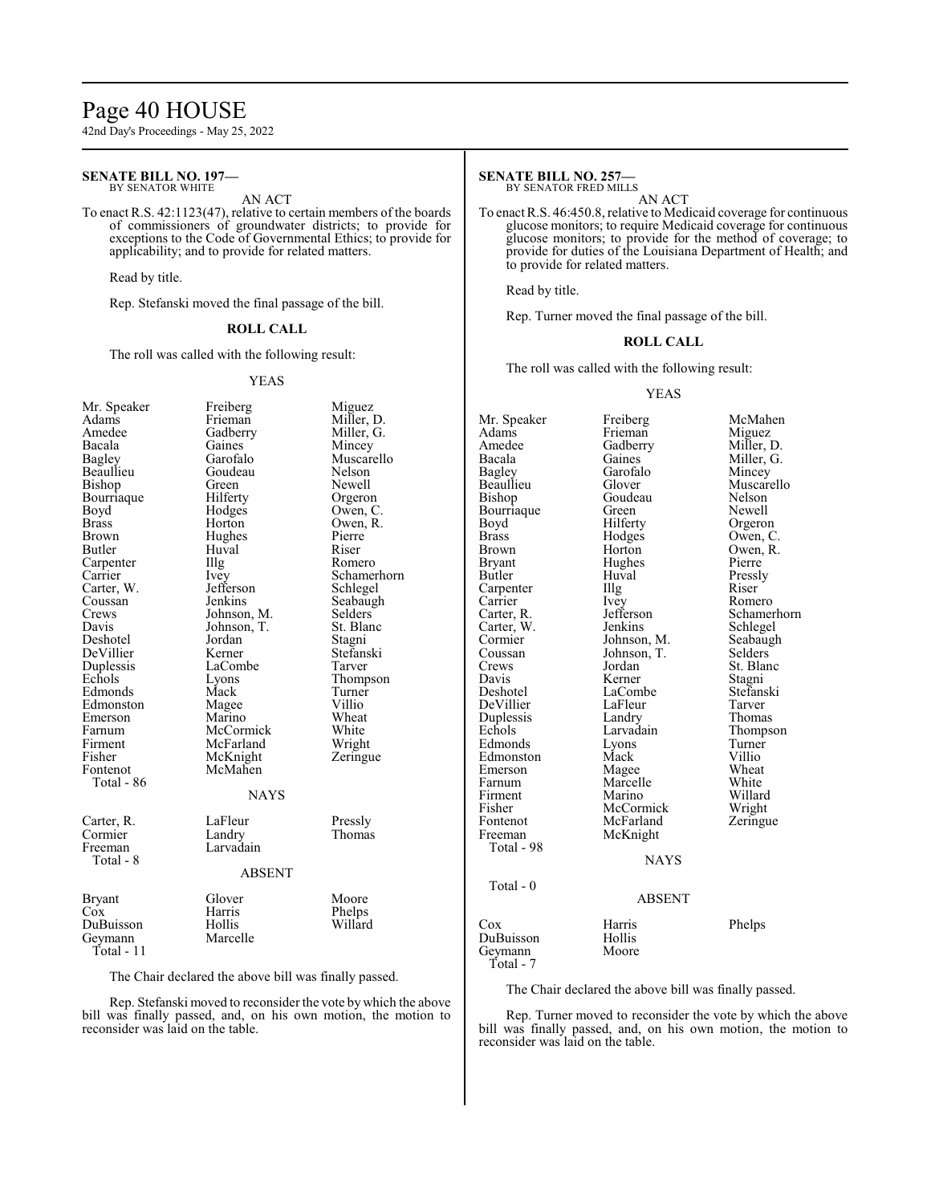**SENATE BILL NO. 197—**
BY SENATOR WHITE

AN ACT

To enact R.S. 42:1123(47), relative to certain members of the boards of commissioners of groundwater districts; to provide for exceptions to the Code of Governmental Ethics; to provide for applicability; and to provide for related matters.

Read by title.

Rep. Stefanski moved the final passage of the bill.

**ROLL CALL**

The roll was called with the following result:

YEAS

| | | |
|---|---|---|
| Mr. Speaker | Freiberg | Miguez |
| Adams | Frieman | Miller, D. |
| Amedee | Gadberry | Miller, G. |
| Bacala | Gaines | Mincey |
| Bagley | Garofalo | Muscarello |
| Beaullieu | Goudeau | Nelson |
| Bishop | Green | Newell |
| Bourriaque | Hilferty | Orgeron |
| Boyd | Hodges | Owen, C. |
| Brass | Horton | Owen, R. |
| Brown | Hughes | Pierre |
| Butler | Huval | Riser |
| Carpenter | Illg | Romero |
| Carrier | Ivey | Schamerhorn |
| Carter, W. | Jefferson | Schlegel |
| Coussan | Jenkins | Seabaugh |
| Crews | Johnson, M. | Selders |
| Davis | Johnson, T. | St. Blanc |
| Deshotel | Jordan | Stagni |
| DeVillier | Kerner | Stefanski |
| Duplessis | LaCombe | Tarver |
| Echols | Lyons | Thompson |
| Edmonds | Mack | Turner |
| Edmonston | Magee | Villio |
| Emerson | Marino | Wheat |
| Farnum | McCormick | White |
| Firment | McFarland | Wright |
| Fisher | McKnight | Zeringue |
| Fontenot | McMahen | |

Total - 86

NAYS

| | | |
|---|---|---|
| Carter, R. | LaFleur | Pressly |
| Cormier | Landry | Thomas |
| Freeman | Larvadain | |

Total - 8

ABSENT

| | | |
|---|---|---|
| Bryant | Glover | Moore |
| Cox | Harris | Phelps |
| DuBuisson | Hollis | Willard |
| Geymann | Marcelle | |

Total - 11

The Chair declared the above bill was finally passed.

Rep. Stefanski moved to reconsider the vote by which the above bill was finally passed, and, on his own motion, the motion to reconsider was laid on the table.

**SENATE BILL NO. 257—**
BY SENATOR FRED MILLS

AN ACT

To enact R.S. 46:450.8, relative to Medicaid coverage for continuous glucose monitors; to require Medicaid coverage for continuous glucose monitors; to provide for the method of coverage; to provide for duties of the Louisiana Department of Health; and to provide for related matters.

Read by title.

Rep. Turner moved the final passage of the bill.

**ROLL CALL**

The roll was called with the following result:

YEAS

| | | |
|---|---|---|
| Mr. Speaker | Freiberg | McMahen |
| Adams | Frieman | Miguez |
| Amedee | Gadberry | Miller, D. |
| Bacala | Gaines | Miller, G. |
| Bagley | Garofalo | Mincey |
| Beaullieu | Glover | Muscarello |
| Bishop | Goudeau | Nelson |
| Bourriaque | Green | Newell |
| Boyd | Hilferty | Orgeron |
| Brass | Hodges | Owen, C. |
| Brown | Horton | Owen, R. |
| Bryant | Hughes | Pierre |
| Butler | Huval | Pressly |
| Carpenter | Illg | Riser |
| Carrier | Ivey | Romero |
| Carter, R. | Jefferson | Schamerhorn |
| Carter, W. | Jenkins | Schlegel |
| Cormier | Johnson, M. | Seabaugh |
| Coussan | Johnson, T. | Selders |
| Crews | Jordan | St. Blanc |
| Davis | Kerner | Stagni |
| Deshotel | LaCombe | Stefanski |
| DeVillier | LaFleur | Tarver |
| Duplessis | Landry | Thomas |
| Echols | Larvadain | Thompson |
| Edmonds | Lyons | Turner |
| Edmonston | Mack | Villio |
| Emerson | Magee | Wheat |
| Farnum | Marcelle | White |
| Firment | Marino | Willard |
| Fisher | McCormick | Wright |
| Fontenot | McFarland | Zeringue |
| Freeman | McKnight | |

Total - 98

NAYS

Total - 0

ABSENT

| | | |
|---|---|---|
| Cox | Harris | Phelps |
| DuBuisson | Hollis | |
| Geymann | Moore | |

Total - 7

The Chair declared the above bill was finally passed.

Rep. Turner moved to reconsider the vote by which the above bill was finally passed, and, on his own motion, the motion to reconsider was laid on the table.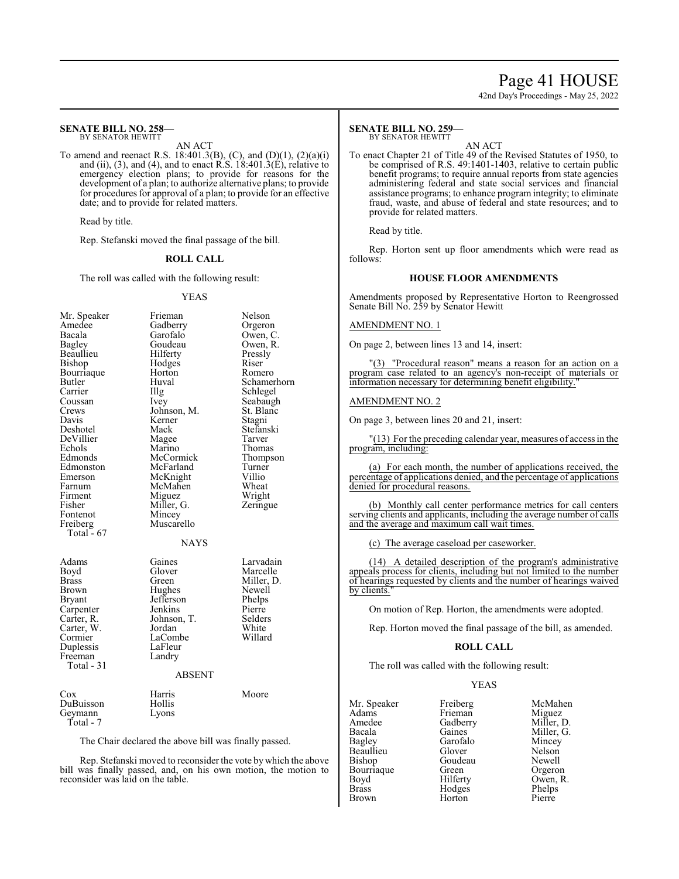**SENATE BILL NO. 258—**
BY SENATOR HEWITT

AN ACT

To amend and reenact R.S. 18:401.3(B), (C), and (D)(1), (2)(a)(i) and (ii), (3), and (4), and to enact R.S. 18:401.3(E), relative to emergency election plans; to provide for reasons for the development of a plan; to authorize alternative plans; to provide for procedures for approval of a plan; to provide for an effective date; and to provide for related matters.

Read by title.

Rep. Stefanski moved the final passage of the bill.

**ROLL CALL**

The roll was called with the following result:

YEAS

| | | |
|---|---|---|
| Mr. Speaker | Frieman | Nelson |
| Amedee | Gadberry | Orgeron |
| Bacala | Garofalo | Owen, C. |
| Bagley | Goudeau | Owen, R. |
| Beaullieu | Hilferty | Pressly |
| Bishop | Hodges | Riser |
| Bourriaque | Horton | Romero |
| Butler | Huval | Schamerhorn |
| Carrier | Illg | Schlegel |
| Coussan | Ivey | Seabaugh |
| Crews | Johnson, M. | St. Blanc |
| Davis | Kerner | Stagni |
| Deshotel | Mack | Stefanski |
| DeVillier | Magee | Tarver |
| Echols | Marino | Thomas |
| Edmonds | McCormick | Thompson |
| Edmonston | McFarland | Turner |
| Emerson | McKnight | Villio |
| Farnum | McMahen | Wheat |
| Firment | Miguez | Wright |
| Fisher | Miller, G. | Zeringue |
| Fontenot | Mincey | |
| Freiberg | Muscarello | |
| Total - 67 | | |

NAYS

| | | |
|---|---|---|
| Adams | Gaines | Larvadain |
| Boyd | Glover | Marcelle |
| Brass | Green | Miller, D. |
| Brown | Hughes | Newell |
| Bryant | Jefferson | Phelps |
| Carpenter | Jenkins | Pierre |
| Carter, R. | Johnson, T. | Selders |
| Carter, W. | Jordan | White |
| Cormier | LaCombe | Willard |
| Duplessis | LaFleur | |
| Freeman | Landry | |
| Total - 31 | | |

ABSENT

| | | |
|---|---|---|
| Cox | Harris | Moore |
| DuBuisson | Hollis | |
| Geymann | Lyons | |
| Total - 7 | | |

The Chair declared the above bill was finally passed.

Rep. Stefanski moved to reconsider the vote by which the above bill was finally passed, and, on his own motion, the motion to reconsider was laid on the table.

**SENATE BILL NO. 259—**
BY SENATOR HEWITT

AN ACT

To enact Chapter 21 of Title 49 of the Revised Statutes of 1950, to be comprised of R.S. 49:1401-1403, relative to certain public benefit programs; to require annual reports from state agencies administering federal and state social services and financial assistance programs; to enhance program integrity; to eliminate fraud, waste, and abuse of federal and state resources; and to provide for related matters.

Read by title.

Rep. Horton sent up floor amendments which were read as follows:

**HOUSE FLOOR AMENDMENTS**

Amendments proposed by Representative Horton to Reengrossed Senate Bill No. 259 by Senator Hewitt

AMENDMENT NO. 1

On page 2, between lines 13 and 14, insert:

"(3) "Procedural reason" means a reason for an action on a program case related to an agency's non-receipt of materials or information necessary for determining benefit eligibility."

AMENDMENT NO. 2

On page 3, between lines 20 and 21, insert:

"(13) For the preceding calendar year, measures of access in the program, including:

(a) For each month, the number of applications received, the percentage of applications denied, and the percentage of applications denied for procedural reasons.

(b) Monthly call center performance metrics for call centers serving clients and applicants, including the average number of calls and the average and maximum call wait times.

(c) The average caseload per caseworker.

(14) A detailed description of the program's administrative appeals process for clients, including but not limited to the number of hearings requested by clients and the number of hearings waived by clients."

On motion of Rep. Horton, the amendments were adopted.

Rep. Horton moved the final passage of the bill, as amended.

**ROLL CALL**

The roll was called with the following result:

YEAS

| | | |
|---|---|---|
| Mr. Speaker | Freiberg | McMahen |
| Adams | Frieman | Miguez |
| Amedee | Gadberry | Miller, D. |
| Bacala | Gaines | Miller, G. |
| Bagley | Garofalo | Mincey |
| Beaullieu | Glover | Nelson |
| Bishop | Goudeau | Newell |
| Bourriaque | Green | Orgeron |
| Boyd | Hilferty | Owen, R. |
| Brass | Hodges | Phelps |
| Brown | Horton | Pierre |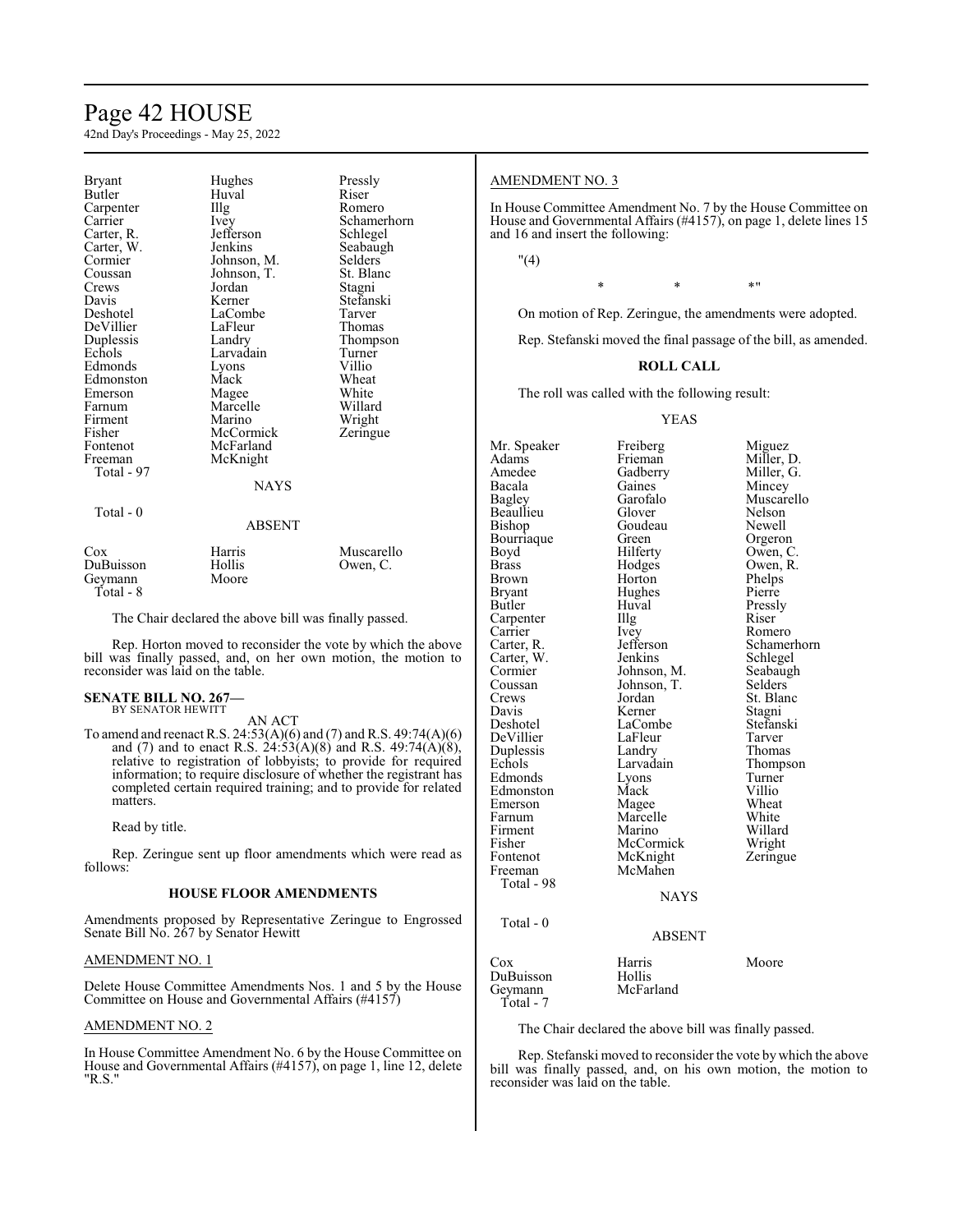| | | |
|---|---|---|
| Bryant | Hughes | Pressly |
| Butler | Huval | Riser |
| Carpenter | Illg | Romero |
| Carrier | Ivey | Schamerhorn |
| Carter, R. | Jefferson | Schlegel |
| Carter, W. | Jenkins | Seabaugh |
| Cormier | Johnson, M. | Selders |
| Coussan | Johnson, T. | St. Blanc |
| Crews | Jordan | Stagni |
| Davis | Kerner | Stefanski |
| Deshotel | LaCombe | Tarver |
| DeVillier | LaFleur | Thomas |
| Duplessis | Landry | Thompson |
| Echols | Larvadain | Turner |
| Edmonds | Lyons | Villio |
| Edmonston | Mack | Wheat |
| Emerson | Magee | White |
| Farnum | Marcelle | Willard |
| Firment | Marino | Wright |
| Fisher | McCormick | Zeringue |
| Fontenot | McFarland | |
| Freeman | McKnight | |
| Total - 97 | | |

NAYS

Total - 0

ABSENT

| | | |
|---|---|---|
| Cox | Harris | Muscarello |
| DuBuisson | Hollis | Owen, C. |
| Geymann | Moore | |
| Total - 8 | | |

The Chair declared the above bill was finally passed.

Rep. Horton moved to reconsider the vote by which the above bill was finally passed, and, on her own motion, the motion to reconsider was laid on the table.

**SENATE BILL NO. 267—**
BY SENATOR HEWITT

AN ACT

To amend and reenact R.S. 24:53(A)(6) and (7) and R.S. 49:74(A)(6) and (7) and to enact R.S. 24:53(A)(8) and R.S. 49:74(A)(8), relative to registration of lobbyists; to provide for required information; to require disclosure of whether the registrant has completed certain required training; and to provide for related matters.

Read by title.

Rep. Zeringue sent up floor amendments which were read as follows:

**HOUSE FLOOR AMENDMENTS**

Amendments proposed by Representative Zeringue to Engrossed Senate Bill No. 267 by Senator Hewitt

AMENDMENT NO. 1

Delete House Committee Amendments Nos. 1 and 5 by the House Committee on House and Governmental Affairs (#4157)

AMENDMENT NO. 2

In House Committee Amendment No. 6 by the House Committee on House and Governmental Affairs (#4157), on page 1, line 12, delete "R.S."

AMENDMENT NO. 3

In House Committee Amendment No. 7 by the House Committee on House and Governmental Affairs (#4157), on page 1, delete lines 15 and 16 and insert the following:

"(4)

\* \* \*"

On motion of Rep. Zeringue, the amendments were adopted.

Rep. Stefanski moved the final passage of the bill, as amended.

**ROLL CALL**

The roll was called with the following result:

YEAS

| | | |
|---|---|---|
| Mr. Speaker | Freiberg | Miguez |
| Adams | Frieman | Miller, D. |
| Amedee | Gadberry | Miller, G. |
| Bacala | Gaines | Mincey |
| Bagley | Garofalo | Muscarello |
| Beaullieu | Glover | Nelson |
| Bishop | Goudeau | Newell |
| Bourriaque | Green | Orgeron |
| Boyd | Hilferty | Owen, C. |
| Brass | Hodges | Owen, R. |
| Brown | Horton | Phelps |
| Bryant | Hughes | Pierre |
| Butler | Huval | Pressly |
| Carpenter | Illg | Riser |
| Carrier | Ivey | Romero |
| Carter, R. | Jefferson | Schamerhorn |
| Carter, W. | Jenkins | Schlegel |
| Cormier | Johnson, M. | Seabaugh |
| Coussan | Johnson, T. | Selders |
| Crews | Jordan | St. Blanc |
| Davis | Kerner | Stagni |
| Deshotel | LaCombe | Stefanski |
| DeVillier | LaFleur | Tarver |
| Duplessis | Landry | Thomas |
| Echols | Larvadain | Thompson |
| Edmonds | Lyons | Turner |
| Edmonston | Mack | Villio |
| Emerson | Magee | Wheat |
| Farnum | Marcelle | White |
| Firment | Marino | Willard |
| Fisher | McCormick | Wright |
| Fontenot | McKnight | Zeringue |
| Freeman | McMahen | |
| Total - 98 | | |

NAYS

Total - 0

ABSENT

| | | |
|---|---|---|
| Cox | Harris | Moore |
| DuBuisson | Hollis | |
| Geymann | McFarland | |
| Total - 7 | | |

The Chair declared the above bill was finally passed.

Rep. Stefanski moved to reconsider the vote by which the above bill was finally passed, and, on his own motion, the motion to reconsider was laid on the table.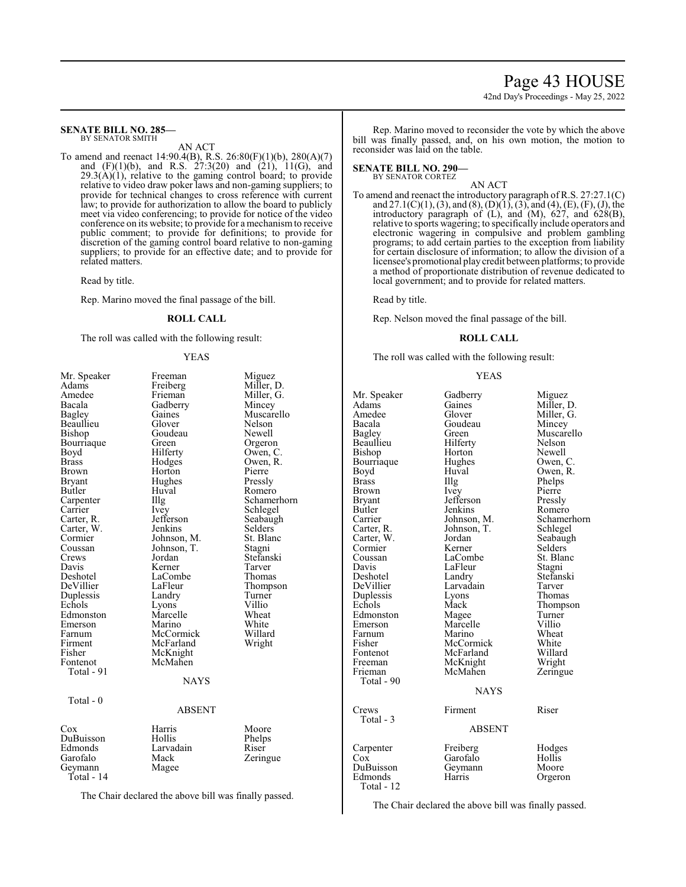**SENATE BILL NO. 285—**
BY SENATOR SMITH

AN ACT

To amend and reenact 14:90.4(B), R.S. 26:80(F)(1)(b), 280(A)(7) and (F)(1)(b), and R.S. 27:3(20) and (21), 11(G), and 29.3(A)(1), relative to the gaming control board; to provide relative to video draw poker laws and non-gaming suppliers; to provide for technical changes to cross reference with current law; to provide for authorization to allow the board to publicly meet via video conferencing; to provide for notice of the video conference on its website; to provide for a mechanism to receive public comment; to provide for definitions; to provide for discretion of the gaming control board relative to non-gaming suppliers; to provide for an effective date; and to provide for related matters.

Read by title.

Rep. Marino moved the final passage of the bill.

**ROLL CALL**

The roll was called with the following result:

YEAS

| | | |
|---|---|---|
| Mr. Speaker | Freeman | Miguez |
| Adams | Freiberg | Miller, D. |
| Amedee | Frieman | Miller, G. |
| Bacala | Gadberry | Mincey |
| Bagley | Gaines | Muscarello |
| Beaullieu | Glover | Nelson |
| Bishop | Goudeau | Newell |
| Bourriaque | Green | Orgeron |
| Boyd | Hilferty | Owen, C. |
| Brass | Hodges | Owen, R. |
| Brown | Horton | Pierre |
| Bryant | Hughes | Pressly |
| Butler | Huval | Romero |
| Carpenter | Illg | Schamerhorn |
| Carrier | Ivey | Schlegel |
| Carter, R. | Jefferson | Seabaugh |
| Carter, W. | Jenkins | Selders |
| Cormier | Johnson, M. | St. Blanc |
| Coussan | Johnson, T. | Stagni |
| Crews | Jordan | Stefanski |
| Davis | Kerner | Tarver |
| Deshotel | LaCombe | Thomas |
| DeVillier | LaFleur | Thompson |
| Duplessis | Landry | Turner |
| Echols | Lyons | Villio |
| Edmonston | Marcelle | Wheat |
| Emerson | Marino | White |
| Farnum | McCormick | Willard |
| Firment | McFarland | Wright |
| Fisher | McKnight | |
| Fontenot | McMahen | |

Total - 91

NAYS

Total - 0

ABSENT

| | | |
|---|---|---|
| Cox | Harris | Moore |
| DuBuisson | Hollis | Phelps |
| Edmonds | Larvadain | Riser |
| Garofalo | Mack | Zeringue |
| Geymann | Magee | |

Total - 14

The Chair declared the above bill was finally passed.

Rep. Marino moved to reconsider the vote by which the above bill was finally passed, and, on his own motion, the motion to reconsider was laid on the table.

**SENATE BILL NO. 290—**
BY SENATOR CORTEZ

AN ACT

To amend and reenact the introductory paragraph of R.S. 27:27.1(C) and 27.1(C)(1), (3), and (8), (D)(1), (3), and (4), (E), (F), (J), the introductory paragraph of (L), and (M), 627, and 628(B), relative to sports wagering; to specifically include operators and electronic wagering in compulsive and problem gambling programs; to add certain parties to the exception from liability for certain disclosure of information; to allow the division of a licensee's promotional play credit between platforms; to provide a method of proportionate distribution of revenue dedicated to local government; and to provide for related matters.

Read by title.

Rep. Nelson moved the final passage of the bill.

**ROLL CALL**

The roll was called with the following result:

YEAS

| | | |
|---|---|---|
| Mr. Speaker | Gadberry | Miguez |
| Adams | Gaines | Miller, D. |
| Amedee | Glover | Miller, G. |
| Bacala | Goudeau | Mincey |
| Bagley | Green | Muscarello |
| Beaullieu | Hilferty | Nelson |
| Bishop | Horton | Newell |
| Bourriaque | Hughes | Owen, C. |
| Boyd | Huval | Owen, R. |
| Brass | Illg | Phelps |
| Brown | Ivey | Pierre |
| Bryant | Jefferson | Pressly |
| Butler | Jenkins | Romero |
| Carrier | Johnson, M. | Schamerhorn |
| Carter, R. | Johnson, T. | Schlegel |
| Carter, W. | Jordan | Seabaugh |
| Cormier | Kerner | Selders |
| Coussan | LaCombe | St. Blanc |
| Davis | LaFleur | Stagni |
| Deshotel | Landry | Stefanski |
| DeVillier | Larvadain | Tarver |
| Duplessis | Lyons | Thomas |
| Echols | Mack | Thompson |
| Edmonston | Magee | Turner |
| Emerson | Marcelle | Villio |
| Farnum | Marino | Wheat |
| Fisher | McCormick | White |
| Fontenot | McFarland | Willard |
| Freeman | McKnight | Wright |
| Frieman | McMahen | Zeringue |

Total - 90

NAYS

| | | |
|---|---|---|
| Crews | Firment | Riser |

Total - 3

ABSENT

| | | |
|---|---|---|
| Carpenter | Freiberg | Hodges |
| Cox | Garofalo | Hollis |
| DuBuisson | Geymann | Moore |
| Edmonds | Harris | Orgeron |

Total - 12

The Chair declared the above bill was finally passed.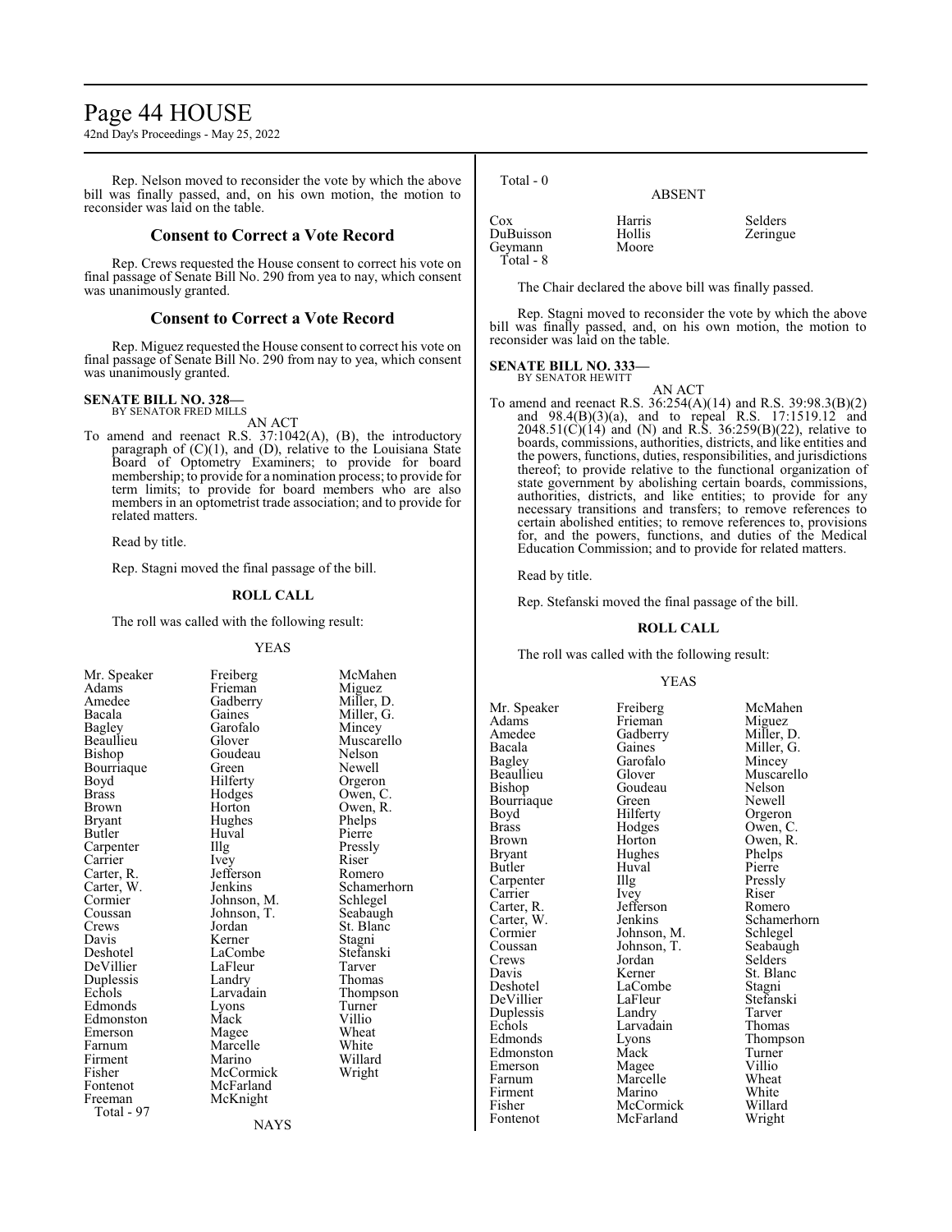Rep. Nelson moved to reconsider the vote by which the above bill was finally passed, and, on his own motion, the motion to reconsider was laid on the table.

## Consent to Correct a Vote Record

Rep. Crews requested the House consent to correct his vote on final passage of Senate Bill No. 290 from yea to nay, which consent was unanimously granted.

## Consent to Correct a Vote Record

Rep. Miguez requested the House consent to correct his vote on final passage of Senate Bill No. 290 from nay to yea, which consent was unanimously granted.

**SENATE BILL NO. 328—**
BY SENATOR FRED MILLS

AN ACT

To amend and reenact R.S. 37:1042(A), (B), the introductory paragraph of (C)(1), and (D), relative to the Louisiana State Board of Optometry Examiners; to provide for board membership; to provide for a nomination process; to provide for term limits; to provide for board members who are also members in an optometrist trade association; and to provide for related matters.

Read by title.

Rep. Stagni moved the final passage of the bill.

**ROLL CALL**

The roll was called with the following result:

YEAS

| | | |
|---|---|---|
| Mr. Speaker | Freiberg | McMahen |
| Adams | Frieman | Miguez |
| Amedee | Gadberry | Miller, D. |
| Bacala | Gaines | Miller, G. |
| Bagley | Garofalo | Mincey |
| Beaullieu | Glover | Muscarello |
| Bishop | Goudeau | Nelson |
| Bourriaque | Green | Newell |
| Boyd | Hilferty | Orgeron |
| Brass | Hodges | Owen, C. |
| Brown | Horton | Owen, R. |
| Bryant | Hughes | Phelps |
| Butler | Huval | Pierre |
| Carpenter | Illg | Pressly |
| Carrier | Ivey | Riser |
| Carter, R. | Jefferson | Romero |
| Carter, W. | Jenkins | Schamerhorn |
| Cormier | Johnson, M. | Schlegel |
| Coussan | Johnson, T. | Seabaugh |
| Crews | Jordan | St. Blanc |
| Davis | Kerner | Stagni |
| Deshotel | LaCombe | Stefanski |
| DeVillier | LaFleur | Tarver |
| Duplessis | Landry | Thomas |
| Echols | Larvadain | Thompson |
| Edmonds | Lyons | Turner |
| Edmonston | Mack | Villio |
| Emerson | Magee | Wheat |
| Farnum | Marcelle | White |
| Firment | Marino | Willard |
| Fisher | McCormick | Wright |
| Fontenot | McFarland | |
| Freeman | McKnight | |

Total - 97

NAYS

Total - 0

ABSENT

| | | |
|---|---|---|
| Cox | Harris | Selders |
| DuBuisson | Hollis | Zeringue |
| Geymann | Moore | |

Total - 8

The Chair declared the above bill was finally passed.

Rep. Stagni moved to reconsider the vote by which the above bill was finally passed, and, on his own motion, the motion to reconsider was laid on the table.

**SENATE BILL NO. 333—**
BY SENATOR HEWITT

AN ACT

To amend and reenact R.S. 36:254(A)(14) and R.S. 39:98.3(B)(2) and 98.4(B)(3)(a), and to repeal R.S. 17:1519.12 and 2048.51(C)(14) and (N) and R.S. 36:259(B)(22), relative to boards, commissions, authorities, districts, and like entities and the powers, functions, duties, responsibilities, and jurisdictions thereof; to provide relative to the functional organization of state government by abolishing certain boards, commissions, authorities, districts, and like entities; to provide for any necessary transitions and transfers; to remove references to certain abolished entities; to remove references to, provisions for, and the powers, functions, and duties of the Medical Education Commission; and to provide for related matters.

Read by title.

Rep. Stefanski moved the final passage of the bill.

**ROLL CALL**

The roll was called with the following result:

YEAS

| | | |
|---|---|---|
| Mr. Speaker | Freiberg | McMahen |
| Adams | Frieman | Miguez |
| Amedee | Gadberry | Miller, D. |
| Bacala | Gaines | Miller, G. |
| Bagley | Garofalo | Mincey |
| Beaullieu | Glover | Muscarello |
| Bishop | Goudeau | Nelson |
| Bourriaque | Green | Newell |
| Boyd | Hilferty | Orgeron |
| Brass | Hodges | Owen, C. |
| Brown | Horton | Owen, R. |
| Bryant | Hughes | Phelps |
| Butler | Huval | Pierre |
| Carpenter | Illg | Pressly |
| Carrier | Ivey | Riser |
| Carter, R. | Jefferson | Romero |
| Carter, W. | Jenkins | Schamerhorn |
| Cormier | Johnson, M. | Schlegel |
| Coussan | Johnson, T. | Seabaugh |
| Crews | Jordan | Selders |
| Davis | Kerner | St. Blanc |
| Deshotel | LaCombe | Stagni |
| DeVillier | LaFleur | Stefanski |
| Duplessis | Landry | Tarver |
| Echols | Larvadain | Thomas |
| Edmonds | Lyons | Thompson |
| Edmonston | Mack | Turner |
| Emerson | Magee | Villio |
| Farnum | Marcelle | Wheat |
| Firment | Marino | White |
| Fisher | McCormick | Willard |
| Fontenot | McFarland | Wright |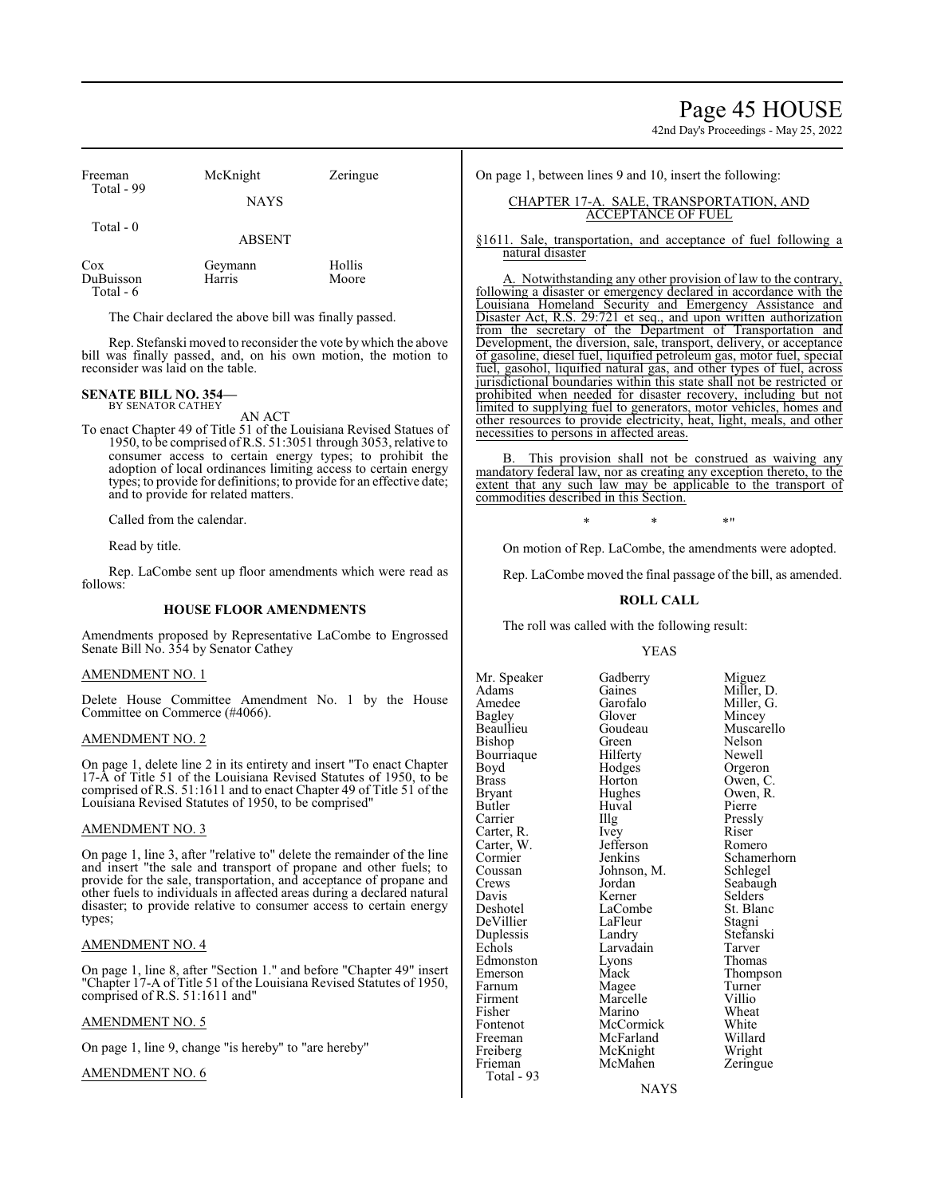| | | |
|---|---|---|
| Freeman | McKnight | Zeringue |
| Total - 99 | | |

NAYS

Total - 0

ABSENT

| | | |
|---|---|---|
| Cox | Geymann | Hollis |
| DuBuisson | Harris | Moore |
| Total - 6 | | |

The Chair declared the above bill was finally passed.

Rep. Stefanski moved to reconsider the vote by which the above bill was finally passed, and, on his own motion, the motion to reconsider was laid on the table.

**SENATE BILL NO. 354—**
BY SENATOR CATHEY

AN ACT

To enact Chapter 49 of Title 51 of the Louisiana Revised Statues of 1950, to be comprised of R.S. 51:3051 through 3053, relative to consumer access to certain energy types; to prohibit the adoption of local ordinances limiting access to certain energy types; to provide for definitions; to provide for an effective date; and to provide for related matters.

Called from the calendar.

Read by title.

Rep. LaCombe sent up floor amendments which were read as follows:

### HOUSE FLOOR AMENDMENTS

Amendments proposed by Representative LaCombe to Engrossed Senate Bill No. 354 by Senator Cathey

AMENDMENT NO. 1

Delete House Committee Amendment No. 1 by the House Committee on Commerce (#4066).

AMENDMENT NO. 2

On page 1, delete line 2 in its entirety and insert "To enact Chapter 17-A of Title 51 of the Louisiana Revised Statutes of 1950, to be comprised of R.S. 51:1611 and to enact Chapter 49 of Title 51 of the Louisiana Revised Statutes of 1950, to be comprised"

AMENDMENT NO. 3

On page 1, line 3, after "relative to" delete the remainder of the line and insert "the sale and transport of propane and other fuels; to provide for the sale, transportation, and acceptance of propane and other fuels to individuals in affected areas during a declared natural disaster; to provide relative to consumer access to certain energy types;

AMENDMENT NO. 4

On page 1, line 8, after "Section 1." and before "Chapter 49" insert "Chapter 17-A of Title 51 of the Louisiana Revised Statutes of 1950, comprised of R.S. 51:1611 and"

AMENDMENT NO. 5

On page 1, line 9, change "is hereby" to "are hereby"

AMENDMENT NO. 6

On page 1, between lines 9 and 10, insert the following:

"CHAPTER 17-A. SALE, TRANSPORTATION, AND ACCEPTANCE OF FUEL

§1611. Sale, transportation, and acceptance of fuel following a natural disaster

A. Notwithstanding any other provision of law to the contrary, following a disaster or emergency declared in accordance with the Louisiana Homeland Security and Emergency Assistance and Disaster Act, R.S. 29:721 et seq., and upon written authorization from the secretary of the Department of Transportation and Development, the diversion, sale, transport, delivery, or acceptance of gasoline, diesel fuel, liquified petroleum gas, motor fuel, special fuel, gasohol, liquified natural gas, and other types of fuel, across jurisdictional boundaries within this state shall not be restricted or prohibited when needed for disaster recovery, including but not limited to supplying fuel to generators, motor vehicles, homes and other resources to provide electricity, heat, light, meals, and other necessities to persons in affected areas.

B. This provision shall not be construed as waiving any mandatory federal law, nor as creating any exception thereto, to the extent that any such law may be applicable to the transport of commodities described in this Section.

\* \* \*"

On motion of Rep. LaCombe, the amendments were adopted.

Rep. LaCombe moved the final passage of the bill, as amended.

### ROLL CALL

The roll was called with the following result:

YEAS

| | | |
|---|---|---|
| Mr. Speaker | Gadberry | Miguez |
| Adams | Gaines | Miller, D. |
| Amedee | Garofalo | Miller, G. |
| Bagley | Glover | Mincey |
| Beaullieu | Goudeau | Muscarello |
| Bishop | Green | Nelson |
| Bourriaque | Hilferty | Newell |
| Boyd | Hodges | Orgeron |
| Brass | Horton | Owen, C. |
| Bryant | Hughes | Owen, R. |
| Butler | Huval | Pierre |
| Carrier | Illg | Pressly |
| Carter, R. | Ivey | Riser |
| Carter, W. | Jefferson | Romero |
| Cormier | Jenkins | Schamerhorn |
| Coussan | Johnson, M. | Schlegel |
| Crews | Jordan | Seabaugh |
| Davis | Kerner | Selders |
| Deshotel | LaCombe | St. Blanc |
| DeVillier | LaFleur | Stagni |
| Duplessis | Landry | Stefanski |
| Echols | Larvadain | Tarver |
| Edmonston | Lyons | Thomas |
| Emerson | Mack | Thompson |
| Farnum | Magee | Turner |
| Firment | Marcelle | Villio |
| Fisher | Marino | Wheat |
| Fontenot | McCormick | White |
| Freeman | McFarland | Willard |
| Freiberg | McKnight | Wright |
| Frieman | McMahen | Zeringue |
| Total - 93 | | |

NAYS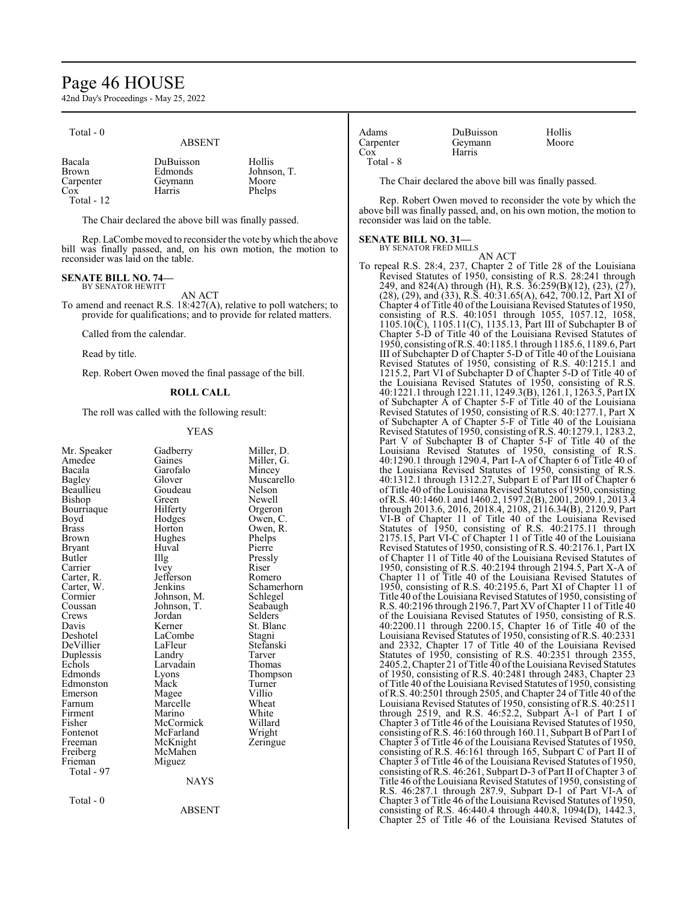Total - 0

ABSENT

| | | |
|---|---|---|
| Bacala | DuBuisson | Hollis |
| Brown | Edmonds | Johnson, T. |
| Carpenter | Geymann | Moore |
| Cox | Harris | Phelps |

Total - 12

The Chair declared the above bill was finally passed.

Rep. LaCombe moved to reconsider the vote by which the above bill was finally passed, and, on his own motion, the motion to reconsider was laid on the table.

**SENATE BILL NO. 74—**
BY SENATOR HEWITT

AN ACT

To amend and reenact R.S. 18:427(A), relative to poll watchers; to provide for qualifications; and to provide for related matters.

Called from the calendar.

Read by title.

Rep. Robert Owen moved the final passage of the bill.

**ROLL CALL**

The roll was called with the following result:

YEAS

| | | |
|---|---|---|
| Mr. Speaker | Gadberry | Miller, D. |
| Amedee | Gaines | Miller, G. |
| Bacala | Garofalo | Mincey |
| Bagley | Glover | Muscarello |
| Beaullieu | Goudeau | Nelson |
| Bishop | Green | Newell |
| Bourriaque | Hilferty | Orgeron |
| Boyd | Hodges | Owen, C. |
| Brass | Horton | Owen, R. |
| Brown | Hughes | Phelps |
| Bryant | Huval | Pierre |
| Butler | Illg | Pressly |
| Carrier | Ivey | Riser |
| Carter, R. | Jefferson | Romero |
| Carter, W. | Jenkins | Schamerhorn |
| Cormier | Johnson, M. | Schlegel |
| Coussan | Johnson, T. | Seabaugh |
| Crews | Jordan | Selders |
| Davis | Kerner | St. Blanc |
| Deshotel | LaCombe | Stagni |
| DeVillier | LaFleur | Stefanski |
| Duplessis | Landry | Tarver |
| Echols | Larvadain | Thomas |
| Edmonds | Lyons | Thompson |
| Edmonston | Mack | Turner |
| Emerson | Magee | Villio |
| Farnum | Marcelle | Wheat |
| Firment | Marino | White |
| Fisher | McCormick | Willard |
| Fontenot | McFarland | Wright |
| Freeman | McKnight | Zeringue |
| Freiberg | McMahen | |
| Frieman | Miguez | |

Total - 97

NAYS

Total - 0

ABSENT

| | | |
|---|---|---|
| Adams | DuBuisson | Hollis |
| Carpenter | Geymann | Moore |
| Cox | Harris | |

Total - 8

The Chair declared the above bill was finally passed.

Rep. Robert Owen moved to reconsider the vote by which the above bill was finally passed, and, on his own motion, the motion to reconsider was laid on the table.

**SENATE BILL NO. 31—**
BY SENATOR FRED MILLS

AN ACT

To repeal R.S. 28:4, 237, Chapter 2 of Title 28 of the Louisiana Revised Statutes of 1950, consisting of R.S. 28:241 through 249, and 824(A) through (H), R.S. 36:259(B)(12), (23), (27), (28), (29), and (33), R.S. 40:31.65(A), 642, 700.12, Part XI of Chapter 4 of Title 40 of the Louisiana Revised Statutes of 1950, consisting of R.S. 40:1051 through 1055, 1057.12, 1058, 1105.10(C), 1105.11(C), 1135.13, Part III of Subchapter B of Chapter 5-D of Title 40 of the Louisiana Revised Statutes of 1950, consisting of R.S. 40:1185.1 through 1185.6, 1189.6, Part III of Subchapter D of Chapter 5-D of Title 40 of the Louisiana Revised Statutes of 1950, consisting of R.S. 40:1215.1 and 1215.2, Part VI of Subchapter D of Chapter 5-D of Title 40 of the Louisiana Revised Statutes of 1950, consisting of R.S. 40:1221.1 through 1221.11, 1249.3(B), 1261.1, 1263.5, Part IX of Subchapter A of Chapter 5-F of Title 40 of the Louisiana Revised Statutes of 1950, consisting of R.S. 40:1277.1, Part X of Subchapter A of Chapter 5-F of Title 40 of the Louisiana Revised Statutes of 1950, consisting of R.S. 40:1279.1, 1283.2, Part V of Subchapter B of Chapter 5-F of Title 40 of the Louisiana Revised Statutes of 1950, consisting of R.S. 40:1290.1 through 1290.4, Part I-A of Chapter 6 of Title 40 of the Louisiana Revised Statutes of 1950, consisting of R.S. 40:1312.1 through 1312.27, Subpart E of Part III of Chapter 6 of Title 40 of the Louisiana Revised Statutes of 1950, consisting of R.S. 40:1460.1 and 1460.2, 1597.2(B), 2001, 2009.1, 2013.4 through 2013.6, 2016, 2018.4, 2108, 2116.34(B), 2120.9, Part VI-B of Chapter 11 of Title 40 of the Louisiana Revised Statutes of 1950, consisting of R.S. 40:2175.11 through 2175.15, Part VI-C of Chapter 11 of Title 40 of the Louisiana Revised Statutes of 1950, consisting of R.S. 40:2176.1, Part IX of Chapter 11 of Title 40 of the Louisiana Revised Statutes of 1950, consisting of R.S. 40:2194 through 2194.5, Part X-A of Chapter 11 of Title 40 of the Louisiana Revised Statutes of 1950, consisting of R.S. 40:2195.6, Part XI of Chapter 11 of Title 40 of the Louisiana Revised Statutes of 1950, consisting of R.S. 40:2196 through 2196.7, Part XV of Chapter 11 of Title 40 of the Louisiana Revised Statutes of 1950, consisting of R.S. 40:2200.11 through 2200.15, Chapter 16 of Title 40 of the Louisiana Revised Statutes of 1950, consisting of R.S. 40:2331 and 2332, Chapter 17 of Title 40 of the Louisiana Revised Statutes of 1950, consisting of R.S. 40:2351 through 2355, 2405.2, Chapter 21 of Title 40 of the Louisiana Revised Statutes of 1950, consisting of R.S. 40:2481 through 2483, Chapter 23 of Title 40 of the Louisiana Revised Statutes of 1950, consisting of R.S. 40:2501 through 2505, and Chapter 24 of Title 40 of the Louisiana Revised Statutes of 1950, consisting of R.S. 40:2511 through 2519, and R.S. 46:52.2, Subpart A-1 of Part I of Chapter 3 of Title 46 of the Louisiana Revised Statutes of 1950, consisting of R.S. 46:160 through 160.11, Subpart B of Part I of Chapter 3 of Title 46 of the Louisiana Revised Statutes of 1950, consisting of R.S. 46:161 through 165, Subpart C of Part II of Chapter 3 of Title 46 of the Louisiana Revised Statutes of 1950, consisting of R.S. 46:261, Subpart D-3 of Part II of Chapter 3 of Title 46 of the Louisiana Revised Statutes of 1950, consisting of R.S. 46:287.1 through 287.9, Subpart D-1 of Part VI-A of Chapter 3 of Title 46 of the Louisiana Revised Statutes of 1950, consisting of R.S. 46:440.4 through 440.8, 1094(D), 1442.3, Chapter 25 of Title 46 of the Louisiana Revised Statutes of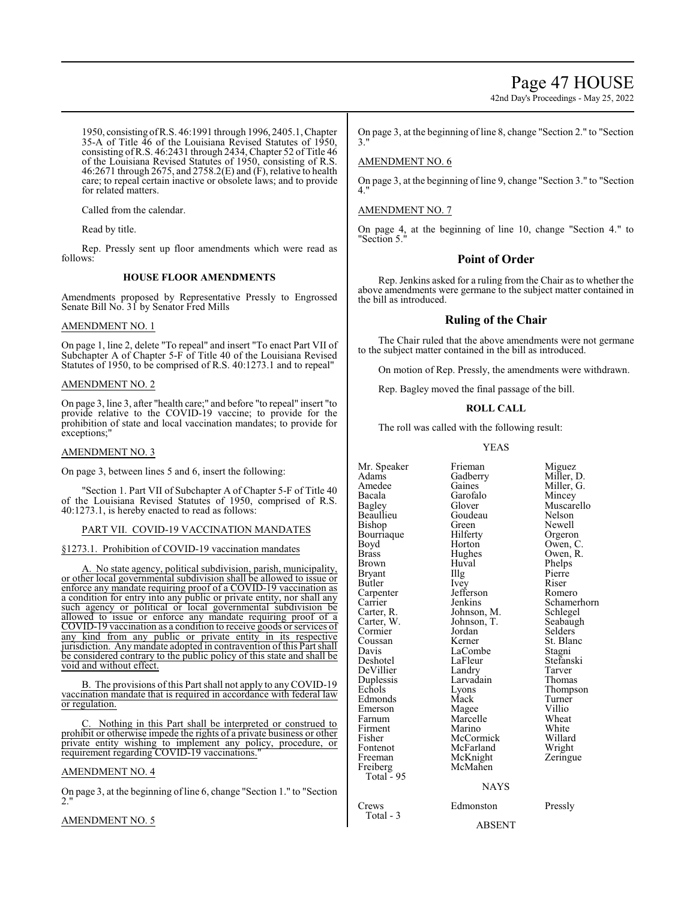1950, consisting of R.S. 46:1991 through 1996, 2405.1, Chapter 35-A of Title 46 of the Louisiana Revised Statutes of 1950, consisting of R.S. 46:2431 through 2434, Chapter 52 of Title 46 of the Louisiana Revised Statutes of 1950, consisting of R.S. 46:2671 through 2675, and 2758.2(E) and (F), relative to health care; to repeal certain inactive or obsolete laws; and to provide for related matters.

Called from the calendar.

Read by title.

Rep. Pressly sent up floor amendments which were read as follows:

**HOUSE FLOOR AMENDMENTS**

Amendments proposed by Representative Pressly to Engrossed Senate Bill No. 31 by Senator Fred Mills

AMENDMENT NO. 1

On page 1, line 2, delete "To repeal" and insert "To enact Part VII of Subchapter A of Chapter 5-F of Title 40 of the Louisiana Revised Statutes of 1950, to be comprised of R.S. 40:1273.1 and to repeal"

AMENDMENT NO. 2

On page 3, line 3, after "health care;" and before "to repeal" insert "to provide relative to the COVID-19 vaccine; to provide for the prohibition of state and local vaccination mandates; to provide for exceptions;"

AMENDMENT NO. 3

On page 3, between lines 5 and 6, insert the following:

"Section 1. Part VII of Subchapter A of Chapter 5-F of Title 40 of the Louisiana Revised Statutes of 1950, comprised of R.S. 40:1273.1, is hereby enacted to read as follows:

PART VII. COVID-19 VACCINATION MANDATES

§1273.1. Prohibition of COVID-19 vaccination mandates

A. No state agency, political subdivision, parish, municipality, or other local governmental subdivision shall be allowed to issue or enforce any mandate requiring proof of a COVID-19 vaccination as a condition for entry into any public or private entity, nor shall any such agency or political or local governmental subdivision be allowed to issue or enforce any mandate requiring proof of a COVID-19 vaccination as a condition to receive goods or services of any kind from any public or private entity in its respective jurisdiction. Any mandate adopted in contravention of this Part shall be considered contrary to the public policy of this state and shall be void and without effect.

B. The provisions of this Part shall not apply to any COVID-19 vaccination mandate that is required in accordance with federal law or regulation.

C. Nothing in this Part shall be interpreted or construed to prohibit or otherwise impede the rights of a private business or other private entity wishing to implement any policy, procedure, or requirement regarding COVID-19 vaccinations."

AMENDMENT NO. 4

On page 3, at the beginning of line 6, change "Section 1." to "Section 2."

AMENDMENT NO. 5

On page 3, at the beginning of line 8, change "Section 2." to "Section 3."

AMENDMENT NO. 6

On page 3, at the beginning of line 9, change "Section 3." to "Section 4."

AMENDMENT NO. 7

On page 4, at the beginning of line 10, change "Section 4." to "Section 5."

## Point of Order

Rep. Jenkins asked for a ruling from the Chair as to whether the above amendments were germane to the subject matter contained in the bill as introduced.

## Ruling of the Chair

The Chair ruled that the above amendments were not germane to the subject matter contained in the bill as introduced.

On motion of Rep. Pressly, the amendments were withdrawn.

Rep. Bagley moved the final passage of the bill.

**ROLL CALL**

The roll was called with the following result:

YEAS

| | | |
|---|---|---|
| Mr. Speaker | Frieman | Miguez |
| Adams | Gadberry | Miller, D. |
| Amedee | Gaines | Miller, G. |
| Bacala | Garofalo | Mincey |
| Bagley | Glover | Muscarello |
| Beaullieu | Goudeau | Nelson |
| Bishop | Green | Newell |
| Bourriaque | Hilferty | Orgeron |
| Boyd | Horton | Owen, C. |
| Brass | Hughes | Owen, R. |
| Brown | Huval | Phelps |
| Bryant | Illg | Pierre |
| Butler | Ivey | Riser |
| Carpenter | Jefferson | Romero |
| Carrier | Jenkins | Schamerhorn |
| Carter, R. | Johnson, M. | Schlegel |
| Carter, W. | Johnson, T. | Seabaugh |
| Cormier | Jordan | Selders |
| Coussan | Kerner | St. Blanc |
| Davis | LaCombe | Stagni |
| Deshotel | LaFleur | Stefanski |
| DeVillier | Landry | Tarver |
| Duplessis | Larvadain | Thomas |
| Echols | Lyons | Thompson |
| Edmonds | Mack | Turner |
| Emerson | Magee | Villio |
| Farnum | Marcelle | Wheat |
| Firment | Marino | White |
| Fisher | McCormick | Willard |
| Fontenot | McFarland | Wright |
| Freeman | McKnight | Zeringue |
| Freiberg | McMahen | |

Total - 95

NAYS

| | | |
|---|---|---|
| Crews | Edmonston | Pressly |

Total - 3

ABSENT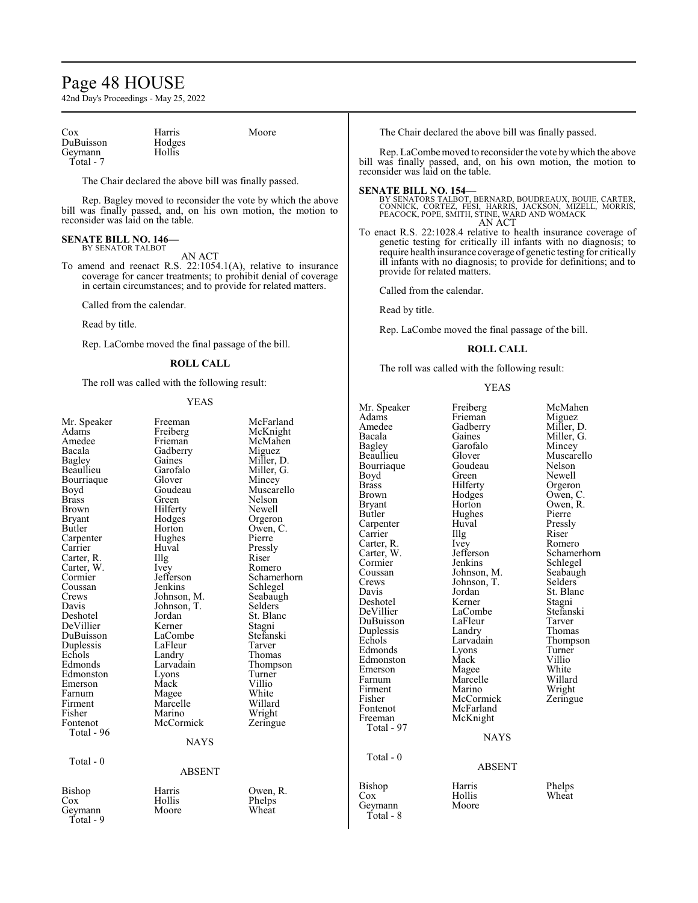| | | |
|---|---|---|
| Cox | Harris | Moore |
| DuBuisson | Hodges | |
| Geymann | Hollis | |
| Total - 7 | | |

The Chair declared the above bill was finally passed.

Rep. Bagley moved to reconsider the vote by which the above bill was finally passed, and, on his own motion, the motion to reconsider was laid on the table.

**SENATE BILL NO. 146—**
BY SENATOR TALBOT

AN ACT

To amend and reenact R.S. 22:1054.1(A), relative to insurance coverage for cancer treatments; to prohibit denial of coverage in certain circumstances; and to provide for related matters.

Called from the calendar.

Read by title.

Rep. LaCombe moved the final passage of the bill.

**ROLL CALL**

The roll was called with the following result:

YEAS

| | | |
|---|---|---|
| Mr. Speaker | Freeman | McFarland |
| Adams | Freiberg | McKnight |
| Amedee | Frieman | McMahen |
| Bacala | Gadberry | Miguez |
| Bagley | Gaines | Miller, D. |
| Beaullieu | Garofalo | Miller, G. |
| Bourriaque | Glover | Mincey |
| Boyd | Goudeau | Muscarello |
| Brass | Green | Nelson |
| Brown | Hilferty | Newell |
| Bryant | Hodges | Orgeron |
| Butler | Horton | Owen, C. |
| Carpenter | Hughes | Pierre |
| Carrier | Huval | Pressly |
| Carter, R. | Illg | Riser |
| Carter, W. | Ivey | Romero |
| Cormier | Jefferson | Schamerhorn |
| Coussan | Jenkins | Schlegel |
| Crews | Johnson, M. | Seabaugh |
| Davis | Johnson, T. | Selders |
| Deshotel | Jordan | St. Blanc |
| DeVillier | Kerner | Stagni |
| DuBuisson | LaCombe | Stefanski |
| Duplessis | LaFleur | Tarver |
| Echols | Landry | Thomas |
| Edmonds | Larvadain | Thompson |
| Edmonston | Lyons | Turner |
| Emerson | Mack | Villio |
| Farnum | Magee | White |
| Firment | Marcelle | Willard |
| Fisher | Marino | Wright |
| Fontenot | McCormick | Zeringue |
| Total - 96 | | |

NAYS

Total - 0

ABSENT

| | | |
|---|---|---|
| Bishop | Harris | Owen, R. |
| Cox | Hollis | Phelps |
| Geymann | Moore | Wheat |
| Total - 9 | | |

The Chair declared the above bill was finally passed.

Rep. LaCombe moved to reconsider the vote by which the above bill was finally passed, and, on his own motion, the motion to reconsider was laid on the table.

**SENATE BILL NO. 154—**
BY SENATORS TALBOT, BERNARD, BOUDREAUX, BOUIE, CARTER, CONNICK, CORTEZ, FESI, HARRIS, JACKSON, MIZELL, MORRIS, PEACOCK, POPE, SMITH, STINE, WARD AND WOMACK

AN ACT

To enact R.S. 22:1028.4 relative to health insurance coverage of genetic testing for critically ill infants with no diagnosis; to require health insurance coverage of genetic testing for critically ill infants with no diagnosis; to provide for definitions; and to provide for related matters.

Called from the calendar.

Read by title.

Rep. LaCombe moved the final passage of the bill.

**ROLL CALL**

The roll was called with the following result:

YEAS

| | | |
|---|---|---|
| Mr. Speaker | Freiberg | McMahen |
| Adams | Frieman | Miguez |
| Amedee | Gadberry | Miller, D. |
| Bacala | Gaines | Miller, G. |
| Bagley | Garofalo | Mincey |
| Beaullieu | Glover | Muscarello |
| Bourriaque | Goudeau | Nelson |
| Boyd | Green | Newell |
| Brass | Hilferty | Orgeron |
| Brown | Hodges | Owen, C. |
| Bryant | Horton | Owen, R. |
| Butler | Hughes | Pierre |
| Carpenter | Huval | Pressly |
| Carrier | Illg | Riser |
| Carter, R. | Ivey | Romero |
| Carter, W. | Jefferson | Schamerhorn |
| Cormier | Jenkins | Schlegel |
| Coussan | Johnson, M. | Seabaugh |
| Crews | Johnson, T. | Selders |
| Davis | Jordan | St. Blanc |
| Deshotel | Kerner | Stagni |
| DeVillier | LaCombe | Stefanski |
| DuBuisson | LaFleur | Tarver |
| Duplessis | Landry | Thomas |
| Echols | Larvadain | Thompson |
| Edmonds | Lyons | Turner |
| Edmonston | Mack | Villio |
| Emerson | Magee | White |
| Farnum | Marcelle | Willard |
| Firment | Marino | Wright |
| Fisher | McCormick | Zeringue |
| Fontenot | McFarland | |
| Freeman | McKnight | |
| Total - 97 | | |

NAYS

Total - 0

ABSENT

| | | |
|---|---|---|
| Bishop | Harris | Phelps |
| Cox | Hollis | Wheat |
| Geymann | Moore | |
| Total - 8 | | |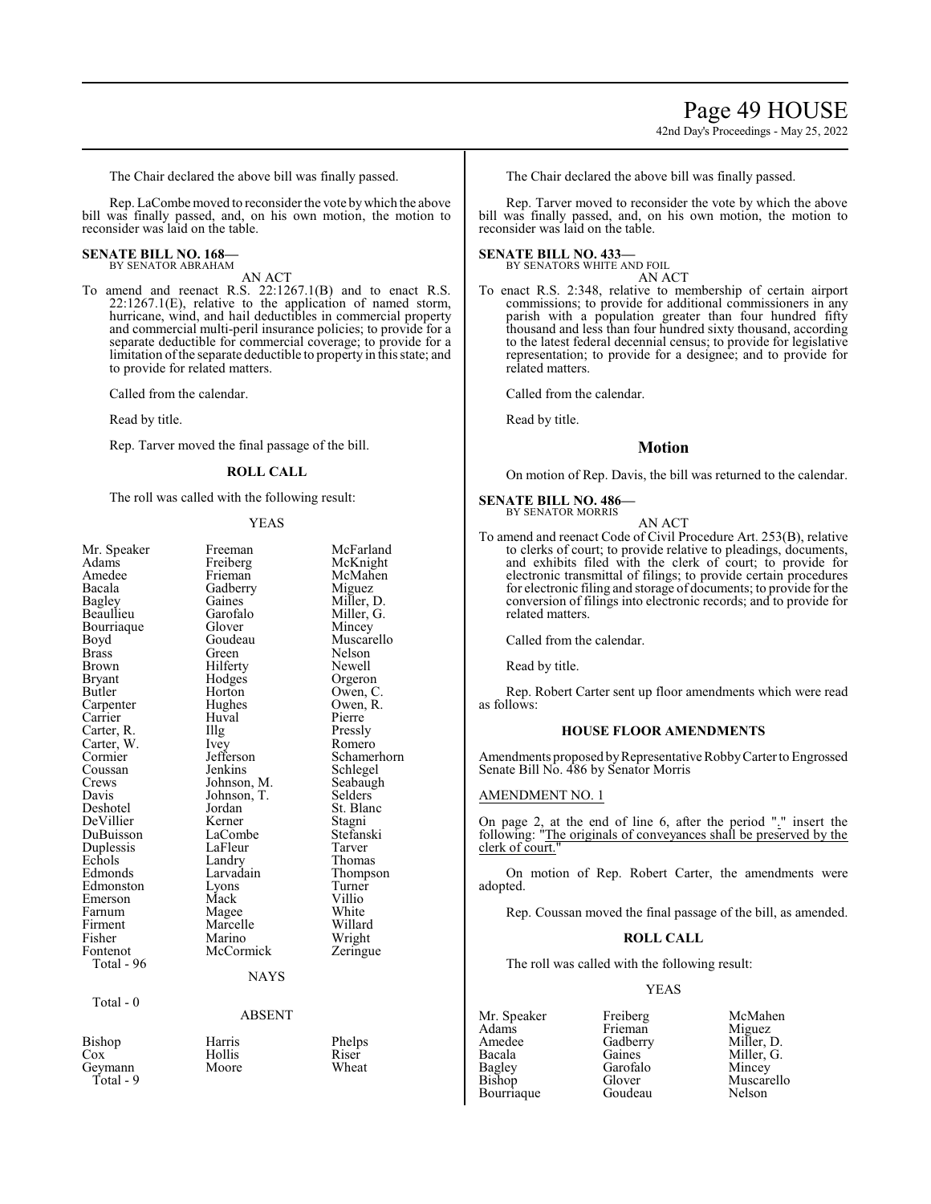The Chair declared the above bill was finally passed.

Rep. LaCombe moved to reconsider the vote by which the above bill was finally passed, and, on his own motion, the motion to reconsider was laid on the table.

**SENATE BILL NO. 168—**
BY SENATOR ABRAHAM

AN ACT

To amend and reenact R.S. 22:1267.1(B) and to enact R.S. 22:1267.1(E), relative to the application of named storm, hurricane, wind, and hail deductibles in commercial property and commercial multi-peril insurance policies; to provide for a separate deductible for commercial coverage; to provide for a limitation of the separate deductible to property in this state; and to provide for related matters.

Called from the calendar.

Read by title.

Rep. Tarver moved the final passage of the bill.

### ROLL CALL

The roll was called with the following result:

YEAS

| | | |
|---|---|---|
| Mr. Speaker | Freeman | McFarland |
| Adams | Freiberg | McKnight |
| Amedee | Frieman | McMahen |
| Bacala | Gadberry | Miguez |
| Bagley | Gaines | Miller, D. |
| Beaullieu | Garofalo | Miller, G. |
| Bourriaque | Glover | Mincey |
| Boyd | Goudeau | Muscarello |
| Brass | Green | Nelson |
| Brown | Hilferty | Newell |
| Bryant | Hodges | Orgeron |
| Butler | Horton | Owen, C. |
| Carpenter | Hughes | Owen, R. |
| Carrier | Huval | Pierre |
| Carter, R. | Illg | Pressly |
| Carter, W. | Ivey | Romero |
| Cormier | Jefferson | Schamerhorn |
| Coussan | Jenkins | Schlegel |
| Crews | Johnson, M. | Seabaugh |
| Davis | Johnson, T. | Selders |
| Deshotel | Jordan | St. Blanc |
| DeVillier | Kerner | Stagni |
| DuBuisson | LaCombe | Stefanski |
| Duplessis | LaFleur | Tarver |
| Echols | Landry | Thomas |
| Edmonds | Larvadain | Thompson |
| Edmonston | Lyons | Turner |
| Emerson | Mack | Villio |
| Farnum | Magee | White |
| Firment | Marcelle | Willard |
| Fisher | Marino | Wright |
| Fontenot | McCormick | Zeringue |
| Total - 96 | | |

NAYS

Total - 0

ABSENT

| | | |
|---|---|---|
| Bishop | Harris | Phelps |
| Cox | Hollis | Riser |
| Geymann | Moore | Wheat |
| Total - 9 | | |

The Chair declared the above bill was finally passed.

Rep. Tarver moved to reconsider the vote by which the above bill was finally passed, and, on his own motion, the motion to reconsider was laid on the table.

**SENATE BILL NO. 433—**
BY SENATORS WHITE AND FOIL

AN ACT

To enact R.S. 2:348, relative to membership of certain airport commissions; to provide for additional commissioners in any parish with a population greater than four hundred fifty thousand and less than four hundred sixty thousand, according to the latest federal decennial census; to provide for legislative representation; to provide for a designee; and to provide for related matters.

Called from the calendar.

Read by title.

## Motion

On motion of Rep. Davis, the bill was returned to the calendar.

**SENATE BILL NO. 486—**
BY SENATOR MORRIS

AN ACT

To amend and reenact Code of Civil Procedure Art. 253(B), relative to clerks of court; to provide relative to pleadings, documents, and exhibits filed with the clerk of court; to provide for electronic transmittal of filings; to provide certain procedures for electronic filing and storage of documents; to provide for the conversion of filings into electronic records; and to provide for related matters.

Called from the calendar.

Read by title.

Rep. Robert Carter sent up floor amendments which were read as follows:

### HOUSE FLOOR AMENDMENTS

Amendments proposed by Representative Robby Carter to Engrossed Senate Bill No. 486 by Senator Morris

AMENDMENT NO. 1

On page 2, at the end of line 6, after the period "." insert the following: "The originals of conveyances shall be preserved by the clerk of court."

On motion of Rep. Robert Carter, the amendments were adopted.

Rep. Coussan moved the final passage of the bill, as amended.

### ROLL CALL

The roll was called with the following result:

YEAS

| | | |
|---|---|---|
| Mr. Speaker | Freiberg | McMahen |
| Adams | Frieman | Miguez |
| Amedee | Gadberry | Miller, D. |
| Bacala | Gaines | Miller, G. |
| Bagley | Garofalo | Mincey |
| Bishop | Glover | Muscarello |
| Bourriaque | Goudeau | Nelson |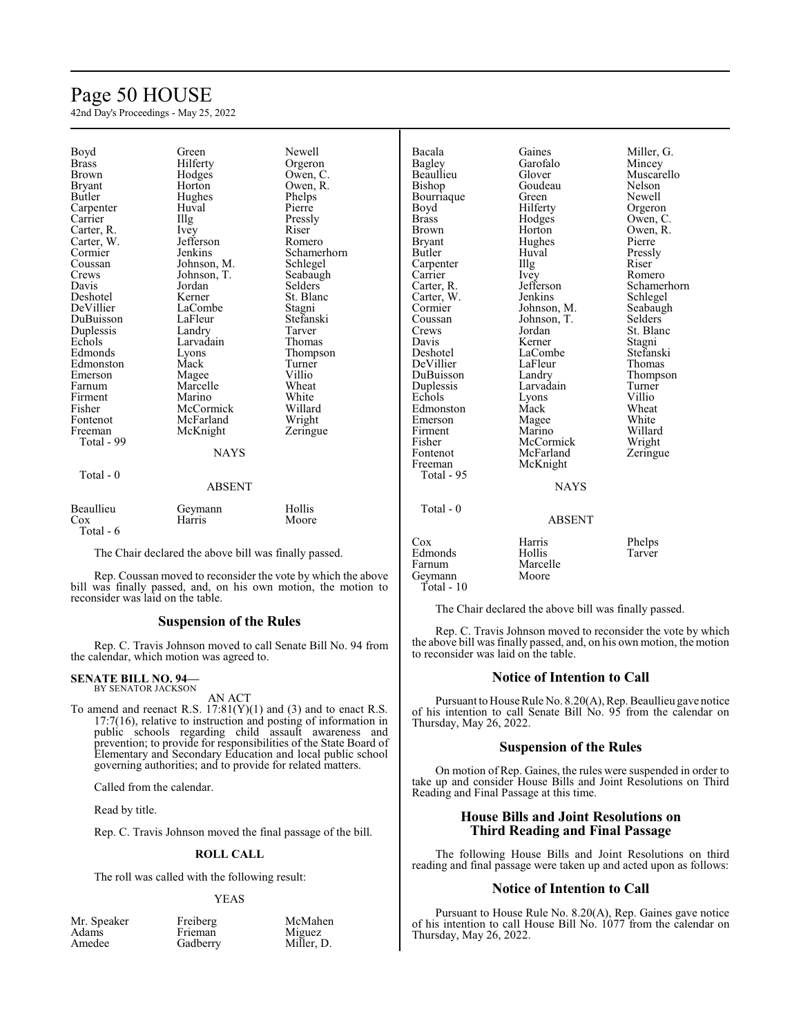| | | |
|---|---|---|
| Boyd | Green | Newell |
| Brass | Hilferty | Orgeron |
| Brown | Hodges | Owen, C. |
| Bryant | Horton | Owen, R. |
| Butler | Hughes | Phelps |
| Carpenter | Huval | Pierre |
| Carrier | Illg | Pressly |
| Carter, R. | Ivey | Riser |
| Carter, W. | Jefferson | Romero |
| Cormier | Jenkins | Schamerhorn |
| Coussan | Johnson, M. | Schlegel |
| Crews | Johnson, T. | Seabaugh |
| Davis | Jordan | Selders |
| Deshotel | Kerner | St. Blanc |
| DeVillier | LaCombe | Stagni |
| DuBuisson | LaFleur | Stefanski |
| Duplessis | Landry | Tarver |
| Echols | Larvadain | Thomas |
| Edmonds | Lyons | Thompson |
| Edmonston | Mack | Turner |
| Emerson | Magee | Villio |
| Farnum | Marcelle | Wheat |
| Firment | Marino | White |
| Fisher | McCormick | Willard |
| Fontenot | McFarland | Wright |
| Freeman | McKnight | Zeringue |

Total - 99

NAYS

Total - 0

ABSENT

| | | |
|---|---|---|
| Beaullieu | Geymann | Hollis |
| Cox | Harris | Moore |

Total - 6

The Chair declared the above bill was finally passed.

Rep. Coussan moved to reconsider the vote by which the above bill was finally passed, and, on his own motion, the motion to reconsider was laid on the table.

## Suspension of the Rules

Rep. C. Travis Johnson moved to call Senate Bill No. 94 from the calendar, which motion was agreed to.

**SENATE BILL NO. 94—**
BY SENATOR JACKSON

AN ACT

To amend and reenact R.S. 17:81(Y)(1) and (3) and to enact R.S. 17:7(16), relative to instruction and posting of information in public schools regarding child assault awareness and prevention; to provide for responsibilities of the State Board of Elementary and Secondary Education and local public school governing authorities; and to provide for related matters.

Called from the calendar.

Read by title.

Rep. C. Travis Johnson moved the final passage of the bill.

**ROLL CALL**

The roll was called with the following result:

YEAS

| | | |
|---|---|---|
| Mr. Speaker | Freiberg | McMahen |
| Adams | Frieman | Miguez |
| Amedee | Gadberry | Miller, D. |
| Bacala | Gaines | Miller, G. |
| Bagley | Garofalo | Mincey |
| Beaullieu | Glover | Muscarello |
| Bishop | Goudeau | Nelson |
| Bourriaque | Green | Newell |
| Boyd | Hilferty | Orgeron |
| Brass | Hodges | Owen, C. |
| Brown | Horton | Owen, R. |
| Bryant | Hughes | Pierre |
| Butler | Huval | Pressly |
| Carpenter | Illg | Riser |
| Carrier | Ivey | Romero |
| Carter, R. | Jefferson | Schamerhorn |
| Carter, W. | Jenkins | Schlegel |
| Cormier | Johnson, M. | Seabaugh |
| Coussan | Johnson, T. | Selders |
| Crews | Jordan | St. Blanc |
| Davis | Kerner | Stagni |
| Deshotel | LaCombe | Stefanski |
| DeVillier | LaFleur | Thomas |
| DuBuisson | Landry | Thompson |
| Duplessis | Larvadain | Turner |
| Echols | Lyons | Villio |
| Edmonston | Mack | Wheat |
| Emerson | Magee | White |
| Firment | Marino | Willard |
| Fisher | McCormick | Wright |
| Fontenot | McFarland | Zeringue |
| Freeman | McKnight | |

Total - 95

NAYS

Total - 0

ABSENT

| | | |
|---|---|---|
| Cox | Harris | Phelps |
| Edmonds | Hollis | Tarver |
| Farnum | Marcelle | |
| Geymann | Moore | |

Total - 10

The Chair declared the above bill was finally passed.

Rep. C. Travis Johnson moved to reconsider the vote by which the above bill was finally passed, and, on his own motion, the motion to reconsider was laid on the table.

## Notice of Intention to Call

Pursuant to House Rule No. 8.20(A), Rep. Beaullieu gave notice of his intention to call Senate Bill No. 95 from the calendar on Thursday, May 26, 2022.

## Suspension of the Rules

On motion of Rep. Gaines, the rules were suspended in order to take up and consider House Bills and Joint Resolutions on Third Reading and Final Passage at this time.

## House Bills and Joint Resolutions on Third Reading and Final Passage

The following House Bills and Joint Resolutions on third reading and final passage were taken up and acted upon as follows:

## Notice of Intention to Call

Pursuant to House Rule No. 8.20(A), Rep. Gaines gave notice of his intention to call House Bill No. 1077 from the calendar on Thursday, May 26, 2022.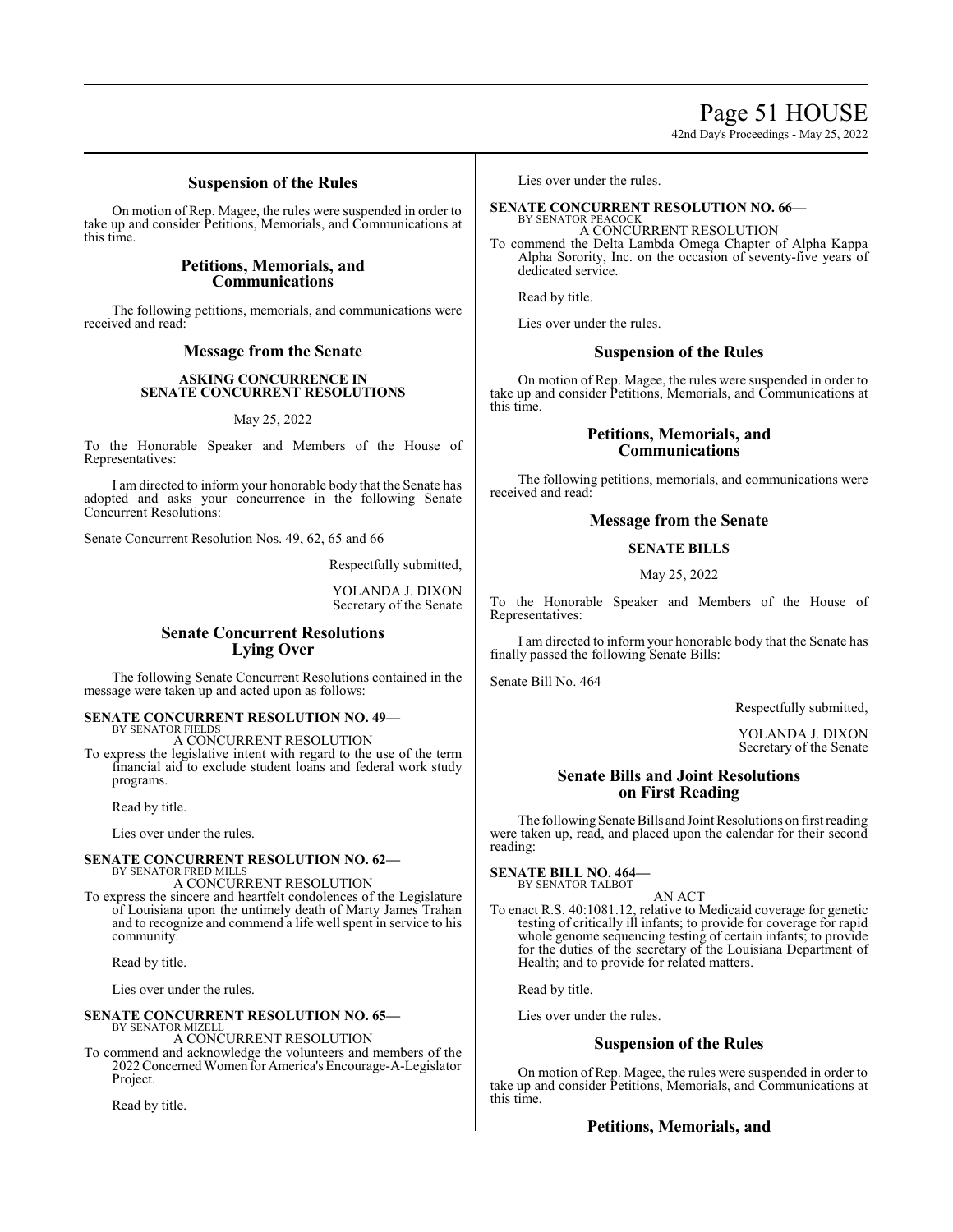## Suspension of the Rules

On motion of Rep. Magee, the rules were suspended in order to take up and consider Petitions, Memorials, and Communications at this time.

## Petitions, Memorials, and Communications

The following petitions, memorials, and communications were received and read:

## Message from the Senate

**ASKING CONCURRENCE IN SENATE CONCURRENT RESOLUTIONS**

May 25, 2022

To the Honorable Speaker and Members of the House of Representatives:

I am directed to inform your honorable body that the Senate has adopted and asks your concurrence in the following Senate Concurrent Resolutions:

Senate Concurrent Resolution Nos. 49, 62, 65 and 66

Respectfully submitted,

YOLANDA J. DIXON
Secretary of the Senate

## Senate Concurrent Resolutions Lying Over

The following Senate Concurrent Resolutions contained in the message were taken up and acted upon as follows:

**SENATE CONCURRENT RESOLUTION NO. 49—**
BY SENATOR FIELDS
A CONCURRENT RESOLUTION
To express the legislative intent with regard to the use of the term financial aid to exclude student loans and federal work study programs.

Read by title.

Lies over under the rules.

**SENATE CONCURRENT RESOLUTION NO. 62—**
BY SENATOR FRED MILLS
A CONCURRENT RESOLUTION
To express the sincere and heartfelt condolences of the Legislature of Louisiana upon the untimely death of Marty James Trahan and to recognize and commend a life well spent in service to his community.

Read by title.

Lies over under the rules.

**SENATE CONCURRENT RESOLUTION NO. 65—**
BY SENATOR MIZELL
A CONCURRENT RESOLUTION
To commend and acknowledge the volunteers and members of the 2022 Concerned Women for America's Encourage-A-Legislator Project.

Read by title.

Lies over under the rules.

**SENATE CONCURRENT RESOLUTION NO. 66—**
BY SENATOR PEACOCK
A CONCURRENT RESOLUTION
To commend the Delta Lambda Omega Chapter of Alpha Kappa Alpha Sorority, Inc. on the occasion of seventy-five years of dedicated service.

Read by title.

Lies over under the rules.

## Suspension of the Rules

On motion of Rep. Magee, the rules were suspended in order to take up and consider Petitions, Memorials, and Communications at this time.

## Petitions, Memorials, and Communications

The following petitions, memorials, and communications were received and read:

## Message from the Senate

**SENATE BILLS**

May 25, 2022

To the Honorable Speaker and Members of the House of Representatives:

I am directed to inform your honorable body that the Senate has finally passed the following Senate Bills:

Senate Bill No. 464

Respectfully submitted,

YOLANDA J. DIXON
Secretary of the Senate

## Senate Bills and Joint Resolutions on First Reading

The following Senate Bills and Joint Resolutions on first reading were taken up, read, and placed upon the calendar for their second reading:

**SENATE BILL NO. 464—**
BY SENATOR TALBOT
AN ACT
To enact R.S. 40:1081.12, relative to Medicaid coverage for genetic testing of critically ill infants; to provide for coverage for rapid whole genome sequencing testing of certain infants; to provide for the duties of the secretary of the Louisiana Department of Health; and to provide for related matters.

Read by title.

Lies over under the rules.

## Suspension of the Rules

On motion of Rep. Magee, the rules were suspended in order to take up and consider Petitions, Memorials, and Communications at this time.

## Petitions, Memorials, and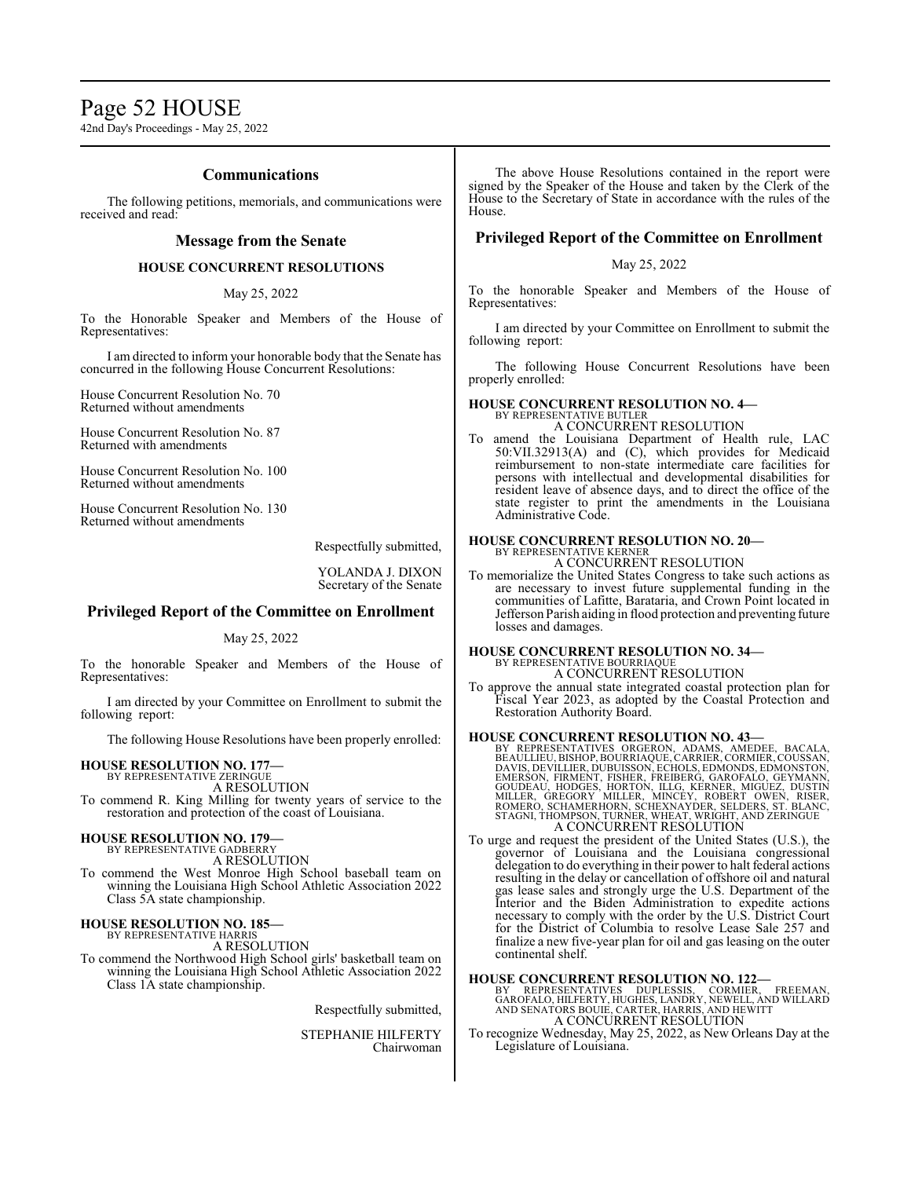## Communications

The following petitions, memorials, and communications were received and read:

## Message from the Senate

### HOUSE CONCURRENT RESOLUTIONS

May 25, 2022

To the Honorable Speaker and Members of the House of Representatives:

I am directed to inform your honorable body that the Senate has concurred in the following House Concurrent Resolutions:

House Concurrent Resolution No. 70
Returned without amendments

House Concurrent Resolution No. 87
Returned with amendments

House Concurrent Resolution No. 100
Returned without amendments

House Concurrent Resolution No. 130
Returned without amendments

Respectfully submitted,

YOLANDA J. DIXON
Secretary of the Senate

## Privileged Report of the Committee on Enrollment

May 25, 2022

To the honorable Speaker and Members of the House of Representatives:

I am directed by your Committee on Enrollment to submit the following report:

The following House Resolutions have been properly enrolled:

**HOUSE RESOLUTION NO. 177—**
BY REPRESENTATIVE ZERINGUE
A RESOLUTION
To commend R. King Milling for twenty years of service to the restoration and protection of the coast of Louisiana.

**HOUSE RESOLUTION NO. 179—**
BY REPRESENTATIVE GADBERRY
A RESOLUTION
To commend the West Monroe High School baseball team on winning the Louisiana High School Athletic Association 2022 Class 5A state championship.

**HOUSE RESOLUTION NO. 185—**
BY REPRESENTATIVE HARRIS
A RESOLUTION
To commend the Northwood High School girls' basketball team on winning the Louisiana High School Athletic Association 2022 Class 1A state championship.

Respectfully submitted,

STEPHANIE HILFERTY
Chairwoman

The above House Resolutions contained in the report were signed by the Speaker of the House and taken by the Clerk of the House to the Secretary of State in accordance with the rules of the House.

## Privileged Report of the Committee on Enrollment

May 25, 2022

To the honorable Speaker and Members of the House of Representatives:

I am directed by your Committee on Enrollment to submit the following report:

The following House Concurrent Resolutions have been properly enrolled:

**HOUSE CONCURRENT RESOLUTION NO. 4—**
BY REPRESENTATIVE BUTLER
A CONCURRENT RESOLUTION
To amend the Louisiana Department of Health rule, LAC 50:VII.32913(A) and (C), which provides for Medicaid reimbursement to non-state intermediate care facilities for persons with intellectual and developmental disabilities for resident leave of absence days, and to direct the office of the state register to print the amendments in the Louisiana Administrative Code.

**HOUSE CONCURRENT RESOLUTION NO. 20—**
BY REPRESENTATIVE KERNER
A CONCURRENT RESOLUTION
To memorialize the United States Congress to take such actions as are necessary to invest future supplemental funding in the communities of Lafitte, Barataria, and Crown Point located in Jefferson Parish aiding in flood protection and preventing future losses and damages.

**HOUSE CONCURRENT RESOLUTION NO. 34—**
BY REPRESENTATIVE BOURRIAQUE
A CONCURRENT RESOLUTION
To approve the annual state integrated coastal protection plan for Fiscal Year 2023, as adopted by the Coastal Protection and Restoration Authority Board.

**HOUSE CONCURRENT RESOLUTION NO. 43—**
BY REPRESENTATIVES ORGERON, ADAMS, AMEDEE, BACALA, BEAULLIEU, BISHOP, BOURRIAQUE, CARRIER, CORMIER, COUSSAN, DAVIS, DEVILLIER, DUBUISSON, ECHOLS, EDMONDS, EDMONSTON, EMERSON, FIRMENT, FISHER, FREIBERG, GAROFALO, GEYMANN, GOUDEAU, HODGES, HORTON, ILLG, KERNER, MIGUEZ, DUSTIN MILLER, GREGORY MILLER, MINCEY, ROBERT OWEN, RISER, ROMERO, SCHAMERHORN, SCHEXNAYDER, SELDERS, ST. BLANC, STAGNI, THOMPSON, TURNER, WHEAT, WRIGHT, AND ZERINGUE
A CONCURRENT RESOLUTION
To urge and request the president of the United States (U.S.), the governor of Louisiana and the Louisiana congressional delegation to do everything in their power to halt federal actions resulting in the delay or cancellation of offshore oil and natural gas lease sales and strongly urge the U.S. Department of the Interior and the Biden Administration to expedite actions necessary to comply with the order by the U.S. District Court for the District of Columbia to resolve Lease Sale 257 and finalize a new five-year plan for oil and gas leasing on the outer continental shelf.

**HOUSE CONCURRENT RESOLUTION NO. 122—**
BY REPRESENTATIVES DUPLESSIS, CORMIER, FREEMAN, GAROFALO, HILFERTY, HUGHES, LANDRY, NEWELL, AND WILLARD AND SENATORS BOUIE, CARTER, HARRIS, AND HEWITT
A CONCURRENT RESOLUTION
To recognize Wednesday, May 25, 2022, as New Orleans Day at the Legislature of Louisiana.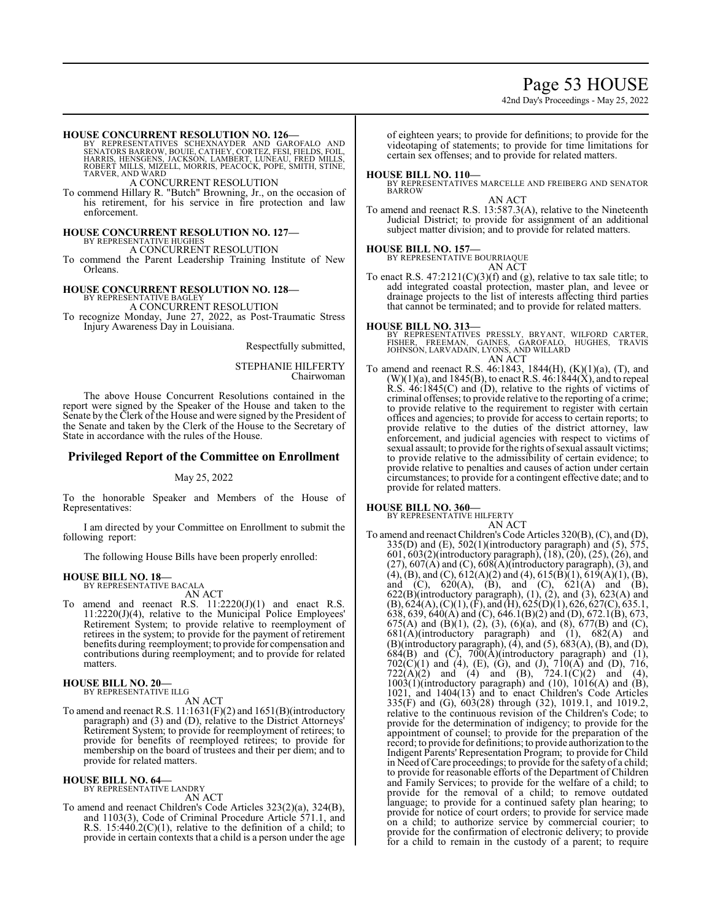**HOUSE CONCURRENT RESOLUTION NO. 126—**
BY REPRESENTATIVES SCHEXNAYDER AND GAROFALO AND SENATORS BARROW, BOUIE, CATHEY, CORTEZ, FESI, FIELDS, FOIL, HARRIS, HENSGENS, JACKSON, LAMBERT, LUNEAU, FRED MILLS, ROBERT MILLS, MIZELL, MORRIS, PEACOCK, POPE, SMITH, STINE, TARVER, AND WARD

A CONCURRENT RESOLUTION

To commend Hillary R. "Butch" Browning, Jr., on the occasion of his retirement, for his service in fire protection and law enforcement.

**HOUSE CONCURRENT RESOLUTION NO. 127—**
BY REPRESENTATIVE HUGHES

A CONCURRENT RESOLUTION

To commend the Parent Leadership Training Institute of New Orleans.

**HOUSE CONCURRENT RESOLUTION NO. 128—**
BY REPRESENTATIVE BAGLEY

A CONCURRENT RESOLUTION

To recognize Monday, June 27, 2022, as Post-Traumatic Stress Injury Awareness Day in Louisiana.

Respectfully submitted,

STEPHANIE HILFERTY
Chairwoman

The above House Concurrent Resolutions contained in the report were signed by the Speaker of the House and taken to the Senate by the Clerk of the House and were signed by the President of the Senate and taken by the Clerk of the House to the Secretary of State in accordance with the rules of the House.

## Privileged Report of the Committee on Enrollment

May 25, 2022

To the honorable Speaker and Members of the House of Representatives:

I am directed by your Committee on Enrollment to submit the following report:

The following House Bills have been properly enrolled:

**HOUSE BILL NO. 18—**
BY REPRESENTATIVE BACALA

AN ACT

To amend and reenact R.S. 11:2220(J)(1) and enact R.S. 11:2220(J)(4), relative to the Municipal Police Employees' Retirement System; to provide relative to reemployment of retirees in the system; to provide for the payment of retirement benefits during reemployment; to provide for compensation and contributions during reemployment; and to provide for related matters.

**HOUSE BILL NO. 20—**
BY REPRESENTATIVE ILLG

AN ACT

To amend and reenact R.S. 11:1631(F)(2) and 1651(B)(introductory paragraph) and (3) and (D), relative to the District Attorneys' Retirement System; to provide for reemployment of retirees; to provide for benefits of reemployed retirees; to provide for membership on the board of trustees and their per diem; and to provide for related matters.

**HOUSE BILL NO. 64—**
BY REPRESENTATIVE LANDRY

AN ACT

To amend and reenact Children's Code Articles 323(2)(a), 324(B), and 1103(3), Code of Criminal Procedure Article 571.1, and R.S. 15:440.2(C)(1), relative to the definition of a child; to provide in certain contexts that a child is a person under the age of eighteen years; to provide for definitions; to provide for the videotaping of statements; to provide for time limitations for certain sex offenses; and to provide for related matters.

**HOUSE BILL NO. 110—**
BY REPRESENTATIVES MARCELLE AND FREIBERG AND SENATOR BARROW

AN ACT

To amend and reenact R.S. 13:587.3(A), relative to the Nineteenth Judicial District; to provide for assignment of an additional subject matter division; and to provide for related matters.

**HOUSE BILL NO. 157—**
BY REPRESENTATIVE BOURRIAQUE

AN ACT

To enact R.S. 47:2121(C)(3)(f) and (g), relative to tax sale title; to add integrated coastal protection, master plan, and levee or drainage projects to the list of interests affecting third parties that cannot be terminated; and to provide for related matters.

**HOUSE BILL NO. 313—**
BY REPRESENTATIVES PRESSLY, BRYANT, WILFORD CARTER, FISHER, FREEMAN, GAINES, GAROFALO, HUGHES, TRAVIS JOHNSON, LARVADAIN, LYONS, AND WILLARD

AN ACT

To amend and reenact R.S. 46:1843, 1844(H), (K)(1)(a), (T), and (W)(1)(a), and 1845(B), to enact R.S. 46:1844(X), and to repeal R.S. 46:1845(C) and (D), relative to the rights of victims of criminal offenses; to provide relative to the reporting of a crime; to provide relative to the requirement to register with certain offices and agencies; to provide for access to certain reports; to provide relative to the duties of the district attorney, law enforcement, and judicial agencies with respect to victims of sexual assault; to provide for the rights of sexual assault victims; to provide relative to the admissibility of certain evidence; to provide relative to penalties and causes of action under certain circumstances; to provide for a contingent effective date; and to provide for related matters.

**HOUSE BILL NO. 360—**
BY REPRESENTATIVE HILFERTY

AN ACT

To amend and reenact Children's Code Articles 320(B), (C), and (D), 335(D) and (E), 502(1)(introductory paragraph) and (5), 575, 601, 603(2)(introductory paragraph), (18), (20), (25), (26), and (27), 607(A) and (C), 608(A)(introductory paragraph), (3), and (4), (B), and (C), 612(A)(2) and (4), 615(B)(1), 619(A)(1), (B), and (C), 620(A), (B), and (C), 621(A) and (B), 622(B)(introductory paragraph), (1), (2), and (3), 623(A) and (B), 624(A), (C)(1), (F), and (H), 625(D)(1), 626, 627(C), 635.1, 638, 639, 640(A) and (C), 646.1(B)(2) and (D), 672.1(B), 673, 675(A) and (B)(1), (2), (3), (6)(a), and (8), 677(B) and (C), 681(A)(introductory paragraph) and (1), 682(A) and (B)(introductory paragraph), (4), and (5), 683(A), (B), and (D), 684(B) and (C), 700(A)(introductory paragraph) and (1), 702(C)(1) and (4), (E), (G), and (J), 710(A) and (D), 716, 722(A)(2) and (4) and (B), 724.1(C)(2) and (4), 1003(1)(introductory paragraph) and (10), 1016(A) and (B), 1021, and 1404(13) and to enact Children's Code Articles 335(F) and (G), 603(28) through (32), 1019.1, and 1019.2, relative to the continuous revision of the Children's Code; to provide for the determination of indigency; to provide for the appointment of counsel; to provide for the preparation of the record; to provide for definitions; to provide authorization to the Indigent Parents' Representation Program; to provide for Child in Need of Care proceedings; to provide for the safety of a child; to provide for reasonable efforts of the Department of Children and Family Services; to provide for the welfare of a child; to provide for the removal of a child; to remove outdated language; to provide for a continued safety plan hearing; to provide for notice of court orders; to provide for service made on a child; to authorize service by commercial courier; to provide for the confirmation of electronic delivery; to provide for a child to remain in the custody of a parent; to require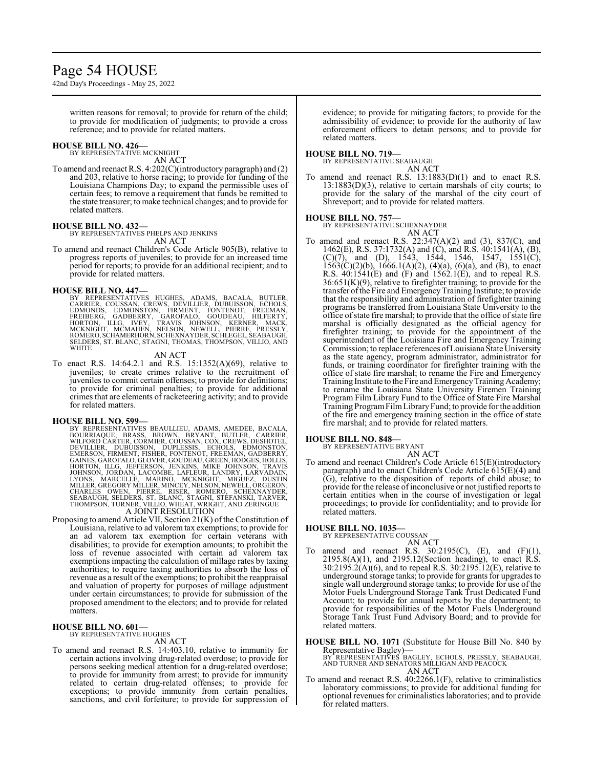written reasons for removal; to provide for return of the child; to provide for modification of judgments; to provide a cross reference; and to provide for related matters.

**HOUSE BILL NO. 426—**
BY REPRESENTATIVE MCKNIGHT
AN ACT

To amend and reenact R.S. 4:202(C)(introductory paragraph) and (2) and 203, relative to horse racing; to provide for funding of the Louisiana Champions Day; to expand the permissible uses of certain fees; to remove a requirement that funds be remitted to the state treasurer; to make technical changes; and to provide for related matters.

**HOUSE BILL NO. 432—**
BY REPRESENTATIVES PHELPS AND JENKINS
AN ACT

To amend and reenact Children's Code Article 905(B), relative to progress reports of juveniles; to provide for an increased time period for reports; to provide for an additional recipient; and to provide for related matters.

**HOUSE BILL NO. 447—**
BY REPRESENTATIVES HUGHES, ADAMS, BACALA, BUTLER, CARRIER, COUSSAN, CREWS, DEVILLIER, DUBUISSON, ECHOLS, EDMONDS, EDMONSTON, FIRMENT, FONTENOT, FREEMAN, FREIBERG, GADBERRY, GAROFALO, GOUDEAU, HILFERTY, HORTON, ILLG, IVEY, TRAVIS JOHNSON, KERNER, MACK, MCKNIGHT, MCMAHEN, NELSON, NEWELL, PIERRE, PRESSLY, ROMERO, SCHAMERHORN, SCHEXNAYDER, SCHLEGEL, SEABAUGH, SELDERS, ST. BLANC, STAGNI, THOMAS, THOMPSON, VILLIO, AND WHITE
AN ACT

To enact R.S. 14:64.2.1 and R.S. 15:1352(A)(69), relative to juveniles; to create crimes relative to the recruitment of juveniles to commit certain offenses; to provide for definitions; to provide for criminal penalties; to provide for additional crimes that are elements of racketeering activity; and to provide for related matters.

**HOUSE BILL NO. 599—**
BY REPRESENTATIVES BEAULLIEU, ADAMS, AMEDEE, BACALA, BOURRIAQUE, BRASS, BROWN, BRYANT, BUTLER, CARRIER, WILFORD CARTER, CORMIER, COUSSAN, COX, CREWS, DESHOTEL, DEVILLIER, DUBUISSON, DUPLESSIS, ECHOLS, EDMONSTON, EMERSON, FIRMENT, FISHER, FONTENOT, FREEMAN, GADBERRY, GAINES, GAROFALO, GLOVER, GOUDEAU, GREEN, HODGES, HOLLIS, HORTON, ILLG, JEFFERSON, JENKINS, MIKE JOHNSON, TRAVIS JOHNSON, JORDAN, LACOMBE, LAFLEUR, LANDRY, LARVADAIN, LYONS, MARCELLE, MARINO, MCKNIGHT, MIGUEZ, DUSTIN MILLER, GREGORY MILLER, MINCEY, NELSON, NEWELL, ORGERON, CHARLES OWEN, PIERRE, RISER, ROMERO, SCHEXNAYDER, SEABAUGH, SELDERS, ST. BLANC, STAGNI, STEFANSKI, TARVER, THOMPSON, TURNER, VILLIO, WHEAT, WRIGHT, AND ZERINGUE
A JOINT RESOLUTION

Proposing to amend Article VII, Section 21(K) of the Constitution of Louisiana, relative to ad valorem tax exemptions; to provide for an ad valorem tax exemption for certain veterans with disabilities; to provide for exemption amounts; to prohibit the loss of revenue associated with certain ad valorem tax exemptions impacting the calculation of millage rates by taxing authorities; to require taxing authorities to absorb the loss of revenue as a result of the exemptions; to prohibit the reappraisal and valuation of property for purposes of millage adjustment under certain circumstances; to provide for submission of the proposed amendment to the electors; and to provide for related matters.

**HOUSE BILL NO. 601—**
BY REPRESENTATIVE HUGHES
AN ACT

To amend and reenact R.S. 14:403.10, relative to immunity for certain actions involving drug-related overdose; to provide for persons seeking medical attention for a drug-related overdose; to provide for immunity from arrest; to provide for immunity related to certain drug-related offenses; to provide for exceptions; to provide immunity from certain penalties, sanctions, and civil forfeiture; to provide for suppression of evidence; to provide for mitigating factors; to provide for the admissibility of evidence; to provide for the authority of law enforcement officers to detain persons; and to provide for related matters.

**HOUSE BILL NO. 719—**
BY REPRESENTATIVE SEABAUGH
AN ACT

To amend and reenact R.S. 13:1883(D)(1) and to enact R.S. 13:1883(D)(3), relative to certain marshals of city courts; to provide for the salary of the marshal of the city court of Shreveport; and to provide for related matters.

**HOUSE BILL NO. 757—**
BY REPRESENTATIVE SCHEXNAYDER
AN ACT

To amend and reenact R.S. 22:347(A)(2) and (3), 837(C), and 1462(E), R.S. 37:1732(A) and (C), and R.S. 40:1541(A), (B), (C)(7), and (D), 1543, 1544, 1546, 1547, 1551(C), 1563(C)(2)(b), 1666.1(A)(2), (4)(a), (6)(a), and (B), to enact R.S. 40:1541(E) and (F) and 1562.1(E), and to repeal R.S. 36:651(K)(9), relative to firefighter training; to provide for the transfer of the Fire and Emergency Training Institute; to provide that the responsibility and administration of firefighter training programs be transferred from Louisiana State University to the office of state fire marshal; to provide that the office of state fire marshal is officially designated as the official agency for firefighter training; to provide for the appointment of the superintendent of the Louisiana Fire and Emergency Training Commission; to replace references of Louisiana State University as the state agency, program administrator, administrator for funds, or training coordinator for firefighter training with the office of state fire marshal; to rename the Fire and Emergency Training Institute to the Fire and Emergency Training Academy; to rename the Louisiana State University Firemen Training Program Film Library Fund to the Office of State Fire Marshal Training Program Film Library Fund; to provide for the addition of the fire and emergency training section in the office of state fire marshal; and to provide for related matters.

**HOUSE BILL NO. 848—**
BY REPRESENTATIVE BRYANT
AN ACT

To amend and reenact Children's Code Article 615(E)(introductory paragraph) and to enact Children's Code Article 615(E)(4) and (G), relative to the disposition of reports of child abuse; to provide for the release of inconclusive or not justified reports to certain entities when in the course of investigation or legal proceedings; to provide for confidentiality; and to provide for related matters.

**HOUSE BILL NO. 1035—**
BY REPRESENTATIVE COUSSAN
AN ACT

To amend and reenact R.S. 30:2195(C), (E), and (F)(1), 2195.8(A)(1), and 2195.12(Section heading), to enact R.S. 30:2195.2(A)(6), and to repeal R.S. 30:2195.12(E), relative to underground storage tanks; to provide for grants for upgrades to single wall underground storage tanks; to provide for use of the Motor Fuels Underground Storage Tank Trust Dedicated Fund Account; to provide for annual reports by the department; to provide for responsibilities of the Motor Fuels Underground Storage Tank Trust Fund Advisory Board; and to provide for related matters.

**HOUSE BILL NO. 1071** (Substitute for House Bill No. 840 by Representative Bagley)—
BY REPRESENTATIVES BAGLEY, ECHOLS, PRESSLY, SEABAUGH, AND TURNER AND SENATORS MILLIGAN AND PEACOCK
AN ACT

To amend and reenact R.S. 40:2266.1(F), relative to criminalistics laboratory commissions; to provide for additional funding for optional revenues for criminalistics laboratories; and to provide for related matters.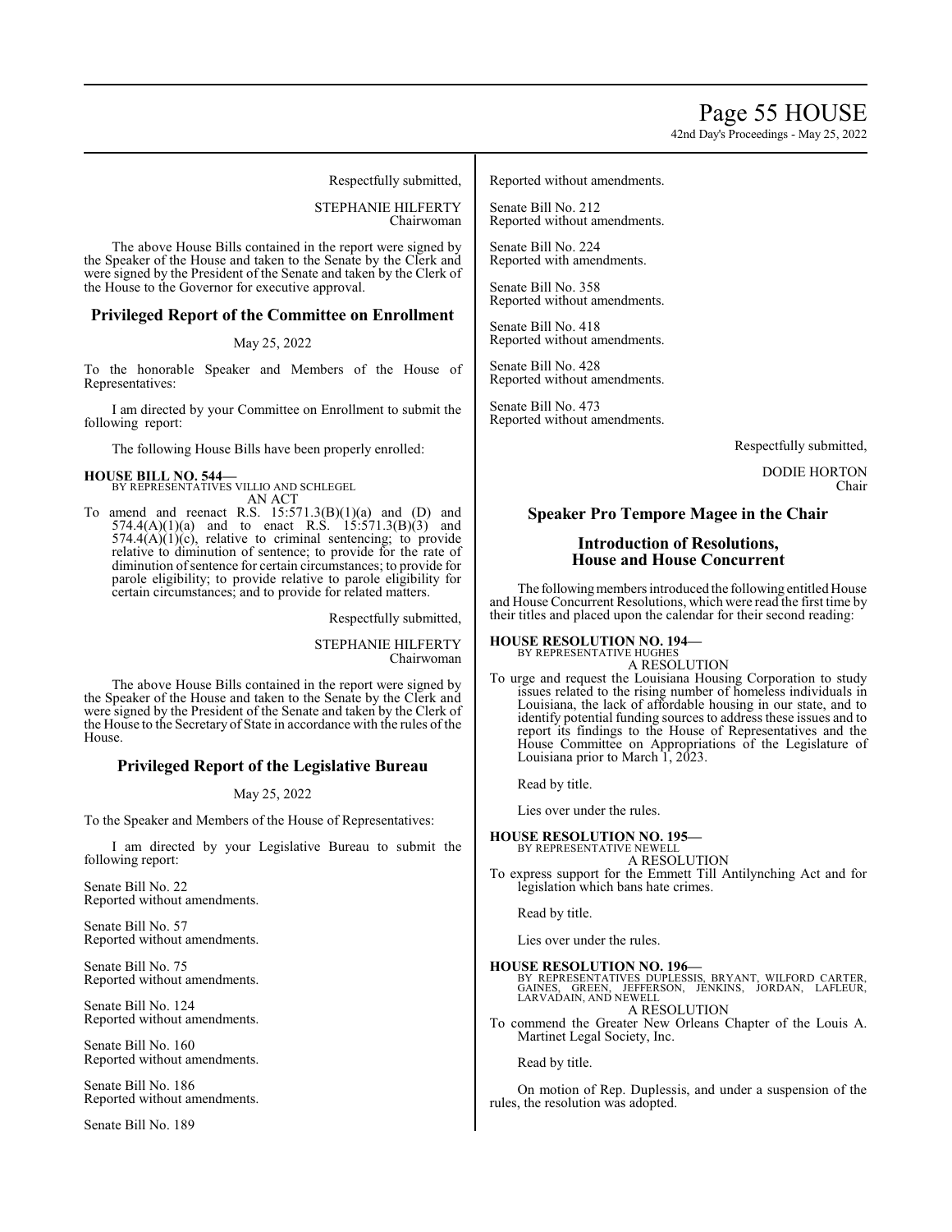Respectfully submitted,

STEPHANIE HILFERTY
Chairwoman

The above House Bills contained in the report were signed by the Speaker of the House and taken to the Senate by the Clerk and were signed by the President of the Senate and taken by the Clerk of the House to the Governor for executive approval.

## Privileged Report of the Committee on Enrollment

May 25, 2022

To the honorable Speaker and Members of the House of Representatives:

I am directed by your Committee on Enrollment to submit the following report:

The following House Bills have been properly enrolled:

**HOUSE BILL NO. 544—**
BY REPRESENTATIVES VILLIO AND SCHLEGEL
AN ACT

To amend and reenact R.S. 15:571.3(B)(1)(a) and (D) and 574.4(A)(1)(a) and to enact R.S. 15:571.3(B)(3) and 574.4(A)(1)(c), relative to criminal sentencing; to provide relative to diminution of sentence; to provide for the rate of diminution of sentence for certain circumstances; to provide for parole eligibility; to provide relative to parole eligibility for certain circumstances; and to provide for related matters.

Respectfully submitted,

STEPHANIE HILFERTY
Chairwoman

The above House Bills contained in the report were signed by the Speaker of the House and taken to the Senate by the Clerk and were signed by the President of the Senate and taken by the Clerk of the House to the Secretary of State in accordance with the rules of the House.

## Privileged Report of the Legislative Bureau

May 25, 2022

To the Speaker and Members of the House of Representatives:

I am directed by your Legislative Bureau to submit the following report:

Senate Bill No. 22
Reported without amendments.

Senate Bill No. 57
Reported without amendments.

Senate Bill No. 75
Reported without amendments.

Senate Bill No. 124
Reported without amendments.

Senate Bill No. 160
Reported without amendments.

Senate Bill No. 186
Reported without amendments.

Senate Bill No. 189
Reported without amendments.

Senate Bill No. 212
Reported without amendments.

Senate Bill No. 224
Reported with amendments.

Senate Bill No. 358
Reported without amendments.

Senate Bill No. 418
Reported without amendments.

Senate Bill No. 428
Reported without amendments.

Senate Bill No. 473
Reported without amendments.

Respectfully submitted,

DODIE HORTON
Chair

## Speaker Pro Tempore Magee in the Chair

## Introduction of Resolutions, House and House Concurrent

The following members introduced the following entitled House and House Concurrent Resolutions, which were read the first time by their titles and placed upon the calendar for their second reading:

**HOUSE RESOLUTION NO. 194—**
BY REPRESENTATIVE HUGHES
A RESOLUTION

To urge and request the Louisiana Housing Corporation to study issues related to the rising number of homeless individuals in Louisiana, the lack of affordable housing in our state, and to identify potential funding sources to address these issues and to report its findings to the House of Representatives and the House Committee on Appropriations of the Legislature of Louisiana prior to March 1, 2023.

Read by title.

Lies over under the rules.

**HOUSE RESOLUTION NO. 195—**
BY REPRESENTATIVE NEWELL
A RESOLUTION

To express support for the Emmett Till Antilynching Act and for legislation which bans hate crimes.

Read by title.

Lies over under the rules.

**HOUSE RESOLUTION NO. 196—**
BY REPRESENTATIVES DUPLESSIS, BRYANT, WILFORD CARTER, GAINES, GREEN, JEFFERSON, JENKINS, JORDAN, LAFLEUR, LARVADAIN, AND NEWELL
A RESOLUTION

To commend the Greater New Orleans Chapter of the Louis A. Martinet Legal Society, Inc.

Read by title.

On motion of Rep. Duplessis, and under a suspension of the rules, the resolution was adopted.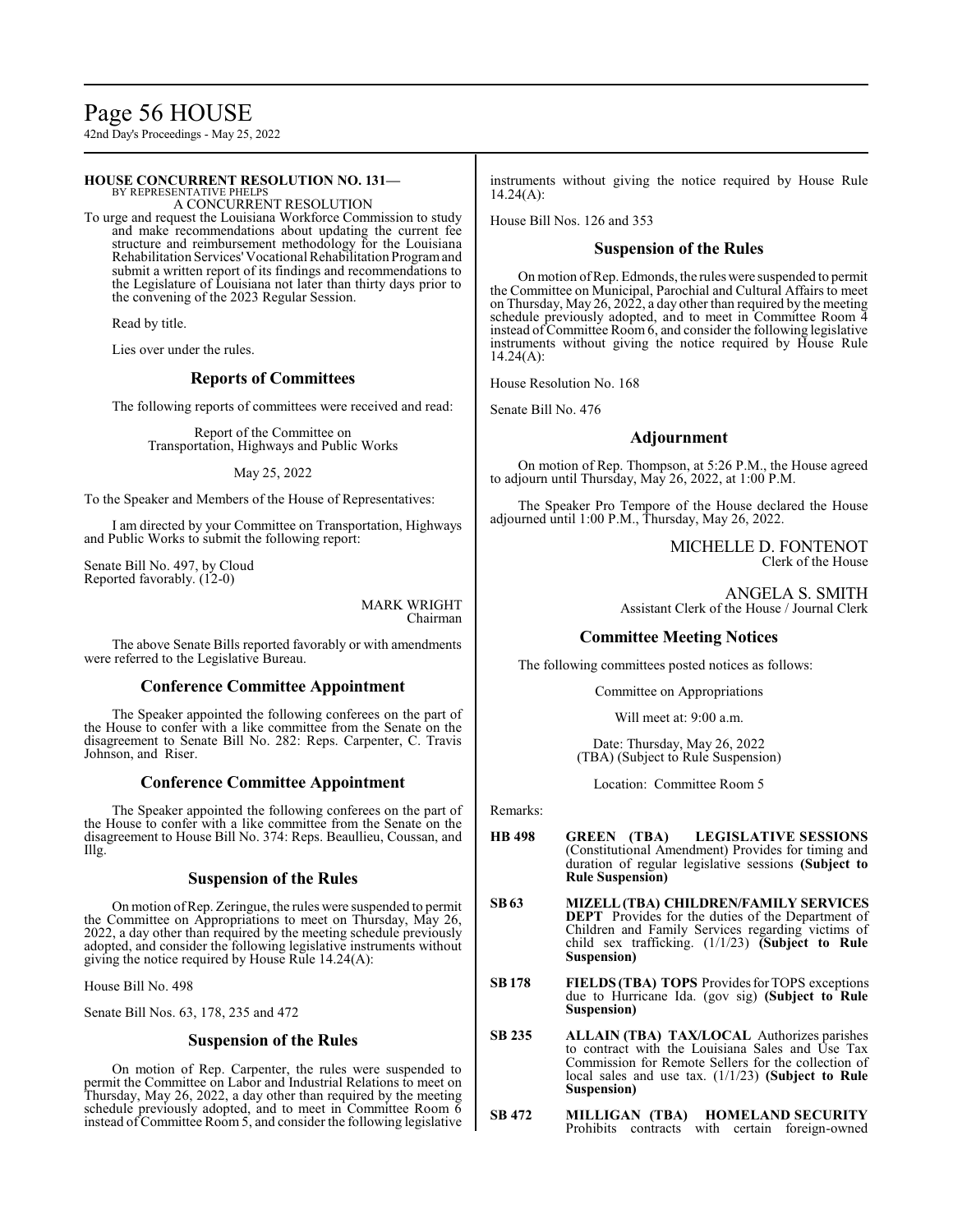**HOUSE CONCURRENT RESOLUTION NO. 131—**
BY REPRESENTATIVE PHELPS
A CONCURRENT RESOLUTION

To urge and request the Louisiana Workforce Commission to study and make recommendations about updating the current fee structure and reimbursement methodology for the Louisiana Rehabilitation Services' Vocational Rehabilitation Program and submit a written report of its findings and recommendations to the Legislature of Louisiana not later than thirty days prior to the convening of the 2023 Regular Session.

Read by title.

Lies over under the rules.

## Reports of Committees

The following reports of committees were received and read:

Report of the Committee on
Transportation, Highways and Public Works

May 25, 2022

To the Speaker and Members of the House of Representatives:

I am directed by your Committee on Transportation, Highways and Public Works to submit the following report:

Senate Bill No. 497, by Cloud
Reported favorably. (12-0)

MARK WRIGHT
Chairman

The above Senate Bills reported favorably or with amendments were referred to the Legislative Bureau.

## Conference Committee Appointment

The Speaker appointed the following conferees on the part of the House to confer with a like committee from the Senate on the disagreement to Senate Bill No. 282: Reps. Carpenter, C. Travis Johnson, and Riser.

## Conference Committee Appointment

The Speaker appointed the following conferees on the part of the House to confer with a like committee from the Senate on the disagreement to House Bill No. 374: Reps. Beaullieu, Coussan, and Illg.

## Suspension of the Rules

On motion of Rep. Zeringue, the rules were suspended to permit the Committee on Appropriations to meet on Thursday, May 26, 2022, a day other than required by the meeting schedule previously adopted, and consider the following legislative instruments without giving the notice required by House Rule 14.24(A):

House Bill No. 498

Senate Bill Nos. 63, 178, 235 and 472

## Suspension of the Rules

On motion of Rep. Carpenter, the rules were suspended to permit the Committee on Labor and Industrial Relations to meet on Thursday, May 26, 2022, a day other than required by the meeting schedule previously adopted, and to meet in Committee Room 6 instead of Committee Room 5, and consider the following legislative instruments without giving the notice required by House Rule 14.24(A):

House Bill Nos. 126 and 353

## Suspension of the Rules

On motion of Rep. Edmonds, the rules were suspended to permit the Committee on Municipal, Parochial and Cultural Affairs to meet on Thursday, May 26, 2022, a day other than required by the meeting schedule previously adopted, and to meet in Committee Room 4 instead of Committee Room 6, and consider the following legislative instruments without giving the notice required by House Rule 14.24(A):

House Resolution No. 168

Senate Bill No. 476

## Adjournment

On motion of Rep. Thompson, at 5:26 P.M., the House agreed to adjourn until Thursday, May 26, 2022, at 1:00 P.M.

The Speaker Pro Tempore of the House declared the House adjourned until 1:00 P.M., Thursday, May 26, 2022.

MICHELLE D. FONTENOT
Clerk of the House

ANGELA S. SMITH
Assistant Clerk of the House / Journal Clerk

## Committee Meeting Notices

The following committees posted notices as follows:

Committee on Appropriations

Will meet at: 9:00 a.m.

Date: Thursday, May 26, 2022
(TBA) (Subject to Rule Suspension)

Location: Committee Room 5

Remarks:

**HB 498** **GREEN (TBA) LEGISLATIVE SESSIONS** (Constitutional Amendment) Provides for timing and duration of regular legislative sessions **(Subject to Rule Suspension)**

**SB 63** **MIZELL (TBA) CHILDREN/FAMILY SERVICES DEPT** Provides for the duties of the Department of Children and Family Services regarding victims of child sex trafficking. (1/1/23) **(Subject to Rule Suspension)**

**SB 178** **FIELDS (TBA) TOPS** Provides for TOPS exceptions due to Hurricane Ida. (gov sig) **(Subject to Rule Suspension)**

**SB 235** **ALLAIN (TBA) TAX/LOCAL** Authorizes parishes to contract with the Louisiana Sales and Use Tax Commission for Remote Sellers for the collection of local sales and use tax. (1/1/23) **(Subject to Rule Suspension)**

**SB 472** **MILLIGAN (TBA) HOMELAND SECURITY** Prohibits contracts with certain foreign-owned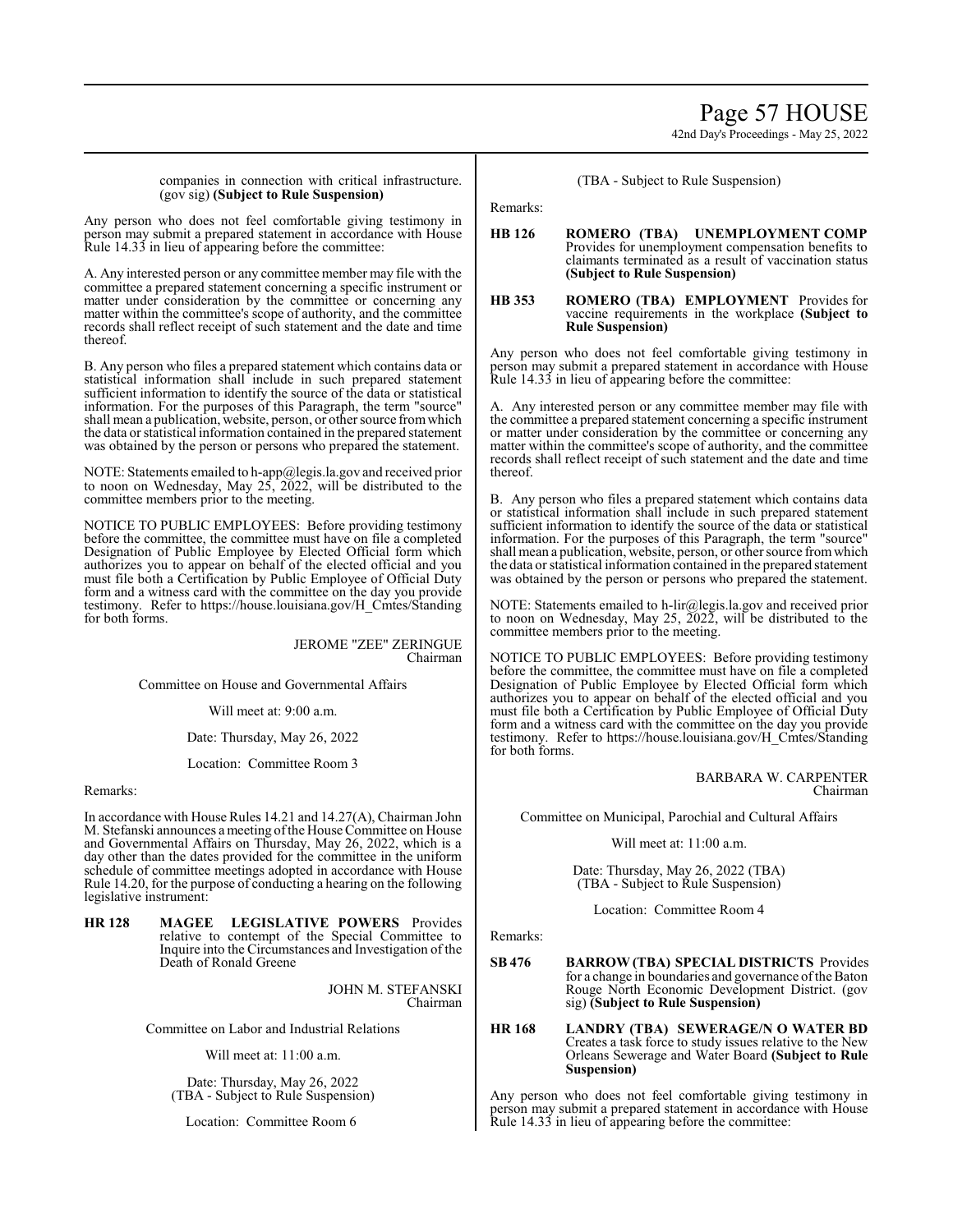companies in connection with critical infrastructure. (gov sig) **(Subject to Rule Suspension)**

Any person who does not feel comfortable giving testimony in person may submit a prepared statement in accordance with House Rule 14.33 in lieu of appearing before the committee:

A. Any interested person or any committee member may file with the committee a prepared statement concerning a specific instrument or matter under consideration by the committee or concerning any matter within the committee's scope of authority, and the committee records shall reflect receipt of such statement and the date and time thereof.

B. Any person who files a prepared statement which contains data or statistical information shall include in such prepared statement sufficient information to identify the source of the data or statistical information. For the purposes of this Paragraph, the term "source" shall mean a publication, website, person, or other source from which the data or statistical information contained in the prepared statement was obtained by the person or persons who prepared the statement.

NOTE: Statements emailed to h-app@legis.la.gov and received prior to noon on Wednesday, May 25, 2022, will be distributed to the committee members prior to the meeting.

NOTICE TO PUBLIC EMPLOYEES: Before providing testimony before the committee, the committee must have on file a completed Designation of Public Employee by Elected Official form which authorizes you to appear on behalf of the elected official and you must file both a Certification by Public Employee of Official Duty form and a witness card with the committee on the day you provide testimony. Refer to https://house.louisiana.gov/H_Cmtes/Standing for both forms.

JEROME "ZEE" ZERINGUE
Chairman

Committee on House and Governmental Affairs

Will meet at: 9:00 a.m.

Date: Thursday, May 26, 2022

Location: Committee Room 3

Remarks:

In accordance with House Rules 14.21 and 14.27(A), Chairman John M. Stefanski announces a meeting of the House Committee on House and Governmental Affairs on Thursday, May 26, 2022, which is a day other than the dates provided for the committee in the uniform schedule of committee meetings adopted in accordance with House Rule 14.20, for the purpose of conducting a hearing on the following legislative instrument:

**HR 128** **MAGEE LEGISLATIVE POWERS** Provides relative to contempt of the Special Committee to Inquire into the Circumstances and Investigation of the Death of Ronald Greene

JOHN M. STEFANSKI
Chairman

Committee on Labor and Industrial Relations

Will meet at: 11:00 a.m.

Date: Thursday, May 26, 2022
(TBA - Subject to Rule Suspension)

Location: Committee Room 6

(TBA - Subject to Rule Suspension)

Remarks:

**HB 126** **ROMERO (TBA) UNEMPLOYMENT COMP** Provides for unemployment compensation benefits to claimants terminated as a result of vaccination status **(Subject to Rule Suspension)**

**HB 353** **ROMERO (TBA) EMPLOYMENT** Provides for vaccine requirements in the workplace **(Subject to Rule Suspension)**

Any person who does not feel comfortable giving testimony in person may submit a prepared statement in accordance with House Rule 14.33 in lieu of appearing before the committee:

A. Any interested person or any committee member may file with the committee a prepared statement concerning a specific instrument or matter under consideration by the committee or concerning any matter within the committee's scope of authority, and the committee records shall reflect receipt of such statement and the date and time thereof.

B. Any person who files a prepared statement which contains data or statistical information shall include in such prepared statement sufficient information to identify the source of the data or statistical information. For the purposes of this Paragraph, the term "source" shall mean a publication, website, person, or other source from which the data or statistical information contained in the prepared statement was obtained by the person or persons who prepared the statement.

NOTE: Statements emailed to h-lir@legis.la.gov and received prior to noon on Wednesday, May 25, 2022, will be distributed to the committee members prior to the meeting.

NOTICE TO PUBLIC EMPLOYEES: Before providing testimony before the committee, the committee must have on file a completed Designation of Public Employee by Elected Official form which authorizes you to appear on behalf of the elected official and you must file both a Certification by Public Employee of Official Duty form and a witness card with the committee on the day you provide testimony. Refer to https://house.louisiana.gov/H_Cmtes/Standing for both forms.

BARBARA W. CARPENTER
Chairman

Committee on Municipal, Parochial and Cultural Affairs

Will meet at: 11:00 a.m.

Date: Thursday, May 26, 2022 (TBA)
(TBA - Subject to Rule Suspension)

Location: Committee Room 4

Remarks:

**SB 476** **BARROW (TBA) SPECIAL DISTRICTS** Provides for a change in boundaries and governance of the Baton Rouge North Economic Development District. (gov sig) **(Subject to Rule Suspension)**

**HR 168** **LANDRY (TBA) SEWERAGE/N O WATER BD** Creates a task force to study issues relative to the New Orleans Sewerage and Water Board **(Subject to Rule Suspension)**

Any person who does not feel comfortable giving testimony in person may submit a prepared statement in accordance with House Rule 14.33 in lieu of appearing before the committee: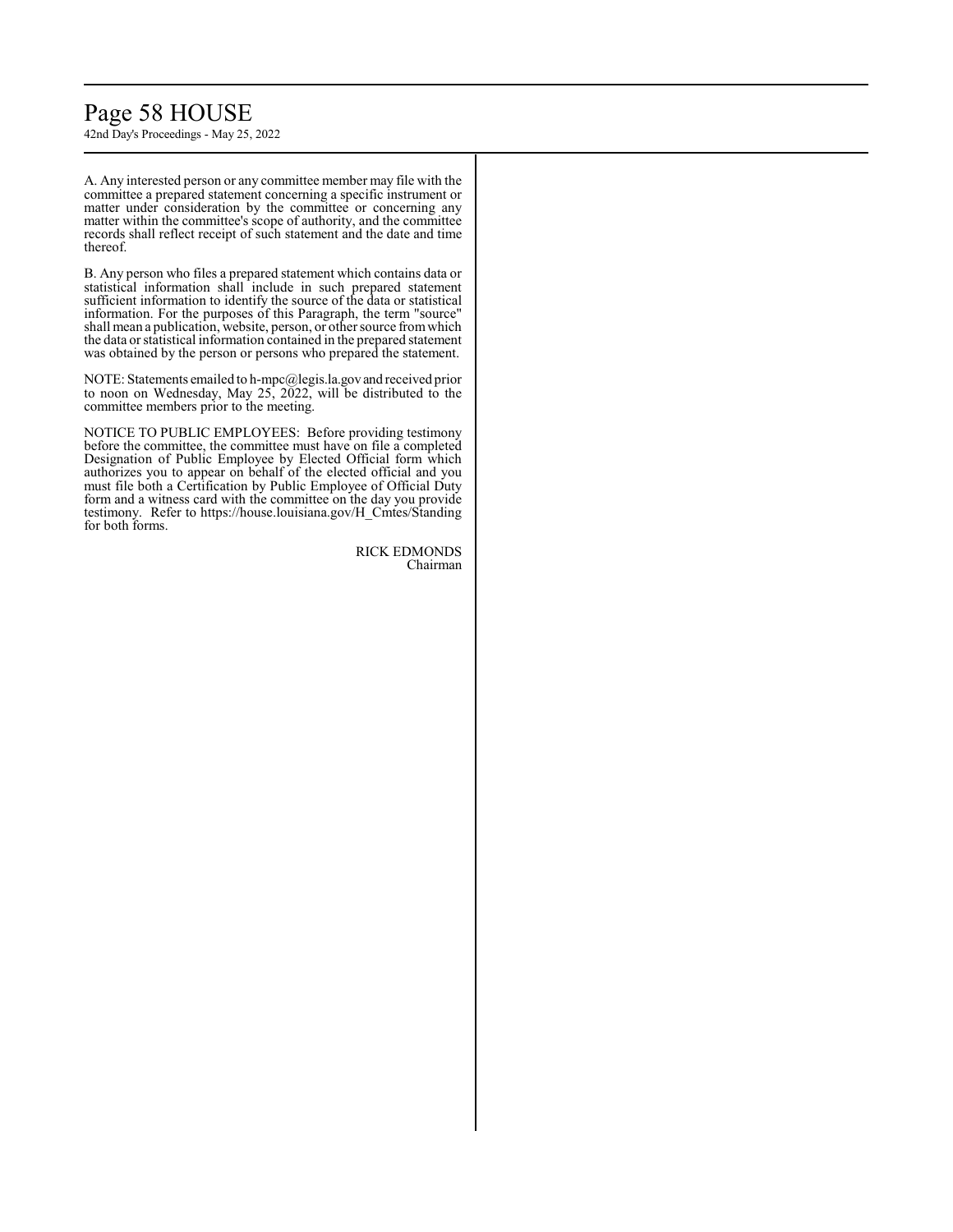A. Any interested person or any committee member may file with the committee a prepared statement concerning a specific instrument or matter under consideration by the committee or concerning any matter within the committee's scope of authority, and the committee records shall reflect receipt of such statement and the date and time thereof.

B. Any person who files a prepared statement which contains data or statistical information shall include in such prepared statement sufficient information to identify the source of the data or statistical information. For the purposes of this Paragraph, the term "source" shall mean a publication, website, person, or other source from which the data or statistical information contained in the prepared statement was obtained by the person or persons who prepared the statement.

NOTE: Statements emailed to h-mpc@legis.la.gov and received prior to noon on Wednesday, May 25, 2022, will be distributed to the committee members prior to the meeting.

NOTICE TO PUBLIC EMPLOYEES: Before providing testimony before the committee, the committee must have on file a completed Designation of Public Employee by Elected Official form which authorizes you to appear on behalf of the elected official and you must file both a Certification by Public Employee of Official Duty form and a witness card with the committee on the day you provide testimony. Refer to https://house.louisiana.gov/H_Cmtes/Standing for both forms.

RICK EDMONDS
Chairman